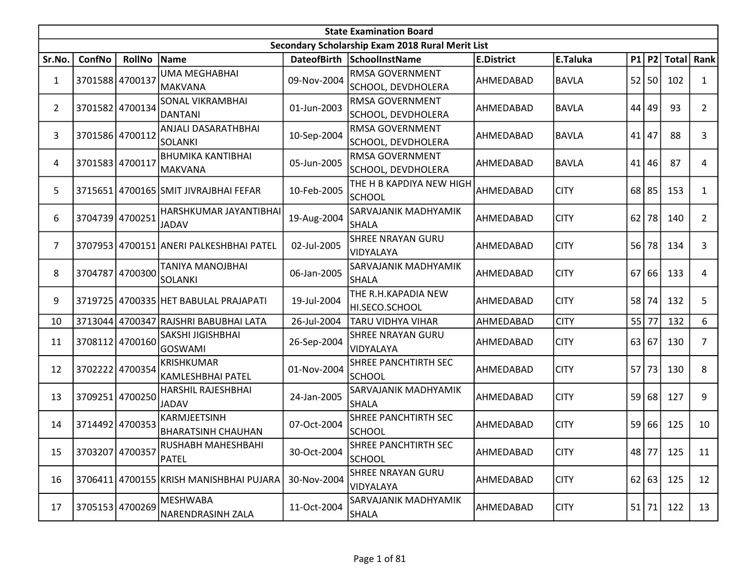| State Examination Board | | | | | | | | | | | | |
|---|---|---|---|---|---|---|---|---|---|---|---|---|
| Secondary Scholarship Exam 2018 Rural Merit List | | | | | | | | | | | | |
| Sr.No. | ConfNo | RollNo | Name | DateofBirth | SchoolInstName | E.District | E.Taluka | P1 | P2 | Total | Rank |
| 1 | 3701588 | 4700137 | UMA MEGHABHAI MAKVANA | 09-Nov-2004 | RMSA GOVERNMENT SCHOOL, DEVDHOLERA | AHMEDABAD | BAVLA | 52 | 50 | 102 | 1 |
| 2 | 3701582 | 4700134 | SONAL VIKRAMBHAI DANTANI | 01-Jun-2003 | RMSA GOVERNMENT SCHOOL, DEVDHOLERA | AHMEDABAD | BAVLA | 44 | 49 | 93 | 2 |
| 3 | 3701586 | 4700112 | ANJALI DASARATHBHAI SOLANKI | 10-Sep-2004 | RMSA GOVERNMENT SCHOOL, DEVDHOLERA | AHMEDABAD | BAVLA | 41 | 47 | 88 | 3 |
| 4 | 3701583 | 4700117 | BHUMIKA KANTIBHAI MAKVANA | 05-Jun-2005 | RMSA GOVERNMENT SCHOOL, DEVDHOLERA | AHMEDABAD | BAVLA | 41 | 46 | 87 | 4 |
| 5 | 3715651 | 4700165 | SMIT JIVRAJBHAI FEFAR | 10-Feb-2005 | THE H B KAPDIYA NEW HIGH SCHOOL | AHMEDABAD | CITY | 68 | 85 | 153 | 1 |
| 6 | 3704739 | 4700251 | HARSHKUMAR JAYANTIBHAI JADAV | 19-Aug-2004 | SARVAJANIK MADHYAMIK SHALA | AHMEDABAD | CITY | 62 | 78 | 140 | 2 |
| 7 | 3707953 | 4700151 | ANERI PALKESHBHAI PATEL | 02-Jul-2005 | SHREE NRAYAN GURU VIDYALAYA | AHMEDABAD | CITY | 56 | 78 | 134 | 3 |
| 8 | 3704787 | 4700300 | TANIYA MANOJBHAI SOLANKI | 06-Jan-2005 | SARVAJANIK MADHYAMIK SHALA | AHMEDABAD | CITY | 67 | 66 | 133 | 4 |
| 9 | 3719725 | 4700335 | HET BABULAL PRAJAPATI | 19-Jul-2004 | THE R.H.KAPADIA NEW HI.SECO.SCHOOL | AHMEDABAD | CITY | 58 | 74 | 132 | 5 |
| 10 | 3713044 | 4700347 | RAJSHRI BABUBHAI LATA | 26-Jul-2004 | TARU VIDHYA VIHAR | AHMEDABAD | CITY | 55 | 77 | 132 | 6 |
| 11 | 3708112 | 4700160 | SAKSHI JIGISHBHAI GOSWAMI | 26-Sep-2004 | SHREE NRAYAN GURU VIDYALAYA | AHMEDABAD | CITY | 63 | 67 | 130 | 7 |
| 12 | 3702222 | 4700354 | KRISHKUMAR KAMLESHBHAI PATEL | 01-Nov-2004 | SHREE PANCHTIRTH SEC SCHOOL | AHMEDABAD | CITY | 57 | 73 | 130 | 8 |
| 13 | 3709251 | 4700250 | HARSHIL RAJESHBHAI JADAV | 24-Jan-2005 | SARVAJANIK MADHYAMIK SHALA | AHMEDABAD | CITY | 59 | 68 | 127 | 9 |
| 14 | 3714492 | 4700353 | KARMJEETSINH BHARATSINH CHAUHAN | 07-Oct-2004 | SHREE PANCHTIRTH SEC SCHOOL | AHMEDABAD | CITY | 59 | 66 | 125 | 10 |
| 15 | 3703207 | 4700357 | RUSHABH MAHESHBAHI PATEL | 30-Oct-2004 | SHREE PANCHTIRTH SEC SCHOOL | AHMEDABAD | CITY | 48 | 77 | 125 | 11 |
| 16 | 3706411 | 4700155 | KRISH MANISHBHAI PUJARA | 30-Nov-2004 | SHREE NRAYAN GURU VIDYALAYA | AHMEDABAD | CITY | 62 | 63 | 125 | 12 |
| 17 | 3705153 | 4700269 | MESHWABA NARENDRASINH ZALA | 11-Oct-2004 | SARVAJANIK MADHYAMIK SHALA | AHMEDABAD | CITY | 51 | 71 | 122 | 13 |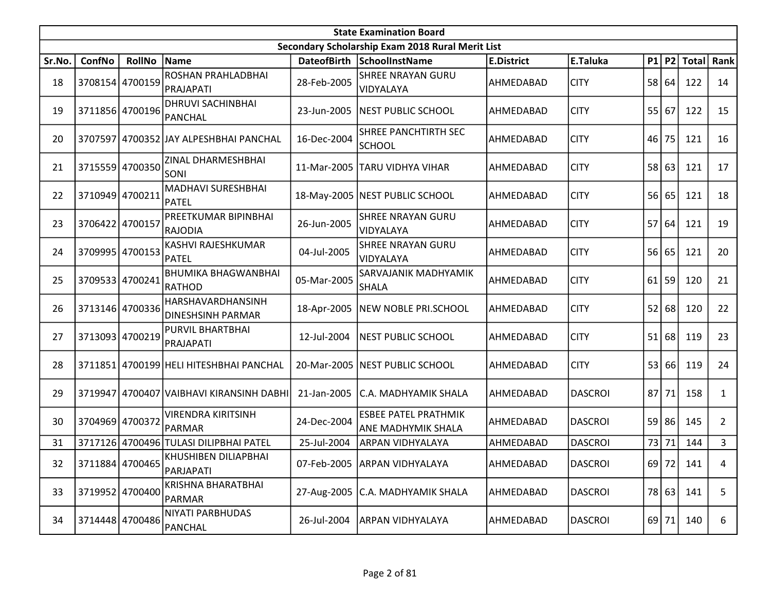| State Examination Board | | | | | | | | | | | |
|---|---|---|---|---|---|---|---|---|---|---|---|
| Secondary Scholarship Exam 2018 Rural Merit List | | | | | | | | | | | |
| Sr.No. | ConfNo | RollNo | Name | DateofBirth | SchoolInstName | E.District | E.Taluka | P1 | P2 | Total | Rank |
| 18 | 3708154 | 4700159 | ROSHAN PRAHLADBHAI PRAJAPATI | 28-Feb-2005 | SHREE NRAYAN GURU VIDYALAYA | AHMEDABAD | CITY | 58 | 64 | 122 | 14 |
| 19 | 3711856 | 4700196 | DHRUVI SACHINBHAI PANCHAL | 23-Jun-2005 | NEST PUBLIC SCHOOL | AHMEDABAD | CITY | 55 | 67 | 122 | 15 |
| 20 | 3707597 | 4700352 | JAY ALPESHBHAI PANCHAL | 16-Dec-2004 | SHREE PANCHTIRTH SEC SCHOOL | AHMEDABAD | CITY | 46 | 75 | 121 | 16 |
| 21 | 3715559 | 4700350 | ZINAL DHARMESHBHAI SONI | 11-Mar-2005 | TARU VIDHYA VIHAR | AHMEDABAD | CITY | 58 | 63 | 121 | 17 |
| 22 | 3710949 | 4700211 | MADHAVI SURESHBHAI PATEL | 18-May-2005 | NEST PUBLIC SCHOOL | AHMEDABAD | CITY | 56 | 65 | 121 | 18 |
| 23 | 3706422 | 4700157 | PREETKUMAR BIPINBHAI RAJODIA | 26-Jun-2005 | SHREE NRAYAN GURU VIDYALAYA | AHMEDABAD | CITY | 57 | 64 | 121 | 19 |
| 24 | 3709995 | 4700153 | KASHVI RAJESHKUMAR PATEL | 04-Jul-2005 | SHREE NRAYAN GURU VIDYALAYA | AHMEDABAD | CITY | 56 | 65 | 121 | 20 |
| 25 | 3709533 | 4700241 | BHUMIKA BHAGWANBHAI RATHOD | 05-Mar-2005 | SARVAJANIK MADHYAMIK SHALA | AHMEDABAD | CITY | 61 | 59 | 120 | 21 |
| 26 | 3713146 | 4700336 | HARSHAVARDHANSINH DINESHSINH PARMAR | 18-Apr-2005 | NEW NOBLE PRI.SCHOOL | AHMEDABAD | CITY | 52 | 68 | 120 | 22 |
| 27 | 3713093 | 4700219 | PURVIL BHARTBHAI PRAJAPATI | 12-Jul-2004 | NEST PUBLIC SCHOOL | AHMEDABAD | CITY | 51 | 68 | 119 | 23 |
| 28 | 3711851 | 4700199 | HELI HITESHBHAI PANCHAL | 20-Mar-2005 | NEST PUBLIC SCHOOL | AHMEDABAD | CITY | 53 | 66 | 119 | 24 |
| 29 | 3719947 | 4700407 | VAIBHAVI KIRANSINH DABHI | 21-Jan-2005 | C.A. MADHYAMIK SHALA | AHMEDABAD | DASCROI | 87 | 71 | 158 | 1 |
| 30 | 3704969 | 4700372 | VIRENDRA KIRITSINH PARMAR | 24-Dec-2004 | ESBEE PATEL PRATHMIK ANE MADHYMIK SHALA | AHMEDABAD | DASCROI | 59 | 86 | 145 | 2 |
| 31 | 3717126 | 4700496 | TULASI DILIPBHAI PATEL | 25-Jul-2004 | ARPAN VIDHYALAYA | AHMEDABAD | DASCROI | 73 | 71 | 144 | 3 |
| 32 | 3711884 | 4700465 | KHUSHIBEN DILIAPBHAI PARJAPATI | 07-Feb-2005 | ARPAN VIDHYALAYA | AHMEDABAD | DASCROI | 69 | 72 | 141 | 4 |
| 33 | 3719952 | 4700400 | KRISHNA BHARATBHAI PARMAR | 27-Aug-2005 | C.A. MADHYAMIK SHALA | AHMEDABAD | DASCROI | 78 | 63 | 141 | 5 |
| 34 | 3714448 | 4700486 | NIYATI PARBHUDAS PANCHAL | 26-Jul-2004 | ARPAN VIDHYALAYA | AHMEDABAD | DASCROI | 69 | 71 | 140 | 6 |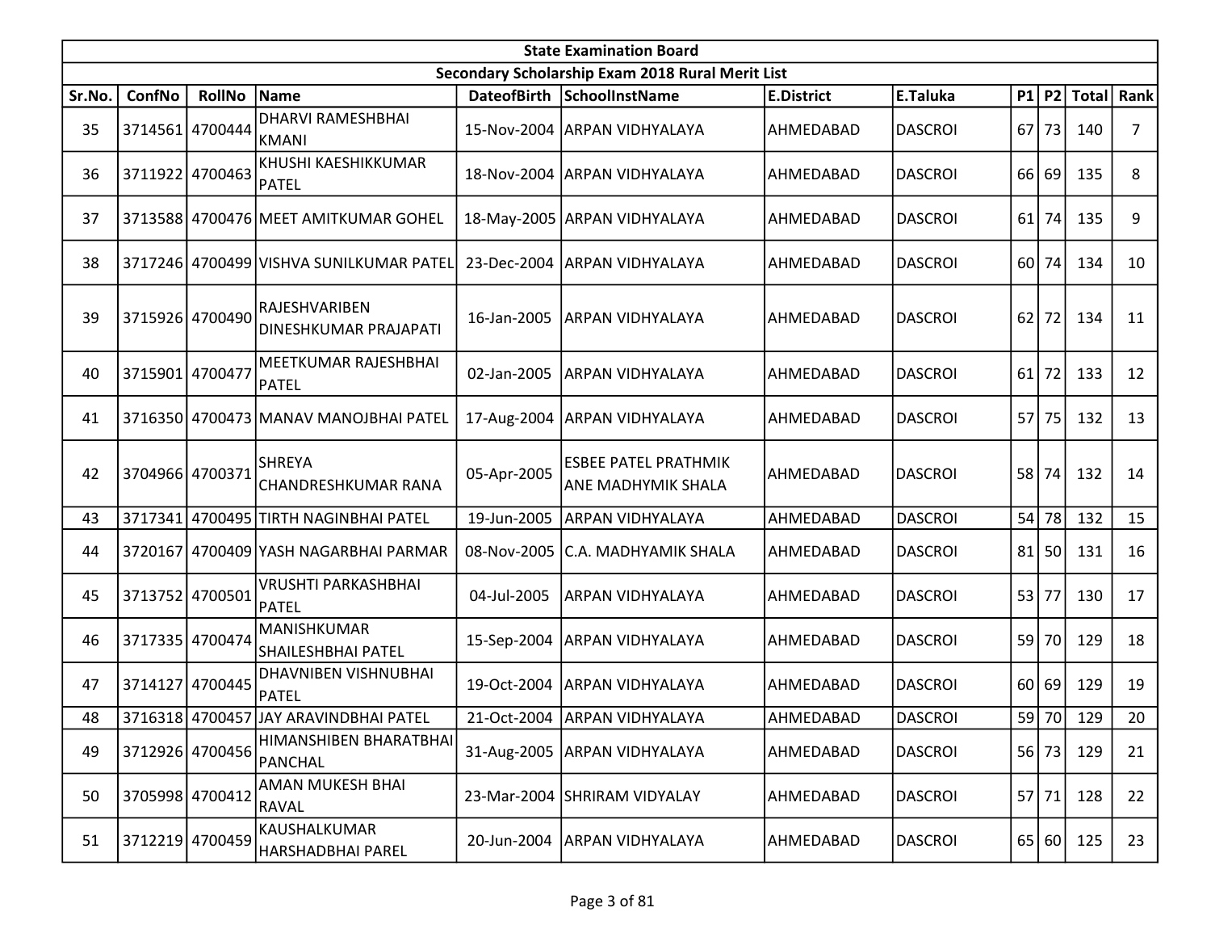| State Examination Board | | | | | | | | | | | |
|---|---|---|---|---|---|---|---|---|---|---|---|
| Secondary Scholarship Exam 2018 Rural Merit List | | | | | | | | | | | |
| Sr.No. | ConfNo | RollNo | Name | DateofBirth | SchoolInstName | E.District | E.Taluka | P1 | P2 | Total | Rank |
| 35 | 3714561 | 4700444 | DHARVI RAMESHBHAI KMANI | 15-Nov-2004 | ARPAN VIDHYALAYA | AHMEDABAD | DASCROI | 67 | 73 | 140 | 7 |
| 36 | 3711922 | 4700463 | KHUSHI KAESHIKKUMAR PATEL | 18-Nov-2004 | ARPAN VIDHYALAYA | AHMEDABAD | DASCROI | 66 | 69 | 135 | 8 |
| 37 | 3713588 | 4700476 | MEET AMITKUMAR GOHEL | 18-May-2005 | ARPAN VIDHYALAYA | AHMEDABAD | DASCROI | 61 | 74 | 135 | 9 |
| 38 | 3717246 | 4700499 | VISHVA SUNILKUMAR PATEL | 23-Dec-2004 | ARPAN VIDHYALAYA | AHMEDABAD | DASCROI | 60 | 74 | 134 | 10 |
| 39 | 3715926 | 4700490 | RAJESHVARIBEN DINESHKUMAR PRAJAPATI | 16-Jan-2005 | ARPAN VIDHYALAYA | AHMEDABAD | DASCROI | 62 | 72 | 134 | 11 |
| 40 | 3715901 | 4700477 | MEETKUMAR RAJESHBHAI PATEL | 02-Jan-2005 | ARPAN VIDHYALAYA | AHMEDABAD | DASCROI | 61 | 72 | 133 | 12 |
| 41 | 3716350 | 4700473 | MANAV MANOJBHAI PATEL | 17-Aug-2004 | ARPAN VIDHYALAYA | AHMEDABAD | DASCROI | 57 | 75 | 132 | 13 |
| 42 | 3704966 | 4700371 | SHREYA CHANDRESHKUMAR RANA | 05-Apr-2005 | ESBEE PATEL PRATHMIK ANE MADHYMIK SHALA | AHMEDABAD | DASCROI | 58 | 74 | 132 | 14 |
| 43 | 3717341 | 4700495 | TIRTH NAGINBHAI PATEL | 19-Jun-2005 | ARPAN VIDHYALAYA | AHMEDABAD | DASCROI | 54 | 78 | 132 | 15 |
| 44 | 3720167 | 4700409 | YASH NAGARBHAI PARMAR | 08-Nov-2005 | C.A. MADHYAMIK SHALA | AHMEDABAD | DASCROI | 81 | 50 | 131 | 16 |
| 45 | 3713752 | 4700501 | VRUSHTI PARKASHBHAI PATEL | 04-Jul-2005 | ARPAN VIDHYALAYA | AHMEDABAD | DASCROI | 53 | 77 | 130 | 17 |
| 46 | 3717335 | 4700474 | MANISHKUMAR SHAILESHBHAI PATEL | 15-Sep-2004 | ARPAN VIDHYALAYA | AHMEDABAD | DASCROI | 59 | 70 | 129 | 18 |
| 47 | 3714127 | 4700445 | DHAVNIBEN VISHNUBHAI PATEL | 19-Oct-2004 | ARPAN VIDHYALAYA | AHMEDABAD | DASCROI | 60 | 69 | 129 | 19 |
| 48 | 3716318 | 4700457 | JAY ARAVINDBHAI PATEL | 21-Oct-2004 | ARPAN VIDHYALAYA | AHMEDABAD | DASCROI | 59 | 70 | 129 | 20 |
| 49 | 3712926 | 4700456 | HIMANSHIBEN BHARATBHAI PANCHAL | 31-Aug-2005 | ARPAN VIDHYALAYA | AHMEDABAD | DASCROI | 56 | 73 | 129 | 21 |
| 50 | 3705998 | 4700412 | AMAN MUKESH BHAI RAVAL | 23-Mar-2004 | SHRIRAM VIDYALAY | AHMEDABAD | DASCROI | 57 | 71 | 128 | 22 |
| 51 | 3712219 | 4700459 | KAUSHALKUMAR HARSHADBHAI PAREL | 20-Jun-2004 | ARPAN VIDHYALAYA | AHMEDABAD | DASCROI | 65 | 60 | 125 | 23 |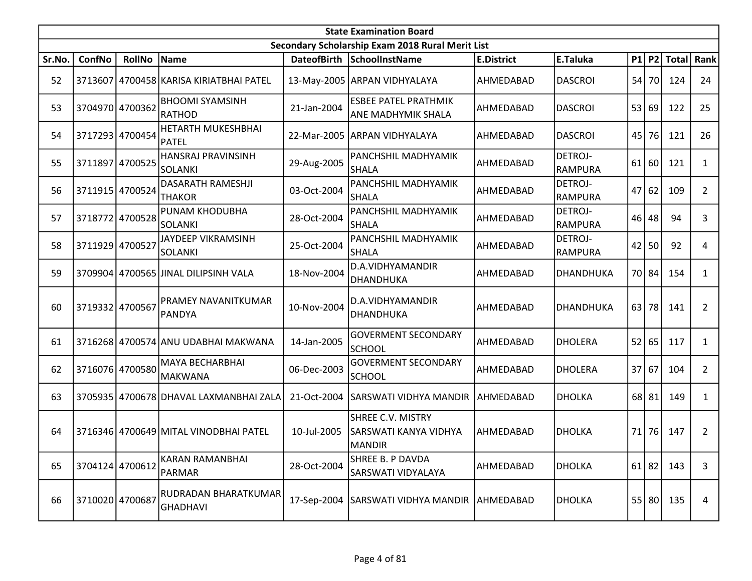| State Examination Board | | | | | | | | | | | | |
|---|---|---|---|---|---|---|---|---|---|---|---|---|
| Secondary Scholarship Exam 2018 Rural Merit List | | | | | | | | | | | | |
| Sr.No. | ConfNo | RollNo | Name | DateofBirth | SchoolInstName | E.District | E.Taluka | P1 | P2 | Total | Rank |
| 52 | 3713607 | 4700458 | KARISA KIRIATBHAI PATEL | 13-May-2005 | ARPAN VIDHYALAYA | AHMEDABAD | DASCROI | 54 | 70 | 124 | 24 |
| 53 | 3704970 | 4700362 | BHOOMI SYAMSINH RATHOD | 21-Jan-2004 | ESBEE PATEL PRATHMIK ANE MADHYMIK SHALA | AHMEDABAD | DASCROI | 53 | 69 | 122 | 25 |
| 54 | 3717293 | 4700454 | HETARTH MUKESHBHAI PATEL | 22-Mar-2005 | ARPAN VIDHYALAYA | AHMEDABAD | DASCROI | 45 | 76 | 121 | 26 |
| 55 | 3711897 | 4700525 | HANSRAJ PRAVINSINH SOLANKI | 29-Aug-2005 | PANCHSHIL MADHYAMIK SHALA | AHMEDABAD | DETROJ-RAMPURA | 61 | 60 | 121 | 1 |
| 56 | 3711915 | 4700524 | DASARATH RAMESHJI THAKOR | 03-Oct-2004 | PANCHSHIL MADHYAMIK SHALA | AHMEDABAD | DETROJ-RAMPURA | 47 | 62 | 109 | 2 |
| 57 | 3718772 | 4700528 | PUNAM KHODUBHA SOLANKI | 28-Oct-2004 | PANCHSHIL MADHYAMIK SHALA | AHMEDABAD | DETROJ-RAMPURA | 46 | 48 | 94 | 3 |
| 58 | 3711929 | 4700527 | JAYDEEP VIKRAMSINH SOLANKI | 25-Oct-2004 | PANCHSHIL MADHYAMIK SHALA | AHMEDABAD | DETROJ-RAMPURA | 42 | 50 | 92 | 4 |
| 59 | 3709904 | 4700565 | JINAL DILIPSINH VALA | 18-Nov-2004 | D.A.VIDHYAMANDIR DHANDHUKA | AHMEDABAD | DHANDHUKA | 70 | 84 | 154 | 1 |
| 60 | 3719332 | 4700567 | PRAMEY NAVANITKUMAR PANDYA | 10-Nov-2004 | D.A.VIDHYAMANDIR DHANDHUKA | AHMEDABAD | DHANDHUKA | 63 | 78 | 141 | 2 |
| 61 | 3716268 | 4700574 | ANU UDABHAI MAKWANA | 14-Jan-2005 | GOVERMENT SECONDARY SCHOOL | AHMEDABAD | DHOLERA | 52 | 65 | 117 | 1 |
| 62 | 3716076 | 4700580 | MAYA BECHARBHAI MAKWANA | 06-Dec-2003 | GOVERMENT SECONDARY SCHOOL | AHMEDABAD | DHOLERA | 37 | 67 | 104 | 2 |
| 63 | 3705935 | 4700678 | DHAVAL LAXMANBHAI ZALA | 21-Oct-2004 | SARSWATI VIDHYA MANDIR | AHMEDABAD | DHOLKA | 68 | 81 | 149 | 1 |
| 64 | 3716346 | 4700649 | MITAL VINODBHAI PATEL | 10-Jul-2005 | SHREE C.V. MISTRY SARSWATI KANYA VIDHYA MANDIR | AHMEDABAD | DHOLKA | 71 | 76 | 147 | 2 |
| 65 | 3704124 | 4700612 | KARAN RAMANBHAI PARMAR | 28-Oct-2004 | SHREE B. P DAVDA SARSWATI VIDYALAYA | AHMEDABAD | DHOLKA | 61 | 82 | 143 | 3 |
| 66 | 3710020 | 4700687 | RUDRADAN BHARATKUMAR GHADHAVI | 17-Sep-2004 | SARSWATI VIDHYA MANDIR | AHMEDABAD | DHOLKA | 55 | 80 | 135 | 4 |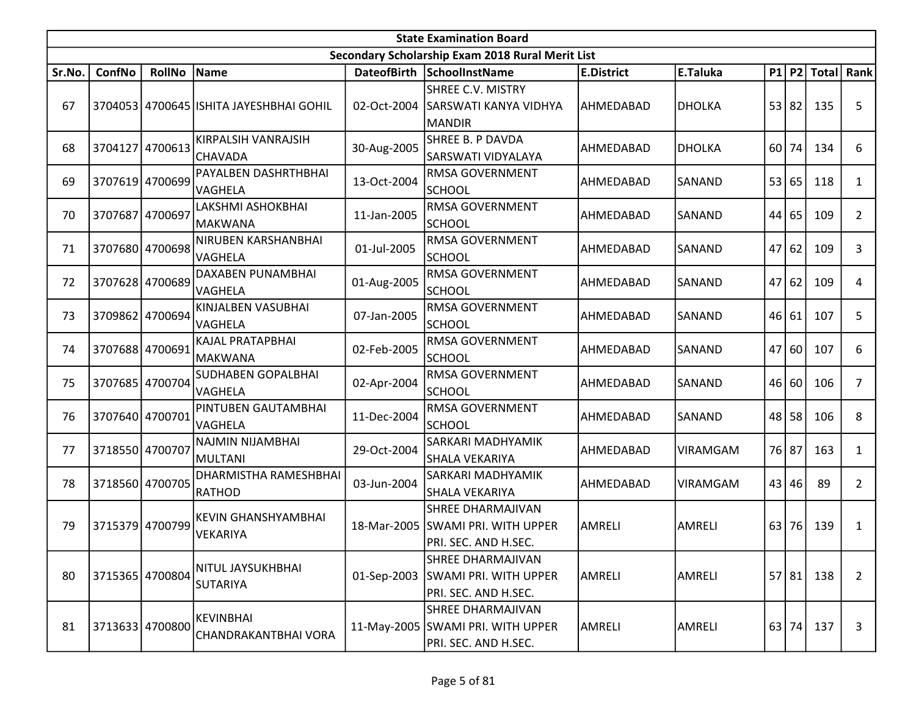| State Examination Board | | | | | | | | | | | |
|---|---|---|---|---|---|---|---|---|---|---|---|
| Secondary Scholarship Exam 2018 Rural Merit List | | | | | | | | | | | |
| Sr.No. | ConfNo | RollNo | Name | DateofBirth | SchoolInstName | E.District | E.Taluka | P1 | P2 | Total | Rank |
| 67 | 3704053 | 4700645 | ISHITA JAYESHBHAI GOHIL | 02-Oct-2004 | SHREE C.V. MISTRY SARSWATI KANYA VIDHYA MANDIR | AHMEDABAD | DHOLKA | 53 | 82 | 135 | 5 |
| 68 | 3704127 | 4700613 | KIRPALSIH VANRAJSIH CHAVADA | 30-Aug-2005 | SHREE B. P DAVDA SARSWATI VIDYALAYA | AHMEDABAD | DHOLKA | 60 | 74 | 134 | 6 |
| 69 | 3707619 | 4700699 | PAYALBEN DASHRTHBHAI VAGHELA | 13-Oct-2004 | RMSA GOVERNMENT SCHOOL | AHMEDABAD | SANAND | 53 | 65 | 118 | 1 |
| 70 | 3707687 | 4700697 | LAKSHMI ASHOKBHAI MAKWANA | 11-Jan-2005 | RMSA GOVERNMENT SCHOOL | AHMEDABAD | SANAND | 44 | 65 | 109 | 2 |
| 71 | 3707680 | 4700698 | NIRUBEN KARSHANBHAI VAGHELA | 01-Jul-2005 | RMSA GOVERNMENT SCHOOL | AHMEDABAD | SANAND | 47 | 62 | 109 | 3 |
| 72 | 3707628 | 4700689 | DAXABEN PUNAMBHAI VAGHELA | 01-Aug-2005 | RMSA GOVERNMENT SCHOOL | AHMEDABAD | SANAND | 47 | 62 | 109 | 4 |
| 73 | 3709862 | 4700694 | KINJALBEN VASUBHAI VAGHELA | 07-Jan-2005 | RMSA GOVERNMENT SCHOOL | AHMEDABAD | SANAND | 46 | 61 | 107 | 5 |
| 74 | 3707688 | 4700691 | KAJAL PRATAPBHAI MAKWANA | 02-Feb-2005 | RMSA GOVERNMENT SCHOOL | AHMEDABAD | SANAND | 47 | 60 | 107 | 6 |
| 75 | 3707685 | 4700704 | SUDHABEN GOPALBHAI VAGHELA | 02-Apr-2004 | RMSA GOVERNMENT SCHOOL | AHMEDABAD | SANAND | 46 | 60 | 106 | 7 |
| 76 | 3707640 | 4700701 | PINTUBEN GAUTAMBHAI VAGHELA | 11-Dec-2004 | RMSA GOVERNMENT SCHOOL | AHMEDABAD | SANAND | 48 | 58 | 106 | 8 |
| 77 | 3718550 | 4700707 | NAJMIN NIJAMBHAI MULTANI | 29-Oct-2004 | SARKARI MADHYAMIK SHALA VEKARIYA | AHMEDABAD | VIRAMGAM | 76 | 87 | 163 | 1 |
| 78 | 3718560 | 4700705 | DHARMISTHA RAMESHBHAI RATHOD | 03-Jun-2004 | SARKARI MADHYAMIK SHALA VEKARIYA | AHMEDABAD | VIRAMGAM | 43 | 46 | 89 | 2 |
| 79 | 3715379 | 4700799 | KEVIN GHANSHYAMBHAI VEKARIYA | 18-Mar-2005 | SHREE DHARMAJIVAN SWAMI PRI. WITH UPPER PRI. SEC. AND H.SEC. | AMRELI | AMRELI | 63 | 76 | 139 | 1 |
| 80 | 3715365 | 4700804 | NITUL JAYSUKHBHAI SUTARIYA | 01-Sep-2003 | SHREE DHARMAJIVAN SWAMI PRI. WITH UPPER PRI. SEC. AND H.SEC. | AMRELI | AMRELI | 57 | 81 | 138 | 2 |
| 81 | 3713633 | 4700800 | KEVINBHAI CHANDRAKANTBHAI VORA | 11-May-2005 | SHREE DHARMAJIVAN SWAMI PRI. WITH UPPER PRI. SEC. AND H.SEC. | AMRELI | AMRELI | 63 | 74 | 137 | 3 |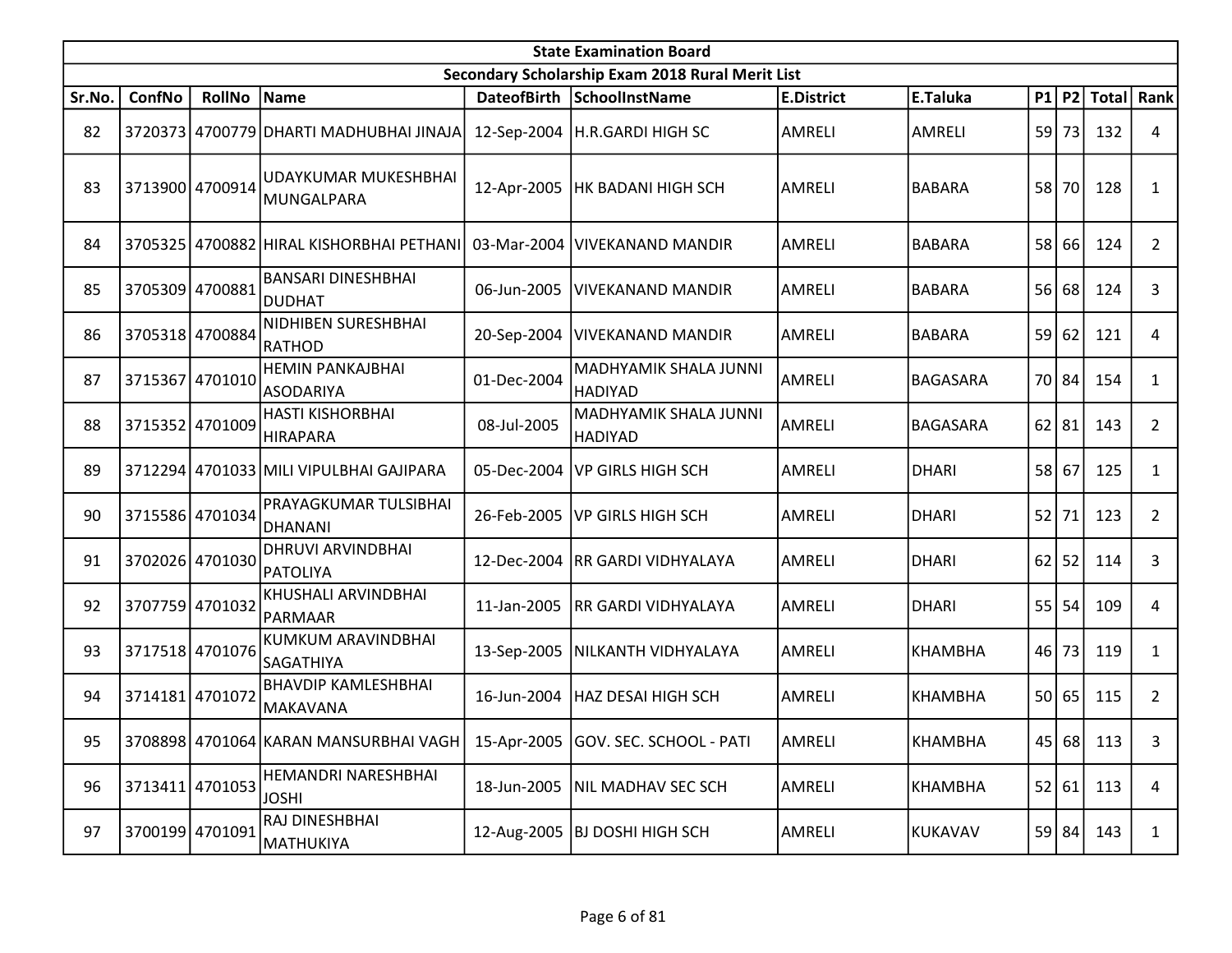| State Examination Board | | | | | | | | | | | |
|---|---|---|---|---|---|---|---|---|---|---|---|
| Secondary Scholarship Exam 2018 Rural Merit List | | | | | | | | | | | |
| Sr.No. | ConfNo | RollNo | Name | DateofBirth | SchoolInstName | E.District | E.Taluka | P1 | P2 | Total | Rank |
| 82 | 3720373 | 4700779 | DHARTI MADHUBHAI JINAJA | 12-Sep-2004 | H.R.GARDI HIGH SC | AMRELI | AMRELI | 59 | 73 | 132 | 4 |
| 83 | 3713900 | 4700914 | UDAYKUMAR MUKESHBHAI MUNGALPARA | 12-Apr-2005 | HK BADANI HIGH SCH | AMRELI | BABARA | 58 | 70 | 128 | 1 |
| 84 | 3705325 | 4700882 | HIRAL KISHORBHAI PETHANI | 03-Mar-2004 | VIVEKANAND MANDIR | AMRELI | BABARA | 58 | 66 | 124 | 2 |
| 85 | 3705309 | 4700881 | BANSARI DINESHBHAI DUDHAT | 06-Jun-2005 | VIVEKANAND MANDIR | AMRELI | BABARA | 56 | 68 | 124 | 3 |
| 86 | 3705318 | 4700884 | NIDHIBEN SURESHBHAI RATHOD | 20-Sep-2004 | VIVEKANAND MANDIR | AMRELI | BABARA | 59 | 62 | 121 | 4 |
| 87 | 3715367 | 4701010 | HEMIN PANKAJBHAI ASODARIYA | 01-Dec-2004 | MADHYAMIK SHALA JUNNI HADIYAD | AMRELI | BAGASARA | 70 | 84 | 154 | 1 |
| 88 | 3715352 | 4701009 | HASTI KISHORBHAI HIRAPARA | 08-Jul-2005 | MADHYAMIK SHALA JUNNI HADIYAD | AMRELI | BAGASARA | 62 | 81 | 143 | 2 |
| 89 | 3712294 | 4701033 | MILI VIPULBHAI GAJIPARA | 05-Dec-2004 | VP GIRLS HIGH SCH | AMRELI | DHARI | 58 | 67 | 125 | 1 |
| 90 | 3715586 | 4701034 | PRAYAGKUMAR TULSIBHAI DHANANI | 26-Feb-2005 | VP GIRLS HIGH SCH | AMRELI | DHARI | 52 | 71 | 123 | 2 |
| 91 | 3702026 | 4701030 | DHRUVI ARVINDBHAI PATOLIYA | 12-Dec-2004 | RR GARDI VIDHYALAYA | AMRELI | DHARI | 62 | 52 | 114 | 3 |
| 92 | 3707759 | 4701032 | KHUSHALI ARVINDBHAI PARMAAR | 11-Jan-2005 | RR GARDI VIDHYALAYA | AMRELI | DHARI | 55 | 54 | 109 | 4 |
| 93 | 3717518 | 4701076 | KUMKUM ARAVINDBHAI SAGATHIYA | 13-Sep-2005 | NILKANTH VIDHYALAYA | AMRELI | KHAMBHA | 46 | 73 | 119 | 1 |
| 94 | 3714181 | 4701072 | BHAVDIP KAMLESHBHAI MAKAVANA | 16-Jun-2004 | HAZ DESAI HIGH SCH | AMRELI | KHAMBHA | 50 | 65 | 115 | 2 |
| 95 | 3708898 | 4701064 | KARAN MANSURBHAI VAGH | 15-Apr-2005 | GOV. SEC. SCHOOL - PATI | AMRELI | KHAMBHA | 45 | 68 | 113 | 3 |
| 96 | 3713411 | 4701053 | HEMANDRI NARESHBHAI JOSHI | 18-Jun-2005 | NIL MADHAV SEC SCH | AMRELI | KHAMBHA | 52 | 61 | 113 | 4 |
| 97 | 3700199 | 4701091 | RAJ DINESHBHAI MATHUKIYA | 12-Aug-2005 | BJ DOSHI HIGH SCH | AMRELI | KUKAVAV | 59 | 84 | 143 | 1 |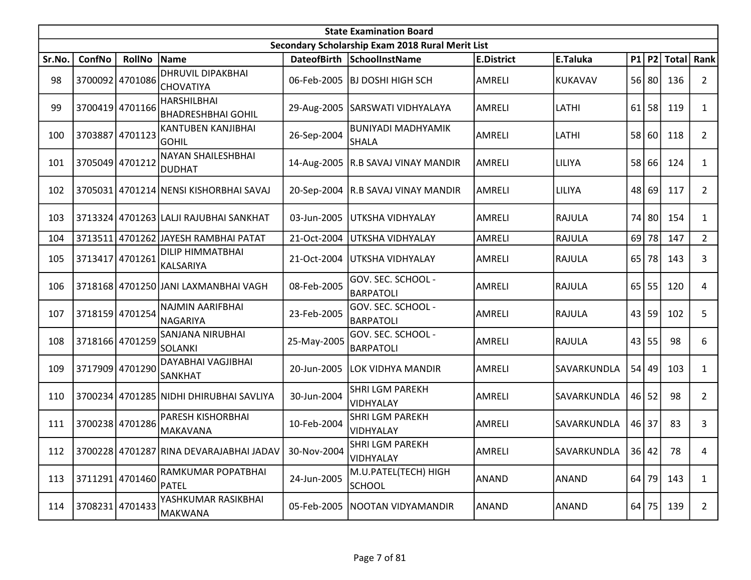| State Examination Board | | | | | | | | | | | |
|---|---|---|---|---|---|---|---|---|---|---|---|
| Secondary Scholarship Exam 2018 Rural Merit List | | | | | | | | | | | |
| Sr.No. | ConfNo | RollNo | Name | DateofBirth | SchoolInstName | E.District | E.Taluka | P1 | P2 | Total | Rank |
| 98 | 3700092 | 4701086 | DHRUVIL DIPAKBHAI CHOVATIYA | 06-Feb-2005 | BJ DOSHI HIGH SCH | AMRELI | KUKAVAV | 56 | 80 | 136 | 2 |
| 99 | 3700419 | 4701166 | HARSHILBHAI BHADRESHBHAI GOHIL | 29-Aug-2005 | SARSWATI VIDHYALAYA | AMRELI | LATHI | 61 | 58 | 119 | 1 |
| 100 | 3703887 | 4701123 | KANTUBEN KANJIBHAI GOHIL | 26-Sep-2004 | BUNIYADI MADHYAMIK SHALA | AMRELI | LATHI | 58 | 60 | 118 | 2 |
| 101 | 3705049 | 4701212 | NAYAN SHAILESHBHAI DUDHAT | 14-Aug-2005 | R.B SAVAJ VINAY MANDIR | AMRELI | LILIYA | 58 | 66 | 124 | 1 |
| 102 | 3705031 | 4701214 | NENSI KISHORBHAI SAVAJ | 20-Sep-2004 | R.B SAVAJ VINAY MANDIR | AMRELI | LILIYA | 48 | 69 | 117 | 2 |
| 103 | 3713324 | 4701263 | LALJI RAJUBHAI SANKHAT | 03-Jun-2005 | UTKSHA VIDHYALAY | AMRELI | RAJULA | 74 | 80 | 154 | 1 |
| 104 | 3713511 | 4701262 | JAYESH RAMBHAI PATAT | 21-Oct-2004 | UTKSHA VIDHYALAY | AMRELI | RAJULA | 69 | 78 | 147 | 2 |
| 105 | 3713417 | 4701261 | DILIP HIMMATBHAI KALSARIYA | 21-Oct-2004 | UTKSHA VIDHYALAY | AMRELI | RAJULA | 65 | 78 | 143 | 3 |
| 106 | 3718168 | 4701250 | JANI LAXMANBHAI VAGH | 08-Feb-2005 | GOV. SEC. SCHOOL - BARPATOLI | AMRELI | RAJULA | 65 | 55 | 120 | 4 |
| 107 | 3718159 | 4701254 | NAJMIN AARIFBHAI NAGARIYA | 23-Feb-2005 | GOV. SEC. SCHOOL - BARPATOLI | AMRELI | RAJULA | 43 | 59 | 102 | 5 |
| 108 | 3718166 | 4701259 | SANJANA NIRUBHAI SOLANKI | 25-May-2005 | GOV. SEC. SCHOOL - BARPATOLI | AMRELI | RAJULA | 43 | 55 | 98 | 6 |
| 109 | 3717909 | 4701290 | DAYABHAI VAGJIBHAI SANKHAT | 20-Jun-2005 | LOK VIDHYA MANDIR | AMRELI | SAVARKUNDLA | 54 | 49 | 103 | 1 |
| 110 | 3700234 | 4701285 | NIDHI DHIRUBHAI SAVLIYA | 30-Jun-2004 | SHRI LGM PAREKH VIDHYALAY | AMRELI | SAVARKUNDLA | 46 | 52 | 98 | 2 |
| 111 | 3700238 | 4701286 | PARESH KISHORBHAI MAKAVANA | 10-Feb-2004 | SHRI LGM PAREKH VIDHYALAY | AMRELI | SAVARKUNDLA | 46 | 37 | 83 | 3 |
| 112 | 3700228 | 4701287 | RINA DEVARAJABHAI JADAV | 30-Nov-2004 | SHRI LGM PAREKH VIDHYALAY | AMRELI | SAVARKUNDLA | 36 | 42 | 78 | 4 |
| 113 | 3711291 | 4701460 | RAMKUMAR POPATBHAI PATEL | 24-Jun-2005 | M.U.PATEL(TECH) HIGH SCHOOL | ANAND | ANAND | 64 | 79 | 143 | 1 |
| 114 | 3708231 | 4701433 | YASHKUMAR RASIKBHAI MAKWANA | 05-Feb-2005 | NOOTAN VIDYAMANDIR | ANAND | ANAND | 64 | 75 | 139 | 2 |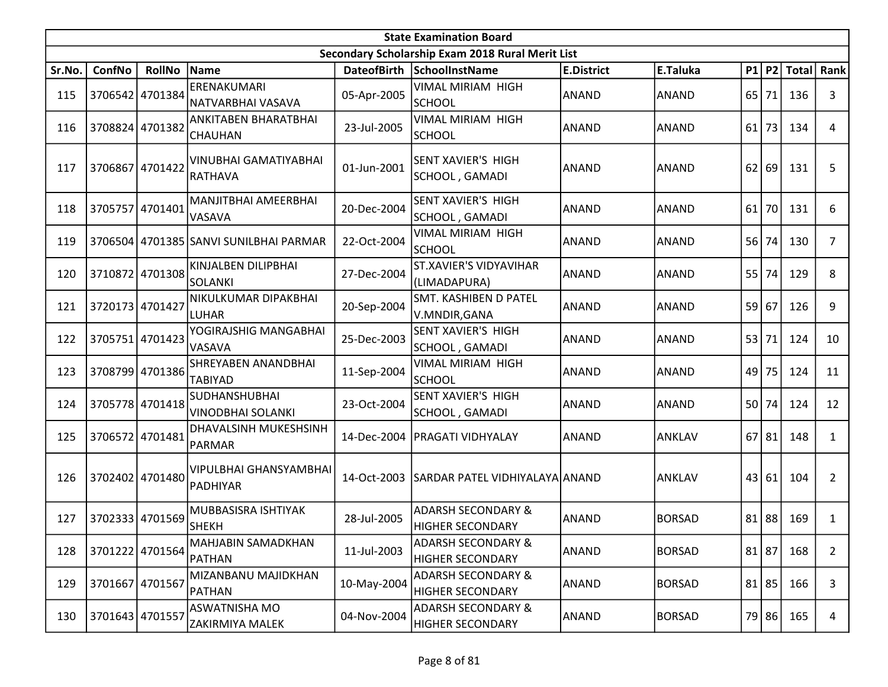| State Examination Board | | | | | | | | | | | | |
|---|---|---|---|---|---|---|---|---|---|---|---|---|
| Secondary Scholarship Exam 2018 Rural Merit List | | | | | | | | | | | | |
| Sr.No. | ConfNo | RollNo | Name | DateofBirth | SchoolInstName | E.District | E.Taluka | P1 | P2 | Total | Rank |
| 115 | 3706542 | 4701384 | ERENAKUMARI NATVARBHAI VASAVA | 05-Apr-2005 | VIMAL MIRIAM HIGH SCHOOL | ANAND | ANAND | 65 | 71 | 136 | 3 |
| 116 | 3708824 | 4701382 | ANKITABEN BHARATBHAI CHAUHAN | 23-Jul-2005 | VIMAL MIRIAM HIGH SCHOOL | ANAND | ANAND | 61 | 73 | 134 | 4 |
| 117 | 3706867 | 4701422 | VINUBHAI GAMATIYABHAI RATHAVA | 01-Jun-2001 | SENT XAVIER'S HIGH SCHOOL , GAMADI | ANAND | ANAND | 62 | 69 | 131 | 5 |
| 118 | 3705757 | 4701401 | MANJITBHAI AMEERBHAI VASAVA | 20-Dec-2004 | SENT XAVIER'S HIGH SCHOOL , GAMADI | ANAND | ANAND | 61 | 70 | 131 | 6 |
| 119 | 3706504 | 4701385 | SANVI SUNILBHAI PARMAR | 22-Oct-2004 | VIMAL MIRIAM HIGH SCHOOL | ANAND | ANAND | 56 | 74 | 130 | 7 |
| 120 | 3710872 | 4701308 | KINJALBEN DILIPBHAI SOLANKI | 27-Dec-2004 | ST.XAVIER'S VIDYAVIHAR (LIMADAPURA) | ANAND | ANAND | 55 | 74 | 129 | 8 |
| 121 | 3720173 | 4701427 | NIKULKUMAR DIPAKBHAI LUHAR | 20-Sep-2004 | SMT. KASHIBEN D PATEL V.MNDIR,GANA | ANAND | ANAND | 59 | 67 | 126 | 9 |
| 122 | 3705751 | 4701423 | YOGIRAJSHIG MANGABHAI VASAVA | 25-Dec-2003 | SENT XAVIER'S HIGH SCHOOL , GAMADI | ANAND | ANAND | 53 | 71 | 124 | 10 |
| 123 | 3708799 | 4701386 | SHREYABEN ANANDBHAI TABIYAD | 11-Sep-2004 | VIMAL MIRIAM HIGH SCHOOL | ANAND | ANAND | 49 | 75 | 124 | 11 |
| 124 | 3705778 | 4701418 | SUDHANSHUBHAI VINODBHAI SOLANKI | 23-Oct-2004 | SENT XAVIER'S HIGH SCHOOL , GAMADI | ANAND | ANAND | 50 | 74 | 124 | 12 |
| 125 | 3706572 | 4701481 | DHAVALSINH MUKESHSINH PARMAR | 14-Dec-2004 | PRAGATI VIDHYALAY | ANAND | ANKLAV | 67 | 81 | 148 | 1 |
| 126 | 3702402 | 4701480 | VIPULBHAI GHANSYAMBHAI PADHIYAR | 14-Oct-2003 | SARDAR PATEL VIDHIYALAYA | ANAND | ANKLAV | 43 | 61 | 104 | 2 |
| 127 | 3702333 | 4701569 | MUBBASISRA ISHTIYAK SHEKH | 28-Jul-2005 | ADARSH SECONDARY & HIGHER SECONDARY | ANAND | BORSAD | 81 | 88 | 169 | 1 |
| 128 | 3701222 | 4701564 | MAHJABIN SAMADKHAN PATHAN | 11-Jul-2003 | ADARSH SECONDARY & HIGHER SECONDARY | ANAND | BORSAD | 81 | 87 | 168 | 2 |
| 129 | 3701667 | 4701567 | MIZANBANU MAJIDKHAN PATHAN | 10-May-2004 | ADARSH SECONDARY & HIGHER SECONDARY | ANAND | BORSAD | 81 | 85 | 166 | 3 |
| 130 | 3701643 | 4701557 | ASWATNISHA MO ZAKIRMIYA MALEK | 04-Nov-2004 | ADARSH SECONDARY & HIGHER SECONDARY | ANAND | BORSAD | 79 | 86 | 165 | 4 |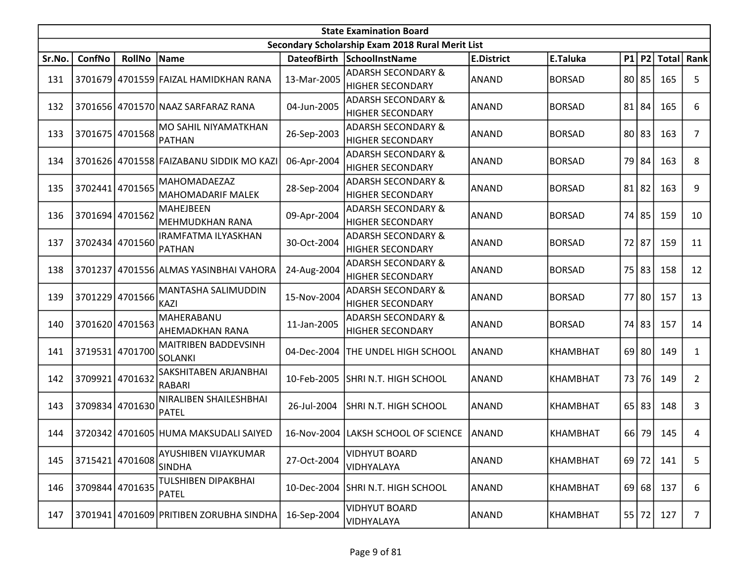| State Examination Board | | | | | | | | | | | | |
|---|---|---|---|---|---|---|---|---|---|---|---|---|
| Secondary Scholarship Exam 2018 Rural Merit List | | | | | | | | | | | | |
| Sr.No. | ConfNo | RollNo | Name | DateofBirth | SchoolInstName | E.District | E.Taluka | P1 | P2 | Total | Rank |
| 131 | 3701679 | 4701559 | FAIZAL HAMIDKHAN RANA | 13-Mar-2005 | ADARSH SECONDARY & HIGHER SECONDARY | ANAND | BORSAD | 80 | 85 | 165 | 5 |
| 132 | 3701656 | 4701570 | NAAZ SARFARAZ RANA | 04-Jun-2005 | ADARSH SECONDARY & HIGHER SECONDARY | ANAND | BORSAD | 81 | 84 | 165 | 6 |
| 133 | 3701675 | 4701568 | MO SAHIL NIYAMATKHAN PATHAN | 26-Sep-2003 | ADARSH SECONDARY & HIGHER SECONDARY | ANAND | BORSAD | 80 | 83 | 163 | 7 |
| 134 | 3701626 | 4701558 | FAIZABANU SIDDIK MO KAZI | 06-Apr-2004 | ADARSH SECONDARY & HIGHER SECONDARY | ANAND | BORSAD | 79 | 84 | 163 | 8 |
| 135 | 3702441 | 4701565 | MAHOMADAEZAZ MAHOMADARIF MALEK | 28-Sep-2004 | ADARSH SECONDARY & HIGHER SECONDARY | ANAND | BORSAD | 81 | 82 | 163 | 9 |
| 136 | 3701694 | 4701562 | MAHEJBEEN MEHMUDKHAN RANA | 09-Apr-2004 | ADARSH SECONDARY & HIGHER SECONDARY | ANAND | BORSAD | 74 | 85 | 159 | 10 |
| 137 | 3702434 | 4701560 | IRAMFATMA ILYASKHAN PATHAN | 30-Oct-2004 | ADARSH SECONDARY & HIGHER SECONDARY | ANAND | BORSAD | 72 | 87 | 159 | 11 |
| 138 | 3701237 | 4701556 | ALMAS YASINBHAI VAHORA | 24-Aug-2004 | ADARSH SECONDARY & HIGHER SECONDARY | ANAND | BORSAD | 75 | 83 | 158 | 12 |
| 139 | 3701229 | 4701566 | MANTASHA SALIMUDDIN KAZI | 15-Nov-2004 | ADARSH SECONDARY & HIGHER SECONDARY | ANAND | BORSAD | 77 | 80 | 157 | 13 |
| 140 | 3701620 | 4701563 | MAHERABANU AHEMADKHAN RANA | 11-Jan-2005 | ADARSH SECONDARY & HIGHER SECONDARY | ANAND | BORSAD | 74 | 83 | 157 | 14 |
| 141 | 3719531 | 4701700 | MAITRIBEN BADDEVSINH SOLANKI | 04-Dec-2004 | THE UNDEL HIGH SCHOOL | ANAND | KHAMBHAT | 69 | 80 | 149 | 1 |
| 142 | 3709921 | 4701632 | SAKSHITABEN ARJANBHAI RABARI | 10-Feb-2005 | SHRI N.T. HIGH SCHOOL | ANAND | KHAMBHAT | 73 | 76 | 149 | 2 |
| 143 | 3709834 | 4701630 | NIRALIBEN SHAILESHBHAI PATEL | 26-Jul-2004 | SHRI N.T. HIGH SCHOOL | ANAND | KHAMBHAT | 65 | 83 | 148 | 3 |
| 144 | 3720342 | 4701605 | HUMA MAKSUDALI SAIYED | 16-Nov-2004 | LAKSH SCHOOL OF SCIENCE | ANAND | KHAMBHAT | 66 | 79 | 145 | 4 |
| 145 | 3715421 | 4701608 | AYUSHIBEN VIJAYKUMAR SINDHA | 27-Oct-2004 | VIDHYUT BOARD VIDHYALAYA | ANAND | KHAMBHAT | 69 | 72 | 141 | 5 |
| 146 | 3709844 | 4701635 | TULSHIBEN DIPAKBHAI PATEL | 10-Dec-2004 | SHRI N.T. HIGH SCHOOL | ANAND | KHAMBHAT | 69 | 68 | 137 | 6 |
| 147 | 3701941 | 4701609 | PRITIBEN ZORUBHA SINDHA | 16-Sep-2004 | VIDHYUT BOARD VIDHYALAYA | ANAND | KHAMBHAT | 55 | 72 | 127 | 7 |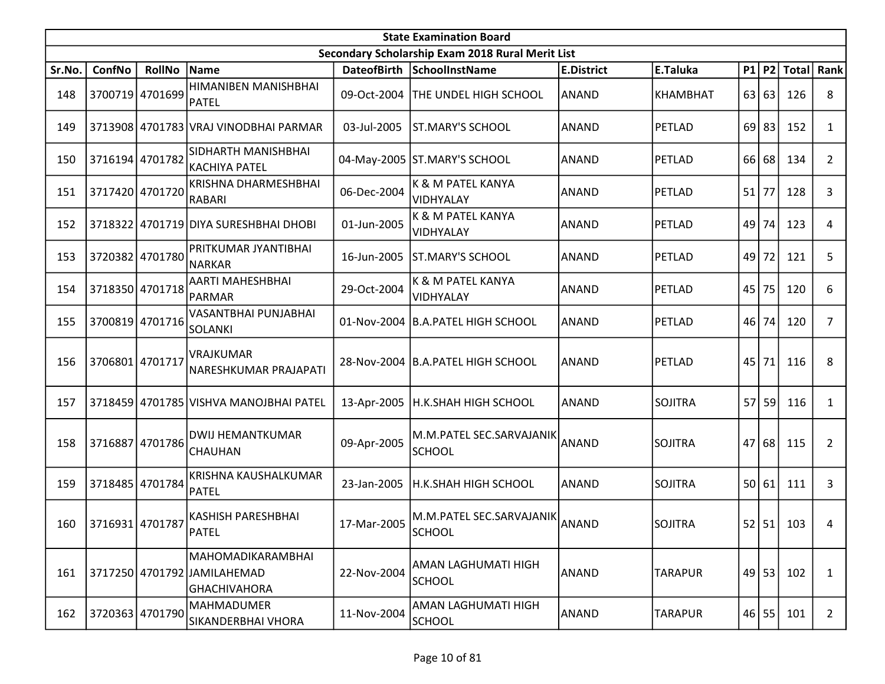| State Examination Board | | | | | | | | | | | |
|---|---|---|---|---|---|---|---|---|---|---|---|
| Secondary Scholarship Exam 2018 Rural Merit List | | | | | | | | | | | |
| Sr.No. | ConfNo | RollNo | Name | DateofBirth | SchoolInstName | E.District | E.Taluka | P1 | P2 | Total | Rank |
| 148 | 3700719 | 4701699 | HIMANIBEN MANISHBHAI PATEL | 09-Oct-2004 | THE UNDEL HIGH SCHOOL | ANAND | KHAMBHAT | 63 | 63 | 126 | 8 |
| 149 | 3713908 | 4701783 | VRAJ VINODBHAI PARMAR | 03-Jul-2005 | ST.MARY'S SCHOOL | ANAND | PETLAD | 69 | 83 | 152 | 1 |
| 150 | 3716194 | 4701782 | SIDHARTH MANISHBHAI KACHIYA PATEL | 04-May-2005 | ST.MARY'S SCHOOL | ANAND | PETLAD | 66 | 68 | 134 | 2 |
| 151 | 3717420 | 4701720 | KRISHNA DHARMESHBHAI RABARI | 06-Dec-2004 | K & M PATEL KANYA VIDHYALAY | ANAND | PETLAD | 51 | 77 | 128 | 3 |
| 152 | 3718322 | 4701719 | DIYA SURESHBHAI DHOBI | 01-Jun-2005 | K & M PATEL KANYA VIDHYALAY | ANAND | PETLAD | 49 | 74 | 123 | 4 |
| 153 | 3720382 | 4701780 | PRITKUMAR JYANTIBHAI NARKAR | 16-Jun-2005 | ST.MARY'S SCHOOL | ANAND | PETLAD | 49 | 72 | 121 | 5 |
| 154 | 3718350 | 4701718 | AARTI MAHESHBHAI PARMAR | 29-Oct-2004 | K & M PATEL KANYA VIDHYALAY | ANAND | PETLAD | 45 | 75 | 120 | 6 |
| 155 | 3700819 | 4701716 | VASANTBHAI PUNJABHAI SOLANKI | 01-Nov-2004 | B.A.PATEL HIGH SCHOOL | ANAND | PETLAD | 46 | 74 | 120 | 7 |
| 156 | 3706801 | 4701717 | VRAJKUMAR NARESHKUMAR PRAJAPATI | 28-Nov-2004 | B.A.PATEL HIGH SCHOOL | ANAND | PETLAD | 45 | 71 | 116 | 8 |
| 157 | 3718459 | 4701785 | VISHVA MANOJBHAI PATEL | 13-Apr-2005 | H.K.SHAH HIGH SCHOOL | ANAND | SOJITRA | 57 | 59 | 116 | 1 |
| 158 | 3716887 | 4701786 | DWIJ HEMANTKUMAR CHAUHAN | 09-Apr-2005 | M.M.PATEL SEC.SARVAJANIK SCHOOL | ANAND | SOJITRA | 47 | 68 | 115 | 2 |
| 159 | 3718485 | 4701784 | KRISHNA KAUSHALKUMAR PATEL | 23-Jan-2005 | H.K.SHAH HIGH SCHOOL | ANAND | SOJITRA | 50 | 61 | 111 | 3 |
| 160 | 3716931 | 4701787 | KASHISH PARESHBHAI PATEL | 17-Mar-2005 | M.M.PATEL SEC.SARVAJANIK SCHOOL | ANAND | SOJITRA | 52 | 51 | 103 | 4 |
| 161 | 3717250 | 4701792 | MAHOMADIKARAMBHAI JAMILAHEMAD GHACHIVAHORA | 22-Nov-2004 | AMAN LAGHUMATI HIGH SCHOOL | ANAND | TARAPUR | 49 | 53 | 102 | 1 |
| 162 | 3720363 | 4701790 | MAHMADUMER SIKANDERBHAI VHORA | 11-Nov-2004 | AMAN LAGHUMATI HIGH SCHOOL | ANAND | TARAPUR | 46 | 55 | 101 | 2 |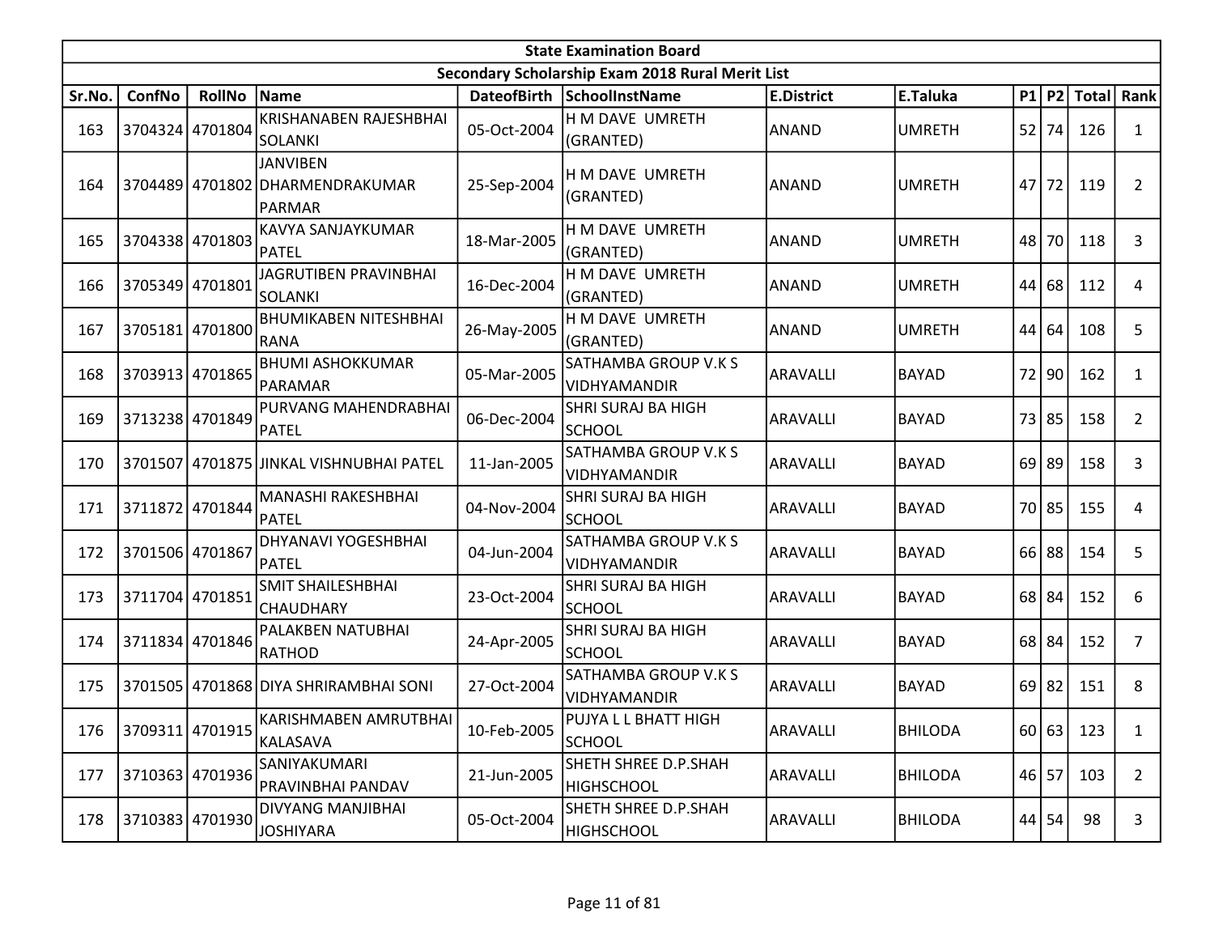| State Examination Board | | | | | | | | | | | |
|---|---|---|---|---|---|---|---|---|---|---|---|
| Secondary Scholarship Exam 2018 Rural Merit List | | | | | | | | | | | |
| Sr.No. | ConfNo | RollNo | Name | DateofBirth | SchoolInstName | E.District | E.Taluka | P1 | P2 | Total | Rank |
| 163 | 3704324 | 4701804 | KRISHANABEN RAJESHBHAI SOLANKI | 05-Oct-2004 | H M DAVE UMRETH (GRANTED) | ANAND | UMRETH | 52 | 74 | 126 | 1 |
| 164 | 3704489 | 4701802 | JANVIBEN DHARMENDRAKUMAR PARMAR | 25-Sep-2004 | H M DAVE UMRETH (GRANTED) | ANAND | UMRETH | 47 | 72 | 119 | 2 |
| 165 | 3704338 | 4701803 | KAVYA SANJAYKUMAR PATEL | 18-Mar-2005 | H M DAVE UMRETH (GRANTED) | ANAND | UMRETH | 48 | 70 | 118 | 3 |
| 166 | 3705349 | 4701801 | JAGRUTIBEN PRAVINBHAI SOLANKI | 16-Dec-2004 | H M DAVE UMRETH (GRANTED) | ANAND | UMRETH | 44 | 68 | 112 | 4 |
| 167 | 3705181 | 4701800 | BHUMIKABEN NITESHBHAI RANA | 26-May-2005 | H M DAVE UMRETH (GRANTED) | ANAND | UMRETH | 44 | 64 | 108 | 5 |
| 168 | 3703913 | 4701865 | BHUMI ASHOKKUMAR PARAMAR | 05-Mar-2005 | SATHAMBA GROUP V.K S VIDHYAMANDIR | ARAVALLI | BAYAD | 72 | 90 | 162 | 1 |
| 169 | 3713238 | 4701849 | PURVANG MAHENDRABHAI PATEL | 06-Dec-2004 | SHRI SURAJ BA HIGH SCHOOL | ARAVALLI | BAYAD | 73 | 85 | 158 | 2 |
| 170 | 3701507 | 4701875 | JINKAL VISHNUBHAI PATEL | 11-Jan-2005 | SATHAMBA GROUP V.K S VIDHYAMANDIR | ARAVALLI | BAYAD | 69 | 89 | 158 | 3 |
| 171 | 3711872 | 4701844 | MANASHI RAKESHBHAI PATEL | 04-Nov-2004 | SHRI SURAJ BA HIGH SCHOOL | ARAVALLI | BAYAD | 70 | 85 | 155 | 4 |
| 172 | 3701506 | 4701867 | DHYANAVI YOGESHBHAI PATEL | 04-Jun-2004 | SATHAMBA GROUP V.K S VIDHYAMANDIR | ARAVALLI | BAYAD | 66 | 88 | 154 | 5 |
| 173 | 3711704 | 4701851 | SMIT SHAILESHBHAI CHAUDHARY | 23-Oct-2004 | SHRI SURAJ BA HIGH SCHOOL | ARAVALLI | BAYAD | 68 | 84 | 152 | 6 |
| 174 | 3711834 | 4701846 | PALAKBEN NATUBHAI RATHOD | 24-Apr-2005 | SHRI SURAJ BA HIGH SCHOOL | ARAVALLI | BAYAD | 68 | 84 | 152 | 7 |
| 175 | 3701505 | 4701868 | DIYA SHRIRAMBHAI SONI | 27-Oct-2004 | SATHAMBA GROUP V.K S VIDHYAMANDIR | ARAVALLI | BAYAD | 69 | 82 | 151 | 8 |
| 176 | 3709311 | 4701915 | KARISHMABEN AMRUTBHAI KALASAVA | 10-Feb-2005 | PUJYA L L BHATT HIGH SCHOOL | ARAVALLI | BHILODA | 60 | 63 | 123 | 1 |
| 177 | 3710363 | 4701936 | SANIYAKUMARI PRAVINBHAI PANDAV | 21-Jun-2005 | SHETH SHREE D.P.SHAH HIGHSCHOOL | ARAVALLI | BHILODA | 46 | 57 | 103 | 2 |
| 178 | 3710383 | 4701930 | DIVYANG MANJIBHAI JOSHIYARA | 05-Oct-2004 | SHETH SHREE D.P.SHAH HIGHSCHOOL | ARAVALLI | BHILODA | 44 | 54 | 98 | 3 |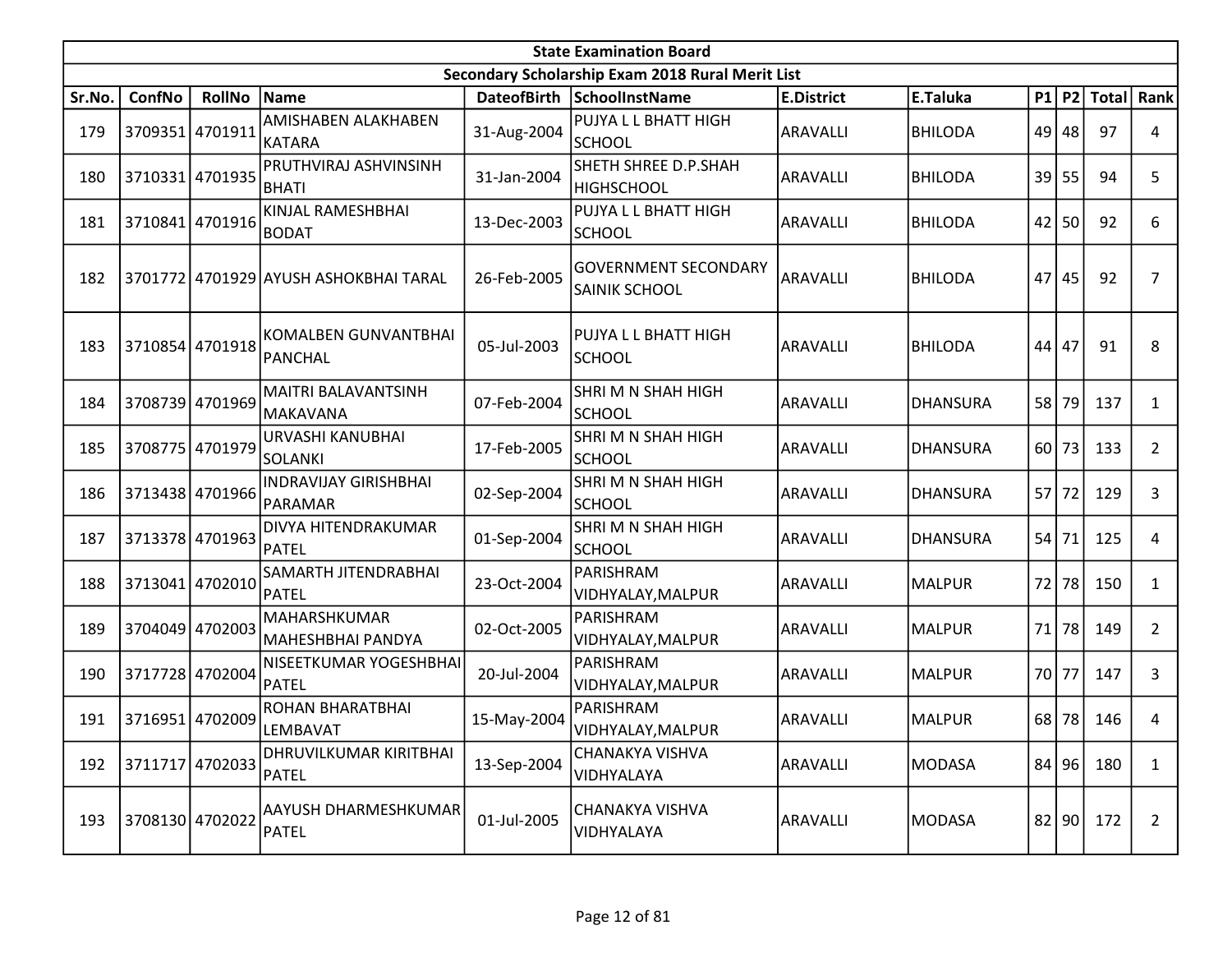| State Examination Board | | | | | | | | | | | |
|---|---|---|---|---|---|---|---|---|---|---|---|
| Secondary Scholarship Exam 2018 Rural Merit List | | | | | | | | | | | |
| Sr.No. | ConfNo | RollNo | Name | DateofBirth | SchoolInstName | E.District | E.Taluka | P1 | P2 | Total | Rank |
| 179 | 3709351 | 4701911 | AMISHABEN ALAKHABEN KATARA | 31-Aug-2004 | PUJYA L L BHATT HIGH SCHOOL | ARAVALLI | BHILODA | 49 | 48 | 97 | 4 |
| 180 | 3710331 | 4701935 | PRUTHVIRAJ ASHVINSINH BHATI | 31-Jan-2004 | SHETH SHREE D.P.SHAH HIGHSCHOOL | ARAVALLI | BHILODA | 39 | 55 | 94 | 5 |
| 181 | 3710841 | 4701916 | KINJAL RAMESHBHAI BODAT | 13-Dec-2003 | PUJYA L L BHATT HIGH SCHOOL | ARAVALLI | BHILODA | 42 | 50 | 92 | 6 |
| 182 | 3701772 | 4701929 | AYUSH ASHOKBHAI TARAL | 26-Feb-2005 | GOVERNMENT SECONDARY SAINIK SCHOOL | ARAVALLI | BHILODA | 47 | 45 | 92 | 7 |
| 183 | 3710854 | 4701918 | KOMALBEN GUNVANTBHAI PANCHAL | 05-Jul-2003 | PUJYA L L BHATT HIGH SCHOOL | ARAVALLI | BHILODA | 44 | 47 | 91 | 8 |
| 184 | 3708739 | 4701969 | MAITRI BALAVANTSINH MAKAVANA | 07-Feb-2004 | SHRI M N SHAH HIGH SCHOOL | ARAVALLI | DHANSURA | 58 | 79 | 137 | 1 |
| 185 | 3708775 | 4701979 | URVASHI KANUBHAI SOLANKI | 17-Feb-2005 | SHRI M N SHAH HIGH SCHOOL | ARAVALLI | DHANSURA | 60 | 73 | 133 | 2 |
| 186 | 3713438 | 4701966 | INDRAVIJAY GIRISHBHAI PARAMAR | 02-Sep-2004 | SHRI M N SHAH HIGH SCHOOL | ARAVALLI | DHANSURA | 57 | 72 | 129 | 3 |
| 187 | 3713378 | 4701963 | DIVYA HITENDRAKUMAR PATEL | 01-Sep-2004 | SHRI M N SHAH HIGH SCHOOL | ARAVALLI | DHANSURA | 54 | 71 | 125 | 4 |
| 188 | 3713041 | 4702010 | SAMARTH JITENDRABHAI PATEL | 23-Oct-2004 | PARISHRAM VIDHYALAY,MALPUR | ARAVALLI | MALPUR | 72 | 78 | 150 | 1 |
| 189 | 3704049 | 4702003 | MAHARSHKUMAR MAHESHBHAI PANDYA | 02-Oct-2005 | PARISHRAM VIDHYALAY,MALPUR | ARAVALLI | MALPUR | 71 | 78 | 149 | 2 |
| 190 | 3717728 | 4702004 | NISEETKUMAR YOGESHBHAI PATEL | 20-Jul-2004 | PARISHRAM VIDHYALAY,MALPUR | ARAVALLI | MALPUR | 70 | 77 | 147 | 3 |
| 191 | 3716951 | 4702009 | ROHAN BHARATBHAI LEMBAVAT | 15-May-2004 | PARISHRAM VIDHYALAY,MALPUR | ARAVALLI | MALPUR | 68 | 78 | 146 | 4 |
| 192 | 3711717 | 4702033 | DHRUVILKUMAR KIRITBHAI PATEL | 13-Sep-2004 | CHANAKYA VISHVA VIDHYALAYA | ARAVALLI | MODASA | 84 | 96 | 180 | 1 |
| 193 | 3708130 | 4702022 | AAYUSH DHARMESHKUMAR PATEL | 01-Jul-2005 | CHANAKYA VISHVA VIDHYALAYA | ARAVALLI | MODASA | 82 | 90 | 172 | 2 |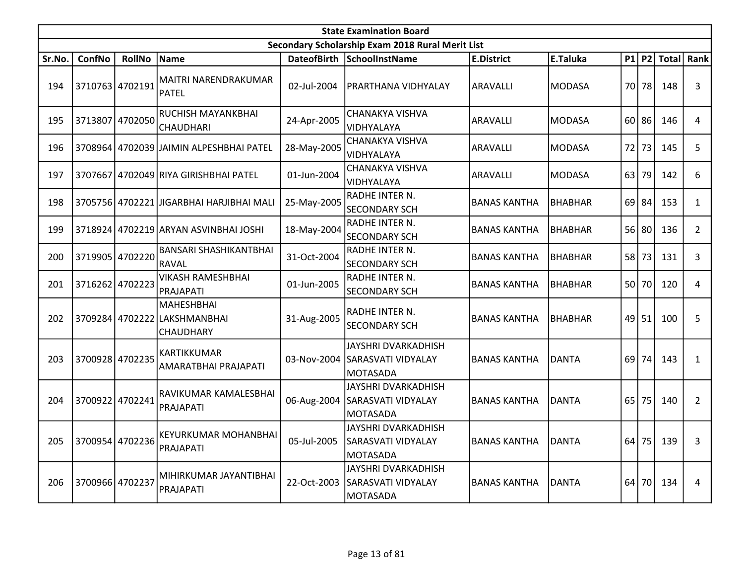| State Examination Board | | | | | | | | | | | |
|---|---|---|---|---|---|---|---|---|---|---|---|
| Secondary Scholarship Exam 2018 Rural Merit List | | | | | | | | | | | |
| Sr.No. | ConfNo | RollNo | Name | DateofBirth | SchoolInstName | E.District | E.Taluka | P1 | P2 | Total | Rank |
| 194 | 3710763 | 4702191 | MAITRI NARENDRAKUMAR PATEL | 02-Jul-2004 | PRARTHANA VIDHYALAY | ARAVALLI | MODASA | 70 | 78 | 148 | 3 |
| 195 | 3713807 | 4702050 | RUCHISH MAYANKBHAI CHAUDHARI | 24-Apr-2005 | CHANAKYA VISHVA VIDHYALAYA | ARAVALLI | MODASA | 60 | 86 | 146 | 4 |
| 196 | 3708964 | 4702039 | JAIMIN ALPESHBHAI PATEL | 28-May-2005 | CHANAKYA VISHVA VIDHYALAYA | ARAVALLI | MODASA | 72 | 73 | 145 | 5 |
| 197 | 3707667 | 4702049 | RIYA GIRISHBHAI PATEL | 01-Jun-2004 | CHANAKYA VISHVA VIDHYALAYA | ARAVALLI | MODASA | 63 | 79 | 142 | 6 |
| 198 | 3705756 | 4702221 | JIGARBHAI HARJIBHAI MALI | 25-May-2005 | RADHE INTER N. SECONDARY SCH | BANAS KANTHA | BHABHAR | 69 | 84 | 153 | 1 |
| 199 | 3718924 | 4702219 | ARYAN ASVINBHAI JOSHI | 18-May-2004 | RADHE INTER N. SECONDARY SCH | BANAS KANTHA | BHABHAR | 56 | 80 | 136 | 2 |
| 200 | 3719905 | 4702220 | BANSARI SHASHIKANTBHAI RAVAL | 31-Oct-2004 | RADHE INTER N. SECONDARY SCH | BANAS KANTHA | BHABHAR | 58 | 73 | 131 | 3 |
| 201 | 3716262 | 4702223 | VIKASH RAMESHBHAI PRAJAPATI | 01-Jun-2005 | RADHE INTER N. SECONDARY SCH | BANAS KANTHA | BHABHAR | 50 | 70 | 120 | 4 |
| 202 | 3709284 | 4702222 | MAHESHBHAI LAKSHMANBHAI CHAUDHARY | 31-Aug-2005 | RADHE INTER N. SECONDARY SCH | BANAS KANTHA | BHABHAR | 49 | 51 | 100 | 5 |
| 203 | 3700928 | 4702235 | KARTIKKUMAR AMARATBHAI PRAJAPATI | 03-Nov-2004 | JAYSHRI DVARKADHISH SARASVATI VIDYALAY MOTASADA | BANAS KANTHA | DANTA | 69 | 74 | 143 | 1 |
| 204 | 3700922 | 4702241 | RAVIKUMAR KAMALESBHAI PRAJAPATI | 06-Aug-2004 | JAYSHRI DVARKADHISH SARASVATI VIDYALAY MOTASADA | BANAS KANTHA | DANTA | 65 | 75 | 140 | 2 |
| 205 | 3700954 | 4702236 | KEYURKUMAR MOHANBHAI PRAJAPATI | 05-Jul-2005 | JAYSHRI DVARKADHISH SARASVATI VIDYALAY MOTASADA | BANAS KANTHA | DANTA | 64 | 75 | 139 | 3 |
| 206 | 3700966 | 4702237 | MIHIRKUMAR JAYANTIBHAI PRAJAPATI | 22-Oct-2003 | JAYSHRI DVARKADHISH SARASVATI VIDYALAY MOTASADA | BANAS KANTHA | DANTA | 64 | 70 | 134 | 4 |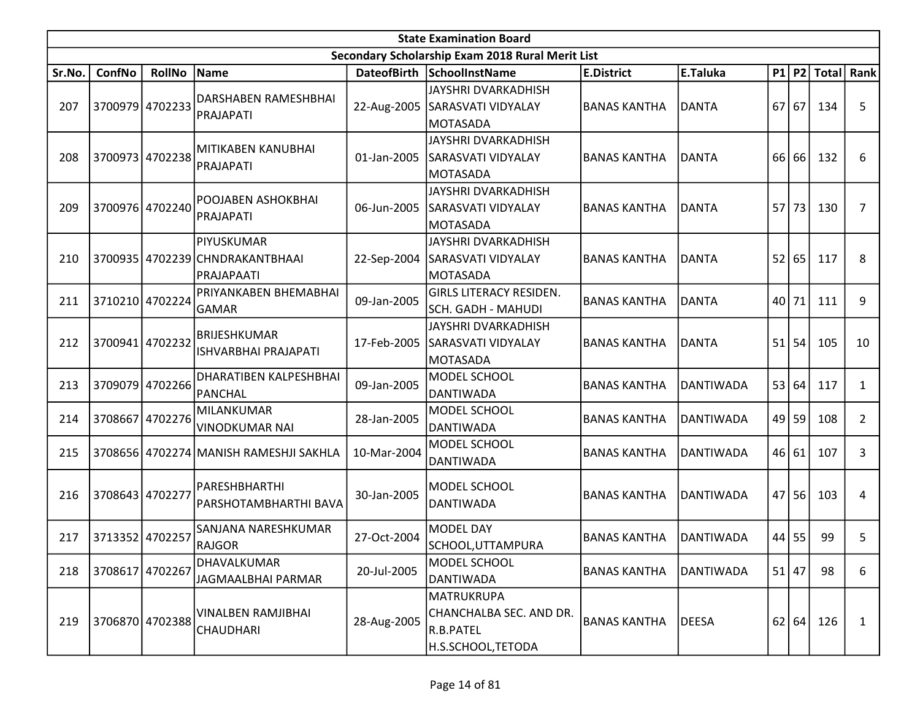| State Examination Board | | | | | | | | | | | |
|---|---|---|---|---|---|---|---|---|---|---|---|
| Secondary Scholarship Exam 2018 Rural Merit List | | | | | | | | | | | |
| Sr.No. | ConfNo | RollNo | Name | DateofBirth | SchoolInstName | E.District | E.Taluka | P1 | P2 | Total | Rank |
| 207 | 3700979 | 4702233 | DARSHABEN RAMESHBHAI PRAJAPATI | 22-Aug-2005 | JAYSHRI DVARKADHISH SARASVATI VIDYALAY MOTASADA | BANAS KANTHA | DANTA | 67 | 67 | 134 | 5 |
| 208 | 3700973 | 4702238 | MITIKABEN KANUBHAI PRAJAPATI | 01-Jan-2005 | JAYSHRI DVARKADHISH SARASVATI VIDYALAY MOTASADA | BANAS KANTHA | DANTA | 66 | 66 | 132 | 6 |
| 209 | 3700976 | 4702240 | POOJABEN ASHOKBHAI PRAJAPATI | 06-Jun-2005 | JAYSHRI DVARKADHISH SARASVATI VIDYALAY MOTASADA | BANAS KANTHA | DANTA | 57 | 73 | 130 | 7 |
| 210 | 3700935 | 4702239 | PIYUSKUMAR CHNDRAKANTBHAAI PRAJAPAATI | 22-Sep-2004 | JAYSHRI DVARKADHISH SARASVATI VIDYALAY MOTASADA | BANAS KANTHA | DANTA | 52 | 65 | 117 | 8 |
| 211 | 3710210 | 4702224 | PRIYANKABEN BHEMABHAI GAMAR | 09-Jan-2005 | GIRLS LITERACY RESIDEN. SCH. GADH - MAHUDI | BANAS KANTHA | DANTA | 40 | 71 | 111 | 9 |
| 212 | 3700941 | 4702232 | BRIJESHKUMAR ISHVARBHAI PRAJAPATI | 17-Feb-2005 | JAYSHRI DVARKADHISH SARASVATI VIDYALAY MOTASADA | BANAS KANTHA | DANTA | 51 | 54 | 105 | 10 |
| 213 | 3709079 | 4702266 | DHARATIBEN KALPESHBHAI PANCHAL | 09-Jan-2005 | MODEL SCHOOL DANTIWADA | BANAS KANTHA | DANTIWADA | 53 | 64 | 117 | 1 |
| 214 | 3708667 | 4702276 | MILANKUMAR VINODKUMAR NAI | 28-Jan-2005 | MODEL SCHOOL DANTIWADA | BANAS KANTHA | DANTIWADA | 49 | 59 | 108 | 2 |
| 215 | 3708656 | 4702274 | MANISH RAMESHJI SAKHLA | 10-Mar-2004 | MODEL SCHOOL DANTIWADA | BANAS KANTHA | DANTIWADA | 46 | 61 | 107 | 3 |
| 216 | 3708643 | 4702277 | PARESHBHARTHI PARSHOTAMBHARTHI BAVA | 30-Jan-2005 | MODEL SCHOOL DANTIWADA | BANAS KANTHA | DANTIWADA | 47 | 56 | 103 | 4 |
| 217 | 3713352 | 4702257 | SANJANA NARESHKUMAR RAJGOR | 27-Oct-2004 | MODEL DAY SCHOOL,UTTAMPURA | BANAS KANTHA | DANTIWADA | 44 | 55 | 99 | 5 |
| 218 | 3708617 | 4702267 | DHAVALKUMAR JAGMAALBHAI PARMAR | 20-Jul-2005 | MODEL SCHOOL DANTIWADA | BANAS KANTHA | DANTIWADA | 51 | 47 | 98 | 6 |
| 219 | 3706870 | 4702388 | VINALBEN RAMJIBHAI CHAUDHARI | 28-Aug-2005 | MATRUKRUPA CHANCHALBA SEC. AND DR. R.B.PATEL H.S.SCHOOL,TETODA | BANAS KANTHA | DEESA | 62 | 64 | 126 | 1 |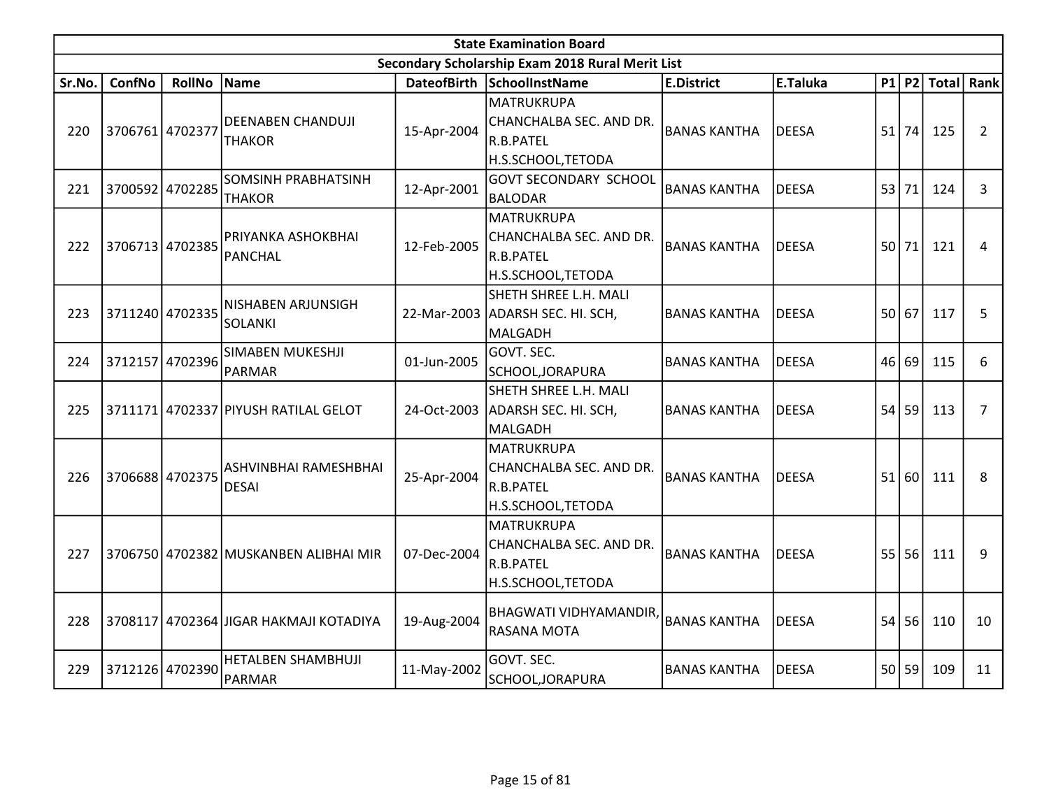| State Examination Board | | | | | | | | | | | |
|---|---|---|---|---|---|---|---|---|---|---|---|
| Secondary Scholarship Exam 2018 Rural Merit List | | | | | | | | | | | |
| Sr.No. | ConfNo | RollNo | Name | DateofBirth | SchoolInstName | E.District | E.Taluka | P1 | P2 | Total | Rank |
| 220 | 3706761 | 4702377 | DEENABEN CHANDUJI THAKOR | 15-Apr-2004 | MATRUKRUPA CHANCHALBA SEC. AND DR. R.B.PATEL H.S.SCHOOL,TETODA | BANAS KANTHA | DEESA | 51 | 74 | 125 | 2 |
| 221 | 3700592 | 4702285 | SOMSINH PRABHATSINH THAKOR | 12-Apr-2001 | GOVT SECONDARY SCHOOL BALODAR | BANAS KANTHA | DEESA | 53 | 71 | 124 | 3 |
| 222 | 3706713 | 4702385 | PRIYANKA ASHOKBHAI PANCHAL | 12-Feb-2005 | MATRUKRUPA CHANCHALBA SEC. AND DR. R.B.PATEL H.S.SCHOOL,TETODA | BANAS KANTHA | DEESA | 50 | 71 | 121 | 4 |
| 223 | 3711240 | 4702335 | NISHABEN ARJUNSIGH SOLANKI | 22-Mar-2003 | SHETH SHREE L.H. MALI ADARSH SEC. HI. SCH, MALGADH | BANAS KANTHA | DEESA | 50 | 67 | 117 | 5 |
| 224 | 3712157 | 4702396 | SIMABEN MUKESHJI PARMAR | 01-Jun-2005 | GOVT. SEC. SCHOOL,JORAPURA | BANAS KANTHA | DEESA | 46 | 69 | 115 | 6 |
| 225 | 3711171 | 4702337 | PIYUSH RATILAL GELOT | 24-Oct-2003 | SHETH SHREE L.H. MALI ADARSH SEC. HI. SCH, MALGADH | BANAS KANTHA | DEESA | 54 | 59 | 113 | 7 |
| 226 | 3706688 | 4702375 | ASHVINBHAI RAMESHBHAI DESAI | 25-Apr-2004 | MATRUKRUPA CHANCHALBA SEC. AND DR. R.B.PATEL H.S.SCHOOL,TETODA | BANAS KANTHA | DEESA | 51 | 60 | 111 | 8 |
| 227 | 3706750 | 4702382 | MUSKANBEN ALIBHAI MIR | 07-Dec-2004 | MATRUKRUPA CHANCHALBA SEC. AND DR. R.B.PATEL H.S.SCHOOL,TETODA | BANAS KANTHA | DEESA | 55 | 56 | 111 | 9 |
| 228 | 3708117 | 4702364 | JIGAR HAKMAJI KOTADIYA | 19-Aug-2004 | BHAGWATI VIDHYAMANDIR, RASANA MOTA | BANAS KANTHA | DEESA | 54 | 56 | 110 | 10 |
| 229 | 3712126 | 4702390 | HETALBEN SHAMBHUJI PARMAR | 11-May-2002 | GOVT. SEC. SCHOOL,JORAPURA | BANAS KANTHA | DEESA | 50 | 59 | 109 | 11 |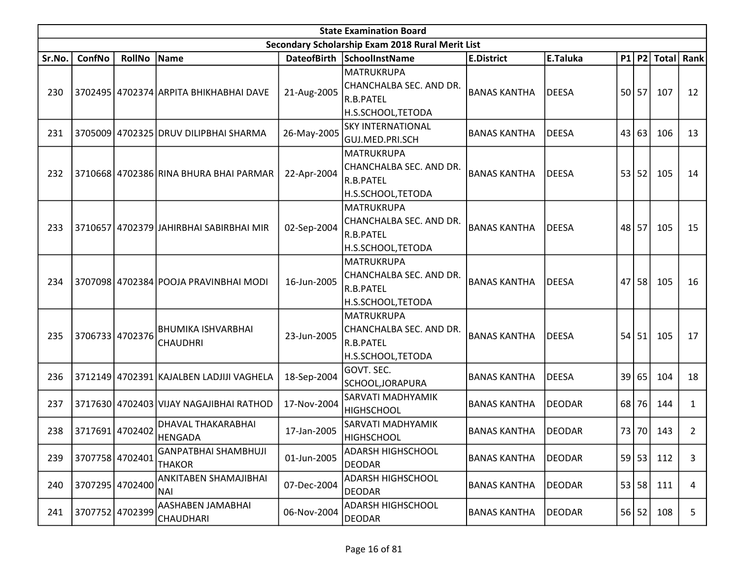| State Examination Board | | | | | | | | | | | |
|---|---|---|---|---|---|---|---|---|---|---|---|
| Secondary Scholarship Exam 2018 Rural Merit List | | | | | | | | | | | |
| Sr.No. | ConfNo | RollNo | Name | DateofBirth | SchoolInstName | E.District | E.Taluka | P1 | P2 | Total | Rank |
| 230 | 3702495 | 4702374 | ARPITA BHIKHABHAI DAVE | 21-Aug-2005 | MATRUKRUPA CHANCHALBA SEC. AND DR. R.B.PATEL H.S.SCHOOL,TETODA | BANAS KANTHA | DEESA | 50 | 57 | 107 | 12 |
| 231 | 3705009 | 4702325 | DRUV DILIPBHAI SHARMA | 26-May-2005 | SKY INTERNATIONAL GUJ.MED.PRI.SCH | BANAS KANTHA | DEESA | 43 | 63 | 106 | 13 |
| 232 | 3710668 | 4702386 | RINA BHURA BHAI PARMAR | 22-Apr-2004 | MATRUKRUPA CHANCHALBA SEC. AND DR. R.B.PATEL H.S.SCHOOL,TETODA | BANAS KANTHA | DEESA | 53 | 52 | 105 | 14 |
| 233 | 3710657 | 4702379 | JAHIRBHAI SABIRBHAI MIR | 02-Sep-2004 | MATRUKRUPA CHANCHALBA SEC. AND DR. R.B.PATEL H.S.SCHOOL,TETODA | BANAS KANTHA | DEESA | 48 | 57 | 105 | 15 |
| 234 | 3707098 | 4702384 | POOJA PRAVINBHAI MODI | 16-Jun-2005 | MATRUKRUPA CHANCHALBA SEC. AND DR. R.B.PATEL H.S.SCHOOL,TETODA | BANAS KANTHA | DEESA | 47 | 58 | 105 | 16 |
| 235 | 3706733 | 4702376 | BHUMIKA ISHVARBHAI CHAUDHRI | 23-Jun-2005 | MATRUKRUPA CHANCHALBA SEC. AND DR. R.B.PATEL H.S.SCHOOL,TETODA | BANAS KANTHA | DEESA | 54 | 51 | 105 | 17 |
| 236 | 3712149 | 4702391 | KAJALBEN LADJIJI VAGHELA | 18-Sep-2004 | GOVT. SEC. SCHOOL,JORAPURA | BANAS KANTHA | DEESA | 39 | 65 | 104 | 18 |
| 237 | 3717630 | 4702403 | VIJAY NAGAJIBHAI RATHOD | 17-Nov-2004 | SARVATI MADHYAMIK HIGHSCHOOL | BANAS KANTHA | DEODAR | 68 | 76 | 144 | 1 |
| 238 | 3717691 | 4702402 | DHAVAL THAKARABHAI HENGADA | 17-Jan-2005 | SARVATI MADHYAMIK HIGHSCHOOL | BANAS KANTHA | DEODAR | 73 | 70 | 143 | 2 |
| 239 | 3707758 | 4702401 | GANPATBHAI SHAMBHUJI THAKOR | 01-Jun-2005 | ADARSH HIGHSCHOOL DEODAR | BANAS KANTHA | DEODAR | 59 | 53 | 112 | 3 |
| 240 | 3707295 | 4702400 | ANKITABEN SHAMAJIBHAI NAI | 07-Dec-2004 | ADARSH HIGHSCHOOL DEODAR | BANAS KANTHA | DEODAR | 53 | 58 | 111 | 4 |
| 241 | 3707752 | 4702399 | AASHABEN JAMABHAI CHAUDHARI | 06-Nov-2004 | ADARSH HIGHSCHOOL DEODAR | BANAS KANTHA | DEODAR | 56 | 52 | 108 | 5 |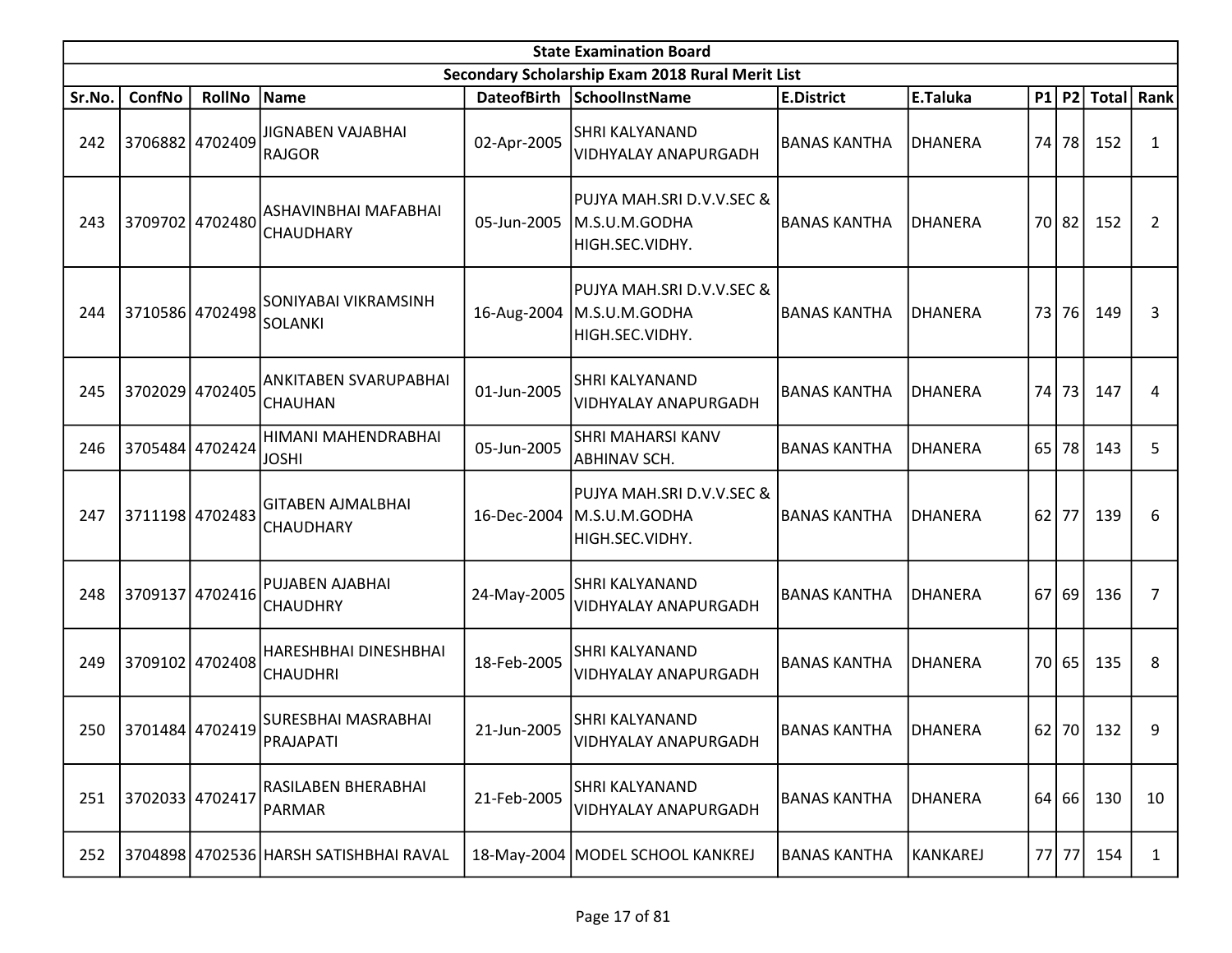| State Examination Board | | | | | | | | | | | |
|---|---|---|---|---|---|---|---|---|---|---|---|
| Secondary Scholarship Exam 2018 Rural Merit List | | | | | | | | | | | |
| Sr.No. | ConfNo | RollNo | Name | DateofBirth | SchoolInstName | E.District | E.Taluka | P1 | P2 | Total | Rank |
| 242 | 3706882 | 4702409 | JIGNABEN VAJABHAI RAJGOR | 02-Apr-2005 | SHRI KALYANAND VIDHYALAY ANAPURGADH | BANAS KANTHA | DHANERA | 74 | 78 | 152 | 1 |
| 243 | 3709702 | 4702480 | ASHAVINBHAI MAFABHAI CHAUDHARY | 05-Jun-2005 | PUJYA MAH.SRI D.V.V.SEC & M.S.U.M.GODHA HIGH.SEC.VIDHY. | BANAS KANTHA | DHANERA | 70 | 82 | 152 | 2 |
| 244 | 3710586 | 4702498 | SONIYABAI VIKRAMSINH SOLANKI | 16-Aug-2004 | PUJYA MAH.SRI D.V.V.SEC & M.S.U.M.GODHA HIGH.SEC.VIDHY. | BANAS KANTHA | DHANERA | 73 | 76 | 149 | 3 |
| 245 | 3702029 | 4702405 | ANKITABEN SVARUPABHAI CHAUHAN | 01-Jun-2005 | SHRI KALYANAND VIDHYALAY ANAPURGADH | BANAS KANTHA | DHANERA | 74 | 73 | 147 | 4 |
| 246 | 3705484 | 4702424 | HIMANI MAHENDRABHAI JOSHI | 05-Jun-2005 | SHRI MAHARSI KANV ABHINAV SCH. | BANAS KANTHA | DHANERA | 65 | 78 | 143 | 5 |
| 247 | 3711198 | 4702483 | GITABEN AJMALBHAI CHAUDHARY | 16-Dec-2004 | PUJYA MAH.SRI D.V.V.SEC & M.S.U.M.GODHA HIGH.SEC.VIDHY. | BANAS KANTHA | DHANERA | 62 | 77 | 139 | 6 |
| 248 | 3709137 | 4702416 | PUJABEN AJABHAI CHAUDHRY | 24-May-2005 | SHRI KALYANAND VIDHYALAY ANAPURGADH | BANAS KANTHA | DHANERA | 67 | 69 | 136 | 7 |
| 249 | 3709102 | 4702408 | HARESHBHAI DINESHBHAI CHAUDHRI | 18-Feb-2005 | SHRI KALYANAND VIDHYALAY ANAPURGADH | BANAS KANTHA | DHANERA | 70 | 65 | 135 | 8 |
| 250 | 3701484 | 4702419 | SURESBHAI MASRABHAI PRAJAPATI | 21-Jun-2005 | SHRI KALYANAND VIDHYALAY ANAPURGADH | BANAS KANTHA | DHANERA | 62 | 70 | 132 | 9 |
| 251 | 3702033 | 4702417 | RASILABEN BHERABHAI PARMAR | 21-Feb-2005 | SHRI KALYANAND VIDHYALAY ANAPURGADH | BANAS KANTHA | DHANERA | 64 | 66 | 130 | 10 |
| 252 | 3704898 | 4702536 | HARSH SATISHBHAI RAVAL | 18-May-2004 | MODEL SCHOOL KANKREJ | BANAS KANTHA | KANKAREJ | 77 | 77 | 154 | 1 |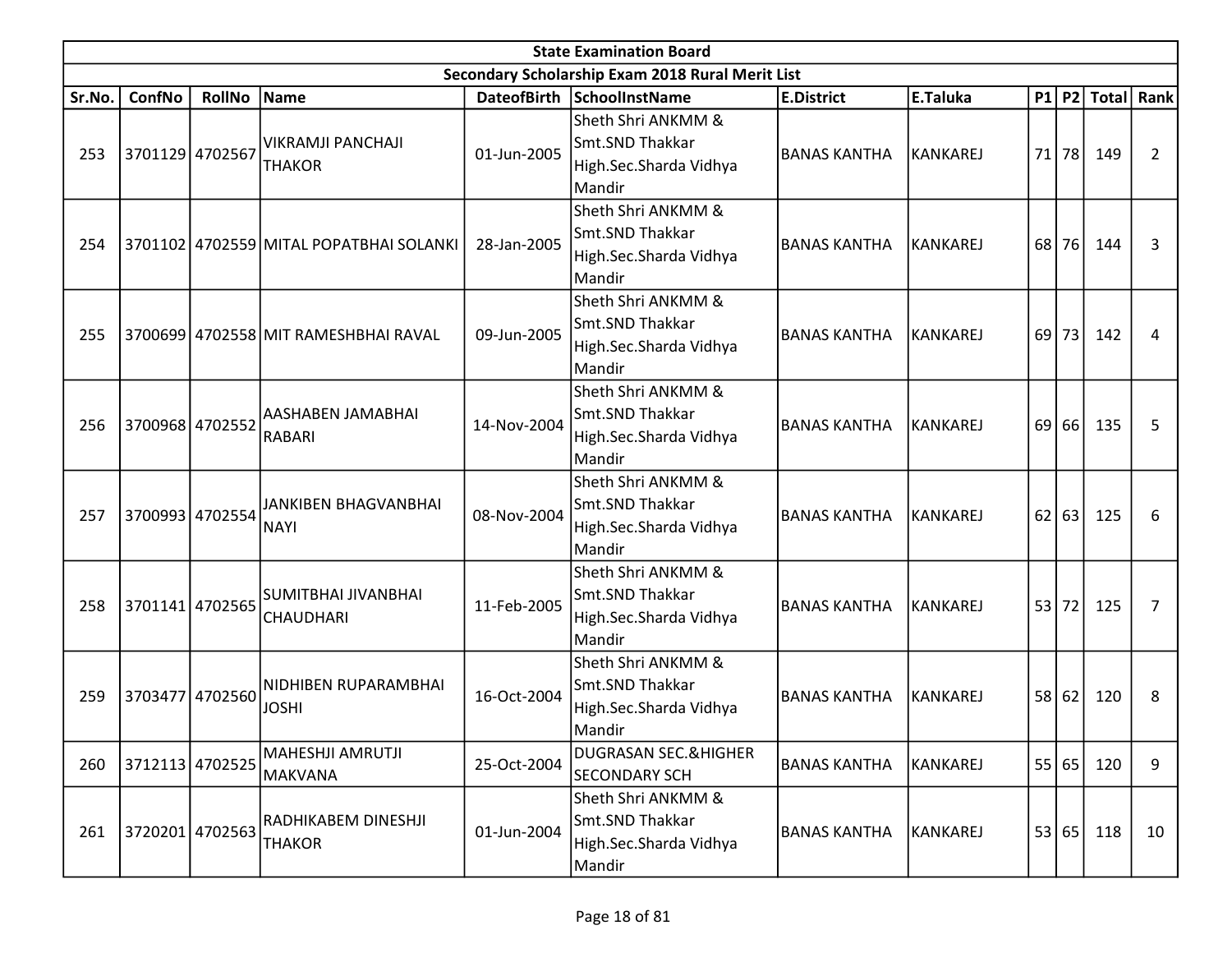| State Examination Board | | | | | | | | | | | |
|---|---|---|---|---|---|---|---|---|---|---|---|
| Secondary Scholarship Exam 2018 Rural Merit List | | | | | | | | | | | |
| Sr.No. | ConfNo | RollNo | Name | DateofBirth | SchoolInstName | E.District | E.Taluka | P1 | P2 | Total | Rank |
| 253 | 3701129 | 4702567 | VIKRAMJI PANCHAJI THAKOR | 01-Jun-2005 | Sheth Shri ANKMM & Smt.SND Thakkar High.Sec.Sharda Vidhya Mandir | BANAS KANTHA | KANKAREJ | 71 | 78 | 149 | 2 |
| 254 | 3701102 | 4702559 | MITAL POPATBHAI SOLANKI | 28-Jan-2005 | Sheth Shri ANKMM & Smt.SND Thakkar High.Sec.Sharda Vidhya Mandir | BANAS KANTHA | KANKAREJ | 68 | 76 | 144 | 3 |
| 255 | 3700699 | 4702558 | MIT RAMESHBHAI RAVAL | 09-Jun-2005 | Sheth Shri ANKMM & Smt.SND Thakkar High.Sec.Sharda Vidhya Mandir | BANAS KANTHA | KANKAREJ | 69 | 73 | 142 | 4 |
| 256 | 3700968 | 4702552 | AASHABEN JAMABHAI RABARI | 14-Nov-2004 | Sheth Shri ANKMM & Smt.SND Thakkar High.Sec.Sharda Vidhya Mandir | BANAS KANTHA | KANKAREJ | 69 | 66 | 135 | 5 |
| 257 | 3700993 | 4702554 | JANKIBEN BHAGVANBHAI NAYI | 08-Nov-2004 | Sheth Shri ANKMM & Smt.SND Thakkar High.Sec.Sharda Vidhya Mandir | BANAS KANTHA | KANKAREJ | 62 | 63 | 125 | 6 |
| 258 | 3701141 | 4702565 | SUMITBHAI JIVANBHAI CHAUDHARI | 11-Feb-2005 | Sheth Shri ANKMM & Smt.SND Thakkar High.Sec.Sharda Vidhya Mandir | BANAS KANTHA | KANKAREJ | 53 | 72 | 125 | 7 |
| 259 | 3703477 | 4702560 | NIDHIBEN RUPARAMBHAI JOSHI | 16-Oct-2004 | Sheth Shri ANKMM & Smt.SND Thakkar High.Sec.Sharda Vidhya Mandir | BANAS KANTHA | KANKAREJ | 58 | 62 | 120 | 8 |
| 260 | 3712113 | 4702525 | MAHESHJI AMRUTJI MAKVANA | 25-Oct-2004 | DUGRASAN SEC.&HIGHER SECONDARY SCH | BANAS KANTHA | KANKAREJ | 55 | 65 | 120 | 9 |
| 261 | 3720201 | 4702563 | RADHIKABEM DINESHJI THAKOR | 01-Jun-2004 | Sheth Shri ANKMM & Smt.SND Thakkar High.Sec.Sharda Vidhya Mandir | BANAS KANTHA | KANKAREJ | 53 | 65 | 118 | 10 |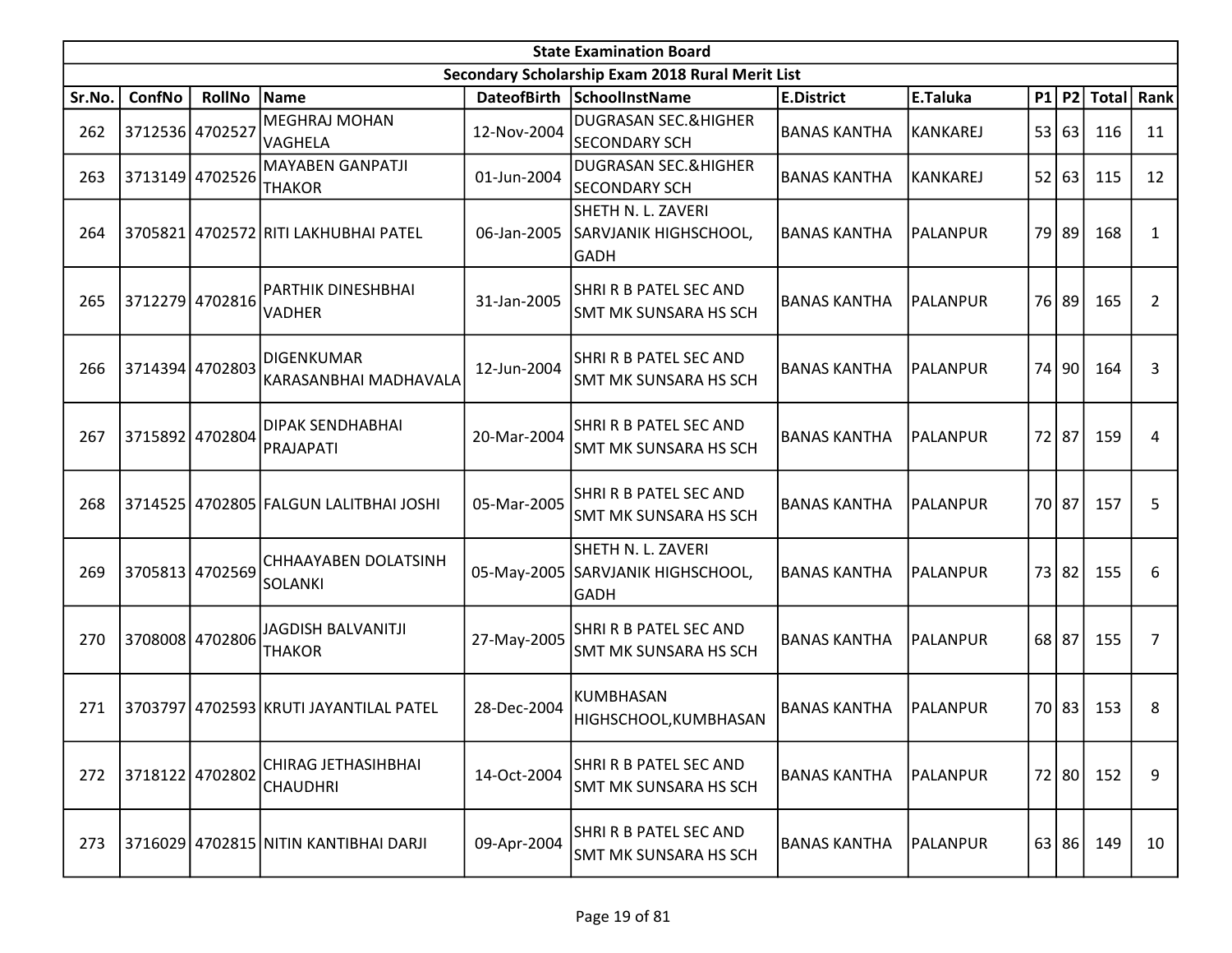| State Examination Board | | | | | | | | | | | | |
|---|---|---|---|---|---|---|---|---|---|---|---|---|
| Secondary Scholarship Exam 2018 Rural Merit List | | | | | | | | | | | | |
| Sr.No. | ConfNo | RollNo | Name | DateofBirth | SchoolInstName | E.District | E.Taluka | P1 | P2 | Total | Rank |
| 262 | 3712536 | 4702527 | MEGHRAJ MOHAN VAGHELA | 12-Nov-2004 | DUGRASAN SEC.&HIGHER SECONDARY SCH | BANAS KANTHA | KANKAREJ | 53 | 63 | 116 | 11 |
| 263 | 3713149 | 4702526 | MAYABEN GANPATJI THAKOR | 01-Jun-2004 | DUGRASAN SEC.&HIGHER SECONDARY SCH | BANAS KANTHA | KANKAREJ | 52 | 63 | 115 | 12 |
| 264 | 3705821 | 4702572 | RITI LAKHUBHAI PATEL | 06-Jan-2005 | SHETH N. L. ZAVERI SARVJANIK HIGHSCHOOL, GADH | BANAS KANTHA | PALANPUR | 79 | 89 | 168 | 1 |
| 265 | 3712279 | 4702816 | PARTHIK DINESHBHAI VADHER | 31-Jan-2005 | SHRI R B PATEL SEC AND SMT MK SUNSARA HS SCH | BANAS KANTHA | PALANPUR | 76 | 89 | 165 | 2 |
| 266 | 3714394 | 4702803 | DIGENKUMAR KARASANBHAI MADHAVALA | 12-Jun-2004 | SHRI R B PATEL SEC AND SMT MK SUNSARA HS SCH | BANAS KANTHA | PALANPUR | 74 | 90 | 164 | 3 |
| 267 | 3715892 | 4702804 | DIPAK SENDHABHAI PRAJAPATI | 20-Mar-2004 | SHRI R B PATEL SEC AND SMT MK SUNSARA HS SCH | BANAS KANTHA | PALANPUR | 72 | 87 | 159 | 4 |
| 268 | 3714525 | 4702805 | FALGUN LALITBHAI JOSHI | 05-Mar-2005 | SHRI R B PATEL SEC AND SMT MK SUNSARA HS SCH | BANAS KANTHA | PALANPUR | 70 | 87 | 157 | 5 |
| 269 | 3705813 | 4702569 | CHHAAYABEN DOLATSINH SOLANKI | 05-May-2005 | SHETH N. L. ZAVERI SARVJANIK HIGHSCHOOL, GADH | BANAS KANTHA | PALANPUR | 73 | 82 | 155 | 6 |
| 270 | 3708008 | 4702806 | JAGDISH BALVANITJI THAKOR | 27-May-2005 | SHRI R B PATEL SEC AND SMT MK SUNSARA HS SCH | BANAS KANTHA | PALANPUR | 68 | 87 | 155 | 7 |
| 271 | 3703797 | 4702593 | KRUTI JAYANTILAL PATEL | 28-Dec-2004 | KUMBHASAN HIGHSCHOOL,KUMBHASAN | BANAS KANTHA | PALANPUR | 70 | 83 | 153 | 8 |
| 272 | 3718122 | 4702802 | CHIRAG JETHASIHBHAI CHAUDHRI | 14-Oct-2004 | SHRI R B PATEL SEC AND SMT MK SUNSARA HS SCH | BANAS KANTHA | PALANPUR | 72 | 80 | 152 | 9 |
| 273 | 3716029 | 4702815 | NITIN KANTIBHAI DARJI | 09-Apr-2004 | SHRI R B PATEL SEC AND SMT MK SUNSARA HS SCH | BANAS KANTHA | PALANPUR | 63 | 86 | 149 | 10 |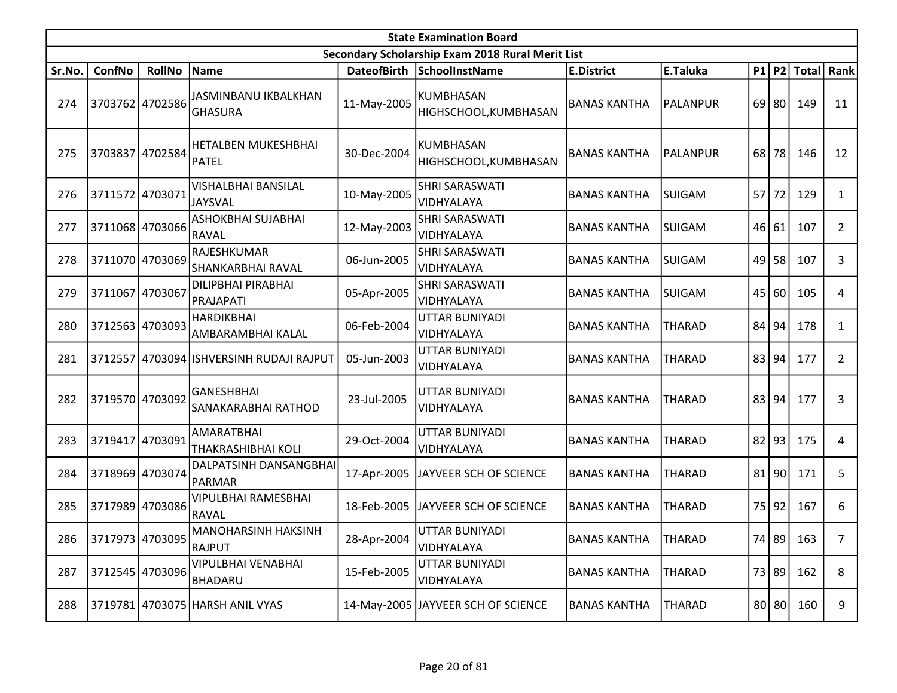| State Examination Board | | | | | | | | | | | |
|---|---|---|---|---|---|---|---|---|---|---|---|
| Secondary Scholarship Exam 2018 Rural Merit List | | | | | | | | | | | |
| Sr.No. | ConfNo | RollNo | Name | DateofBirth | SchoolInstName | E.District | E.Taluka | P1 | P2 | Total | Rank |
| 274 | 3703762 | 4702586 | JASMINBANU IKBALKHAN GHASURA | 11-May-2005 | KUMBHASAN HIGHSCHOOL,KUMBHASAN | BANAS KANTHA | PALANPUR | 69 | 80 | 149 | 11 |
| 275 | 3703837 | 4702584 | HETALBEN MUKESHBHAI PATEL | 30-Dec-2004 | KUMBHASAN HIGHSCHOOL,KUMBHASAN | BANAS KANTHA | PALANPUR | 68 | 78 | 146 | 12 |
| 276 | 3711572 | 4703071 | VISHALBHAI BANSILAL JAYSVAL | 10-May-2005 | SHRI SARASWATI VIDHYALAYA | BANAS KANTHA | SUIGAM | 57 | 72 | 129 | 1 |
| 277 | 3711068 | 4703066 | ASHOKBHAI SUJABHAI RAVAL | 12-May-2003 | SHRI SARASWATI VIDHYALAYA | BANAS KANTHA | SUIGAM | 46 | 61 | 107 | 2 |
| 278 | 3711070 | 4703069 | RAJESHKUMAR SHANKARBHAI RAVAL | 06-Jun-2005 | SHRI SARASWATI VIDHYALAYA | BANAS KANTHA | SUIGAM | 49 | 58 | 107 | 3 |
| 279 | 3711067 | 4703067 | DILIPBHAI PIRABHAI PRAJAPATI | 05-Apr-2005 | SHRI SARASWATI VIDHYALAYA | BANAS KANTHA | SUIGAM | 45 | 60 | 105 | 4 |
| 280 | 3712563 | 4703093 | HARDIKBHAI AMBARAMBHAI KALAL | 06-Feb-2004 | UTTAR BUNIYADI VIDHYALAYA | BANAS KANTHA | THARAD | 84 | 94 | 178 | 1 |
| 281 | 3712557 | 4703094 | ISHVERSINH RUDAJI RAJPUT | 05-Jun-2003 | UTTAR BUNIYADI VIDHYALAYA | BANAS KANTHA | THARAD | 83 | 94 | 177 | 2 |
| 282 | 3719570 | 4703092 | GANESHBHAI SANAKARABHAI RATHOD | 23-Jul-2005 | UTTAR BUNIYADI VIDHYALAYA | BANAS KANTHA | THARAD | 83 | 94 | 177 | 3 |
| 283 | 3719417 | 4703091 | AMARATBHAI THAKRASHIBHAI KOLI | 29-Oct-2004 | UTTAR BUNIYADI VIDHYALAYA | BANAS KANTHA | THARAD | 82 | 93 | 175 | 4 |
| 284 | 3718969 | 4703074 | DALPATSINH DANSANGBHAI PARMAR | 17-Apr-2005 | JAYVEER SCH OF SCIENCE | BANAS KANTHA | THARAD | 81 | 90 | 171 | 5 |
| 285 | 3717989 | 4703086 | VIPULBHAI RAMESBHAI RAVAL | 18-Feb-2005 | JAYVEER SCH OF SCIENCE | BANAS KANTHA | THARAD | 75 | 92 | 167 | 6 |
| 286 | 3717973 | 4703095 | MANOHARSINH HAKSINH RAJPUT | 28-Apr-2004 | UTTAR BUNIYADI VIDHYALAYA | BANAS KANTHA | THARAD | 74 | 89 | 163 | 7 |
| 287 | 3712545 | 4703096 | VIPULBHAI VENABHAI BHADARU | 15-Feb-2005 | UTTAR BUNIYADI VIDHYALAYA | BANAS KANTHA | THARAD | 73 | 89 | 162 | 8 |
| 288 | 3719781 | 4703075 | HARSH ANIL VYAS | 14-May-2005 | JAYVEER SCH OF SCIENCE | BANAS KANTHA | THARAD | 80 | 80 | 160 | 9 |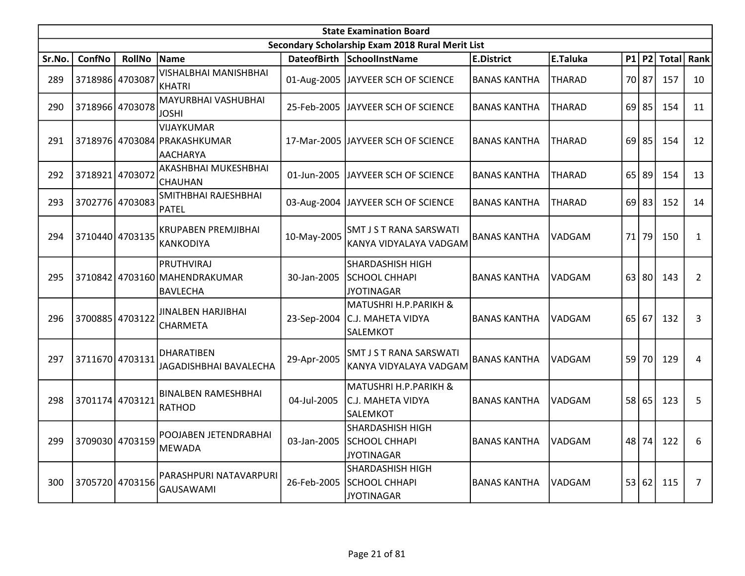| State Examination Board | | | | | | | | | | | |
|---|---|---|---|---|---|---|---|---|---|---|---|
| Secondary Scholarship Exam 2018 Rural Merit List | | | | | | | | | | | |
| Sr.No. | ConfNo | RollNo | Name | DateofBirth | SchoolInstName | E.District | E.Taluka | P1 | P2 | Total | Rank |
| 289 | 3718986 | 4703087 | VISHALBHAI MANISHBHAI KHATRI | 01-Aug-2005 | JAYVEER SCH OF SCIENCE | BANAS KANTHA | THARAD | 70 | 87 | 157 | 10 |
| 290 | 3718966 | 4703078 | MAYURBHAI VASHUBHAI JOSHI | 25-Feb-2005 | JAYVEER SCH OF SCIENCE | BANAS KANTHA | THARAD | 69 | 85 | 154 | 11 |
| 291 | 3718976 | 4703084 | VIJAYKUMAR PRAKASHKUMAR AACHARYA | 17-Mar-2005 | JAYVEER SCH OF SCIENCE | BANAS KANTHA | THARAD | 69 | 85 | 154 | 12 |
| 292 | 3718921 | 4703072 | AKASHBHAI MUKESHBHAI CHAUHAN | 01-Jun-2005 | JAYVEER SCH OF SCIENCE | BANAS KANTHA | THARAD | 65 | 89 | 154 | 13 |
| 293 | 3702776 | 4703083 | SMITHBHAI RAJESHBHAI PATEL | 03-Aug-2004 | JAYVEER SCH OF SCIENCE | BANAS KANTHA | THARAD | 69 | 83 | 152 | 14 |
| 294 | 3710440 | 4703135 | KRUPABEN PREMJIBHAI KANKODIYA | 10-May-2005 | SMT J S T RANA SARSWATI KANYA VIDYALAYA VADGAM | BANAS KANTHA | VADGAM | 71 | 79 | 150 | 1 |
| 295 | 3710842 | 4703160 | PRUTHVIRAJ MAHENDRAKUMAR BAVLECHA | 30-Jan-2005 | SHARDASHISH HIGH SCHOOL CHHAPI JYOTINAGAR | BANAS KANTHA | VADGAM | 63 | 80 | 143 | 2 |
| 296 | 3700885 | 4703122 | JINALBEN HARJIBHAI CHARMETA | 23-Sep-2004 | MATUSHRI H.P.PARIKH & C.J. MAHETA VIDYA SALEMKOT | BANAS KANTHA | VADGAM | 65 | 67 | 132 | 3 |
| 297 | 3711670 | 4703131 | DHARATIBEN JAGADISHBHAI BAVALECHA | 29-Apr-2005 | SMT J S T RANA SARSWATI KANYA VIDYALAYA VADGAM | BANAS KANTHA | VADGAM | 59 | 70 | 129 | 4 |
| 298 | 3701174 | 4703121 | BINALBEN RAMESHBHAI RATHOD | 04-Jul-2005 | MATUSHRI H.P.PARIKH & C.J. MAHETA VIDYA SALEMKOT | BANAS KANTHA | VADGAM | 58 | 65 | 123 | 5 |
| 299 | 3709030 | 4703159 | POOJABEN JETENDRABHAI MEWADA | 03-Jan-2005 | SHARDASHISH HIGH SCHOOL CHHAPI JYOTINAGAR | BANAS KANTHA | VADGAM | 48 | 74 | 122 | 6 |
| 300 | 3705720 | 4703156 | PARASHPURI NATAVARPURI GAUSAWAMI | 26-Feb-2005 | SHARDASHISH HIGH SCHOOL CHHAPI JYOTINAGAR | BANAS KANTHA | VADGAM | 53 | 62 | 115 | 7 |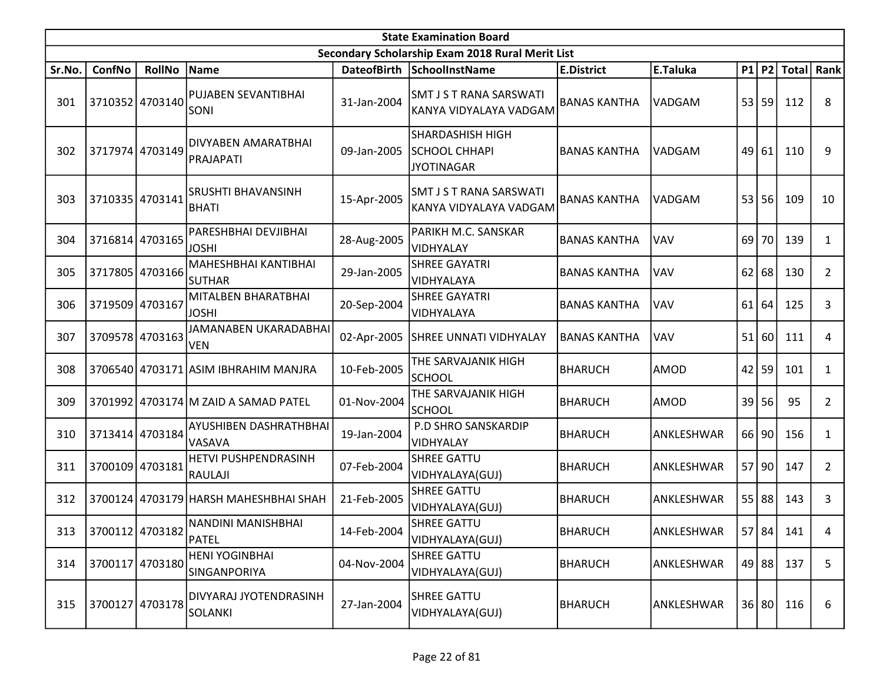| State Examination Board | | | | | | | | | | | | |
|---|---|---|---|---|---|---|---|---|---|---|---|---|
| Secondary Scholarship Exam 2018 Rural Merit List | | | | | | | | | | | | |
| Sr.No. | ConfNo | RollNo | Name | DateofBirth | SchoolInstName | E.District | E.Taluka | P1 | P2 | Total | Rank |
| 301 | 3710352 | 4703140 | PUJABEN SEVANTIBHAI SONI | 31-Jan-2004 | SMT J S T RANA SARSWATI KANYA VIDYALAYA VADGAM | BANAS KANTHA | VADGAM | 53 | 59 | 112 | 8 |
| 302 | 3717974 | 4703149 | DIVYABEN AMARATBHAI PRAJAPATI | 09-Jan-2005 | SHARDASHISH HIGH SCHOOL CHHAPI JYOTINAGAR | BANAS KANTHA | VADGAM | 49 | 61 | 110 | 9 |
| 303 | 3710335 | 4703141 | SRUSHTI BHAVANSINH BHATI | 15-Apr-2005 | SMT J S T RANA SARSWATI KANYA VIDYALAYA VADGAM | BANAS KANTHA | VADGAM | 53 | 56 | 109 | 10 |
| 304 | 3716814 | 4703165 | PARESHBHAI DEVJIBHAI JOSHI | 28-Aug-2005 | PARIKH M.C. SANSKAR VIDHYALAY | BANAS KANTHA | VAV | 69 | 70 | 139 | 1 |
| 305 | 3717805 | 4703166 | MAHESHBHAI KANTIBHAI SUTHAR | 29-Jan-2005 | SHREE GAYATRI VIDHYALAYA | BANAS KANTHA | VAV | 62 | 68 | 130 | 2 |
| 306 | 3719509 | 4703167 | MITALBEN BHARATBHAI JOSHI | 20-Sep-2004 | SHREE GAYATRI VIDHYALAYA | BANAS KANTHA | VAV | 61 | 64 | 125 | 3 |
| 307 | 3709578 | 4703163 | JAMANABEN UKARADABHAI VEN | 02-Apr-2005 | SHREE UNNATI VIDHYALAY | BANAS KANTHA | VAV | 51 | 60 | 111 | 4 |
| 308 | 3706540 | 4703171 | ASIM IBHRAHIM MANJRA | 10-Feb-2005 | THE SARVAJANIK HIGH SCHOOL | BHARUCH | AMOD | 42 | 59 | 101 | 1 |
| 309 | 3701992 | 4703174 | M ZAID A SAMAD PATEL | 01-Nov-2004 | THE SARVAJANIK HIGH SCHOOL | BHARUCH | AMOD | 39 | 56 | 95 | 2 |
| 310 | 3713414 | 4703184 | AYUSHIBEN DASHRATHBHAI VASAVA | 19-Jan-2004 | P.D SHRO SANSKARDIP VIDHYALAY | BHARUCH | ANKLESHWAR | 66 | 90 | 156 | 1 |
| 311 | 3700109 | 4703181 | HETVI PUSHPENDRASINH RAULAJI | 07-Feb-2004 | SHREE GATTU VIDHYALAYA(GUJ) | BHARUCH | ANKLESHWAR | 57 | 90 | 147 | 2 |
| 312 | 3700124 | 4703179 | HARSH MAHESHBHAI SHAH | 21-Feb-2005 | SHREE GATTU VIDHYALAYA(GUJ) | BHARUCH | ANKLESHWAR | 55 | 88 | 143 | 3 |
| 313 | 3700112 | 4703182 | NANDINI MANISHBHAI PATEL | 14-Feb-2004 | SHREE GATTU VIDHYALAYA(GUJ) | BHARUCH | ANKLESHWAR | 57 | 84 | 141 | 4 |
| 314 | 3700117 | 4703180 | HENI YOGINBHAI SINGANPORIYA | 04-Nov-2004 | SHREE GATTU VIDHYALAYA(GUJ) | BHARUCH | ANKLESHWAR | 49 | 88 | 137 | 5 |
| 315 | 3700127 | 4703178 | DIVYARAJ JYOTENDRASINH SOLANKI | 27-Jan-2004 | SHREE GATTU VIDHYALAYA(GUJ) | BHARUCH | ANKLESHWAR | 36 | 80 | 116 | 6 |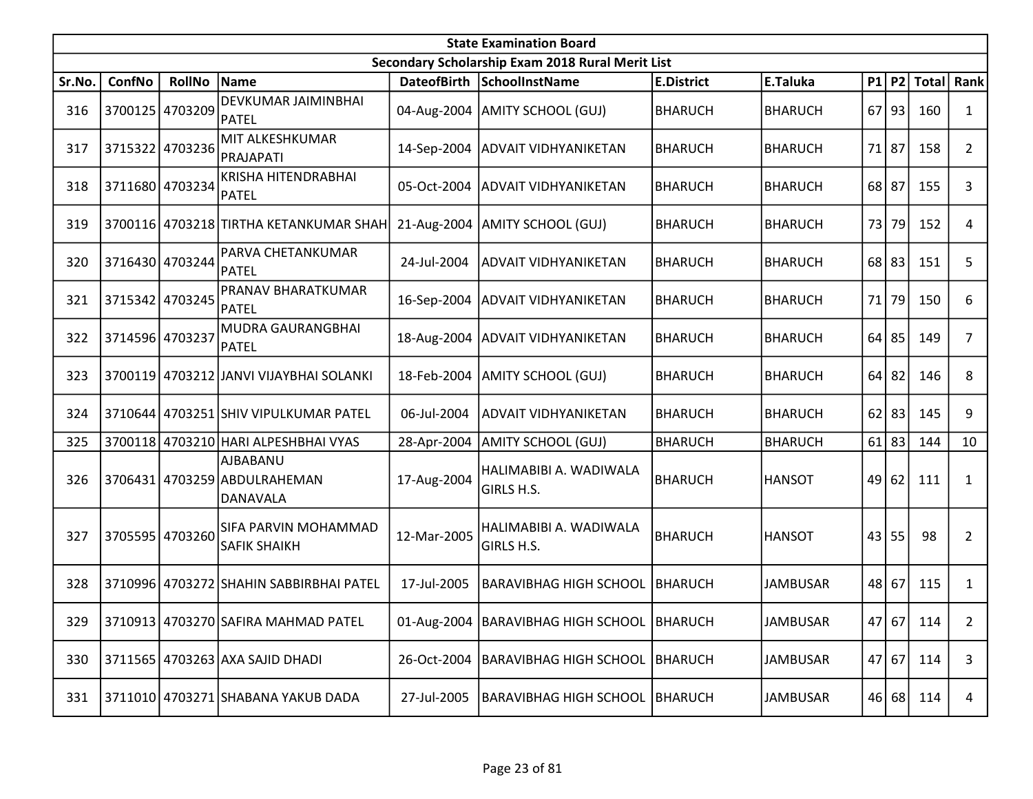| State Examination Board | | | | | | | | | | | |
|---|---|---|---|---|---|---|---|---|---|---|---|
| Secondary Scholarship Exam 2018 Rural Merit List | | | | | | | | | | | |
| Sr.No. | ConfNo | RollNo | Name | DateofBirth | SchoolInstName | E.District | E.Taluka | P1 | P2 | Total | Rank |
| 316 | 3700125 | 4703209 | DEVKUMAR JAIMINBHAI PATEL | 04-Aug-2004 | AMITY SCHOOL (GUJ) | BHARUCH | BHARUCH | 67 | 93 | 160 | 1 |
| 317 | 3715322 | 4703236 | MIT ALKESHKUMAR PRAJAPATI | 14-Sep-2004 | ADVAIT VIDHYANIKETAN | BHARUCH | BHARUCH | 71 | 87 | 158 | 2 |
| 318 | 3711680 | 4703234 | KRISHA HITENDRABHAI PATEL | 05-Oct-2004 | ADVAIT VIDHYANIKETAN | BHARUCH | BHARUCH | 68 | 87 | 155 | 3 |
| 319 | 3700116 | 4703218 | TIRTHA KETANKUMAR SHAH | 21-Aug-2004 | AMITY SCHOOL (GUJ) | BHARUCH | BHARUCH | 73 | 79 | 152 | 4 |
| 320 | 3716430 | 4703244 | PARVA CHETANKUMAR PATEL | 24-Jul-2004 | ADVAIT VIDHYANIKETAN | BHARUCH | BHARUCH | 68 | 83 | 151 | 5 |
| 321 | 3715342 | 4703245 | PRANAV BHARATKUMAR PATEL | 16-Sep-2004 | ADVAIT VIDHYANIKETAN | BHARUCH | BHARUCH | 71 | 79 | 150 | 6 |
| 322 | 3714596 | 4703237 | MUDRA GAURANGBHAI PATEL | 18-Aug-2004 | ADVAIT VIDHYANIKETAN | BHARUCH | BHARUCH | 64 | 85 | 149 | 7 |
| 323 | 3700119 | 4703212 | JANVI VIJAYBHAI SOLANKI | 18-Feb-2004 | AMITY SCHOOL (GUJ) | BHARUCH | BHARUCH | 64 | 82 | 146 | 8 |
| 324 | 3710644 | 4703251 | SHIV VIPULKUMAR PATEL | 06-Jul-2004 | ADVAIT VIDHYANIKETAN | BHARUCH | BHARUCH | 62 | 83 | 145 | 9 |
| 325 | 3700118 | 4703210 | HARI ALPESHBHAI VYAS | 28-Apr-2004 | AMITY SCHOOL (GUJ) | BHARUCH | BHARUCH | 61 | 83 | 144 | 10 |
| 326 | 3706431 | 4703259 | AJBABANU ABDULRAHEMAN DANAVALA | 17-Aug-2004 | HALIMABIBI A. WADIWALA GIRLS H.S. | BHARUCH | HANSOT | 49 | 62 | 111 | 1 |
| 327 | 3705595 | 4703260 | SIFA PARVIN MOHAMMAD SAFIK SHAIKH | 12-Mar-2005 | HALIMABIBI A. WADIWALA GIRLS H.S. | BHARUCH | HANSOT | 43 | 55 | 98 | 2 |
| 328 | 3710996 | 4703272 | SHAHIN SABBIRBHAI PATEL | 17-Jul-2005 | BARAVIBHAG HIGH SCHOOL | BHARUCH | JAMBUSAR | 48 | 67 | 115 | 1 |
| 329 | 3710913 | 4703270 | SAFIRA MAHMAD PATEL | 01-Aug-2004 | BARAVIBHAG HIGH SCHOOL | BHARUCH | JAMBUSAR | 47 | 67 | 114 | 2 |
| 330 | 3711565 | 4703263 | AXA SAJID DHADI | 26-Oct-2004 | BARAVIBHAG HIGH SCHOOL | BHARUCH | JAMBUSAR | 47 | 67 | 114 | 3 |
| 331 | 3711010 | 4703271 | SHABANA YAKUB DADA | 27-Jul-2005 | BARAVIBHAG HIGH SCHOOL | BHARUCH | JAMBUSAR | 46 | 68 | 114 | 4 |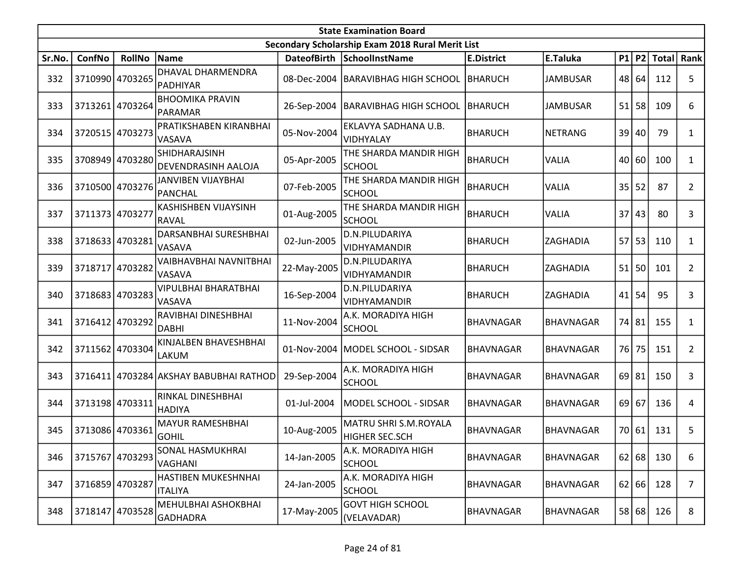| State Examination Board | | | | | | | | | | | |
|---|---|---|---|---|---|---|---|---|---|---|---|
| Secondary Scholarship Exam 2018 Rural Merit List | | | | | | | | | | | |
| Sr.No. | ConfNo | RollNo | Name | DateofBirth | SchoolInstName | E.District | E.Taluka | P1 | P2 | Total | Rank |
| 332 | 3710990 | 4703265 | DHAVAL DHARMENDRA PADHIYAR | 08-Dec-2004 | BARAVIBHAG HIGH SCHOOL | BHARUCH | JAMBUSAR | 48 | 64 | 112 | 5 |
| 333 | 3713261 | 4703264 | BHOOMIKA PRAVIN PARAMAR | 26-Sep-2004 | BARAVIBHAG HIGH SCHOOL | BHARUCH | JAMBUSAR | 51 | 58 | 109 | 6 |
| 334 | 3720515 | 4703273 | PRATIKSHABEN KIRANBHAI VASAVA | 05-Nov-2004 | EKLAVYA SADHANA U.B. VIDHYALAY | BHARUCH | NETRANG | 39 | 40 | 79 | 1 |
| 335 | 3708949 | 4703280 | SHIDHARAJSINH DEVENDRASINH AALOJA | 05-Apr-2005 | THE SHARDA MANDIR HIGH SCHOOL | BHARUCH | VALIA | 40 | 60 | 100 | 1 |
| 336 | 3710500 | 4703276 | JANVIBEN VIJAYBHAI PANCHAL | 07-Feb-2005 | THE SHARDA MANDIR HIGH SCHOOL | BHARUCH | VALIA | 35 | 52 | 87 | 2 |
| 337 | 3711373 | 4703277 | KASHISHBEN VIJAYSINH RAVAL | 01-Aug-2005 | THE SHARDA MANDIR HIGH SCHOOL | BHARUCH | VALIA | 37 | 43 | 80 | 3 |
| 338 | 3718633 | 4703281 | DARSANBHAI SURESHBHAI VASAVA | 02-Jun-2005 | D.N.PILUDARIYA VIDHYAMANDIR | BHARUCH | ZAGHADIA | 57 | 53 | 110 | 1 |
| 339 | 3718717 | 4703282 | VAIBHAVBHAI NAVNITBHAI VASAVA | 22-May-2005 | D.N.PILUDARIYA VIDHYAMANDIR | BHARUCH | ZAGHADIA | 51 | 50 | 101 | 2 |
| 340 | 3718683 | 4703283 | VIPULBHAI BHARATBHAI VASAVA | 16-Sep-2004 | D.N.PILUDARIYA VIDHYAMANDIR | BHARUCH | ZAGHADIA | 41 | 54 | 95 | 3 |
| 341 | 3716412 | 4703292 | RAVIBHAI DINESHBHAI DABHI | 11-Nov-2004 | A.K. MORADIYA HIGH SCHOOL | BHAVNAGAR | BHAVNAGAR | 74 | 81 | 155 | 1 |
| 342 | 3711562 | 4703304 | KINJALBEN BHAVESHBHAI LAKUM | 01-Nov-2004 | MODEL SCHOOL - SIDSAR | BHAVNAGAR | BHAVNAGAR | 76 | 75 | 151 | 2 |
| 343 | 3716411 | 4703284 | AKSHAY BABUBHAI RATHOD | 29-Sep-2004 | A.K. MORADIYA HIGH SCHOOL | BHAVNAGAR | BHAVNAGAR | 69 | 81 | 150 | 3 |
| 344 | 3713198 | 4703311 | RINKAL DINESHBHAI HADIYA | 01-Jul-2004 | MODEL SCHOOL - SIDSAR | BHAVNAGAR | BHAVNAGAR | 69 | 67 | 136 | 4 |
| 345 | 3713086 | 4703361 | MAYUR RAMESHBHAI GOHIL | 10-Aug-2005 | MATRU SHRI S.M.ROYALA HIGHER SEC.SCH | BHAVNAGAR | BHAVNAGAR | 70 | 61 | 131 | 5 |
| 346 | 3715767 | 4703293 | SONAL HASMUKHRAI VAGHANI | 14-Jan-2005 | A.K. MORADIYA HIGH SCHOOL | BHAVNAGAR | BHAVNAGAR | 62 | 68 | 130 | 6 |
| 347 | 3716859 | 4703287 | HASTIBEN MUKESHNHAI ITALIYA | 24-Jan-2005 | A.K. MORADIYA HIGH SCHOOL | BHAVNAGAR | BHAVNAGAR | 62 | 66 | 128 | 7 |
| 348 | 3718147 | 4703528 | MEHULBHAI ASHOKBHAI GADHADRA | 17-May-2005 | GOVT HIGH SCHOOL (VELAVADAR) | BHAVNAGAR | BHAVNAGAR | 58 | 68 | 126 | 8 |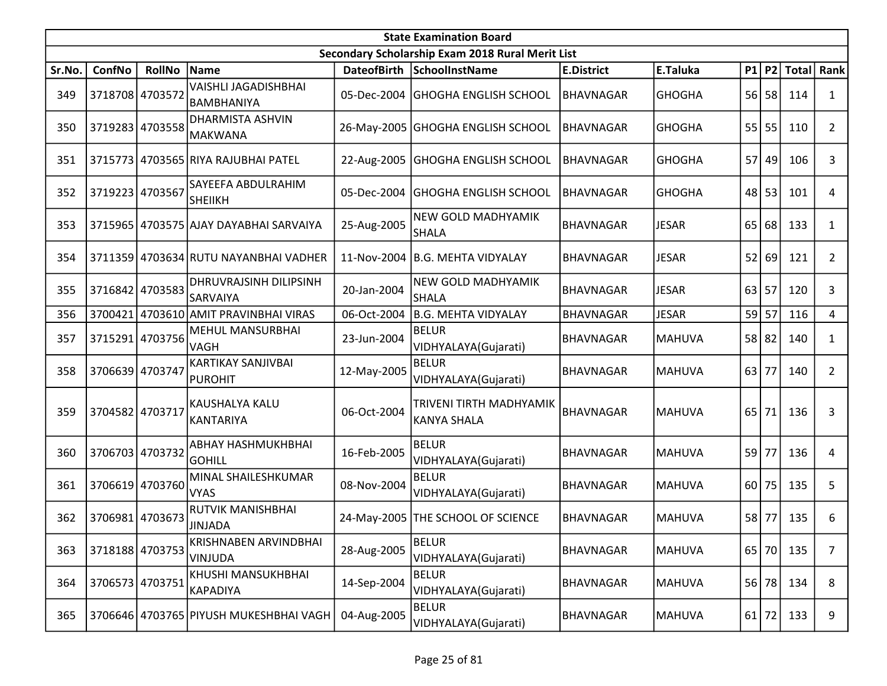| State Examination Board | | | | | | | | | | | |
|---|---|---|---|---|---|---|---|---|---|---|---|
| Secondary Scholarship Exam 2018 Rural Merit List | | | | | | | | | | | |
| Sr.No. | ConfNo | RollNo | Name | DateofBirth | SchoolInstName | E.District | E.Taluka | P1 | P2 | Total | Rank |
| 349 | 3718708 | 4703572 | VAISHLI JAGADISHBHAI BAMBHANIYA | 05-Dec-2004 | GHOGHA ENGLISH SCHOOL | BHAVNAGAR | GHOGHA | 56 | 58 | 114 | 1 |
| 350 | 3719283 | 4703558 | DHARMISTA ASHVIN MAKWANA | 26-May-2005 | GHOGHA ENGLISH SCHOOL | BHAVNAGAR | GHOGHA | 55 | 55 | 110 | 2 |
| 351 | 3715773 | 4703565 | RIYA RAJUBHAI PATEL | 22-Aug-2005 | GHOGHA ENGLISH SCHOOL | BHAVNAGAR | GHOGHA | 57 | 49 | 106 | 3 |
| 352 | 3719223 | 4703567 | SAYEEFA ABDULRAHIM SHEIIKH | 05-Dec-2004 | GHOGHA ENGLISH SCHOOL | BHAVNAGAR | GHOGHA | 48 | 53 | 101 | 4 |
| 353 | 3715965 | 4703575 | AJAY DAYABHAI SARVAIYA | 25-Aug-2005 | NEW GOLD MADHYAMIK SHALA | BHAVNAGAR | JESAR | 65 | 68 | 133 | 1 |
| 354 | 3711359 | 4703634 | RUTU NAYANBHAI VADHER | 11-Nov-2004 | B.G. MEHTA VIDYALAY | BHAVNAGAR | JESAR | 52 | 69 | 121 | 2 |
| 355 | 3716842 | 4703583 | DHRUVRAJSINH DILIPSINH SARVAIYA | 20-Jan-2004 | NEW GOLD MADHYAMIK SHALA | BHAVNAGAR | JESAR | 63 | 57 | 120 | 3 |
| 356 | 3700421 | 4703610 | AMIT PRAVINBHAI VIRAS | 06-Oct-2004 | B.G. MEHTA VIDYALAY | BHAVNAGAR | JESAR | 59 | 57 | 116 | 4 |
| 357 | 3715291 | 4703756 | MEHUL MANSURBHAI VAGH | 23-Jun-2004 | BELUR VIDHYALAYA(Gujarati) | BHAVNAGAR | MAHUVA | 58 | 82 | 140 | 1 |
| 358 | 3706639 | 4703747 | KARTIKAY SANJIVBAI PUROHIT | 12-May-2005 | BELUR VIDHYALAYA(Gujarati) | BHAVNAGAR | MAHUVA | 63 | 77 | 140 | 2 |
| 359 | 3704582 | 4703717 | KAUSHALYA KALU KANTARIYA | 06-Oct-2004 | TRIVENI TIRTH MADHYAMIK KANYA SHALA | BHAVNAGAR | MAHUVA | 65 | 71 | 136 | 3 |
| 360 | 3706703 | 4703732 | ABHAY HASHMUKHBHAI GOHILL | 16-Feb-2005 | BELUR VIDHYALAYA(Gujarati) | BHAVNAGAR | MAHUVA | 59 | 77 | 136 | 4 |
| 361 | 3706619 | 4703760 | MINAL SHAILESHKUMAR VYAS | 08-Nov-2004 | BELUR VIDHYALAYA(Gujarati) | BHAVNAGAR | MAHUVA | 60 | 75 | 135 | 5 |
| 362 | 3706981 | 4703673 | RUTVIK MANISHBHAI JINJADA | 24-May-2005 | THE SCHOOL OF SCIENCE | BHAVNAGAR | MAHUVA | 58 | 77 | 135 | 6 |
| 363 | 3718188 | 4703753 | KRISHNABEN ARVINDBHAI VINJUDA | 28-Aug-2005 | BELUR VIDHYALAYA(Gujarati) | BHAVNAGAR | MAHUVA | 65 | 70 | 135 | 7 |
| 364 | 3706573 | 4703751 | KHUSHI MANSUKHBHAI KAPADIYA | 14-Sep-2004 | BELUR VIDHYALAYA(Gujarati) | BHAVNAGAR | MAHUVA | 56 | 78 | 134 | 8 |
| 365 | 3706646 | 4703765 | PIYUSH MUKESHBHAI VAGH | 04-Aug-2005 | BELUR VIDHYALAYA(Gujarati) | BHAVNAGAR | MAHUVA | 61 | 72 | 133 | 9 |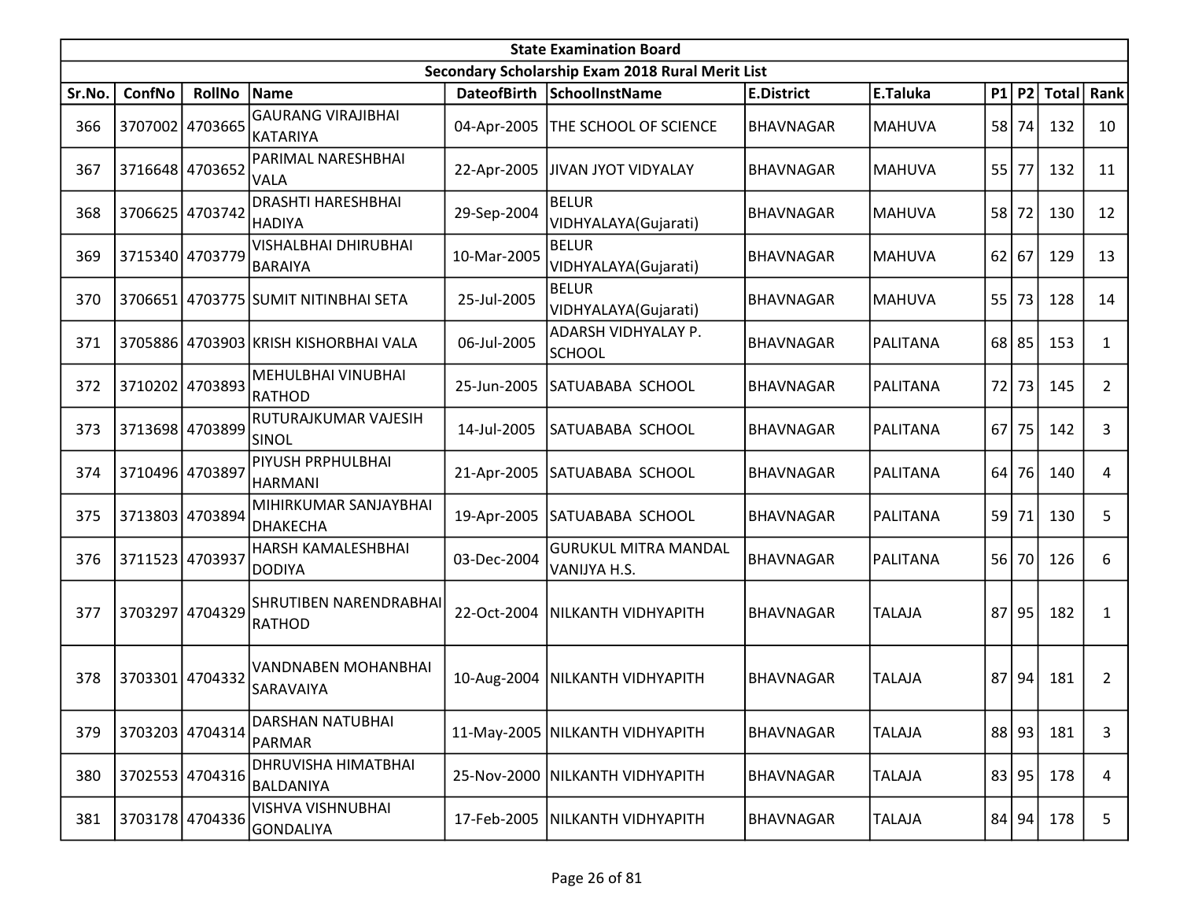| State Examination Board | | | | | | | | | | | | |
|---|---|---|---|---|---|---|---|---|---|---|---|---|
| Secondary Scholarship Exam 2018 Rural Merit List | | | | | | | | | | | | |
| Sr.No. | ConfNo | RollNo | Name | DateofBirth | SchoolInstName | E.District | E.Taluka | P1 | P2 | Total | Rank |
| 366 | 3707002 | 4703665 | GAURANG VIRAJIBHAI KATARIYA | 04-Apr-2005 | THE SCHOOL OF SCIENCE | BHAVNAGAR | MAHUVA | 58 | 74 | 132 | 10 |
| 367 | 3716648 | 4703652 | PARIMAL NARESHBHAI VALA | 22-Apr-2005 | JIVAN JYOT VIDYALAY | BHAVNAGAR | MAHUVA | 55 | 77 | 132 | 11 |
| 368 | 3706625 | 4703742 | DRASHTI HARESHBHAI HADIYA | 29-Sep-2004 | BELUR VIDHYALAYA(Gujarati) | BHAVNAGAR | MAHUVA | 58 | 72 | 130 | 12 |
| 369 | 3715340 | 4703779 | VISHALBHAI DHIRUBHAI BARAIYA | 10-Mar-2005 | BELUR VIDHYALAYA(Gujarati) | BHAVNAGAR | MAHUVA | 62 | 67 | 129 | 13 |
| 370 | 3706651 | 4703775 | SUMIT NITINBHAI SETA | 25-Jul-2005 | BELUR VIDHYALAYA(Gujarati) | BHAVNAGAR | MAHUVA | 55 | 73 | 128 | 14 |
| 371 | 3705886 | 4703903 | KRISH KISHORBHAI VALA | 06-Jul-2005 | ADARSH VIDHYALAY P. SCHOOL | BHAVNAGAR | PALITANA | 68 | 85 | 153 | 1 |
| 372 | 3710202 | 4703893 | MEHULBHAI VINUBHAI RATHOD | 25-Jun-2005 | SATUABABA SCHOOL | BHAVNAGAR | PALITANA | 72 | 73 | 145 | 2 |
| 373 | 3713698 | 4703899 | RUTURAJKUMAR VAJESIH SINOL | 14-Jul-2005 | SATUABABA SCHOOL | BHAVNAGAR | PALITANA | 67 | 75 | 142 | 3 |
| 374 | 3710496 | 4703897 | PIYUSH PRPHULBHAI HARMANI | 21-Apr-2005 | SATUABABA SCHOOL | BHAVNAGAR | PALITANA | 64 | 76 | 140 | 4 |
| 375 | 3713803 | 4703894 | MIHIRKUMAR SANJAYBHAI DHAKECHA | 19-Apr-2005 | SATUABABA SCHOOL | BHAVNAGAR | PALITANA | 59 | 71 | 130 | 5 |
| 376 | 3711523 | 4703937 | HARSH KAMALESHBHAI DODIYA | 03-Dec-2004 | GURUKUL MITRA MANDAL VANIJYA H.S. | BHAVNAGAR | PALITANA | 56 | 70 | 126 | 6 |
| 377 | 3703297 | 4704329 | SHRUTIBEN NARENDRABHAI RATHOD | 22-Oct-2004 | NILKANTH VIDHYAPITH | BHAVNAGAR | TALAJA | 87 | 95 | 182 | 1 |
| 378 | 3703301 | 4704332 | VANDNABEN MOHANBHAI SARAVAIYA | 10-Aug-2004 | NILKANTH VIDHYAPITH | BHAVNAGAR | TALAJA | 87 | 94 | 181 | 2 |
| 379 | 3703203 | 4704314 | DARSHAN NATUBHAI PARMAR | 11-May-2005 | NILKANTH VIDHYAPITH | BHAVNAGAR | TALAJA | 88 | 93 | 181 | 3 |
| 380 | 3702553 | 4704316 | DHRUVISHA HIMATBHAI BALDANIYA | 25-Nov-2000 | NILKANTH VIDHYAPITH | BHAVNAGAR | TALAJA | 83 | 95 | 178 | 4 |
| 381 | 3703178 | 4704336 | VISHVA VISHNUBHAI GONDALIYA | 17-Feb-2005 | NILKANTH VIDHYAPITH | BHAVNAGAR | TALAJA | 84 | 94 | 178 | 5 |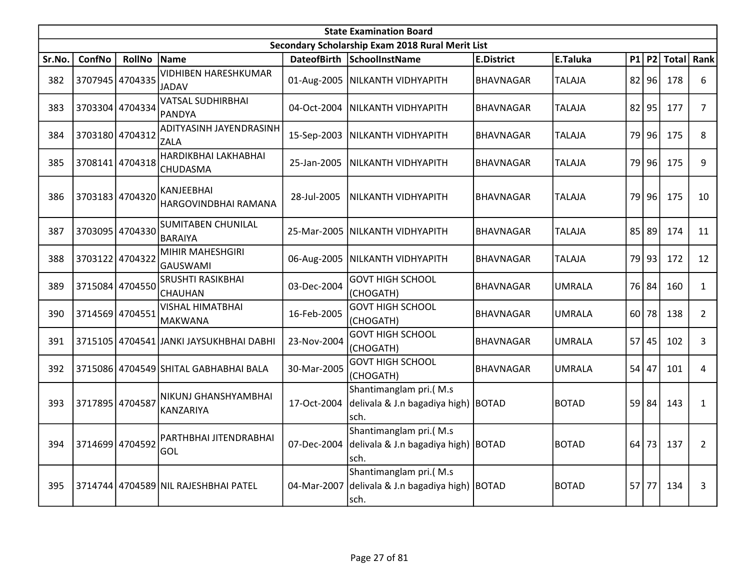| State Examination Board | | | | | | | | | | | | |
|---|---|---|---|---|---|---|---|---|---|---|---|---|
| Secondary Scholarship Exam 2018 Rural Merit List | | | | | | | | | | | | |
| Sr.No. | ConfNo | RollNo | Name | DateofBirth | SchoolInstName | E.District | E.Taluka | P1 | P2 | Total | Rank |
| 382 | 3707945 | 4704335 | VIDHIBEN HARESHKUMAR JADAV | 01-Aug-2005 | NILKANTH VIDHYAPITH | BHAVNAGAR | TALAJA | 82 | 96 | 178 | 6 |
| 383 | 3703304 | 4704334 | VATSAL SUDHIRBHAI PANDYA | 04-Oct-2004 | NILKANTH VIDHYAPITH | BHAVNAGAR | TALAJA | 82 | 95 | 177 | 7 |
| 384 | 3703180 | 4704312 | ADITYASINH JAYENDRASINH ZALA | 15-Sep-2003 | NILKANTH VIDHYAPITH | BHAVNAGAR | TALAJA | 79 | 96 | 175 | 8 |
| 385 | 3708141 | 4704318 | HARDIKBHAI LAKHABHAI CHUDASMA | 25-Jan-2005 | NILKANTH VIDHYAPITH | BHAVNAGAR | TALAJA | 79 | 96 | 175 | 9 |
| 386 | 3703183 | 4704320 | KANJEEBHAI HARGOVINDBHAI RAMANA | 28-Jul-2005 | NILKANTH VIDHYAPITH | BHAVNAGAR | TALAJA | 79 | 96 | 175 | 10 |
| 387 | 3703095 | 4704330 | SUMITABEN CHUNILAL BARAIYA | 25-Mar-2005 | NILKANTH VIDHYAPITH | BHAVNAGAR | TALAJA | 85 | 89 | 174 | 11 |
| 388 | 3703122 | 4704322 | MIHIR MAHESHGIRI GAUSWAMI | 06-Aug-2005 | NILKANTH VIDHYAPITH | BHAVNAGAR | TALAJA | 79 | 93 | 172 | 12 |
| 389 | 3715084 | 4704550 | SRUSHTI RASIKBHAI CHAUHAN | 03-Dec-2004 | GOVT HIGH SCHOOL (CHOGATH) | BHAVNAGAR | UMRALA | 76 | 84 | 160 | 1 |
| 390 | 3714569 | 4704551 | VISHAL HIMATBHAI MAKWANA | 16-Feb-2005 | GOVT HIGH SCHOOL (CHOGATH) | BHAVNAGAR | UMRALA | 60 | 78 | 138 | 2 |
| 391 | 3715105 | 4704541 | JANKI JAYSUKHBHAI DABHI | 23-Nov-2004 | GOVT HIGH SCHOOL (CHOGATH) | BHAVNAGAR | UMRALA | 57 | 45 | 102 | 3 |
| 392 | 3715086 | 4704549 | SHITAL GABHABHAI BALA | 30-Mar-2005 | GOVT HIGH SCHOOL (CHOGATH) | BHAVNAGAR | UMRALA | 54 | 47 | 101 | 4 |
| 393 | 3717895 | 4704587 | NIKUNJ GHANSHYAMBHAI KANZARIYA | 17-Oct-2004 | Shantimanglam pri.( M.s delivala & J.n bagadiya high) sch. | BOTAD | BOTAD | 59 | 84 | 143 | 1 |
| 394 | 3714699 | 4704592 | PARTHBHAI JITENDRABHAI GOL | 07-Dec-2004 | Shantimanglam pri.( M.s delivala & J.n bagadiya high) sch. | BOTAD | BOTAD | 64 | 73 | 137 | 2 |
| 395 | 3714744 | 4704589 | NIL RAJESHBHAI PATEL | 04-Mar-2007 | Shantimanglam pri.( M.s delivala & J.n bagadiya high) sch. | BOTAD | BOTAD | 57 | 77 | 134 | 3 |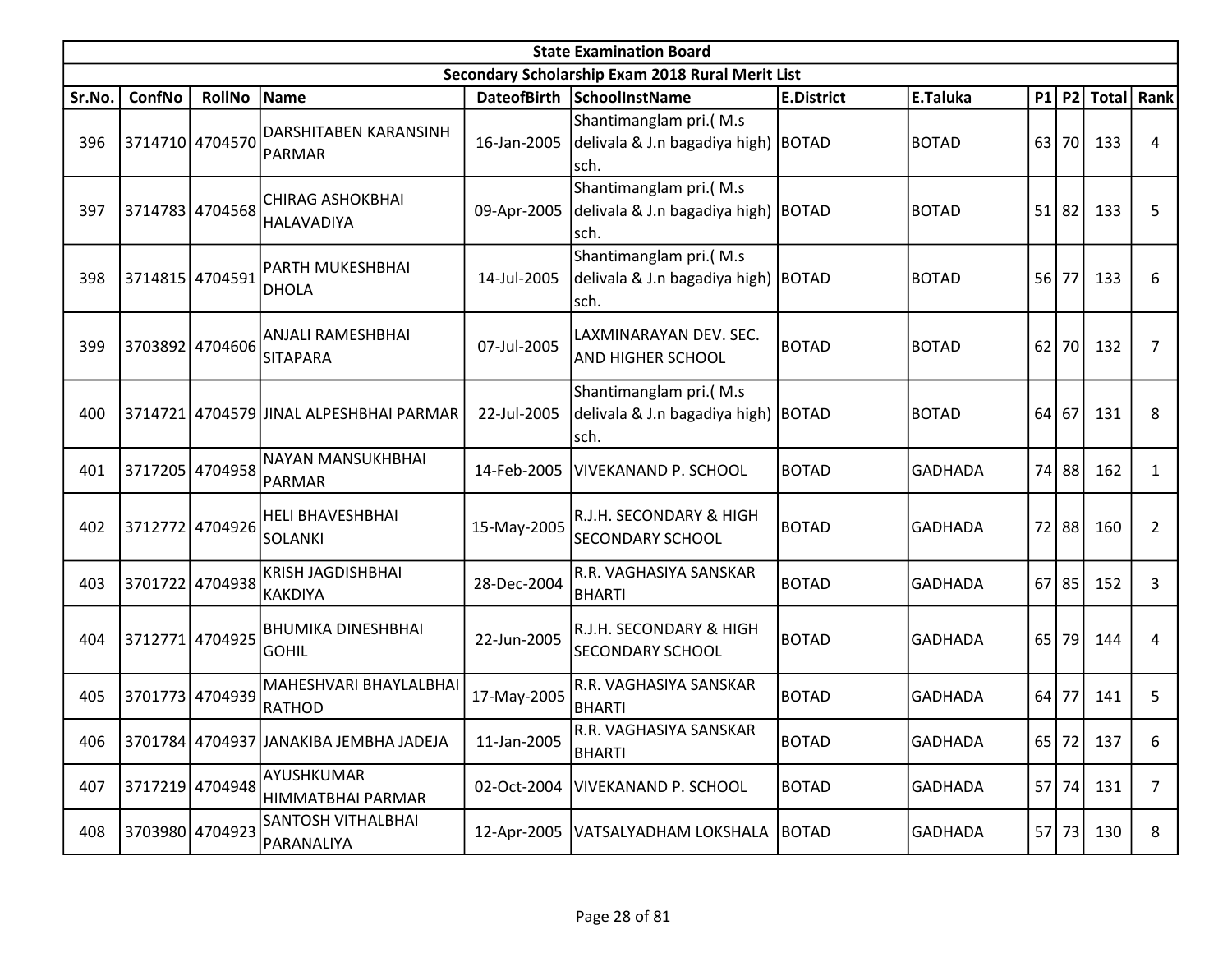| State Examination Board | | | | | | | | | | | |
|---|---|---|---|---|---|---|---|---|---|---|---|
| Secondary Scholarship Exam 2018 Rural Merit List | | | | | | | | | | | |
| Sr.No. | ConfNo | RollNo | Name | DateofBirth | SchoolInstName | E.District | E.Taluka | P1 | P2 | Total | Rank |
| 396 | 3714710 | 4704570 | DARSHITABEN KARANSINH PARMAR | 16-Jan-2005 | Shantimanglam pri.( M.s delivala & J.n bagadiya high) sch. | BOTAD | BOTAD | 63 | 70 | 133 | 4 |
| 397 | 3714783 | 4704568 | CHIRAG ASHOKBHAI HALAVADIYA | 09-Apr-2005 | Shantimanglam pri.( M.s delivala & J.n bagadiya high) sch. | BOTAD | BOTAD | 51 | 82 | 133 | 5 |
| 398 | 3714815 | 4704591 | PARTH MUKESHBHAI DHOLA | 14-Jul-2005 | Shantimanglam pri.( M.s delivala & J.n bagadiya high) sch. | BOTAD | BOTAD | 56 | 77 | 133 | 6 |
| 399 | 3703892 | 4704606 | ANJALI RAMESHBHAI SITAPARA | 07-Jul-2005 | LAXMINARAYAN DEV. SEC. AND HIGHER SCHOOL | BOTAD | BOTAD | 62 | 70 | 132 | 7 |
| 400 | 3714721 | 4704579 | JINAL ALPESHBHAI PARMAR | 22-Jul-2005 | Shantimanglam pri.( M.s delivala & J.n bagadiya high) sch. | BOTAD | BOTAD | 64 | 67 | 131 | 8 |
| 401 | 3717205 | 4704958 | NAYAN MANSUKHBHAI PARMAR | 14-Feb-2005 | VIVEKANAND P. SCHOOL | BOTAD | GADHADA | 74 | 88 | 162 | 1 |
| 402 | 3712772 | 4704926 | HELI BHAVESHBHAI SOLANKI | 15-May-2005 | R.J.H. SECONDARY & HIGH SECONDARY SCHOOL | BOTAD | GADHADA | 72 | 88 | 160 | 2 |
| 403 | 3701722 | 4704938 | KRISH JAGDISHBHAI KAKDIYA | 28-Dec-2004 | R.R. VAGHASIYA SANSKAR BHARTI | BOTAD | GADHADA | 67 | 85 | 152 | 3 |
| 404 | 3712771 | 4704925 | BHUMIKA DINESHBHAI GOHIL | 22-Jun-2005 | R.J.H. SECONDARY & HIGH SECONDARY SCHOOL | BOTAD | GADHADA | 65 | 79 | 144 | 4 |
| 405 | 3701773 | 4704939 | MAHESHVARI BHAYLALBHAI RATHOD | 17-May-2005 | R.R. VAGHASIYA SANSKAR BHARTI | BOTAD | GADHADA | 64 | 77 | 141 | 5 |
| 406 | 3701784 | 4704937 | JANAKIBA JEMBHA JADEJA | 11-Jan-2005 | R.R. VAGHASIYA SANSKAR BHARTI | BOTAD | GADHADA | 65 | 72 | 137 | 6 |
| 407 | 3717219 | 4704948 | AYUSHKUMAR HIMMATBHAI PARMAR | 02-Oct-2004 | VIVEKANAND P. SCHOOL | BOTAD | GADHADA | 57 | 74 | 131 | 7 |
| 408 | 3703980 | 4704923 | SANTOSH VITHALBHAI PARANALIYA | 12-Apr-2005 | VATSALYADHAM LOKSHALA | BOTAD | GADHADA | 57 | 73 | 130 | 8 |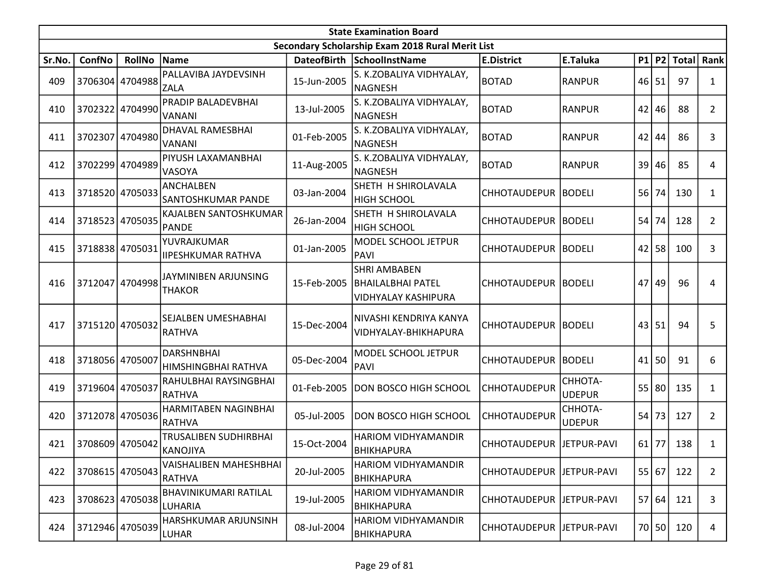| State Examination Board | | | | | | | | | | | | |
|---|---|---|---|---|---|---|---|---|---|---|---|---|
| Secondary Scholarship Exam 2018 Rural Merit List | | | | | | | | | | | | |
| Sr.No. | ConfNo | RollNo | Name | DateofBirth | SchoolInstName | E.District | E.Taluka | P1 | P2 | Total | Rank |
| 409 | 3706304 | 4704988 | PALLAVIBA JAYDEVSINH ZALA | 15-Jun-2005 | S. K.ZOBALIYA VIDHYALAY, NAGNESH | BOTAD | RANPUR | 46 | 51 | 97 | 1 |
| 410 | 3702322 | 4704990 | PRADIP BALADEVBHAI VANANI | 13-Jul-2005 | S. K.ZOBALIYA VIDHYALAY, NAGNESH | BOTAD | RANPUR | 42 | 46 | 88 | 2 |
| 411 | 3702307 | 4704980 | DHAVAL RAMESBHAI VANANI | 01-Feb-2005 | S. K.ZOBALIYA VIDHYALAY, NAGNESH | BOTAD | RANPUR | 42 | 44 | 86 | 3 |
| 412 | 3702299 | 4704989 | PIYUSH LAXAMANBHAI VASOYA | 11-Aug-2005 | S. K.ZOBALIYA VIDHYALAY, NAGNESH | BOTAD | RANPUR | 39 | 46 | 85 | 4 |
| 413 | 3718520 | 4705033 | ANCHALBEN SANTOSHKUMAR PANDE | 03-Jan-2004 | SHETH H SHIROLAVALA HIGH SCHOOL | CHHOTAUDEPUR | BODELI | 56 | 74 | 130 | 1 |
| 414 | 3718523 | 4705035 | KAJALBEN SANTOSHKUMAR PANDE | 26-Jan-2004 | SHETH H SHIROLAVALA HIGH SCHOOL | CHHOTAUDEPUR | BODELI | 54 | 74 | 128 | 2 |
| 415 | 3718838 | 4705031 | YUVRAJKUMAR IIPESHKUMAR RATHVA | 01-Jan-2005 | MODEL SCHOOL JETPUR PAVI | CHHOTAUDEPUR | BODELI | 42 | 58 | 100 | 3 |
| 416 | 3712047 | 4704998 | JAYMINIBEN ARJUNSING THAKOR | 15-Feb-2005 | SHRI AMBABEN BHAILALBHAI PATEL VIDHYALAY KASHIPURA | CHHOTAUDEPUR | BODELI | 47 | 49 | 96 | 4 |
| 417 | 3715120 | 4705032 | SEJALBEN UMESHABHAI RATHVA | 15-Dec-2004 | NIVASHI KENDRIYA KANYA VIDHYALAY-BHIKHAPURA | CHHOTAUDEPUR | BODELI | 43 | 51 | 94 | 5 |
| 418 | 3718056 | 4705007 | DARSHNBHAI HIMSHINGBHAI RATHVA | 05-Dec-2004 | MODEL SCHOOL JETPUR PAVI | CHHOTAUDEPUR | BODELI | 41 | 50 | 91 | 6 |
| 419 | 3719604 | 4705037 | RAHULBHAI RAYSINGBHAI RATHVA | 01-Feb-2005 | DON BOSCO HIGH SCHOOL | CHHOTAUDEPUR | CHHOTA-UDEPUR | 55 | 80 | 135 | 1 |
| 420 | 3712078 | 4705036 | HARMITABEN NAGINBHAI RATHVA | 05-Jul-2005 | DON BOSCO HIGH SCHOOL | CHHOTAUDEPUR | CHHOTA-UDEPUR | 54 | 73 | 127 | 2 |
| 421 | 3708609 | 4705042 | TRUSALIBEN SUDHIRBHAI KANOJIYA | 15-Oct-2004 | HARIOM VIDHYAMANDIR BHIKHAPURA | CHHOTAUDEPUR | JETPUR-PAVI | 61 | 77 | 138 | 1 |
| 422 | 3708615 | 4705043 | VAISHALIBEN MAHESHBHAI RATHVA | 20-Jul-2005 | HARIOM VIDHYAMANDIR BHIKHAPURA | CHHOTAUDEPUR | JETPUR-PAVI | 55 | 67 | 122 | 2 |
| 423 | 3708623 | 4705038 | BHAVINIKUMARI RATILAL LUHARIA | 19-Jul-2005 | HARIOM VIDHYAMANDIR BHIKHAPURA | CHHOTAUDEPUR | JETPUR-PAVI | 57 | 64 | 121 | 3 |
| 424 | 3712946 | 4705039 | HARSHKUMAR ARJUNSINH LUHAR | 08-Jul-2004 | HARIOM VIDHYAMANDIR BHIKHAPURA | CHHOTAUDEPUR | JETPUR-PAVI | 70 | 50 | 120 | 4 |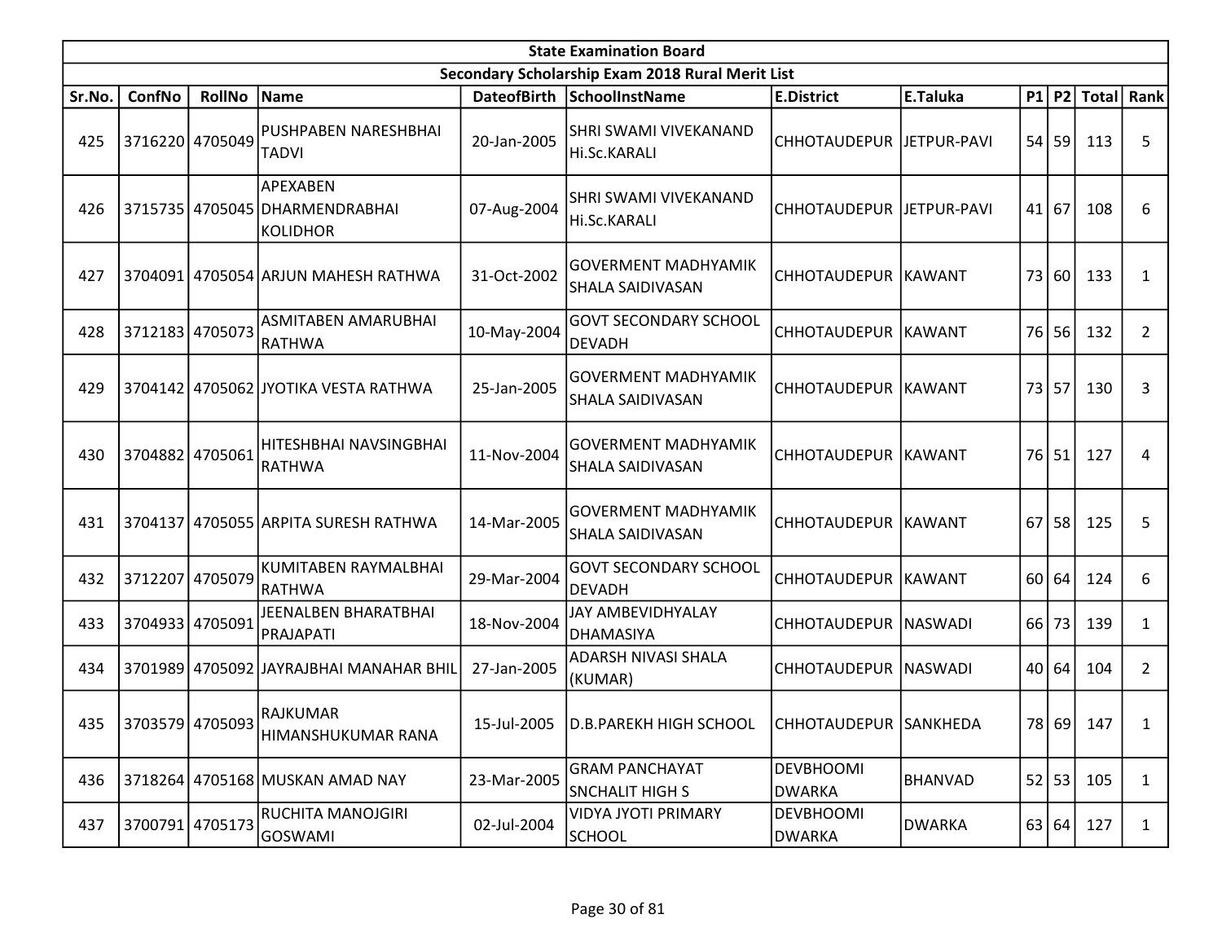| State Examination Board | | | | | | | | | | | |
|---|---|---|---|---|---|---|---|---|---|---|---|
| Secondary Scholarship Exam 2018 Rural Merit List | | | | | | | | | | | |
| Sr.No. | ConfNo | RollNo | Name | DateofBirth | SchoolInstName | E.District | E.Taluka | P1 | P2 | Total | Rank |
| 425 | 3716220 | 4705049 | PUSHPABEN NARESHBHAI TADVI | 20-Jan-2005 | SHRI SWAMI VIVEKANAND Hi.Sc.KARALI | CHHOTAUDEPUR | JETPUR-PAVI | 54 | 59 | 113 | 5 |
| 426 | 3715735 | 4705045 | APEXABEN DHARMENDRABHAI KOLIDHOR | 07-Aug-2004 | SHRI SWAMI VIVEKANAND Hi.Sc.KARALI | CHHOTAUDEPUR | JETPUR-PAVI | 41 | 67 | 108 | 6 |
| 427 | 3704091 | 4705054 | ARJUN MAHESH RATHWA | 31-Oct-2002 | GOVERMENT MADHYAMIK SHALA SAIDIVASAN | CHHOTAUDEPUR | KAWANT | 73 | 60 | 133 | 1 |
| 428 | 3712183 | 4705073 | ASMITABEN AMARUBHAI RATHWA | 10-May-2004 | GOVT SECONDARY SCHOOL DEVADH | CHHOTAUDEPUR | KAWANT | 76 | 56 | 132 | 2 |
| 429 | 3704142 | 4705062 | JYOTIKA VESTA RATHWA | 25-Jan-2005 | GOVERMENT MADHYAMIK SHALA SAIDIVASAN | CHHOTAUDEPUR | KAWANT | 73 | 57 | 130 | 3 |
| 430 | 3704882 | 4705061 | HITESHBHAI NAVSINGBHAI RATHWA | 11-Nov-2004 | GOVERMENT MADHYAMIK SHALA SAIDIVASAN | CHHOTAUDEPUR | KAWANT | 76 | 51 | 127 | 4 |
| 431 | 3704137 | 4705055 | ARPITA SURESH RATHWA | 14-Mar-2005 | GOVERMENT MADHYAMIK SHALA SAIDIVASAN | CHHOTAUDEPUR | KAWANT | 67 | 58 | 125 | 5 |
| 432 | 3712207 | 4705079 | KUMITABEN RAYMALBHAI RATHWA | 29-Mar-2004 | GOVT SECONDARY SCHOOL DEVADH | CHHOTAUDEPUR | KAWANT | 60 | 64 | 124 | 6 |
| 433 | 3704933 | 4705091 | JEENALBEN BHARATBHAI PRAJAPATI | 18-Nov-2004 | JAY AMBEVIDHYALAY DHAMASIYA | CHHOTAUDEPUR | NASWADI | 66 | 73 | 139 | 1 |
| 434 | 3701989 | 4705092 | JAYRAJBHAI MANAHAR BHIL | 27-Jan-2005 | ADARSH NIVASI SHALA (KUMAR) | CHHOTAUDEPUR | NASWADI | 40 | 64 | 104 | 2 |
| 435 | 3703579 | 4705093 | RAJKUMAR HIMANSHUKUMAR RANA | 15-Jul-2005 | D.B.PAREKH HIGH SCHOOL | CHHOTAUDEPUR | SANKHEDA | 78 | 69 | 147 | 1 |
| 436 | 3718264 | 4705168 | MUSKAN AMAD NAY | 23-Mar-2005 | GRAM PANCHAYAT SNCHALIT HIGH S | DEVBHOOMI DWARKA | BHANVAD | 52 | 53 | 105 | 1 |
| 437 | 3700791 | 4705173 | RUCHITA MANOJGIRI GOSWAMI | 02-Jul-2004 | VIDYA JYOTI PRIMARY SCHOOL | DEVBHOOMI DWARKA | DWARKA | 63 | 64 | 127 | 1 |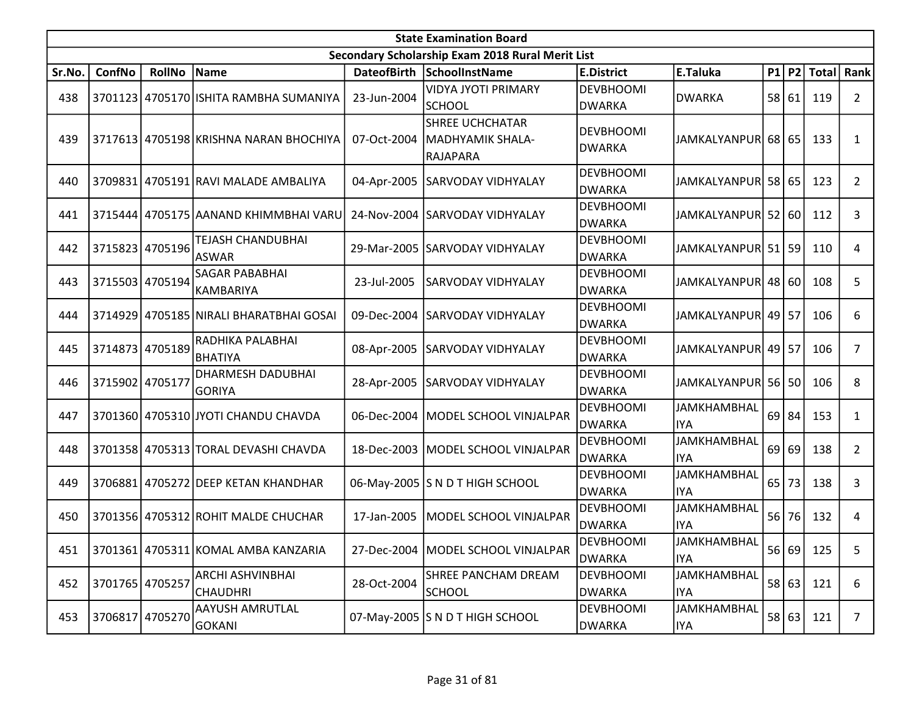| State Examination Board | | | | | | | | | | | |
|---|---|---|---|---|---|---|---|---|---|---|---|
| Secondary Scholarship Exam 2018 Rural Merit List | | | | | | | | | | | |
| Sr.No. | ConfNo | RollNo | Name | DateofBirth | SchoolInstName | E.District | E.Taluka | P1 | P2 | Total | Rank |
| 438 | 3701123 | 4705170 | ISHITA RAMBHA SUMANIYA | 23-Jun-2004 | VIDYA JYOTI PRIMARY SCHOOL | DEVBHOOMI DWARKA | DWARKA | 58 | 61 | 119 | 2 |
| 439 | 3717613 | 4705198 | KRISHNA NARAN BHOCHIYA | 07-Oct-2004 | SHREE UCHCHATAR MADHYAMIK SHALA-RAJAPARA | DEVBHOOMI DWARKA | JAMKALYANPUR | 68 | 65 | 133 | 1 |
| 440 | 3709831 | 4705191 | RAVI MALADE AMBALIYA | 04-Apr-2005 | SARVODAY VIDHYALAY | DEVBHOOMI DWARKA | JAMKALYANPUR | 58 | 65 | 123 | 2 |
| 441 | 3715444 | 4705175 | AANAND KHIMMBHAI VARU | 24-Nov-2004 | SARVODAY VIDHYALAY | DEVBHOOMI DWARKA | JAMKALYANPUR | 52 | 60 | 112 | 3 |
| 442 | 3715823 | 4705196 | TEJASH CHANDUBHAI ASWAR | 29-Mar-2005 | SARVODAY VIDHYALAY | DEVBHOOMI DWARKA | JAMKALYANPUR | 51 | 59 | 110 | 4 |
| 443 | 3715503 | 4705194 | SAGAR PABABHAI KAMBARIYA | 23-Jul-2005 | SARVODAY VIDHYALAY | DEVBHOOMI DWARKA | JAMKALYANPUR | 48 | 60 | 108 | 5 |
| 444 | 3714929 | 4705185 | NIRALI BHARATBHAI GOSAI | 09-Dec-2004 | SARVODAY VIDHYALAY | DEVBHOOMI DWARKA | JAMKALYANPUR | 49 | 57 | 106 | 6 |
| 445 | 3714873 | 4705189 | RADHIKA PALABHAI BHATIYA | 08-Apr-2005 | SARVODAY VIDHYALAY | DEVBHOOMI DWARKA | JAMKALYANPUR | 49 | 57 | 106 | 7 |
| 446 | 3715902 | 4705177 | DHARMESH DADUBHAI GORIYA | 28-Apr-2005 | SARVODAY VIDHYALAY | DEVBHOOMI DWARKA | JAMKALYANPUR | 56 | 50 | 106 | 8 |
| 447 | 3701360 | 4705310 | JYOTI CHANDU CHAVDA | 06-Dec-2004 | MODEL SCHOOL VINJALPAR | DEVBHOOMI DWARKA | JAMKHAMBHALIYA | 69 | 84 | 153 | 1 |
| 448 | 3701358 | 4705313 | TORAL DEVASHI CHAVDA | 18-Dec-2003 | MODEL SCHOOL VINJALPAR | DEVBHOOMI DWARKA | JAMKHAMBHALIYA | 69 | 69 | 138 | 2 |
| 449 | 3706881 | 4705272 | DEEP KETAN KHANDHAR | 06-May-2005 | S N D T HIGH SCHOOL | DEVBHOOMI DWARKA | JAMKHAMBHALIYA | 65 | 73 | 138 | 3 |
| 450 | 3701356 | 4705312 | ROHIT MALDE CHUCHAR | 17-Jan-2005 | MODEL SCHOOL VINJALPAR | DEVBHOOMI DWARKA | JAMKHAMBHALIYA | 56 | 76 | 132 | 4 |
| 451 | 3701361 | 4705311 | KOMAL AMBA KANZARIA | 27-Dec-2004 | MODEL SCHOOL VINJALPAR | DEVBHOOMI DWARKA | JAMKHAMBHALIYA | 56 | 69 | 125 | 5 |
| 452 | 3701765 | 4705257 | ARCHI ASHVINBHAI CHAUDHRI | 28-Oct-2004 | SHREE PANCHAM DREAM SCHOOL | DEVBHOOMI DWARKA | JAMKHAMBHALIYA | 58 | 63 | 121 | 6 |
| 453 | 3706817 | 4705270 | AAYUSH AMRUTLAL GOKANI | 07-May-2005 | S N D T HIGH SCHOOL | DEVBHOOMI DWARKA | JAMKHAMBHALIYA | 58 | 63 | 121 | 7 |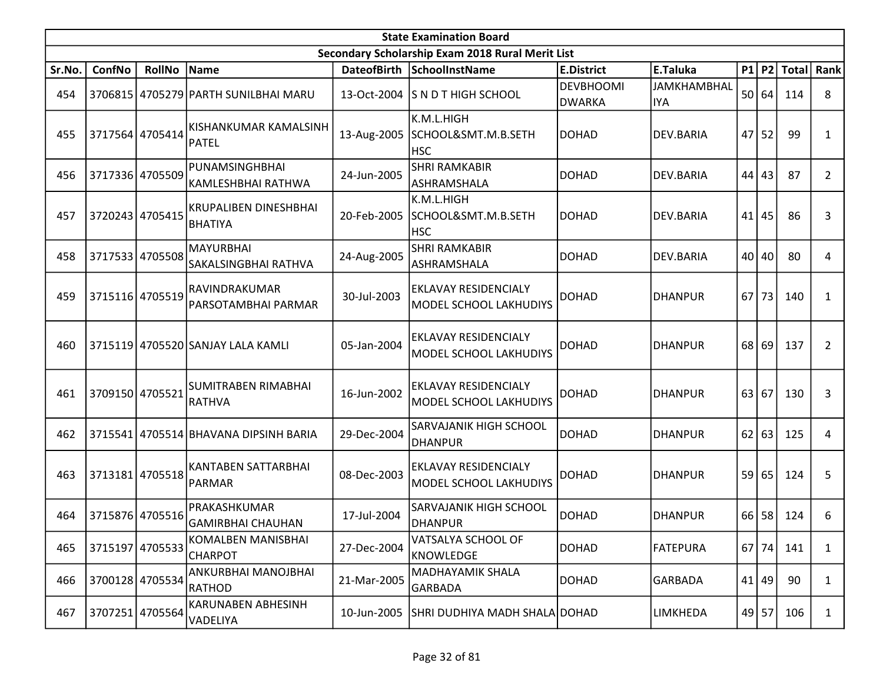| State Examination Board | | | | | | | | | | | |
|---|---|---|---|---|---|---|---|---|---|---|---|
| Secondary Scholarship Exam 2018 Rural Merit List | | | | | | | | | | | |
| Sr.No. | ConfNo | RollNo | Name | DateofBirth | SchoolInstName | E.District | E.Taluka | P1 | P2 | Total | Rank |
| 454 | 3706815 | 4705279 | PARTH SUNILBHAI MARU | 13-Oct-2004 | S N D T HIGH SCHOOL | DEVBHOOMI DWARKA | JAMKHAMBHALIYA | 50 | 64 | 114 | 8 |
| 455 | 3717564 | 4705414 | KISHANKUMAR KAMALSINH PATEL | 13-Aug-2005 | K.M.L.HIGH SCHOOL&SMT.M.B.SETH HSC | DOHAD | DEV.BARIA | 47 | 52 | 99 | 1 |
| 456 | 3717336 | 4705509 | PUNAMSINGHBHAI KAMLESHBHAI RATHWA | 24-Jun-2005 | SHRI RAMKABIR ASHRAMSHALA | DOHAD | DEV.BARIA | 44 | 43 | 87 | 2 |
| 457 | 3720243 | 4705415 | KRUPALIBEN DINESHBHAI BHATIYA | 20-Feb-2005 | K.M.L.HIGH SCHOOL&SMT.M.B.SETH HSC | DOHAD | DEV.BARIA | 41 | 45 | 86 | 3 |
| 458 | 3717533 | 4705508 | MAYURBHAI SAKALSINGBHAI RATHVA | 24-Aug-2005 | SHRI RAMKABIR ASHRAMSHALA | DOHAD | DEV.BARIA | 40 | 40 | 80 | 4 |
| 459 | 3715116 | 4705519 | RAVINDRAKUMAR PARSOTAMBHAI PARMAR | 30-Jul-2003 | EKLAVAY RESIDENCIALY MODEL SCHOOL LAKHUDIYS | DOHAD | DHANPUR | 67 | 73 | 140 | 1 |
| 460 | 3715119 | 4705520 | SANJAY LALA KAMLI | 05-Jan-2004 | EKLAVAY RESIDENCIALY MODEL SCHOOL LAKHUDIYS | DOHAD | DHANPUR | 68 | 69 | 137 | 2 |
| 461 | 3709150 | 4705521 | SUMITRABEN RIMABHAI RATHVA | 16-Jun-2002 | EKLAVAY RESIDENCIALY MODEL SCHOOL LAKHUDIYS | DOHAD | DHANPUR | 63 | 67 | 130 | 3 |
| 462 | 3715541 | 4705514 | BHAVANA DIPSINH BARIA | 29-Dec-2004 | SARVAJANIK HIGH SCHOOL DHANPUR | DOHAD | DHANPUR | 62 | 63 | 125 | 4 |
| 463 | 3713181 | 4705518 | KANTABEN SATTARBHAI PARMAR | 08-Dec-2003 | EKLAVAY RESIDENCIALY MODEL SCHOOL LAKHUDIYS | DOHAD | DHANPUR | 59 | 65 | 124 | 5 |
| 464 | 3715876 | 4705516 | PRAKASHKUMAR GAMIRBHAI CHAUHAN | 17-Jul-2004 | SARVAJANIK HIGH SCHOOL DHANPUR | DOHAD | DHANPUR | 66 | 58 | 124 | 6 |
| 465 | 3715197 | 4705533 | KOMALBEN MANISBHAI CHARPOT | 27-Dec-2004 | VATSALYA SCHOOL OF KNOWLEDGE | DOHAD | FATEPURA | 67 | 74 | 141 | 1 |
| 466 | 3700128 | 4705534 | ANKURBHAI MANOJBHAI RATHOD | 21-Mar-2005 | MADHAYAMIK SHALA GARBADA | DOHAD | GARBADA | 41 | 49 | 90 | 1 |
| 467 | 3707251 | 4705564 | KARUNABEN ABHESINH VADELIYA | 10-Jun-2005 | SHRI DUDHIYA MADH SHALA | DOHAD | LIMKHEDA | 49 | 57 | 106 | 1 |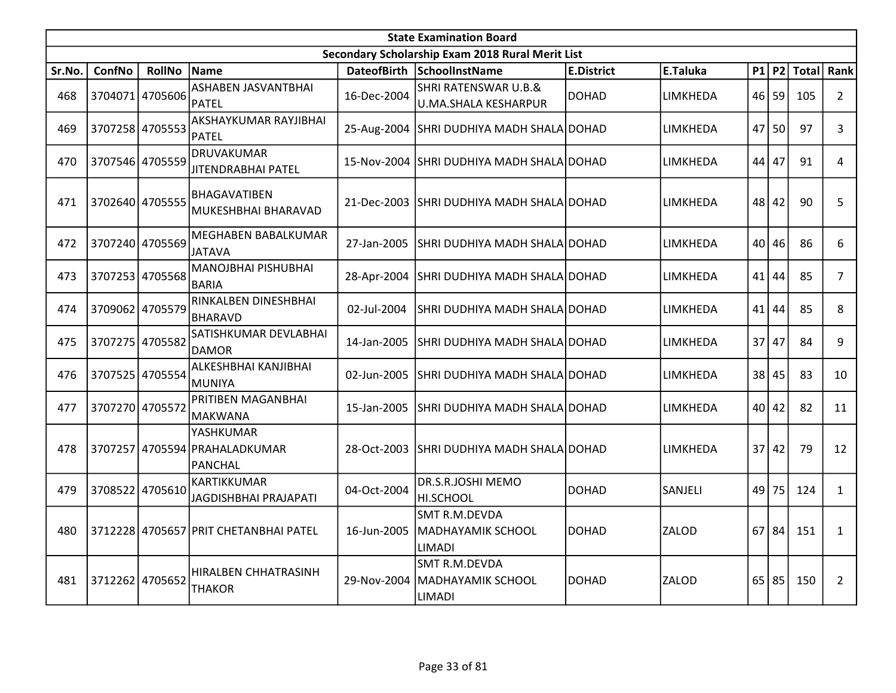| State Examination Board | | | | | | | | | | | |
|---|---|---|---|---|---|---|---|---|---|---|---|
| Secondary Scholarship Exam 2018 Rural Merit List | | | | | | | | | | | |
| Sr.No. | ConfNo | RollNo | Name | DateofBirth | SchoolInstName | E.District | E.Taluka | P1 | P2 | Total | Rank |
| 468 | 3704071 | 4705606 | ASHABEN JASVANTBHAI PATEL | 16-Dec-2004 | SHRI RATENSWAR U.B.& U.MA.SHALA KESHARPUR | DOHAD | LIMKHEDA | 46 | 59 | 105 | 2 |
| 469 | 3707258 | 4705553 | AKSHAYKUMAR RAYJIBHAI PATEL | 25-Aug-2004 | SHRI DUDHIYA MADH SHALA | DOHAD | LIMKHEDA | 47 | 50 | 97 | 3 |
| 470 | 3707546 | 4705559 | DRUVAKUMAR JITENDRABHAI PATEL | 15-Nov-2004 | SHRI DUDHIYA MADH SHALA | DOHAD | LIMKHEDA | 44 | 47 | 91 | 4 |
| 471 | 3702640 | 4705555 | BHAGAVATIBEN MUKESHBHAI BHARAVAD | 21-Dec-2003 | SHRI DUDHIYA MADH SHALA | DOHAD | LIMKHEDA | 48 | 42 | 90 | 5 |
| 472 | 3707240 | 4705569 | MEGHABEN BABALKUMAR JATAVA | 27-Jan-2005 | SHRI DUDHIYA MADH SHALA | DOHAD | LIMKHEDA | 40 | 46 | 86 | 6 |
| 473 | 3707253 | 4705568 | MANOJBHAI PISHUBHAI BARIA | 28-Apr-2004 | SHRI DUDHIYA MADH SHALA | DOHAD | LIMKHEDA | 41 | 44 | 85 | 7 |
| 474 | 3709062 | 4705579 | RINKALBEN DINESHBHAI BHARAVD | 02-Jul-2004 | SHRI DUDHIYA MADH SHALA | DOHAD | LIMKHEDA | 41 | 44 | 85 | 8 |
| 475 | 3707275 | 4705582 | SATISHKUMAR DEVLABHAI DAMOR | 14-Jan-2005 | SHRI DUDHIYA MADH SHALA | DOHAD | LIMKHEDA | 37 | 47 | 84 | 9 |
| 476 | 3707525 | 4705554 | ALKESHBHAI KANJIBHAI MUNIYA | 02-Jun-2005 | SHRI DUDHIYA MADH SHALA | DOHAD | LIMKHEDA | 38 | 45 | 83 | 10 |
| 477 | 3707270 | 4705572 | PRITIBEN MAGANBHAI MAKWANA | 15-Jan-2005 | SHRI DUDHIYA MADH SHALA | DOHAD | LIMKHEDA | 40 | 42 | 82 | 11 |
| 478 | 3707257 | 4705594 | YASHKUMAR PRAHALADKUMAR PANCHAL | 28-Oct-2003 | SHRI DUDHIYA MADH SHALA | DOHAD | LIMKHEDA | 37 | 42 | 79 | 12 |
| 479 | 3708522 | 4705610 | KARTIKKUMAR JAGDISHBHAI PRAJAPATI | 04-Oct-2004 | DR.S.R.JOSHI MEMO HI.SCHOOL | DOHAD | SANJELI | 49 | 75 | 124 | 1 |
| 480 | 3712228 | 4705657 | PRIT CHETANBHAI PATEL | 16-Jun-2005 | SMT R.M.DEVDA MADHAYAMIK SCHOOL LIMADI | DOHAD | ZALOD | 67 | 84 | 151 | 1 |
| 481 | 3712262 | 4705652 | HIRALBEN CHHATRASINH THAKOR | 29-Nov-2004 | SMT R.M.DEVDA MADHAYAMIK SCHOOL LIMADI | DOHAD | ZALOD | 65 | 85 | 150 | 2 |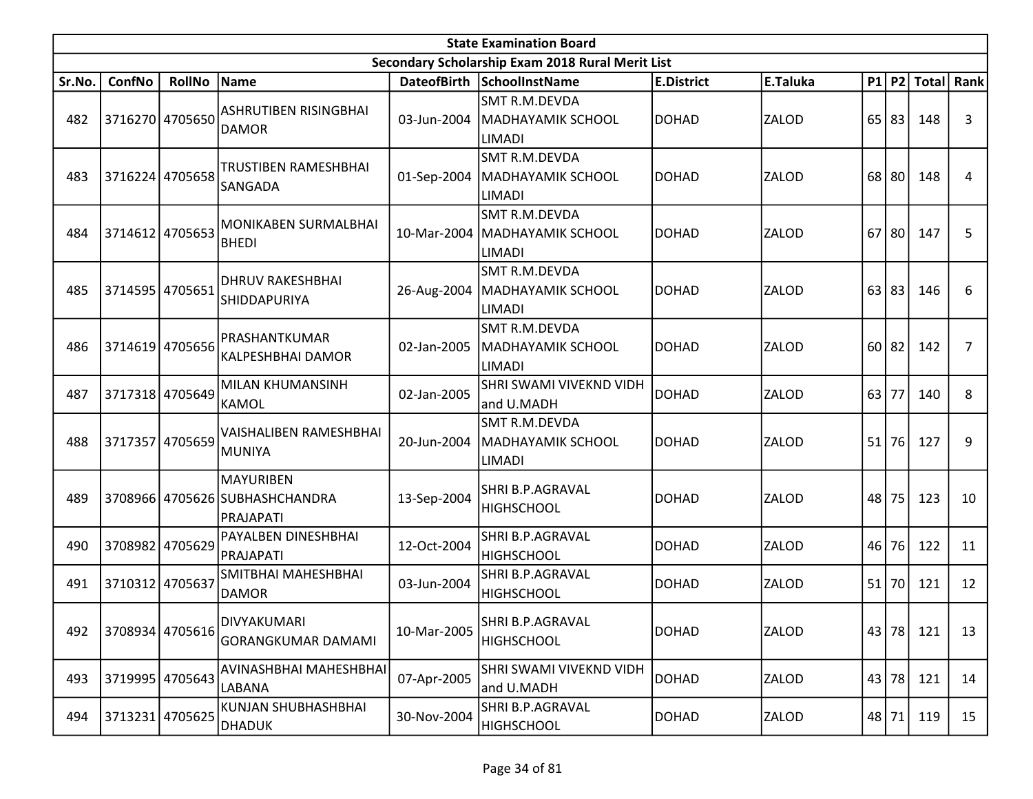| State Examination Board | | | | | | | | | | | | |
|---|---|---|---|---|---|---|---|---|---|---|---|---|
| Secondary Scholarship Exam 2018 Rural Merit List | | | | | | | | | | | | |
| Sr.No. | ConfNo | RollNo | Name | DateofBirth | SchoolInstName | E.District | E.Taluka | P1 | P2 | Total | Rank |
| 482 | 3716270 | 4705650 | ASHRUTIBEN RISINGBHAI DAMOR | 03-Jun-2004 | SMT R.M.DEVDA MADHAYAMIK SCHOOL LIMADI | DOHAD | ZALOD | 65 | 83 | 148 | 3 |
| 483 | 3716224 | 4705658 | TRUSTIBEN RAMESHBHAI SANGADA | 01-Sep-2004 | SMT R.M.DEVDA MADHAYAMIK SCHOOL LIMADI | DOHAD | ZALOD | 68 | 80 | 148 | 4 |
| 484 | 3714612 | 4705653 | MONIKABEN SURMALBHAI BHEDI | 10-Mar-2004 | SMT R.M.DEVDA MADHAYAMIK SCHOOL LIMADI | DOHAD | ZALOD | 67 | 80 | 147 | 5 |
| 485 | 3714595 | 4705651 | DHRUV RAKESHBHAI SHIDDAPURIYA | 26-Aug-2004 | SMT R.M.DEVDA MADHAYAMIK SCHOOL LIMADI | DOHAD | ZALOD | 63 | 83 | 146 | 6 |
| 486 | 3714619 | 4705656 | PRASHANTKUMAR KALPESHBHAI DAMOR | 02-Jan-2005 | SMT R.M.DEVDA MADHAYAMIK SCHOOL LIMADI | DOHAD | ZALOD | 60 | 82 | 142 | 7 |
| 487 | 3717318 | 4705649 | MILAN KHUMANSINH KAMOL | 02-Jan-2005 | SHRI SWAMI VIVEKND VIDH and U.MADH | DOHAD | ZALOD | 63 | 77 | 140 | 8 |
| 488 | 3717357 | 4705659 | VAISHALIBEN RAMESHBHAI MUNIYA | 20-Jun-2004 | SMT R.M.DEVDA MADHAYAMIK SCHOOL LIMADI | DOHAD | ZALOD | 51 | 76 | 127 | 9 |
| 489 | 3708966 | 4705626 | MAYURIBEN SUBHASHCHANDRA PRAJAPATI | 13-Sep-2004 | SHRI B.P.AGRAVAL HIGHSCHOOL | DOHAD | ZALOD | 48 | 75 | 123 | 10 |
| 490 | 3708982 | 4705629 | PAYALBEN DINESHBHAI PRAJAPATI | 12-Oct-2004 | SHRI B.P.AGRAVAL HIGHSCHOOL | DOHAD | ZALOD | 46 | 76 | 122 | 11 |
| 491 | 3710312 | 4705637 | SMITBHAI MAHESHBHAI DAMOR | 03-Jun-2004 | SHRI B.P.AGRAVAL HIGHSCHOOL | DOHAD | ZALOD | 51 | 70 | 121 | 12 |
| 492 | 3708934 | 4705616 | DIVYAKUMARI GORANGKUMAR DAMAMI | 10-Mar-2005 | SHRI B.P.AGRAVAL HIGHSCHOOL | DOHAD | ZALOD | 43 | 78 | 121 | 13 |
| 493 | 3719995 | 4705643 | AVINASHBHAI MAHESHBHAI LABANA | 07-Apr-2005 | SHRI SWAMI VIVEKND VIDH and U.MADH | DOHAD | ZALOD | 43 | 78 | 121 | 14 |
| 494 | 3713231 | 4705625 | KUNJAN SHUBHASHBHAI DHADUK | 30-Nov-2004 | SHRI B.P.AGRAVAL HIGHSCHOOL | DOHAD | ZALOD | 48 | 71 | 119 | 15 |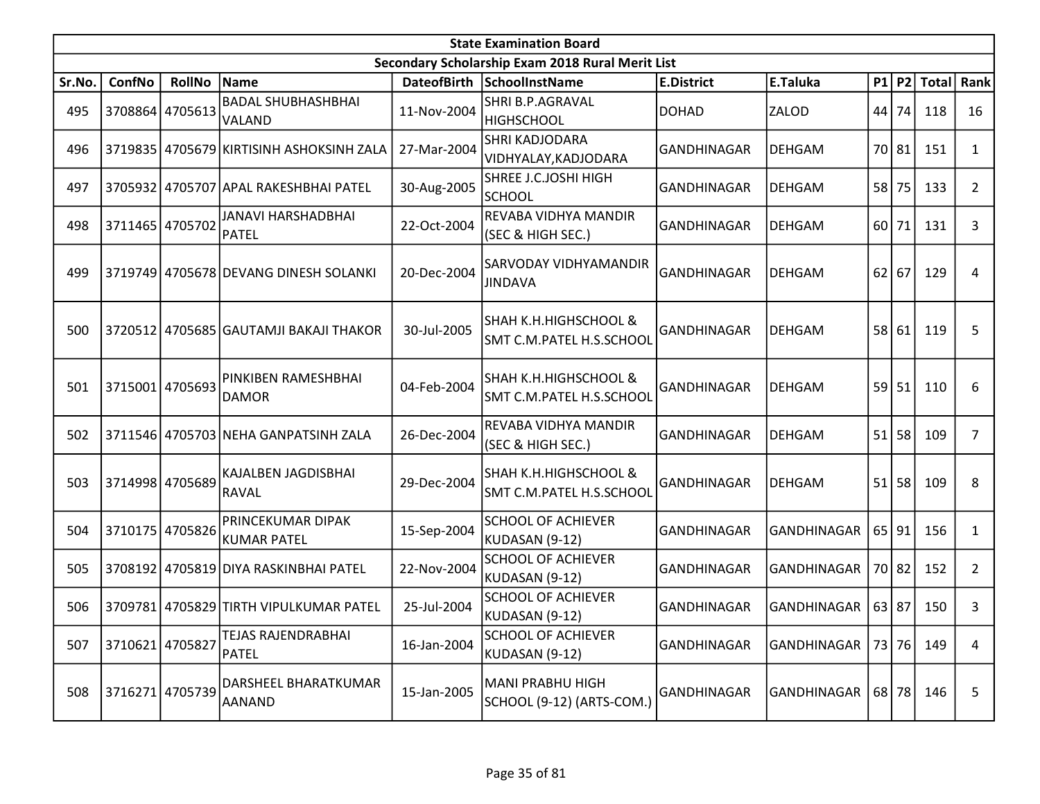| State Examination Board | | | | | | | | | | | |
|---|---|---|---|---|---|---|---|---|---|---|---|
| Secondary Scholarship Exam 2018 Rural Merit List | | | | | | | | | | | |
| Sr.No. | ConfNo | RollNo | Name | DateofBirth | SchoolInstName | E.District | E.Taluka | P1 | P2 | Total | Rank |
| 495 | 3708864 | 4705613 | BADAL SHUBHASHBHAI VALAND | 11-Nov-2004 | SHRI B.P.AGRAVAL HIGHSCHOOL | DOHAD | ZALOD | 44 | 74 | 118 | 16 |
| 496 | 3719835 | 4705679 | KIRTISINH ASHOKSINH ZALA | 27-Mar-2004 | SHRI KADJODARA VIDHYALAY,KADJODARA | GANDHINAGAR | DEHGAM | 70 | 81 | 151 | 1 |
| 497 | 3705932 | 4705707 | APAL RAKESHBHAI PATEL | 30-Aug-2005 | SHREE J.C.JOSHI HIGH SCHOOL | GANDHINAGAR | DEHGAM | 58 | 75 | 133 | 2 |
| 498 | 3711465 | 4705702 | JANAVI HARSHADBHAI PATEL | 22-Oct-2004 | REVABA VIDHYA MANDIR (SEC & HIGH SEC.) | GANDHINAGAR | DEHGAM | 60 | 71 | 131 | 3 |
| 499 | 3719749 | 4705678 | DEVANG DINESH SOLANKI | 20-Dec-2004 | SARVODAY VIDHYAMANDIR JINDAVA | GANDHINAGAR | DEHGAM | 62 | 67 | 129 | 4 |
| 500 | 3720512 | 4705685 | GAUTAMJI BAKAJI THAKOR | 30-Jul-2005 | SHAH K.H.HIGHSCHOOL & SMT C.M.PATEL H.S.SCHOOL | GANDHINAGAR | DEHGAM | 58 | 61 | 119 | 5 |
| 501 | 3715001 | 4705693 | PINKIBEN RAMESHBHAI DAMOR | 04-Feb-2004 | SHAH K.H.HIGHSCHOOL & SMT C.M.PATEL H.S.SCHOOL | GANDHINAGAR | DEHGAM | 59 | 51 | 110 | 6 |
| 502 | 3711546 | 4705703 | NEHA GANPATSINH ZALA | 26-Dec-2004 | REVABA VIDHYA MANDIR (SEC & HIGH SEC.) | GANDHINAGAR | DEHGAM | 51 | 58 | 109 | 7 |
| 503 | 3714998 | 4705689 | KAJALBEN JAGDISBHAI RAVAL | 29-Dec-2004 | SHAH K.H.HIGHSCHOOL & SMT C.M.PATEL H.S.SCHOOL | GANDHINAGAR | DEHGAM | 51 | 58 | 109 | 8 |
| 504 | 3710175 | 4705826 | PRINCEKUMAR DIPAK KUMAR PATEL | 15-Sep-2004 | SCHOOL OF ACHIEVER KUDASAN (9-12) | GANDHINAGAR | GANDHINAGAR | 65 | 91 | 156 | 1 |
| 505 | 3708192 | 4705819 | DIYA RASKINBHAI PATEL | 22-Nov-2004 | SCHOOL OF ACHIEVER KUDASAN (9-12) | GANDHINAGAR | GANDHINAGAR | 70 | 82 | 152 | 2 |
| 506 | 3709781 | 4705829 | TIRTH VIPULKUMAR PATEL | 25-Jul-2004 | SCHOOL OF ACHIEVER KUDASAN (9-12) | GANDHINAGAR | GANDHINAGAR | 63 | 87 | 150 | 3 |
| 507 | 3710621 | 4705827 | TEJAS RAJENDRABHAI PATEL | 16-Jan-2004 | SCHOOL OF ACHIEVER KUDASAN (9-12) | GANDHINAGAR | GANDHINAGAR | 73 | 76 | 149 | 4 |
| 508 | 3716271 | 4705739 | DARSHEEL BHARATKUMAR AANAND | 15-Jan-2005 | MANI PRABHU HIGH SCHOOL (9-12) (ARTS-COM.) | GANDHINAGAR | GANDHINAGAR | 68 | 78 | 146 | 5 |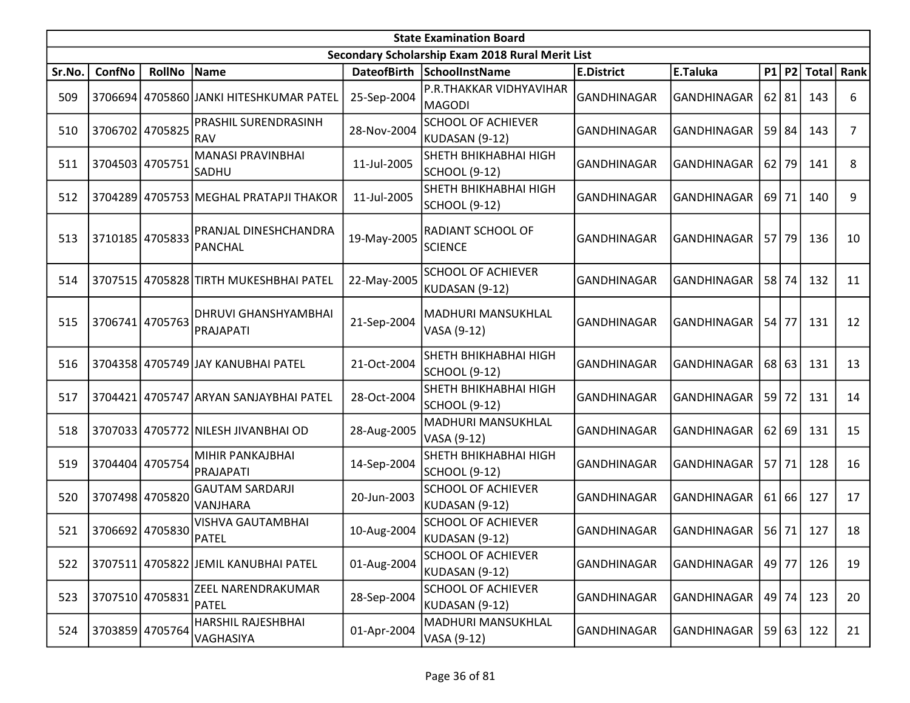| State Examination Board | | | | | | | | | | | |
|---|---|---|---|---|---|---|---|---|---|---|---|
| Secondary Scholarship Exam 2018 Rural Merit List | | | | | | | | | | | |
| Sr.No. | ConfNo | RollNo | Name | DateofBirth | SchoolInstName | E.District | E.Taluka | P1 | P2 | Total | Rank |
| 509 | 3706694 | 4705860 | JANKI HITESHKUMAR PATEL | 25-Sep-2004 | P.R.THAKKAR VIDHYAVIHAR MAGODI | GANDHINAGAR | GANDHINAGAR | 62 | 81 | 143 | 6 |
| 510 | 3706702 | 4705825 | PRASHIL SURENDRASINH RAV | 28-Nov-2004 | SCHOOL OF ACHIEVER KUDASAN (9-12) | GANDHINAGAR | GANDHINAGAR | 59 | 84 | 143 | 7 |
| 511 | 3704503 | 4705751 | MANASI PRAVINBHAI SADHU | 11-Jul-2005 | SHETH BHIKHABHAI HIGH SCHOOL (9-12) | GANDHINAGAR | GANDHINAGAR | 62 | 79 | 141 | 8 |
| 512 | 3704289 | 4705753 | MEGHAL PRATAPJI THAKOR | 11-Jul-2005 | SHETH BHIKHABHAI HIGH SCHOOL (9-12) | GANDHINAGAR | GANDHINAGAR | 69 | 71 | 140 | 9 |
| 513 | 3710185 | 4705833 | PRANJAL DINESHCHANDRA PANCHAL | 19-May-2005 | RADIANT SCHOOL OF SCIENCE | GANDHINAGAR | GANDHINAGAR | 57 | 79 | 136 | 10 |
| 514 | 3707515 | 4705828 | TIRTH MUKESHBHAI PATEL | 22-May-2005 | SCHOOL OF ACHIEVER KUDASAN (9-12) | GANDHINAGAR | GANDHINAGAR | 58 | 74 | 132 | 11 |
| 515 | 3706741 | 4705763 | DHRUVI GHANSHYAMBHAI PRAJAPATI | 21-Sep-2004 | MADHURI MANSUKHLAL VASA (9-12) | GANDHINAGAR | GANDHINAGAR | 54 | 77 | 131 | 12 |
| 516 | 3704358 | 4705749 | JAY KANUBHAI PATEL | 21-Oct-2004 | SHETH BHIKHABHAI HIGH SCHOOL (9-12) | GANDHINAGAR | GANDHINAGAR | 68 | 63 | 131 | 13 |
| 517 | 3704421 | 4705747 | ARYAN SANJAYBHAI PATEL | 28-Oct-2004 | SHETH BHIKHABHAI HIGH SCHOOL (9-12) | GANDHINAGAR | GANDHINAGAR | 59 | 72 | 131 | 14 |
| 518 | 3707033 | 4705772 | NILESH JIVANBHAI OD | 28-Aug-2005 | MADHURI MANSUKHLAL VASA (9-12) | GANDHINAGAR | GANDHINAGAR | 62 | 69 | 131 | 15 |
| 519 | 3704404 | 4705754 | MIHIR PANKAJBHAI PRAJAPATI | 14-Sep-2004 | SHETH BHIKHABHAI HIGH SCHOOL (9-12) | GANDHINAGAR | GANDHINAGAR | 57 | 71 | 128 | 16 |
| 520 | 3707498 | 4705820 | GAUTAM SARDARJI VANJHARA | 20-Jun-2003 | SCHOOL OF ACHIEVER KUDASAN (9-12) | GANDHINAGAR | GANDHINAGAR | 61 | 66 | 127 | 17 |
| 521 | 3706692 | 4705830 | VISHVA GAUTAMBHAI PATEL | 10-Aug-2004 | SCHOOL OF ACHIEVER KUDASAN (9-12) | GANDHINAGAR | GANDHINAGAR | 56 | 71 | 127 | 18 |
| 522 | 3707511 | 4705822 | JEMIL KANUBHAI PATEL | 01-Aug-2004 | SCHOOL OF ACHIEVER KUDASAN (9-12) | GANDHINAGAR | GANDHINAGAR | 49 | 77 | 126 | 19 |
| 523 | 3707510 | 4705831 | ZEEL NARENDRAKUMAR PATEL | 28-Sep-2004 | SCHOOL OF ACHIEVER KUDASAN (9-12) | GANDHINAGAR | GANDHINAGAR | 49 | 74 | 123 | 20 |
| 524 | 3703859 | 4705764 | HARSHIL RAJESHBHAI VAGHASIYA | 01-Apr-2004 | MADHURI MANSUKHLAL VASA (9-12) | GANDHINAGAR | GANDHINAGAR | 59 | 63 | 122 | 21 |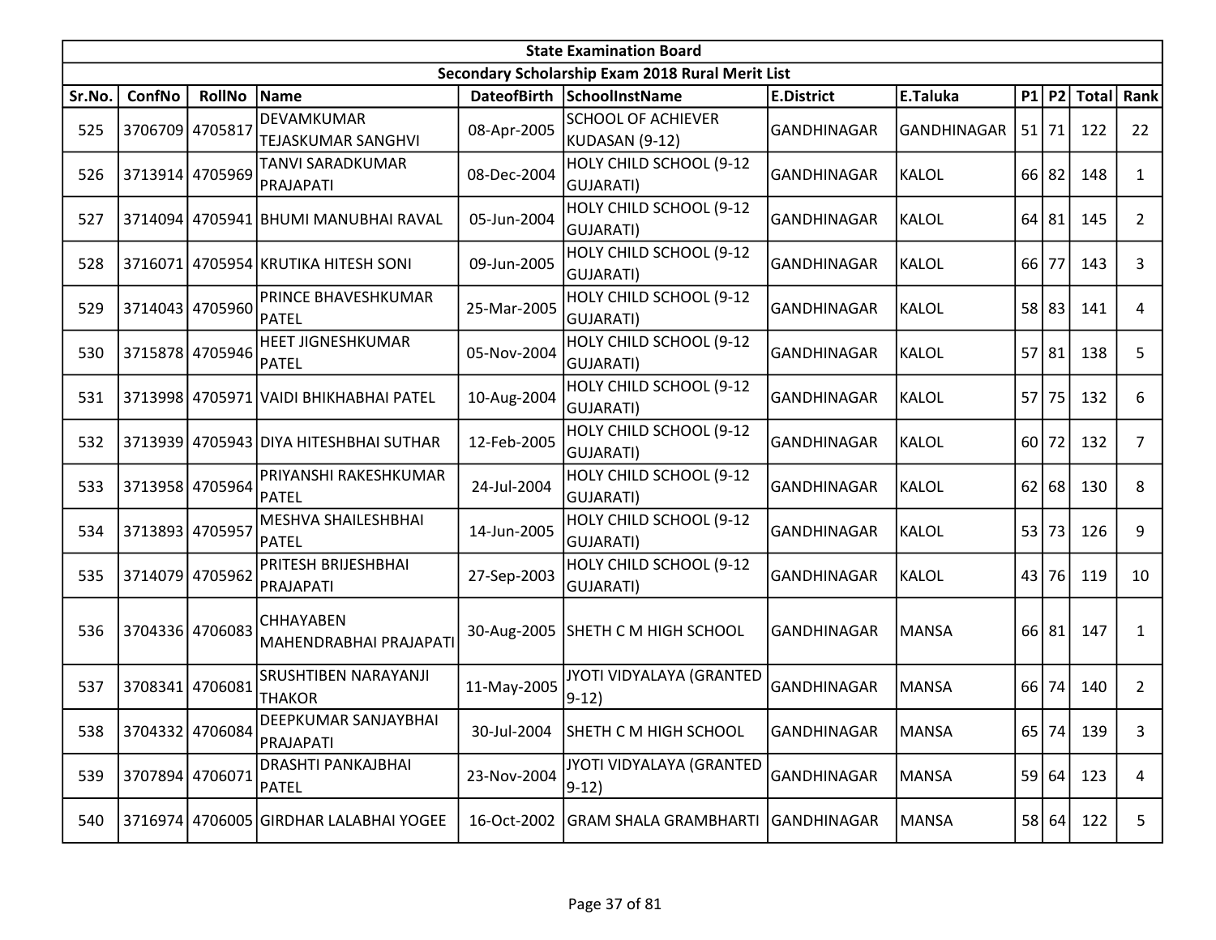| State Examination Board | | | | | | | | | | | | |
|---|---|---|---|---|---|---|---|---|---|---|---|---|
| Secondary Scholarship Exam 2018 Rural Merit List | | | | | | | | | | | | |
| Sr.No. | ConfNo | RollNo | Name | DateofBirth | SchoolInstName | E.District | E.Taluka | P1 | P2 | Total | Rank |
| 525 | 3706709 | 4705817 | DEVAMKUMAR TEJASKUMAR SANGHVI | 08-Apr-2005 | SCHOOL OF ACHIEVER KUDASAN (9-12) | GANDHINAGAR | GANDHINAGAR | 51 | 71 | 122 | 22 |
| 526 | 3713914 | 4705969 | TANVI SARADKUMAR PRAJAPATI | 08-Dec-2004 | HOLY CHILD SCHOOL (9-12 GUJARATI) | GANDHINAGAR | KALOL | 66 | 82 | 148 | 1 |
| 527 | 3714094 | 4705941 | BHUMI MANUBHAI RAVAL | 05-Jun-2004 | HOLY CHILD SCHOOL (9-12 GUJARATI) | GANDHINAGAR | KALOL | 64 | 81 | 145 | 2 |
| 528 | 3716071 | 4705954 | KRUTIKA HITESH SONI | 09-Jun-2005 | HOLY CHILD SCHOOL (9-12 GUJARATI) | GANDHINAGAR | KALOL | 66 | 77 | 143 | 3 |
| 529 | 3714043 | 4705960 | PRINCE BHAVESHKUMAR PATEL | 25-Mar-2005 | HOLY CHILD SCHOOL (9-12 GUJARATI) | GANDHINAGAR | KALOL | 58 | 83 | 141 | 4 |
| 530 | 3715878 | 4705946 | HEET JIGNESHKUMAR PATEL | 05-Nov-2004 | HOLY CHILD SCHOOL (9-12 GUJARATI) | GANDHINAGAR | KALOL | 57 | 81 | 138 | 5 |
| 531 | 3713998 | 4705971 | VAIDI BHIKHABHAI PATEL | 10-Aug-2004 | HOLY CHILD SCHOOL (9-12 GUJARATI) | GANDHINAGAR | KALOL | 57 | 75 | 132 | 6 |
| 532 | 3713939 | 4705943 | DIYA HITESHBHAI SUTHAR | 12-Feb-2005 | HOLY CHILD SCHOOL (9-12 GUJARATI) | GANDHINAGAR | KALOL | 60 | 72 | 132 | 7 |
| 533 | 3713958 | 4705964 | PRIYANSHI RAKESHKUMAR PATEL | 24-Jul-2004 | HOLY CHILD SCHOOL (9-12 GUJARATI) | GANDHINAGAR | KALOL | 62 | 68 | 130 | 8 |
| 534 | 3713893 | 4705957 | MESHVA SHAILESHBHAI PATEL | 14-Jun-2005 | HOLY CHILD SCHOOL (9-12 GUJARATI) | GANDHINAGAR | KALOL | 53 | 73 | 126 | 9 |
| 535 | 3714079 | 4705962 | PRITESH BRIJESHBHAI PRAJAPATI | 27-Sep-2003 | HOLY CHILD SCHOOL (9-12 GUJARATI) | GANDHINAGAR | KALOL | 43 | 76 | 119 | 10 |
| 536 | 3704336 | 4706083 | CHHAYABEN MAHENDRABHAI PRAJAPATI | 30-Aug-2005 | SHETH C M HIGH SCHOOL | GANDHINAGAR | MANSA | 66 | 81 | 147 | 1 |
| 537 | 3708341 | 4706081 | SRUSHTIBEN NARAYANJI THAKOR | 11-May-2005 | JYOTI VIDYALAYA (GRANTED 9-12) | GANDHINAGAR | MANSA | 66 | 74 | 140 | 2 |
| 538 | 3704332 | 4706084 | DEEPKUMAR SANJAYBHAI PRAJAPATI | 30-Jul-2004 | SHETH C M HIGH SCHOOL | GANDHINAGAR | MANSA | 65 | 74 | 139 | 3 |
| 539 | 3707894 | 4706071 | DRASHTI PANKAJBHAI PATEL | 23-Nov-2004 | JYOTI VIDYALAYA (GRANTED 9-12) | GANDHINAGAR | MANSA | 59 | 64 | 123 | 4 |
| 540 | 3716974 | 4706005 | GIRDHAR LALABHAI YOGEE | 16-Oct-2002 | GRAM SHALA GRAMBHARTI | GANDHINAGAR | MANSA | 58 | 64 | 122 | 5 |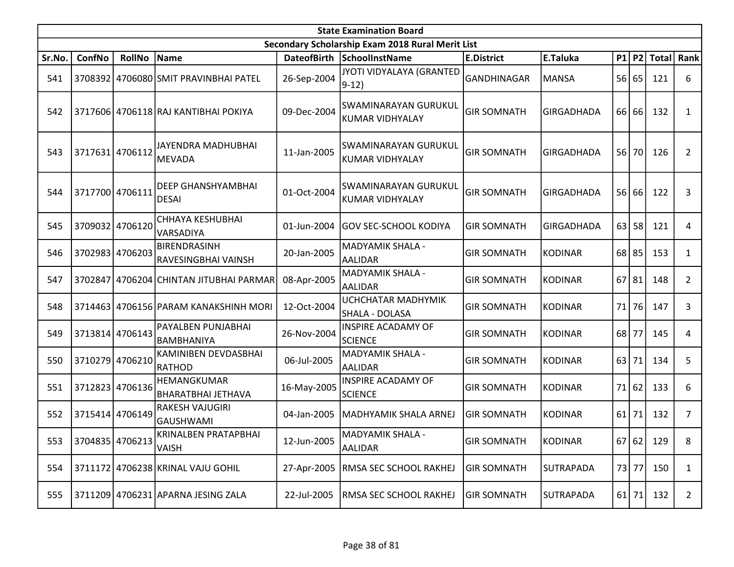| State Examination Board | | | | | | | | | | | | |
|---|---|---|---|---|---|---|---|---|---|---|---|---|
| Secondary Scholarship Exam 2018 Rural Merit List | | | | | | | | | | | | |
| Sr.No. | ConfNo | RollNo | Name | DateofBirth | SchoolInstName | E.District | E.Taluka | P1 | P2 | Total | Rank |
| 541 | 3708392 | 4706080 | SMIT PRAVINBHAI PATEL | 26-Sep-2004 | JYOTI VIDYALAYA (GRANTED 9-12) | GANDHINAGAR | MANSA | 56 | 65 | 121 | 6 |
| 542 | 3717606 | 4706118 | RAJ KANTIBHAI POKIYA | 09-Dec-2004 | SWAMINARAYAN GURUKUL KUMAR VIDHYALAY | GIR SOMNATH | GIRGADHADA | 66 | 66 | 132 | 1 |
| 543 | 3717631 | 4706112 | JAYENDRA MADHUBHAI MEVADA | 11-Jan-2005 | SWAMINARAYAN GURUKUL KUMAR VIDHYALAY | GIR SOMNATH | GIRGADHADA | 56 | 70 | 126 | 2 |
| 544 | 3717700 | 4706111 | DEEP GHANSHYAMBHAI DESAI | 01-Oct-2004 | SWAMINARAYAN GURUKUL KUMAR VIDHYALAY | GIR SOMNATH | GIRGADHADA | 56 | 66 | 122 | 3 |
| 545 | 3709032 | 4706120 | CHHAYA KESHUBHAI VARSADIYA | 01-Jun-2004 | GOV SEC-SCHOOL KODIYA | GIR SOMNATH | GIRGADHADA | 63 | 58 | 121 | 4 |
| 546 | 3702983 | 4706203 | BIRENDRASINH RAVESINGBHAI VAINSH | 20-Jan-2005 | MADYAMIK SHALA - AALIDAR | GIR SOMNATH | KODINAR | 68 | 85 | 153 | 1 |
| 547 | 3702847 | 4706204 | CHINTAN JITUBHAI PARMAR | 08-Apr-2005 | MADYAMIK SHALA - AALIDAR | GIR SOMNATH | KODINAR | 67 | 81 | 148 | 2 |
| 548 | 3714463 | 4706156 | PARAM KANAKSHINH MORI | 12-Oct-2004 | UCHCHATAR MADHYMIK SHALA - DOLASA | GIR SOMNATH | KODINAR | 71 | 76 | 147 | 3 |
| 549 | 3713814 | 4706143 | PAYALBEN PUNJABHAI BAMBHANIYA | 26-Nov-2004 | INSPIRE ACADAMY OF SCIENCE | GIR SOMNATH | KODINAR | 68 | 77 | 145 | 4 |
| 550 | 3710279 | 4706210 | KAMINIBEN DEVDASBHAI RATHOD | 06-Jul-2005 | MADYAMIK SHALA - AALIDAR | GIR SOMNATH | KODINAR | 63 | 71 | 134 | 5 |
| 551 | 3712823 | 4706136 | HEMANGKUMAR BHARATBHAI JETHAVA | 16-May-2005 | INSPIRE ACADAMY OF SCIENCE | GIR SOMNATH | KODINAR | 71 | 62 | 133 | 6 |
| 552 | 3715414 | 4706149 | RAKESH VAJUGIRI GAUSHWAMI | 04-Jan-2005 | MADHYAMIK SHALA ARNEJ | GIR SOMNATH | KODINAR | 61 | 71 | 132 | 7 |
| 553 | 3704835 | 4706213 | KRINALBEN PRATAPBHAI VAISH | 12-Jun-2005 | MADYAMIK SHALA - AALIDAR | GIR SOMNATH | KODINAR | 67 | 62 | 129 | 8 |
| 554 | 3711172 | 4706238 | KRINAL VAJU GOHIL | 27-Apr-2005 | RMSA SEC SCHOOL RAKHEJ | GIR SOMNATH | SUTRAPADA | 73 | 77 | 150 | 1 |
| 555 | 3711209 | 4706231 | APARNA JESING ZALA | 22-Jul-2005 | RMSA SEC SCHOOL RAKHEJ | GIR SOMNATH | SUTRAPADA | 61 | 71 | 132 | 2 |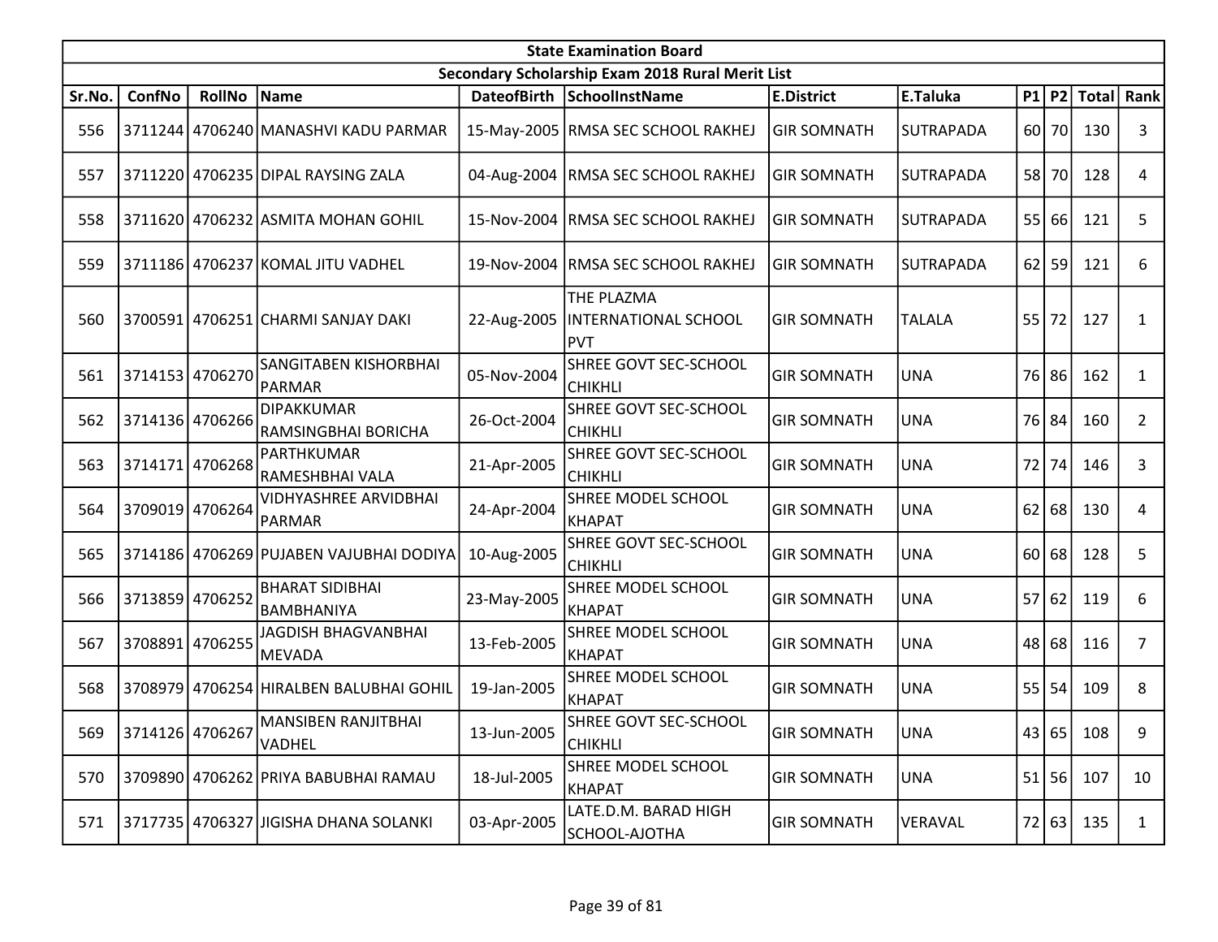| State Examination Board | | | | | | | | | | | |
|---|---|---|---|---|---|---|---|---|---|---|---|
| Secondary Scholarship Exam 2018 Rural Merit List | | | | | | | | | | | |
| Sr.No. | ConfNo | RollNo | Name | DateofBirth | SchoolInstName | E.District | E.Taluka | P1 | P2 | Total | Rank |
| 556 | 3711244 | 4706240 | MANASHVI KADU PARMAR | 15-May-2005 | RMSA SEC SCHOOL RAKHEJ | GIR SOMNATH | SUTRAPADA | 60 | 70 | 130 | 3 |
| 557 | 3711220 | 4706235 | DIPAL RAYSING ZALA | 04-Aug-2004 | RMSA SEC SCHOOL RAKHEJ | GIR SOMNATH | SUTRAPADA | 58 | 70 | 128 | 4 |
| 558 | 3711620 | 4706232 | ASMITA MOHAN GOHIL | 15-Nov-2004 | RMSA SEC SCHOOL RAKHEJ | GIR SOMNATH | SUTRAPADA | 55 | 66 | 121 | 5 |
| 559 | 3711186 | 4706237 | KOMAL JITU VADHEL | 19-Nov-2004 | RMSA SEC SCHOOL RAKHEJ | GIR SOMNATH | SUTRAPADA | 62 | 59 | 121 | 6 |
| 560 | 3700591 | 4706251 | CHARMI SANJAY DAKI | 22-Aug-2005 | THE PLAZMA INTERNATIONAL SCHOOL PVT | GIR SOMNATH | TALALA | 55 | 72 | 127 | 1 |
| 561 | 3714153 | 4706270 | SANGITABEN KISHORBHAI PARMAR | 05-Nov-2004 | SHREE GOVT SEC-SCHOOL CHIKHLI | GIR SOMNATH | UNA | 76 | 86 | 162 | 1 |
| 562 | 3714136 | 4706266 | DIPAKKUMAR RAMSINGBHAI BORICHA | 26-Oct-2004 | SHREE GOVT SEC-SCHOOL CHIKHLI | GIR SOMNATH | UNA | 76 | 84 | 160 | 2 |
| 563 | 3714171 | 4706268 | PARTHKUMAR RAMESHBHAI VALA | 21-Apr-2005 | SHREE GOVT SEC-SCHOOL CHIKHLI | GIR SOMNATH | UNA | 72 | 74 | 146 | 3 |
| 564 | 3709019 | 4706264 | VIDHYASHREE ARVIDBHAI PARMAR | 24-Apr-2004 | SHREE MODEL SCHOOL KHAPAT | GIR SOMNATH | UNA | 62 | 68 | 130 | 4 |
| 565 | 3714186 | 4706269 | PUJABEN VAJUBHAI DODIYA | 10-Aug-2005 | SHREE GOVT SEC-SCHOOL CHIKHLI | GIR SOMNATH | UNA | 60 | 68 | 128 | 5 |
| 566 | 3713859 | 4706252 | BHARAT SIDIBHAI BAMBHANIYA | 23-May-2005 | SHREE MODEL SCHOOL KHAPAT | GIR SOMNATH | UNA | 57 | 62 | 119 | 6 |
| 567 | 3708891 | 4706255 | JAGDISH BHAGVANBHAI MEVADA | 13-Feb-2005 | SHREE MODEL SCHOOL KHAPAT | GIR SOMNATH | UNA | 48 | 68 | 116 | 7 |
| 568 | 3708979 | 4706254 | HIRALBEN BALUBHAI GOHIL | 19-Jan-2005 | SHREE MODEL SCHOOL KHAPAT | GIR SOMNATH | UNA | 55 | 54 | 109 | 8 |
| 569 | 3714126 | 4706267 | MANSIBEN RANJITBHAI VADHEL | 13-Jun-2005 | SHREE GOVT SEC-SCHOOL CHIKHLI | GIR SOMNATH | UNA | 43 | 65 | 108 | 9 |
| 570 | 3709890 | 4706262 | PRIYA BABUBHAI RAMAU | 18-Jul-2005 | SHREE MODEL SCHOOL KHAPAT | GIR SOMNATH | UNA | 51 | 56 | 107 | 10 |
| 571 | 3717735 | 4706327 | JIGISHA DHANA SOLANKI | 03-Apr-2005 | LATE.D.M. BARAD HIGH SCHOOL-AJOTHA | GIR SOMNATH | VERAVAL | 72 | 63 | 135 | 1 |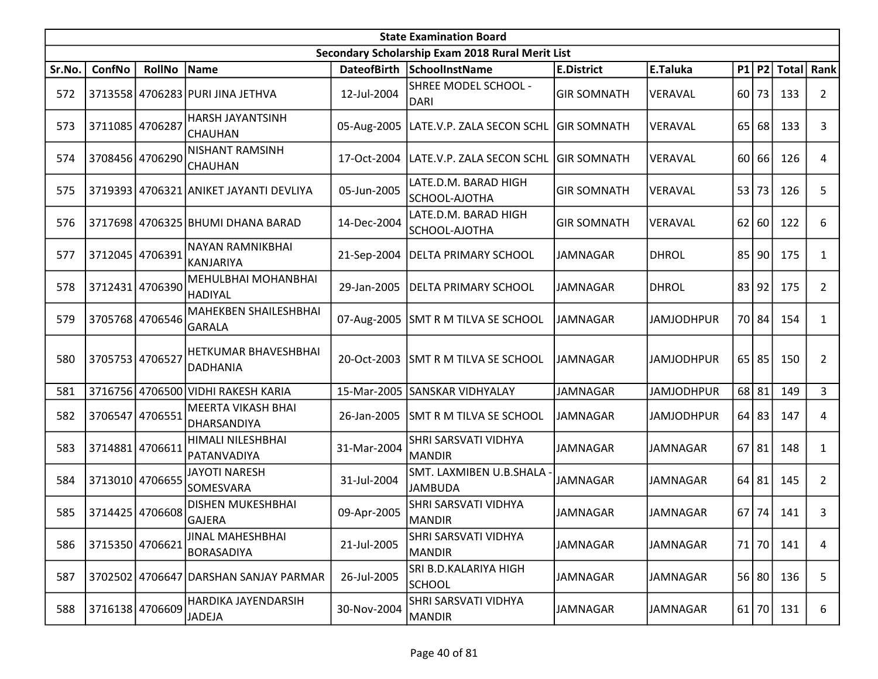| State Examination Board | | | | | | | | | | | |
|---|---|---|---|---|---|---|---|---|---|---|---|
| Secondary Scholarship Exam 2018 Rural Merit List | | | | | | | | | | | |
| Sr.No. | ConfNo | RollNo | Name | DateofBirth | SchoolInstName | E.District | E.Taluka | P1 | P2 | Total | Rank |
| 572 | 3713558 | 4706283 | PURI JINA JETHVA | 12-Jul-2004 | SHREE MODEL SCHOOL - DARI | GIR SOMNATH | VERAVAL | 60 | 73 | 133 | 2 |
| 573 | 3711085 | 4706287 | HARSH JAYANTSINH CHAUHAN | 05-Aug-2005 | LATE.V.P. ZALA SECON SCHL | GIR SOMNATH | VERAVAL | 65 | 68 | 133 | 3 |
| 574 | 3708456 | 4706290 | NISHANT RAMSINH CHAUHAN | 17-Oct-2004 | LATE.V.P. ZALA SECON SCHL | GIR SOMNATH | VERAVAL | 60 | 66 | 126 | 4 |
| 575 | 3719393 | 4706321 | ANIKET JAYANTI DEVLIYA | 05-Jun-2005 | LATE.D.M. BARAD HIGH SCHOOL-AJOTHA | GIR SOMNATH | VERAVAL | 53 | 73 | 126 | 5 |
| 576 | 3717698 | 4706325 | BHUMI DHANA BARAD | 14-Dec-2004 | LATE.D.M. BARAD HIGH SCHOOL-AJOTHA | GIR SOMNATH | VERAVAL | 62 | 60 | 122 | 6 |
| 577 | 3712045 | 4706391 | NAYAN RAMNIKBHAI KANJARIYA | 21-Sep-2004 | DELTA PRIMARY SCHOOL | JAMNAGAR | DHROL | 85 | 90 | 175 | 1 |
| 578 | 3712431 | 4706390 | MEHULBHAI MOHANBHAI HADIYAL | 29-Jan-2005 | DELTA PRIMARY SCHOOL | JAMNAGAR | DHROL | 83 | 92 | 175 | 2 |
| 579 | 3705768 | 4706546 | MAHEKBEN SHAILESHBHAI GARALA | 07-Aug-2005 | SMT R M TILVA SE SCHOOL | JAMNAGAR | JAMJODHPUR | 70 | 84 | 154 | 1 |
| 580 | 3705753 | 4706527 | HETKUMAR BHAVESHBHAI DADHANIA | 20-Oct-2003 | SMT R M TILVA SE SCHOOL | JAMNAGAR | JAMJODHPUR | 65 | 85 | 150 | 2 |
| 581 | 3716756 | 4706500 | VIDHI RAKESH KARIA | 15-Mar-2005 | SANSKAR VIDHYALAY | JAMNAGAR | JAMJODHPUR | 68 | 81 | 149 | 3 |
| 582 | 3706547 | 4706551 | MEERTA VIKASH BHAI DHARSANDIYA | 26-Jan-2005 | SMT R M TILVA SE SCHOOL | JAMNAGAR | JAMJODHPUR | 64 | 83 | 147 | 4 |
| 583 | 3714881 | 4706611 | HIMALI NILESHBHAI PATANVADIYA | 31-Mar-2004 | SHRI SARSVATI VIDHYA MANDIR | JAMNAGAR | JAMNAGAR | 67 | 81 | 148 | 1 |
| 584 | 3713010 | 4706655 | JAYOTI NARESH SOMESVARA | 31-Jul-2004 | SMT. LAXMIBEN U.B.SHALA - JAMBUDA | JAMNAGAR | JAMNAGAR | 64 | 81 | 145 | 2 |
| 585 | 3714425 | 4706608 | DISHEN MUKESHBHAI GAJERA | 09-Apr-2005 | SHRI SARSVATI VIDHYA MANDIR | JAMNAGAR | JAMNAGAR | 67 | 74 | 141 | 3 |
| 586 | 3715350 | 4706621 | JINAL MAHESHBHAI BORASADIYA | 21-Jul-2005 | SHRI SARSVATI VIDHYA MANDIR | JAMNAGAR | JAMNAGAR | 71 | 70 | 141 | 4 |
| 587 | 3702502 | 4706647 | DARSHAN SANJAY PARMAR | 26-Jul-2005 | SRI B.D.KALARIYA HIGH SCHOOL | JAMNAGAR | JAMNAGAR | 56 | 80 | 136 | 5 |
| 588 | 3716138 | 4706609 | HARDIKA JAYENDARSIH JADEJA | 30-Nov-2004 | SHRI SARSVATI VIDHYA MANDIR | JAMNAGAR | JAMNAGAR | 61 | 70 | 131 | 6 |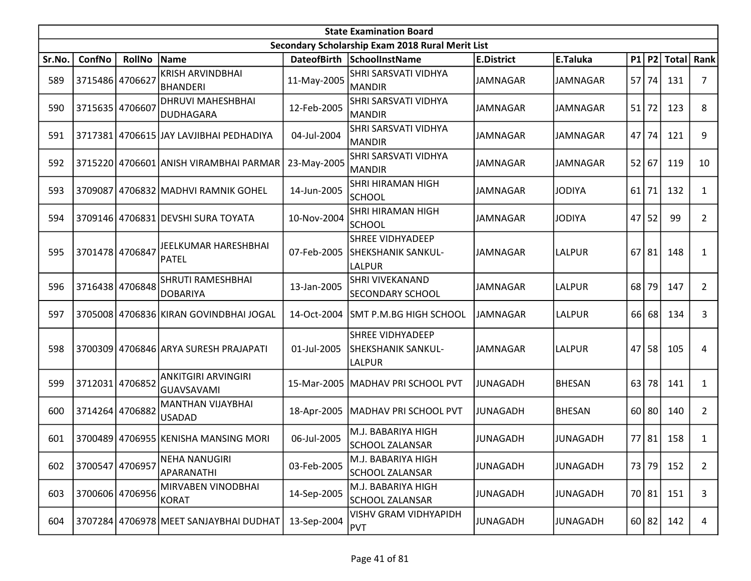| State Examination Board | | | | | | | | | | | |
|---|---|---|---|---|---|---|---|---|---|---|---|
| Secondary Scholarship Exam 2018 Rural Merit List | | | | | | | | | | | |
| Sr.No. | ConfNo | RollNo | Name | DateofBirth | SchoolInstName | E.District | E.Taluka | P1 | P2 | Total | Rank |
| 589 | 3715486 | 4706627 | KRISH ARVINDBHAI BHANDERI | 11-May-2005 | SHRI SARSVATI VIDHYA MANDIR | JAMNAGAR | JAMNAGAR | 57 | 74 | 131 | 7 |
| 590 | 3715635 | 4706607 | DHRUVI MAHESHBHAI DUDHAGARA | 12-Feb-2005 | SHRI SARSVATI VIDHYA MANDIR | JAMNAGAR | JAMNAGAR | 51 | 72 | 123 | 8 |
| 591 | 3717381 | 4706615 | JAY LAVJIBHAI PEDHADIYA | 04-Jul-2004 | SHRI SARSVATI VIDHYA MANDIR | JAMNAGAR | JAMNAGAR | 47 | 74 | 121 | 9 |
| 592 | 3715220 | 4706601 | ANISH VIRAMBHAI PARMAR | 23-May-2005 | SHRI SARSVATI VIDHYA MANDIR | JAMNAGAR | JAMNAGAR | 52 | 67 | 119 | 10 |
| 593 | 3709087 | 4706832 | MADHVI RAMNIK GOHEL | 14-Jun-2005 | SHRI HIRAMAN HIGH SCHOOL | JAMNAGAR | JODIYA | 61 | 71 | 132 | 1 |
| 594 | 3709146 | 4706831 | DEVSHI SURA TOYATA | 10-Nov-2004 | SHRI HIRAMAN HIGH SCHOOL | JAMNAGAR | JODIYA | 47 | 52 | 99 | 2 |
| 595 | 3701478 | 4706847 | JEELKUMAR HARESHBHAI PATEL | 07-Feb-2005 | SHREE VIDHYADEEP SHEKSHANIK SANKUL-LALPUR | JAMNAGAR | LALPUR | 67 | 81 | 148 | 1 |
| 596 | 3716438 | 4706848 | SHRUTI RAMESHBHAI DOBARIYA | 13-Jan-2005 | SHRI VIVEKANAND SECONDARY SCHOOL | JAMNAGAR | LALPUR | 68 | 79 | 147 | 2 |
| 597 | 3705008 | 4706836 | KIRAN GOVINDBHAI JOGAL | 14-Oct-2004 | SMT P.M.BG HIGH SCHOOL | JAMNAGAR | LALPUR | 66 | 68 | 134 | 3 |
| 598 | 3700309 | 4706846 | ARYA SURESH PRAJAPATI | 01-Jul-2005 | SHREE VIDHYADEEP SHEKSHANIK SANKUL-LALPUR | JAMNAGAR | LALPUR | 47 | 58 | 105 | 4 |
| 599 | 3712031 | 4706852 | ANKITGIRI ARVINGIRI GUAVSAVAMI | 15-Mar-2005 | MADHAV PRI SCHOOL PVT | JUNAGADH | BHESAN | 63 | 78 | 141 | 1 |
| 600 | 3714264 | 4706882 | MANTHAN VIJAYBHAI USADAD | 18-Apr-2005 | MADHAV PRI SCHOOL PVT | JUNAGADH | BHESAN | 60 | 80 | 140 | 2 |
| 601 | 3700489 | 4706955 | KENISHA MANSING MORI | 06-Jul-2005 | M.J. BABARIYA HIGH SCHOOL ZALANSAR | JUNAGADH | JUNAGADH | 77 | 81 | 158 | 1 |
| 602 | 3700547 | 4706957 | NEHA NANUGIRI APARANATHI | 03-Feb-2005 | M.J. BABARIYA HIGH SCHOOL ZALANSAR | JUNAGADH | JUNAGADH | 73 | 79 | 152 | 2 |
| 603 | 3700606 | 4706956 | MIRVABEN VINODBHAI KORAT | 14-Sep-2005 | M.J. BABARIYA HIGH SCHOOL ZALANSAR | JUNAGADH | JUNAGADH | 70 | 81 | 151 | 3 |
| 604 | 3707284 | 4706978 | MEET SANJAYBHAI DUDHAT | 13-Sep-2004 | VISHV GRAM VIDHYAPIDH PVT | JUNAGADH | JUNAGADH | 60 | 82 | 142 | 4 |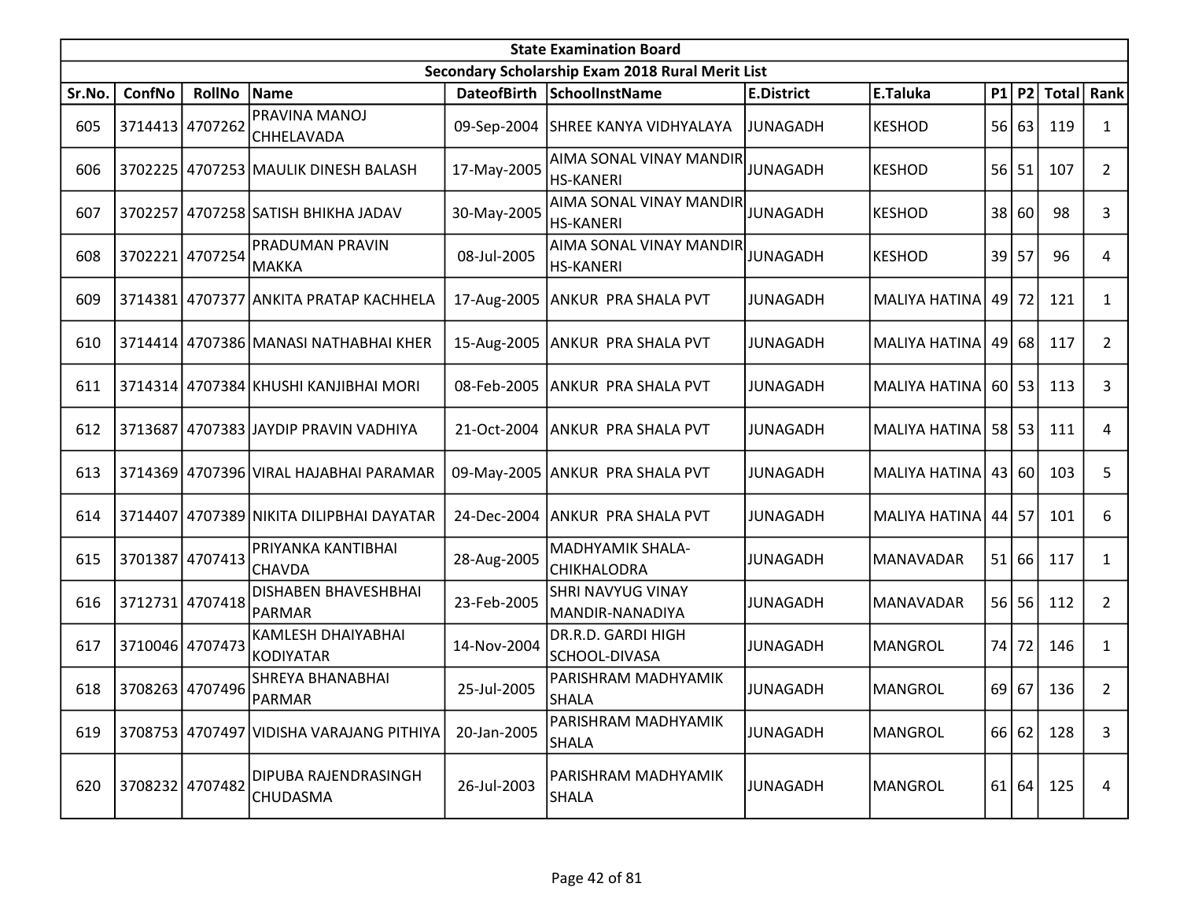| State Examination Board | | | | | | | | | | | |
|---|---|---|---|---|---|---|---|---|---|---|---|
| Secondary Scholarship Exam 2018 Rural Merit List | | | | | | | | | | | |
| Sr.No. | ConfNo | RollNo | Name | DateofBirth | SchoolInstName | E.District | E.Taluka | P1 | P2 | Total | Rank |
| 605 | 3714413 | 4707262 | PRAVINA MANOJ CHHELAVADA | 09-Sep-2004 | SHREE KANYA VIDHYALAYA | JUNAGADH | KESHOD | 56 | 63 | 119 | 1 |
| 606 | 3702225 | 4707253 | MAULIK DINESH BALASH | 17-May-2005 | AIMA SONAL VINAY MANDIR HS-KANERI | JUNAGADH | KESHOD | 56 | 51 | 107 | 2 |
| 607 | 3702257 | 4707258 | SATISH BHIKHA JADAV | 30-May-2005 | AIMA SONAL VINAY MANDIR HS-KANERI | JUNAGADH | KESHOD | 38 | 60 | 98 | 3 |
| 608 | 3702221 | 4707254 | PRADUMAN PRAVIN MAKKA | 08-Jul-2005 | AIMA SONAL VINAY MANDIR HS-KANERI | JUNAGADH | KESHOD | 39 | 57 | 96 | 4 |
| 609 | 3714381 | 4707377 | ANKITA PRATAP KACHHELA | 17-Aug-2005 | ANKUR PRA SHALA PVT | JUNAGADH | MALIYA HATINA | 49 | 72 | 121 | 1 |
| 610 | 3714414 | 4707386 | MANASI NATHABHAI KHER | 15-Aug-2005 | ANKUR PRA SHALA PVT | JUNAGADH | MALIYA HATINA | 49 | 68 | 117 | 2 |
| 611 | 3714314 | 4707384 | KHUSHI KANJIBHAI MORI | 08-Feb-2005 | ANKUR PRA SHALA PVT | JUNAGADH | MALIYA HATINA | 60 | 53 | 113 | 3 |
| 612 | 3713687 | 4707383 | JAYDIP PRAVIN VADHIYA | 21-Oct-2004 | ANKUR PRA SHALA PVT | JUNAGADH | MALIYA HATINA | 58 | 53 | 111 | 4 |
| 613 | 3714369 | 4707396 | VIRAL HAJABHAI PARAMAR | 09-May-2005 | ANKUR PRA SHALA PVT | JUNAGADH | MALIYA HATINA | 43 | 60 | 103 | 5 |
| 614 | 3714407 | 4707389 | NIKITA DILIPBHAI DAYATAR | 24-Dec-2004 | ANKUR PRA SHALA PVT | JUNAGADH | MALIYA HATINA | 44 | 57 | 101 | 6 |
| 615 | 3701387 | 4707413 | PRIYANKA KANTIBHAI CHAVDA | 28-Aug-2005 | MADHYAMIK SHALA-CHIKHALODRA | JUNAGADH | MANAVADAR | 51 | 66 | 117 | 1 |
| 616 | 3712731 | 4707418 | DISHABEN BHAVESHBHAI PARMAR | 23-Feb-2005 | SHRI NAVYUG VINAY MANDIR-NANADIYA | JUNAGADH | MANAVADAR | 56 | 56 | 112 | 2 |
| 617 | 3710046 | 4707473 | KAMLESH DHAIYABHAI KODIYATAR | 14-Nov-2004 | DR.R.D. GARDI HIGH SCHOOL-DIVASA | JUNAGADH | MANGROL | 74 | 72 | 146 | 1 |
| 618 | 3708263 | 4707496 | SHREYA BHANABHAI PARMAR | 25-Jul-2005 | PARISHRAM MADHYAMIK SHALA | JUNAGADH | MANGROL | 69 | 67 | 136 | 2 |
| 619 | 3708753 | 4707497 | VIDISHA VARAJANG PITHIYA | 20-Jan-2005 | PARISHRAM MADHYAMIK SHALA | JUNAGADH | MANGROL | 66 | 62 | 128 | 3 |
| 620 | 3708232 | 4707482 | DIPUBA RAJENDRASINGH CHUDASMA | 26-Jul-2003 | PARISHRAM MADHYAMIK SHALA | JUNAGADH | MANGROL | 61 | 64 | 125 | 4 |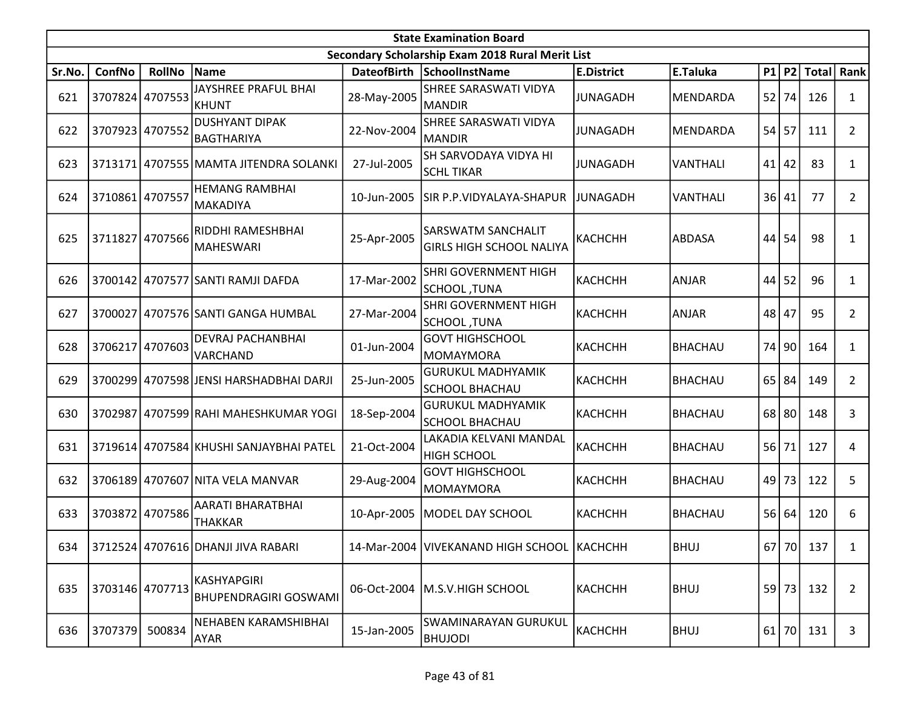| State Examination Board | | | | | | | | | | | | |
|---|---|---|---|---|---|---|---|---|---|---|---|---|
| Secondary Scholarship Exam 2018 Rural Merit List | | | | | | | | | | | | |
| Sr.No. | ConfNo | RollNo | Name | DateofBirth | SchoolInstName | E.District | E.Taluka | P1 | P2 | Total | Rank |
| 621 | 3707824 | 4707553 | JAYSHREE PRAFUL BHAI KHUNT | 28-May-2005 | SHREE SARASWATI VIDYA MANDIR | JUNAGADH | MENDARDA | 52 | 74 | 126 | 1 |
| 622 | 3707923 | 4707552 | DUSHYANT DIPAK BAGTHARIYA | 22-Nov-2004 | SHREE SARASWATI VIDYA MANDIR | JUNAGADH | MENDARDA | 54 | 57 | 111 | 2 |
| 623 | 3713171 | 4707555 | MAMTA JITENDRA SOLANKI | 27-Jul-2005 | SH SARVODAYA VIDYA HI SCHL TIKAR | JUNAGADH | VANTHALI | 41 | 42 | 83 | 1 |
| 624 | 3710861 | 4707557 | HEMANG RAMBHAI MAKADIYA | 10-Jun-2005 | SIR P.P.VIDYALAYA-SHAPUR | JUNAGADH | VANTHALI | 36 | 41 | 77 | 2 |
| 625 | 3711827 | 4707566 | RIDDHI RAMESHBHAI MAHESWARI | 25-Apr-2005 | SARSWATM SANCHALIT GIRLS HIGH SCHOOL NALIYA | KACHCHH | ABDASA | 44 | 54 | 98 | 1 |
| 626 | 3700142 | 4707577 | SANTI RAMJI DAFDA | 17-Mar-2002 | SHRI GOVERNMENT HIGH SCHOOL ,TUNA | KACHCHH | ANJAR | 44 | 52 | 96 | 1 |
| 627 | 3700027 | 4707576 | SANTI GANGA HUMBAL | 27-Mar-2004 | SHRI GOVERNMENT HIGH SCHOOL ,TUNA | KACHCHH | ANJAR | 48 | 47 | 95 | 2 |
| 628 | 3706217 | 4707603 | DEVRAJ PACHANBHAI VARCHAND | 01-Jun-2004 | GOVT HIGHSCHOOL MOMAYMORA | KACHCHH | BHACHAU | 74 | 90 | 164 | 1 |
| 629 | 3700299 | 4707598 | JENSI HARSHADBHAI DARJI | 25-Jun-2005 | GURUKUL MADHYAMIK SCHOOL BHACHAU | KACHCHH | BHACHAU | 65 | 84 | 149 | 2 |
| 630 | 3702987 | 4707599 | RAHI MAHESHKUMAR YOGI | 18-Sep-2004 | GURUKUL MADHYAMIK SCHOOL BHACHAU | KACHCHH | BHACHAU | 68 | 80 | 148 | 3 |
| 631 | 3719614 | 4707584 | KHUSHI SANJAYBHAI PATEL | 21-Oct-2004 | LAKADIA KELVANI MANDAL HIGH SCHOOL | KACHCHH | BHACHAU | 56 | 71 | 127 | 4 |
| 632 | 3706189 | 4707607 | NITA VELA MANVAR | 29-Aug-2004 | GOVT HIGHSCHOOL MOMAYMORA | KACHCHH | BHACHAU | 49 | 73 | 122 | 5 |
| 633 | 3703872 | 4707586 | AARATI BHARATBHAI THAKKAR | 10-Apr-2005 | MODEL DAY SCHOOL | KACHCHH | BHACHAU | 56 | 64 | 120 | 6 |
| 634 | 3712524 | 4707616 | DHANJI JIVA RABARI | 14-Mar-2004 | VIVEKANAND HIGH SCHOOL | KACHCHH | BHUJ | 67 | 70 | 137 | 1 |
| 635 | 3703146 | 4707713 | KASHYAPGIRI BHUPENDRAGIRI GOSWAMI | 06-Oct-2004 | M.S.V.HIGH SCHOOL | KACHCHH | BHUJ | 59 | 73 | 132 | 2 |
| 636 | 3707379 | 500834 | NEHABEN KARAMSHIBHAI AYAR | 15-Jan-2005 | SWAMINARAYAN GURUKUL BHUJODI | KACHCHH | BHUJ | 61 | 70 | 131 | 3 |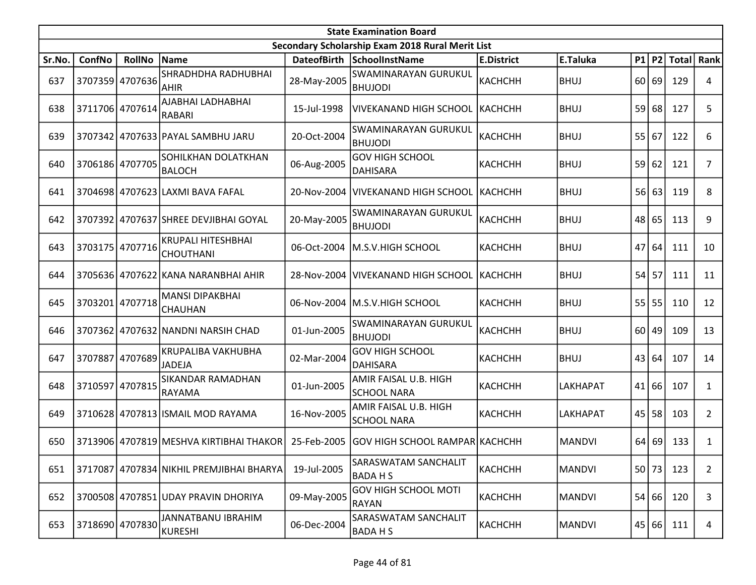| State Examination Board | | | | | | | | | | | |
|---|---|---|---|---|---|---|---|---|---|---|---|
| Secondary Scholarship Exam 2018 Rural Merit List | | | | | | | | | | | |
| Sr.No. | ConfNo | RollNo | Name | DateofBirth | SchoolInstName | E.District | E.Taluka | P1 | P2 | Total | Rank |
| 637 | 3707359 | 4707636 | SHRADHDHA RADHUBHAI AHIR | 28-May-2005 | SWAMINARAYAN GURUKUL BHUJODI | KACHCHH | BHUJ | 60 | 69 | 129 | 4 |
| 638 | 3711706 | 4707614 | AJABHAI LADHABHAI RABARI | 15-Jul-1998 | VIVEKANAND HIGH SCHOOL | KACHCHH | BHUJ | 59 | 68 | 127 | 5 |
| 639 | 3707342 | 4707633 | PAYAL SAMBHU JARU | 20-Oct-2004 | SWAMINARAYAN GURUKUL BHUJODI | KACHCHH | BHUJ | 55 | 67 | 122 | 6 |
| 640 | 3706186 | 4707705 | SOHILKHAN DOLATKHAN BALOCH | 06-Aug-2005 | GOV HIGH SCHOOL DAHISARA | KACHCHH | BHUJ | 59 | 62 | 121 | 7 |
| 641 | 3704698 | 4707623 | LAXMI BAVA FAFAL | 20-Nov-2004 | VIVEKANAND HIGH SCHOOL | KACHCHH | BHUJ | 56 | 63 | 119 | 8 |
| 642 | 3707392 | 4707637 | SHREE DEVJIBHAI GOYAL | 20-May-2005 | SWAMINARAYAN GURUKUL BHUJODI | KACHCHH | BHUJ | 48 | 65 | 113 | 9 |
| 643 | 3703175 | 4707716 | KRUPALI HITESHBHAI CHOUTHANI | 06-Oct-2004 | M.S.V.HIGH SCHOOL | KACHCHH | BHUJ | 47 | 64 | 111 | 10 |
| 644 | 3705636 | 4707622 | KANA NARANBHAI AHIR | 28-Nov-2004 | VIVEKANAND HIGH SCHOOL | KACHCHH | BHUJ | 54 | 57 | 111 | 11 |
| 645 | 3703201 | 4707718 | MANSI DIPAKBHAI CHAUHAN | 06-Nov-2004 | M.S.V.HIGH SCHOOL | KACHCHH | BHUJ | 55 | 55 | 110 | 12 |
| 646 | 3707362 | 4707632 | NANDNI NARSIH CHAD | 01-Jun-2005 | SWAMINARAYAN GURUKUL BHUJODI | KACHCHH | BHUJ | 60 | 49 | 109 | 13 |
| 647 | 3707887 | 4707689 | KRUPALIBA VAKHUBHA JADEJA | 02-Mar-2004 | GOV HIGH SCHOOL DAHISARA | KACHCHH | BHUJ | 43 | 64 | 107 | 14 |
| 648 | 3710597 | 4707815 | SIKANDAR RAMADHAN RAYAMA | 01-Jun-2005 | AMIR FAISAL U.B. HIGH SCHOOL NARA | KACHCHH | LAKHAPAT | 41 | 66 | 107 | 1 |
| 649 | 3710628 | 4707813 | ISMAIL MOD RAYAMA | 16-Nov-2005 | AMIR FAISAL U.B. HIGH SCHOOL NARA | KACHCHH | LAKHAPAT | 45 | 58 | 103 | 2 |
| 650 | 3713906 | 4707819 | MESHVA KIRTIBHAI THAKOR | 25-Feb-2005 | GOV HIGH SCHOOL RAMPAR | KACHCHH | MANDVI | 64 | 69 | 133 | 1 |
| 651 | 3717087 | 4707834 | NIKHIL PREMJIBHAI BHARYA | 19-Jul-2005 | SARASWATAM SANCHALIT BADA H S | KACHCHH | MANDVI | 50 | 73 | 123 | 2 |
| 652 | 3700508 | 4707851 | UDAY PRAVIN DHORIYA | 09-May-2005 | GOV HIGH SCHOOL MOTI RAYAN | KACHCHH | MANDVI | 54 | 66 | 120 | 3 |
| 653 | 3718690 | 4707830 | JANNATBANU IBRAHIM KURESHI | 06-Dec-2004 | SARASWATAM SANCHALIT BADA H S | KACHCHH | MANDVI | 45 | 66 | 111 | 4 |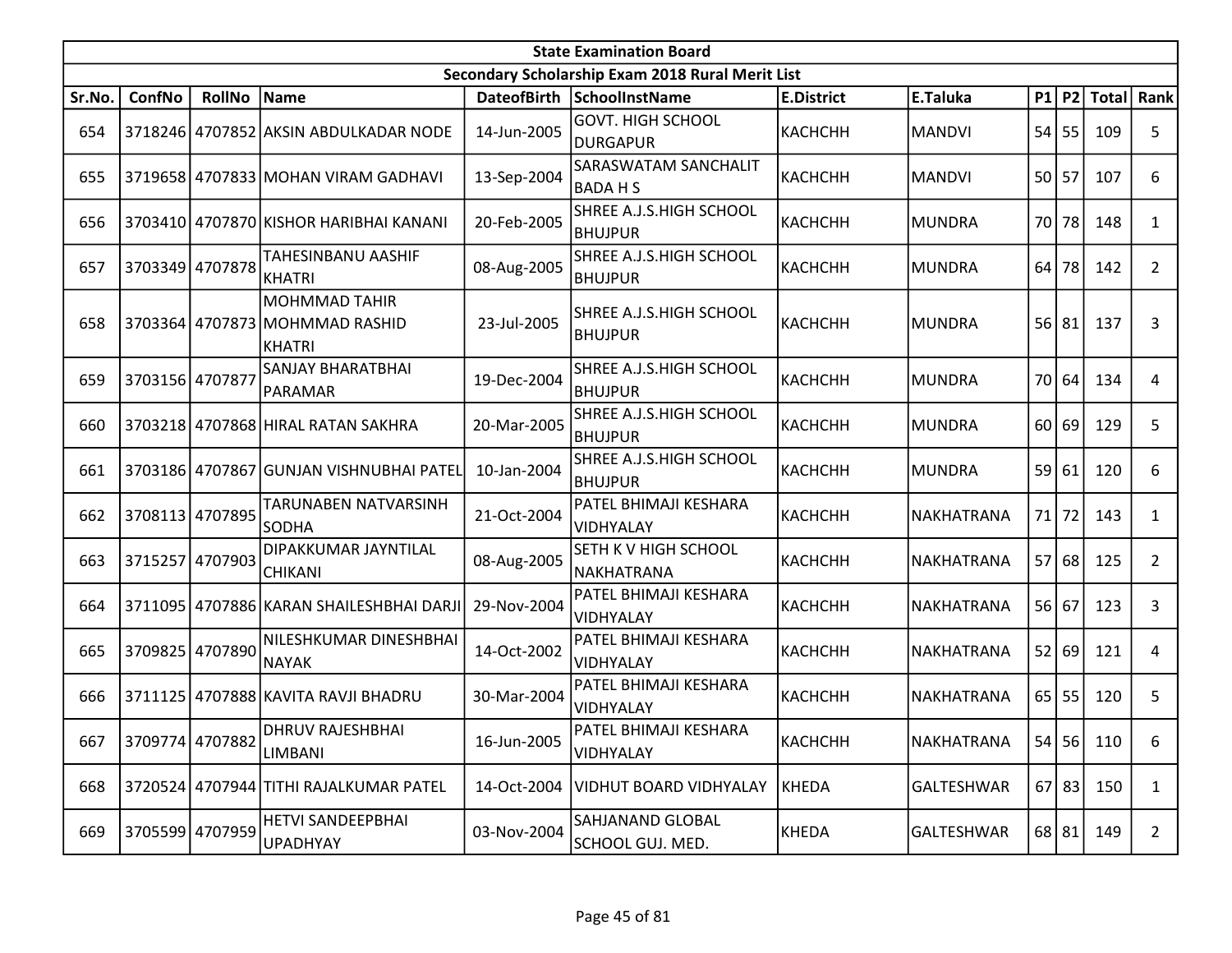## State Examination Board

### Secondary Scholarship Exam 2018 Rural Merit List

| Sr.No. | ConfNo | RollNo | Name | DateofBirth | SchoolInstName | E.District | E.Taluka | P1 | P2 | Total | Rank |
|---|---|---|---|---|---|---|---|---|---|---|---|
| 654 | 3718246 | 4707852 | AKSIN ABDULKADAR NODE | 14-Jun-2005 | GOVT. HIGH SCHOOL DURGAPUR | KACHCHH | MANDVI | 54 | 55 | 109 | 5 |
| 655 | 3719658 | 4707833 | MOHAN VIRAM GADHAVI | 13-Sep-2004 | SARASWATAM SANCHALIT BADA H S | KACHCHH | MANDVI | 50 | 57 | 107 | 6 |
| 656 | 3703410 | 4707870 | KISHOR HARIBHAI KANANI | 20-Feb-2005 | SHREE A.J.S.HIGH SCHOOL BHUJPUR | KACHCHH | MUNDRA | 70 | 78 | 148 | 1 |
| 657 | 3703349 | 4707878 | TAHESINBANU AASHIF KHATRI | 08-Aug-2005 | SHREE A.J.S.HIGH SCHOOL BHUJPUR | KACHCHH | MUNDRA | 64 | 78 | 142 | 2 |
| 658 | 3703364 | 4707873 | MOHMMAD TAHIR MOHMMAD RASHID KHATRI | 23-Jul-2005 | SHREE A.J.S.HIGH SCHOOL BHUJPUR | KACHCHH | MUNDRA | 56 | 81 | 137 | 3 |
| 659 | 3703156 | 4707877 | SANJAY BHARATBHAI PARAMAR | 19-Dec-2004 | SHREE A.J.S.HIGH SCHOOL BHUJPUR | KACHCHH | MUNDRA | 70 | 64 | 134 | 4 |
| 660 | 3703218 | 4707868 | HIRAL RATAN SAKHRA | 20-Mar-2005 | SHREE A.J.S.HIGH SCHOOL BHUJPUR | KACHCHH | MUNDRA | 60 | 69 | 129 | 5 |
| 661 | 3703186 | 4707867 | GUNJAN VISHNUBHAI PATEL | 10-Jan-2004 | SHREE A.J.S.HIGH SCHOOL BHUJPUR | KACHCHH | MUNDRA | 59 | 61 | 120 | 6 |
| 662 | 3708113 | 4707895 | TARUNABEN NATVARSINH SODHA | 21-Oct-2004 | PATEL BHIMAJI KESHARA VIDHYALAY | KACHCHH | NAKHATRANA | 71 | 72 | 143 | 1 |
| 663 | 3715257 | 4707903 | DIPAKKUMAR JAYNTILAL CHIKANI | 08-Aug-2005 | SETH K V HIGH SCHOOL NAKHATRANA | KACHCHH | NAKHATRANA | 57 | 68 | 125 | 2 |
| 664 | 3711095 | 4707886 | KARAN SHAILESHBHAI DARJI | 29-Nov-2004 | PATEL BHIMAJI KESHARA VIDHYALAY | KACHCHH | NAKHATRANA | 56 | 67 | 123 | 3 |
| 665 | 3709825 | 4707890 | NILESHKUMAR DINESHBHAI NAYAK | 14-Oct-2002 | PATEL BHIMAJI KESHARA VIDHYALAY | KACHCHH | NAKHATRANA | 52 | 69 | 121 | 4 |
| 666 | 3711125 | 4707888 | KAVITA RAVJI BHADRU | 30-Mar-2004 | PATEL BHIMAJI KESHARA VIDHYALAY | KACHCHH | NAKHATRANA | 65 | 55 | 120 | 5 |
| 667 | 3709774 | 4707882 | DHRUV RAJESHBHAI LIMBANI | 16-Jun-2005 | PATEL BHIMAJI KESHARA VIDHYALAY | KACHCHH | NAKHATRANA | 54 | 56 | 110 | 6 |
| 668 | 3720524 | 4707944 | TITHI RAJALKUMAR PATEL | 14-Oct-2004 | VIDHUT BOARD VIDHYALAY | KHEDA | GALTESHWAR | 67 | 83 | 150 | 1 |
| 669 | 3705599 | 4707959 | HETVI SANDEEPBHAI UPADHYAY | 03-Nov-2004 | SAHJANAND GLOBAL SCHOOL GUJ. MED. | KHEDA | GALTESHWAR | 68 | 81 | 149 | 2 |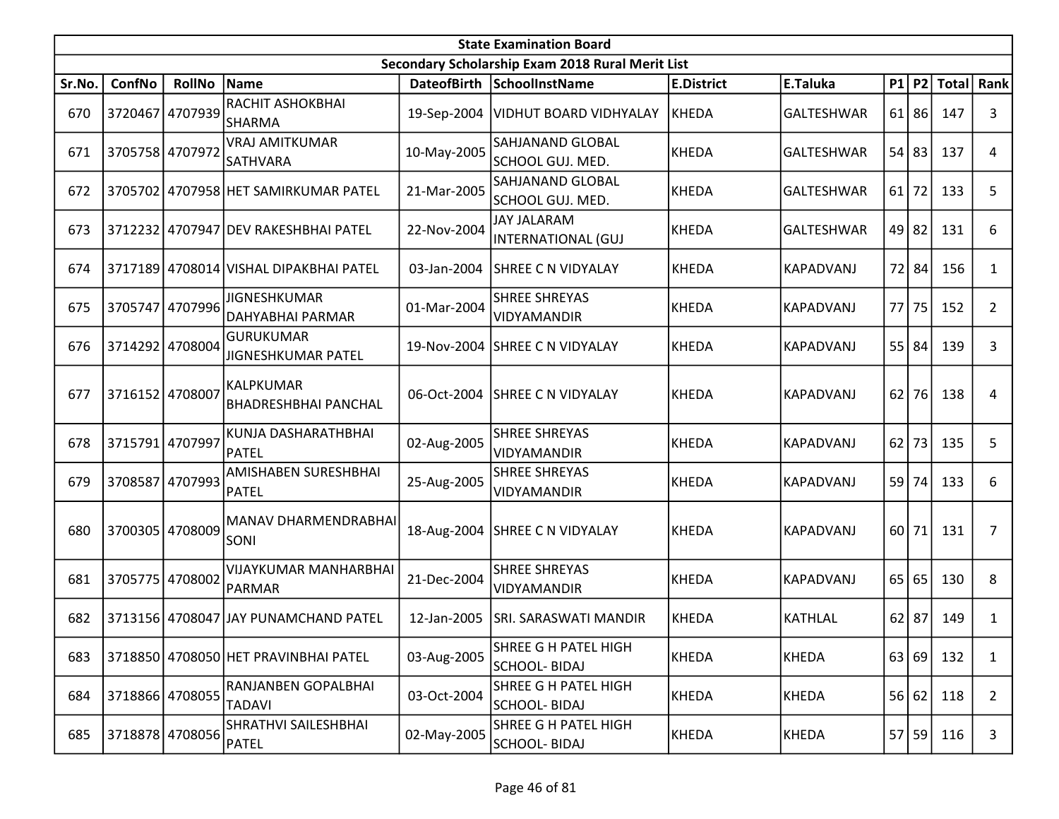| State Examination Board | | | | | | | | | | | |
|---|---|---|---|---|---|---|---|---|---|---|---|
| Secondary Scholarship Exam 2018 Rural Merit List | | | | | | | | | | | |
| Sr.No. | ConfNo | RollNo | Name | DateofBirth | SchoolInstName | E.District | E.Taluka | P1 | P2 | Total | Rank |
| 670 | 3720467 | 4707939 | RACHIT ASHOKBHAI SHARMA | 19-Sep-2004 | VIDHUT BOARD VIDHYALAY | KHEDA | GALTESHWAR | 61 | 86 | 147 | 3 |
| 671 | 3705758 | 4707972 | VRAJ AMITKUMAR SATHVARA | 10-May-2005 | SAHJANAND GLOBAL SCHOOL GUJ. MED. | KHEDA | GALTESHWAR | 54 | 83 | 137 | 4 |
| 672 | 3705702 | 4707958 | HET SAMIRKUMAR PATEL | 21-Mar-2005 | SAHJANAND GLOBAL SCHOOL GUJ. MED. | KHEDA | GALTESHWAR | 61 | 72 | 133 | 5 |
| 673 | 3712232 | 4707947 | DEV RAKESHBHAI PATEL | 22-Nov-2004 | JAY JALARAM INTERNATIONAL (GUJ | KHEDA | GALTESHWAR | 49 | 82 | 131 | 6 |
| 674 | 3717189 | 4708014 | VISHAL DIPAKBHAI PATEL | 03-Jan-2004 | SHREE C N VIDYALAY | KHEDA | KAPADVANJ | 72 | 84 | 156 | 1 |
| 675 | 3705747 | 4707996 | JIGNESHKUMAR DAHYABHAI PARMAR | 01-Mar-2004 | SHREE SHREYAS VIDYAMANDIR | KHEDA | KAPADVANJ | 77 | 75 | 152 | 2 |
| 676 | 3714292 | 4708004 | GURUKUMAR JIGNESHKUMAR PATEL | 19-Nov-2004 | SHREE C N VIDYALAY | KHEDA | KAPADVANJ | 55 | 84 | 139 | 3 |
| 677 | 3716152 | 4708007 | KALPKUMAR BHADRESHBHAI PANCHAL | 06-Oct-2004 | SHREE C N VIDYALAY | KHEDA | KAPADVANJ | 62 | 76 | 138 | 4 |
| 678 | 3715791 | 4707997 | KUNJA DASHARATHBHAI PATEL | 02-Aug-2005 | SHREE SHREYAS VIDYAMANDIR | KHEDA | KAPADVANJ | 62 | 73 | 135 | 5 |
| 679 | 3708587 | 4707993 | AMISHABEN SURESHBHAI PATEL | 25-Aug-2005 | SHREE SHREYAS VIDYAMANDIR | KHEDA | KAPADVANJ | 59 | 74 | 133 | 6 |
| 680 | 3700305 | 4708009 | MANAV DHARMENDRABHAI SONI | 18-Aug-2004 | SHREE C N VIDYALAY | KHEDA | KAPADVANJ | 60 | 71 | 131 | 7 |
| 681 | 3705775 | 4708002 | VIJAYKUMAR MANHARBHAI PARMAR | 21-Dec-2004 | SHREE SHREYAS VIDYAMANDIR | KHEDA | KAPADVANJ | 65 | 65 | 130 | 8 |
| 682 | 3713156 | 4708047 | JAY PUNAMCHAND PATEL | 12-Jan-2005 | SRI. SARASWATI MANDIR | KHEDA | KATHLAL | 62 | 87 | 149 | 1 |
| 683 | 3718850 | 4708050 | HET PRAVINBHAI PATEL | 03-Aug-2005 | SHREE G H PATEL HIGH SCHOOL- BIDAJ | KHEDA | KHEDA | 63 | 69 | 132 | 1 |
| 684 | 3718866 | 4708055 | RANJANBEN GOPALBHAI TADAVI | 03-Oct-2004 | SHREE G H PATEL HIGH SCHOOL- BIDAJ | KHEDA | KHEDA | 56 | 62 | 118 | 2 |
| 685 | 3718878 | 4708056 | SHRATHVI SAILESHBHAI PATEL | 02-May-2005 | SHREE G H PATEL HIGH SCHOOL- BIDAJ | KHEDA | KHEDA | 57 | 59 | 116 | 3 |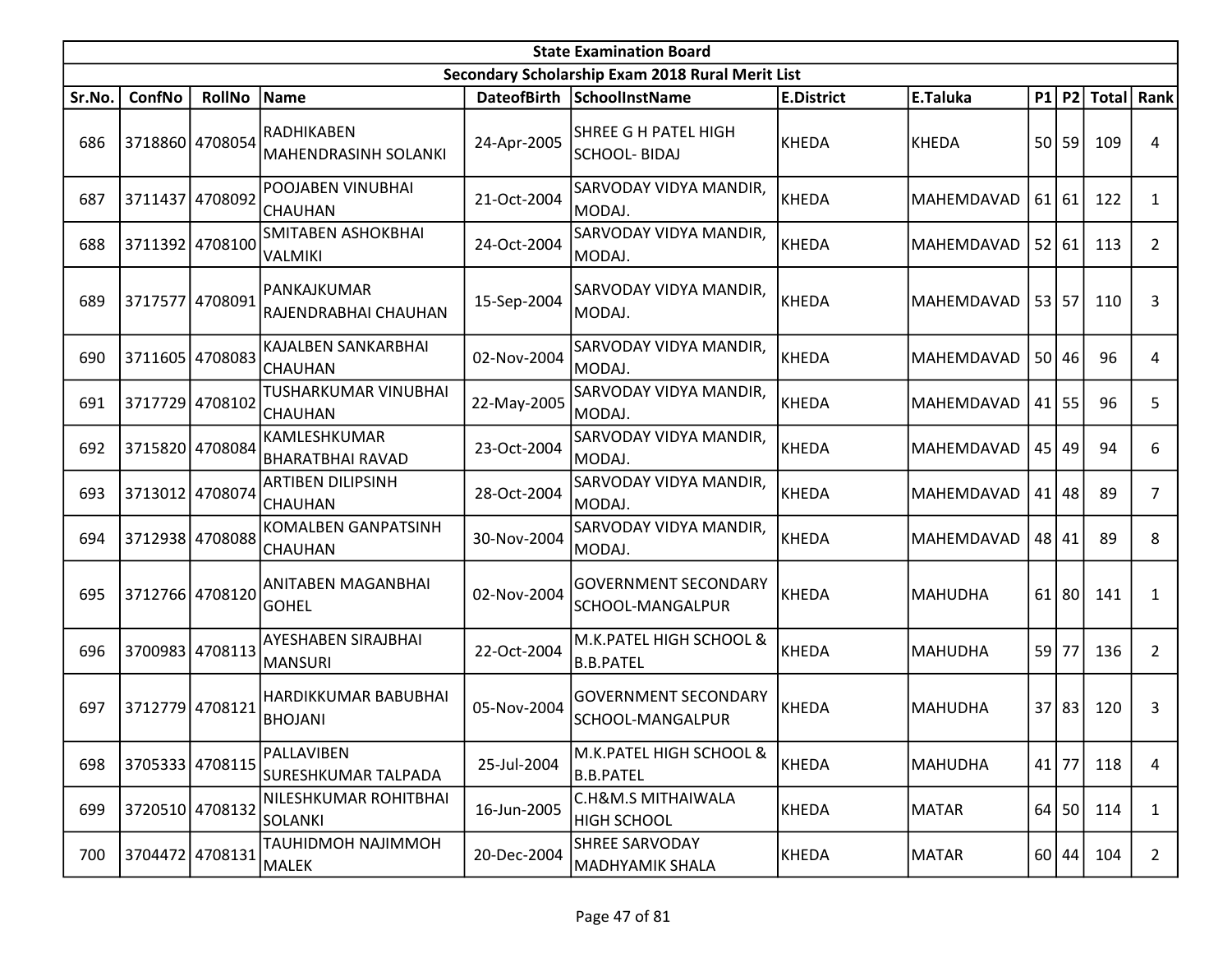| State Examination Board | | | | | | | | | | | |
|---|---|---|---|---|---|---|---|---|---|---|---|
| Secondary Scholarship Exam 2018 Rural Merit List | | | | | | | | | | | |
| Sr.No. | ConfNo | RollNo | Name | DateofBirth | SchoolInstName | E.District | E.Taluka | P1 | P2 | Total | Rank |
| 686 | 3718860 | 4708054 | RADHIKABEN MAHENDRASINH SOLANKI | 24-Apr-2005 | SHREE G H PATEL HIGH SCHOOL- BIDAJ | KHEDA | KHEDA | 50 | 59 | 109 | 4 |
| 687 | 3711437 | 4708092 | POOJABEN VINUBHAI CHAUHAN | 21-Oct-2004 | SARVODAY VIDYA MANDIR, MODAJ. | KHEDA | MAHEMDAVAD | 61 | 61 | 122 | 1 |
| 688 | 3711392 | 4708100 | SMITABEN ASHOKBHAI VALMIKI | 24-Oct-2004 | SARVODAY VIDYA MANDIR, MODAJ. | KHEDA | MAHEMDAVAD | 52 | 61 | 113 | 2 |
| 689 | 3717577 | 4708091 | PANKAJKUMAR RAJENDRABHAI CHAUHAN | 15-Sep-2004 | SARVODAY VIDYA MANDIR, MODAJ. | KHEDA | MAHEMDAVAD | 53 | 57 | 110 | 3 |
| 690 | 3711605 | 4708083 | KAJALBEN SANKARBHAI CHAUHAN | 02-Nov-2004 | SARVODAY VIDYA MANDIR, MODAJ. | KHEDA | MAHEMDAVAD | 50 | 46 | 96 | 4 |
| 691 | 3717729 | 4708102 | TUSHARKUMAR VINUBHAI CHAUHAN | 22-May-2005 | SARVODAY VIDYA MANDIR, MODAJ. | KHEDA | MAHEMDAVAD | 41 | 55 | 96 | 5 |
| 692 | 3715820 | 4708084 | KAMLESHKUMAR BHARATBHAI RAVAD | 23-Oct-2004 | SARVODAY VIDYA MANDIR, MODAJ. | KHEDA | MAHEMDAVAD | 45 | 49 | 94 | 6 |
| 693 | 3713012 | 4708074 | ARTIBEN DILIPSINH CHAUHAN | 28-Oct-2004 | SARVODAY VIDYA MANDIR, MODAJ. | KHEDA | MAHEMDAVAD | 41 | 48 | 89 | 7 |
| 694 | 3712938 | 4708088 | KOMALBEN GANPATSINH CHAUHAN | 30-Nov-2004 | SARVODAY VIDYA MANDIR, MODAJ. | KHEDA | MAHEMDAVAD | 48 | 41 | 89 | 8 |
| 695 | 3712766 | 4708120 | ANITABEN MAGANBHAI GOHEL | 02-Nov-2004 | GOVERNMENT SECONDARY SCHOOL-MANGALPUR | KHEDA | MAHUDHA | 61 | 80 | 141 | 1 |
| 696 | 3700983 | 4708113 | AYESHABEN SIRAJBHAI MANSURI | 22-Oct-2004 | M.K.PATEL HIGH SCHOOL & B.B.PATEL | KHEDA | MAHUDHA | 59 | 77 | 136 | 2 |
| 697 | 3712779 | 4708121 | HARDIKKUMAR BABUBHAI BHOJANI | 05-Nov-2004 | GOVERNMENT SECONDARY SCHOOL-MANGALPUR | KHEDA | MAHUDHA | 37 | 83 | 120 | 3 |
| 698 | 3705333 | 4708115 | PALLAVIBEN SURESHKUMAR TALPADA | 25-Jul-2004 | M.K.PATEL HIGH SCHOOL & B.B.PATEL | KHEDA | MAHUDHA | 41 | 77 | 118 | 4 |
| 699 | 3720510 | 4708132 | NILESHKUMAR ROHITBHAI SOLANKI | 16-Jun-2005 | C.H&M.S MITHAIWALA HIGH SCHOOL | KHEDA | MATAR | 64 | 50 | 114 | 1 |
| 700 | 3704472 | 4708131 | TAUHIDMOH NAJIMMOH MALEK | 20-Dec-2004 | SHREE SARVODAY MADHYAMIK SHALA | KHEDA | MATAR | 60 | 44 | 104 | 2 |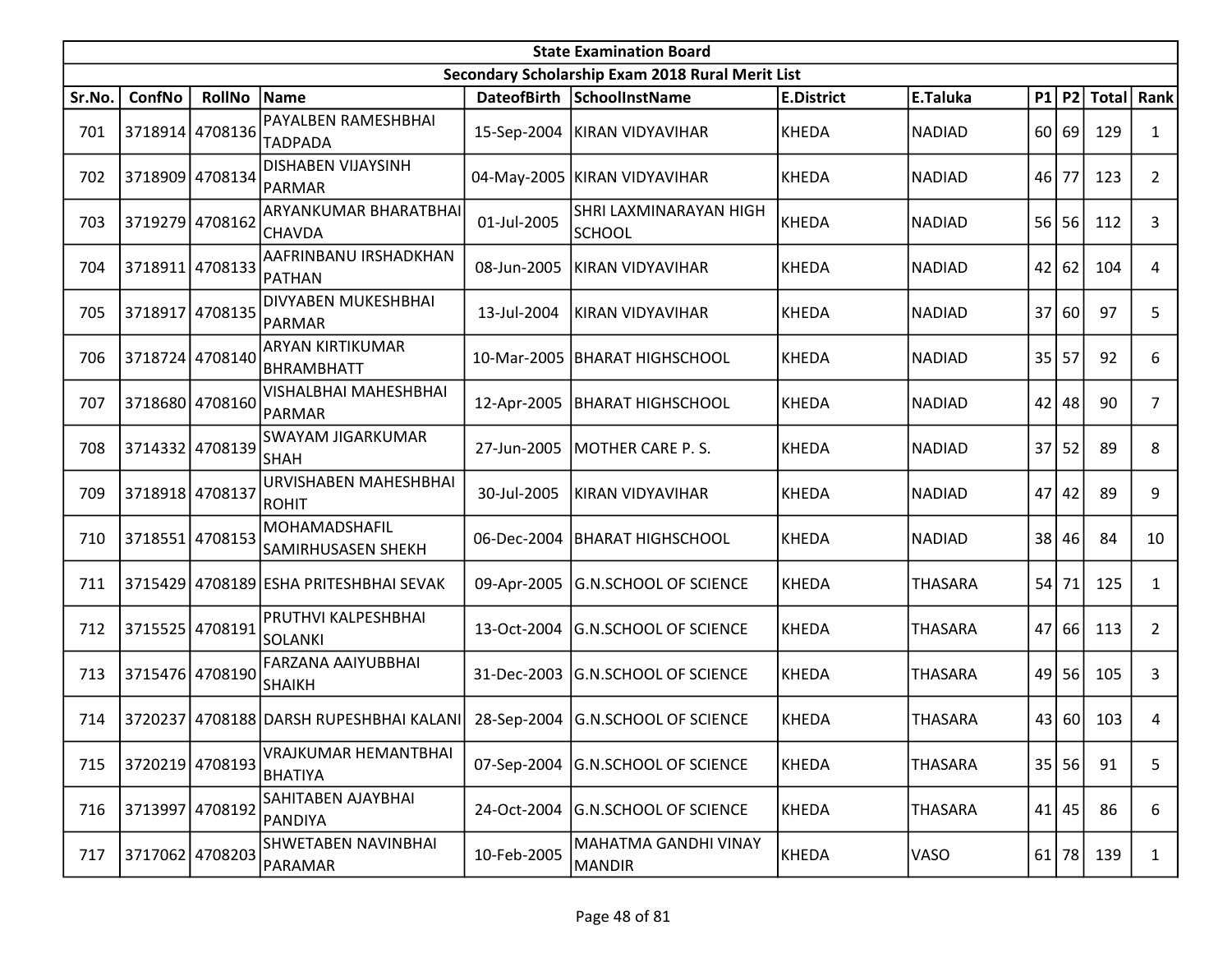| State Examination Board | | | | | | | | | | | | |
|---|---|---|---|---|---|---|---|---|---|---|---|---|
| Secondary Scholarship Exam 2018 Rural Merit List | | | | | | | | | | | | |
| Sr.No. | ConfNo | RollNo | Name | DateofBirth | SchoolInstName | E.District | E.Taluka | P1 | P2 | Total | Rank |
| 701 | 3718914 | 4708136 | PAYALBEN RAMESHBHAI TADPADA | 15-Sep-2004 | KIRAN VIDYAVIHAR | KHEDA | NADIAD | 60 | 69 | 129 | 1 |
| 702 | 3718909 | 4708134 | DISHABEN VIJAYSINH PARMAR | 04-May-2005 | KIRAN VIDYAVIHAR | KHEDA | NADIAD | 46 | 77 | 123 | 2 |
| 703 | 3719279 | 4708162 | ARYANKUMAR BHARATBHAI CHAVDA | 01-Jul-2005 | SHRI LAXMINARAYAN HIGH SCHOOL | KHEDA | NADIAD | 56 | 56 | 112 | 3 |
| 704 | 3718911 | 4708133 | AAFRINBANU IRSHADKHAN PATHAN | 08-Jun-2005 | KIRAN VIDYAVIHAR | KHEDA | NADIAD | 42 | 62 | 104 | 4 |
| 705 | 3718917 | 4708135 | DIVYABEN MUKESHBHAI PARMAR | 13-Jul-2004 | KIRAN VIDYAVIHAR | KHEDA | NADIAD | 37 | 60 | 97 | 5 |
| 706 | 3718724 | 4708140 | ARYAN KIRTIKUMAR BHRAMBHATT | 10-Mar-2005 | BHARAT HIGHSCHOOL | KHEDA | NADIAD | 35 | 57 | 92 | 6 |
| 707 | 3718680 | 4708160 | VISHALBHAI MAHESHBHAI PARMAR | 12-Apr-2005 | BHARAT HIGHSCHOOL | KHEDA | NADIAD | 42 | 48 | 90 | 7 |
| 708 | 3714332 | 4708139 | SWAYAM JIGARKUMAR SHAH | 27-Jun-2005 | MOTHER CARE P. S. | KHEDA | NADIAD | 37 | 52 | 89 | 8 |
| 709 | 3718918 | 4708137 | URVISHABEN MAHESHBHAI ROHIT | 30-Jul-2005 | KIRAN VIDYAVIHAR | KHEDA | NADIAD | 47 | 42 | 89 | 9 |
| 710 | 3718551 | 4708153 | MOHAMADSHAFIL SAMIRHUSASEN SHEKH | 06-Dec-2004 | BHARAT HIGHSCHOOL | KHEDA | NADIAD | 38 | 46 | 84 | 10 |
| 711 | 3715429 | 4708189 | ESHA PRITESHBHAI SEVAK | 09-Apr-2005 | G.N.SCHOOL OF SCIENCE | KHEDA | THASARA | 54 | 71 | 125 | 1 |
| 712 | 3715525 | 4708191 | PRUTHVI KALPESHBHAI SOLANKI | 13-Oct-2004 | G.N.SCHOOL OF SCIENCE | KHEDA | THASARA | 47 | 66 | 113 | 2 |
| 713 | 3715476 | 4708190 | FARZANA AAIYUBBHAI SHAIKH | 31-Dec-2003 | G.N.SCHOOL OF SCIENCE | KHEDA | THASARA | 49 | 56 | 105 | 3 |
| 714 | 3720237 | 4708188 | DARSH RUPESHBHAI KALANI | 28-Sep-2004 | G.N.SCHOOL OF SCIENCE | KHEDA | THASARA | 43 | 60 | 103 | 4 |
| 715 | 3720219 | 4708193 | VRAJKUMAR HEMANTBHAI BHATIYA | 07-Sep-2004 | G.N.SCHOOL OF SCIENCE | KHEDA | THASARA | 35 | 56 | 91 | 5 |
| 716 | 3713997 | 4708192 | SAHITABEN AJAYBHAI PANDIYA | 24-Oct-2004 | G.N.SCHOOL OF SCIENCE | KHEDA | THASARA | 41 | 45 | 86 | 6 |
| 717 | 3717062 | 4708203 | SHWETABEN NAVINBHAI PARAMAR | 10-Feb-2005 | MAHATMA GANDHI VINAY MANDIR | KHEDA | VASO | 61 | 78 | 139 | 1 |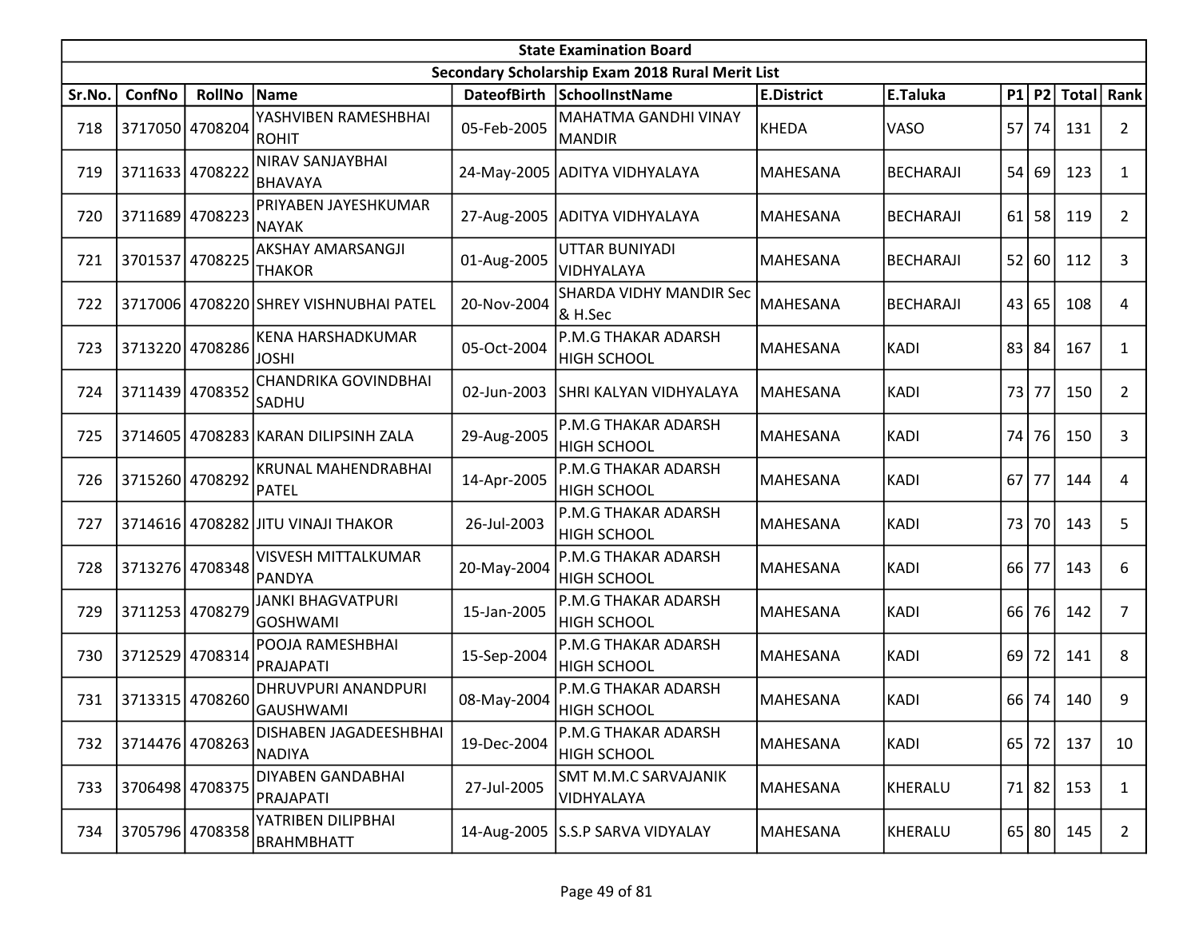| State Examination Board | | | | | | | | | | | |
|---|---|---|---|---|---|---|---|---|---|---|---|
| Secondary Scholarship Exam 2018 Rural Merit List | | | | | | | | | | | |
| Sr.No. | ConfNo | RollNo | Name | DateofBirth | SchoolInstName | E.District | E.Taluka | P1 | P2 | Total | Rank |
| 718 | 3717050 | 4708204 | YASHVIBEN RAMESHBHAI ROHIT | 05-Feb-2005 | MAHATMA GANDHI VINAY MANDIR | KHEDA | VASO | 57 | 74 | 131 | 2 |
| 719 | 3711633 | 4708222 | NIRAV SANJAYBHAI BHAVAYA | 24-May-2005 | ADITYA VIDHYALAYA | MAHESANA | BECHARAJI | 54 | 69 | 123 | 1 |
| 720 | 3711689 | 4708223 | PRIYABEN JAYESHKUMAR NAYAK | 27-Aug-2005 | ADITYA VIDHYALAYA | MAHESANA | BECHARAJI | 61 | 58 | 119 | 2 |
| 721 | 3701537 | 4708225 | AKSHAY AMARSANGJI THAKOR | 01-Aug-2005 | UTTAR BUNIYADI VIDHYALAYA | MAHESANA | BECHARAJI | 52 | 60 | 112 | 3 |
| 722 | 3717006 | 4708220 | SHREY VISHNUBHAI PATEL | 20-Nov-2004 | SHARDA VIDHY MANDIR Sec & H.Sec | MAHESANA | BECHARAJI | 43 | 65 | 108 | 4 |
| 723 | 3713220 | 4708286 | KENA HARSHADKUMAR JOSHI | 05-Oct-2004 | P.M.G THAKAR ADARSH HIGH SCHOOL | MAHESANA | KADI | 83 | 84 | 167 | 1 |
| 724 | 3711439 | 4708352 | CHANDRIKA GOVINDBHAI SADHU | 02-Jun-2003 | SHRI KALYAN VIDHYALAYA | MAHESANA | KADI | 73 | 77 | 150 | 2 |
| 725 | 3714605 | 4708283 | KARAN DILIPSINH ZALA | 29-Aug-2005 | P.M.G THAKAR ADARSH HIGH SCHOOL | MAHESANA | KADI | 74 | 76 | 150 | 3 |
| 726 | 3715260 | 4708292 | KRUNAL MAHENDRABHAI PATEL | 14-Apr-2005 | P.M.G THAKAR ADARSH HIGH SCHOOL | MAHESANA | KADI | 67 | 77 | 144 | 4 |
| 727 | 3714616 | 4708282 | JITU VINAJI THAKOR | 26-Jul-2003 | P.M.G THAKAR ADARSH HIGH SCHOOL | MAHESANA | KADI | 73 | 70 | 143 | 5 |
| 728 | 3713276 | 4708348 | VISVESH MITTALKUMAR PANDYA | 20-May-2004 | P.M.G THAKAR ADARSH HIGH SCHOOL | MAHESANA | KADI | 66 | 77 | 143 | 6 |
| 729 | 3711253 | 4708279 | JANKI BHAGVATPURI GOSHWAMI | 15-Jan-2005 | P.M.G THAKAR ADARSH HIGH SCHOOL | MAHESANA | KADI | 66 | 76 | 142 | 7 |
| 730 | 3712529 | 4708314 | POOJA RAMESHBHAI PRAJAPATI | 15-Sep-2004 | P.M.G THAKAR ADARSH HIGH SCHOOL | MAHESANA | KADI | 69 | 72 | 141 | 8 |
| 731 | 3713315 | 4708260 | DHRUVPURI ANANDPURI GAUSHWAMI | 08-May-2004 | P.M.G THAKAR ADARSH HIGH SCHOOL | MAHESANA | KADI | 66 | 74 | 140 | 9 |
| 732 | 3714476 | 4708263 | DISHABEN JAGADEESHBHAI NADIYA | 19-Dec-2004 | P.M.G THAKAR ADARSH HIGH SCHOOL | MAHESANA | KADI | 65 | 72 | 137 | 10 |
| 733 | 3706498 | 4708375 | DIYABEN GANDABHAI PRAJAPATI | 27-Jul-2005 | SMT M.M.C SARVAJANIK VIDHYALAYA | MAHESANA | KHERALU | 71 | 82 | 153 | 1 |
| 734 | 3705796 | 4708358 | YATRIBEN DILIPBHAI BRAHMBHATT | 14-Aug-2005 | S.S.P SARVA VIDYALAY | MAHESANA | KHERALU | 65 | 80 | 145 | 2 |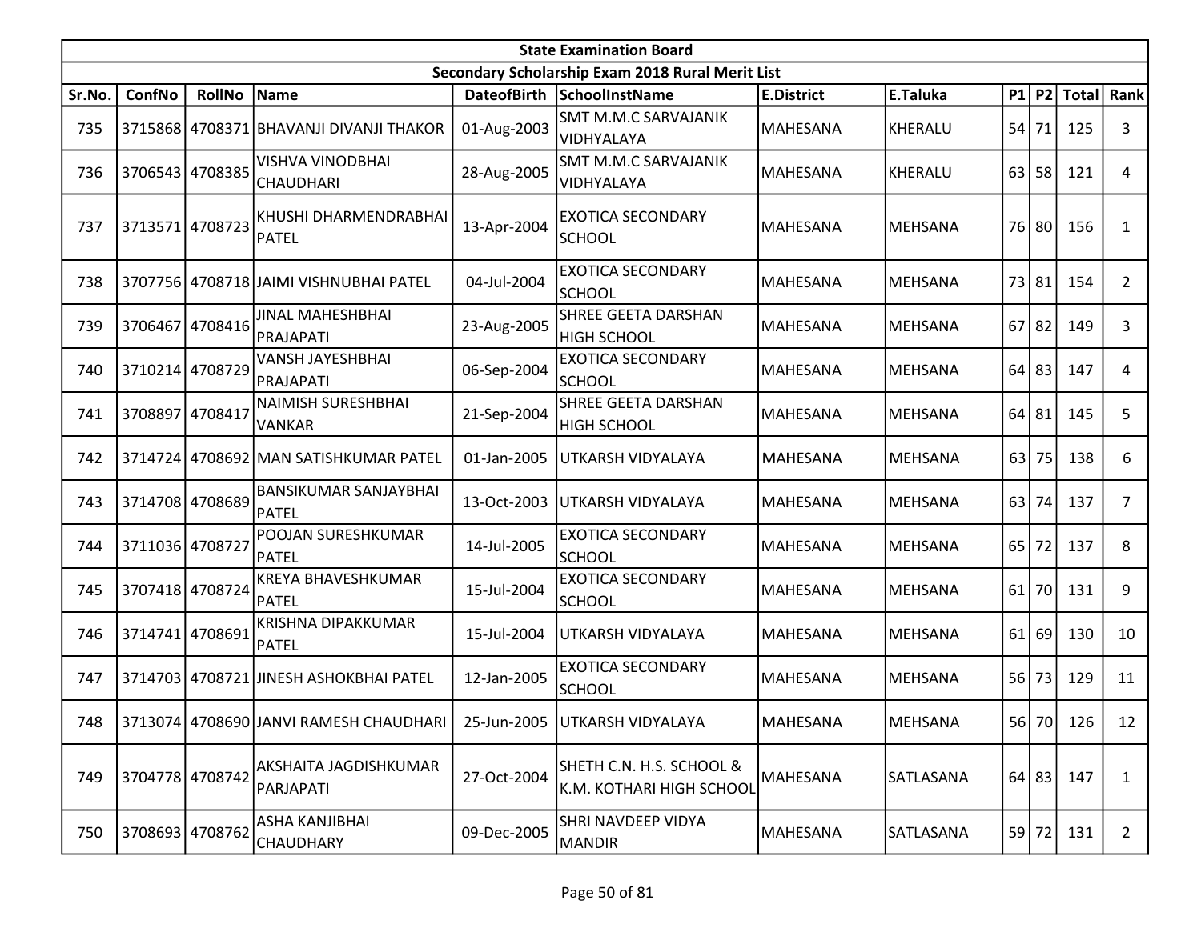| State Examination Board | | | | | | | | | | | |
|---|---|---|---|---|---|---|---|---|---|---|---|
| Secondary Scholarship Exam 2018 Rural Merit List | | | | | | | | | | | |
| Sr.No. | ConfNo | RollNo | Name | DateofBirth | SchoolInstName | E.District | E.Taluka | P1 | P2 | Total | Rank |
| 735 | 3715868 | 4708371 | BHAVANJI DIVANJI THAKOR | 01-Aug-2003 | SMT M.M.C SARVAJANIK VIDHYALAYA | MAHESANA | KHERALU | 54 | 71 | 125 | 3 |
| 736 | 3706543 | 4708385 | VISHVA VINODBHAI CHAUDHARI | 28-Aug-2005 | SMT M.M.C SARVAJANIK VIDHYALAYA | MAHESANA | KHERALU | 63 | 58 | 121 | 4 |
| 737 | 3713571 | 4708723 | KHUSHI DHARMENDRABHAI PATEL | 13-Apr-2004 | EXOTICA SECONDARY SCHOOL | MAHESANA | MEHSANA | 76 | 80 | 156 | 1 |
| 738 | 3707756 | 4708718 | JAIMI VISHNUBHAI PATEL | 04-Jul-2004 | EXOTICA SECONDARY SCHOOL | MAHESANA | MEHSANA | 73 | 81 | 154 | 2 |
| 739 | 3706467 | 4708416 | JINAL MAHESHBHAI PRAJAPATI | 23-Aug-2005 | SHREE GEETA DARSHAN HIGH SCHOOL | MAHESANA | MEHSANA | 67 | 82 | 149 | 3 |
| 740 | 3710214 | 4708729 | VANSH JAYESHBHAI PRAJAPATI | 06-Sep-2004 | EXOTICA SECONDARY SCHOOL | MAHESANA | MEHSANA | 64 | 83 | 147 | 4 |
| 741 | 3708897 | 4708417 | NAIMISH SURESHBHAI VANKAR | 21-Sep-2004 | SHREE GEETA DARSHAN HIGH SCHOOL | MAHESANA | MEHSANA | 64 | 81 | 145 | 5 |
| 742 | 3714724 | 4708692 | MAN SATISHKUMAR PATEL | 01-Jan-2005 | UTKARSH VIDYALAYA | MAHESANA | MEHSANA | 63 | 75 | 138 | 6 |
| 743 | 3714708 | 4708689 | BANSIKUMAR SANJAYBHAI PATEL | 13-Oct-2003 | UTKARSH VIDYALAYA | MAHESANA | MEHSANA | 63 | 74 | 137 | 7 |
| 744 | 3711036 | 4708727 | POOJAN SURESHKUMAR PATEL | 14-Jul-2005 | EXOTICA SECONDARY SCHOOL | MAHESANA | MEHSANA | 65 | 72 | 137 | 8 |
| 745 | 3707418 | 4708724 | KREYA BHAVESHKUMAR PATEL | 15-Jul-2004 | EXOTICA SECONDARY SCHOOL | MAHESANA | MEHSANA | 61 | 70 | 131 | 9 |
| 746 | 3714741 | 4708691 | KRISHNA DIPAKKUMAR PATEL | 15-Jul-2004 | UTKARSH VIDYALAYA | MAHESANA | MEHSANA | 61 | 69 | 130 | 10 |
| 747 | 3714703 | 4708721 | JINESH ASHOKBHAI PATEL | 12-Jan-2005 | EXOTICA SECONDARY SCHOOL | MAHESANA | MEHSANA | 56 | 73 | 129 | 11 |
| 748 | 3713074 | 4708690 | JANVI RAMESH CHAUDHARI | 25-Jun-2005 | UTKARSH VIDYALAYA | MAHESANA | MEHSANA | 56 | 70 | 126 | 12 |
| 749 | 3704778 | 4708742 | AKSHAITA JAGDISHKUMAR PARJAPATI | 27-Oct-2004 | SHETH C.N. H.S. SCHOOL & K.M. KOTHARI HIGH SCHOOL | MAHESANA | SATLASANA | 64 | 83 | 147 | 1 |
| 750 | 3708693 | 4708762 | ASHA KANJIBHAI CHAUDHARY | 09-Dec-2005 | SHRI NAVDEEP VIDYA MANDIR | MAHESANA | SATLASANA | 59 | 72 | 131 | 2 |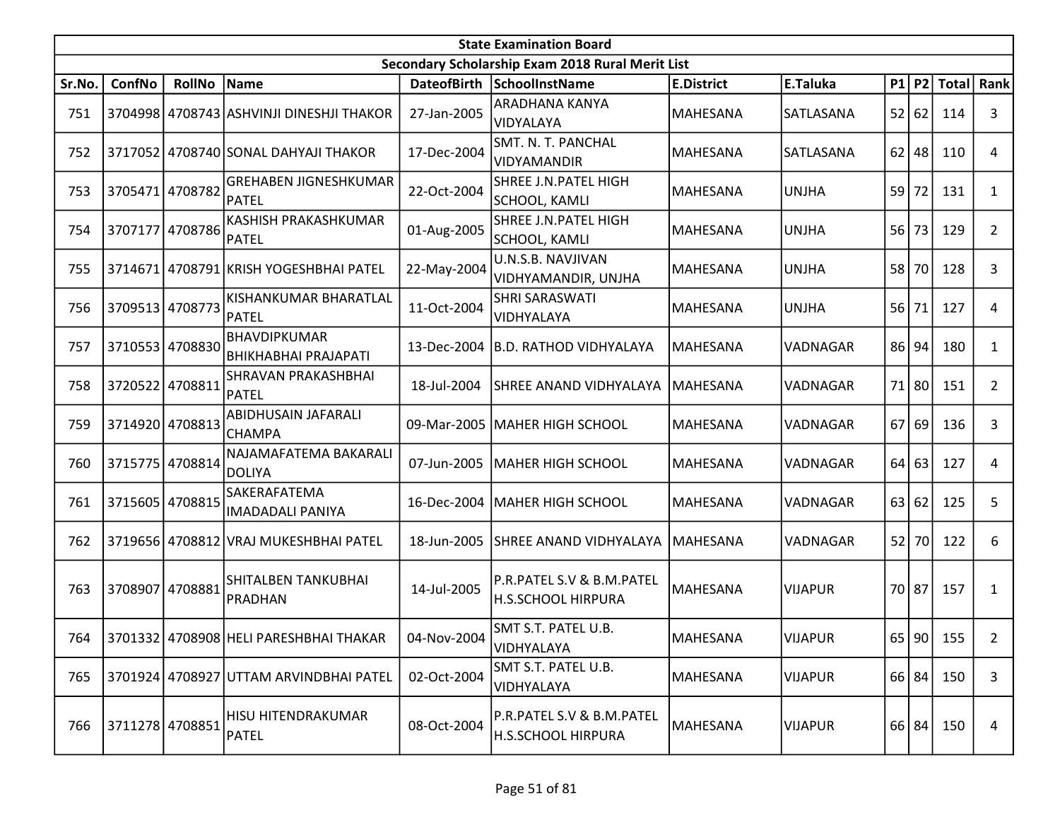| State Examination Board | | | | | | | | | | | |
|---|---|---|---|---|---|---|---|---|---|---|---|
| Secondary Scholarship Exam 2018 Rural Merit List | | | | | | | | | | | |
| Sr.No. | ConfNo | RollNo | Name | DateofBirth | SchoolInstName | E.District | E.Taluka | P1 | P2 | Total | Rank |
| 751 | 3704998 | 4708743 | ASHVINJI DINESHJI THAKOR | 27-Jan-2005 | ARADHANA KANYA VIDYALAYA | MAHESANA | SATLASANA | 52 | 62 | 114 | 3 |
| 752 | 3717052 | 4708740 | SONAL DAHYAJI THAKOR | 17-Dec-2004 | SMT. N. T. PANCHAL VIDYAMANDIR | MAHESANA | SATLASANA | 62 | 48 | 110 | 4 |
| 753 | 3705471 | 4708782 | GREHABEN JIGNESHKUMAR PATEL | 22-Oct-2004 | SHREE J.N.PATEL HIGH SCHOOL, KAMLI | MAHESANA | UNJHA | 59 | 72 | 131 | 1 |
| 754 | 3707177 | 4708786 | KASHISH PRAKASHKUMAR PATEL | 01-Aug-2005 | SHREE J.N.PATEL HIGH SCHOOL, KAMLI | MAHESANA | UNJHA | 56 | 73 | 129 | 2 |
| 755 | 3714671 | 4708791 | KRISH YOGESHBHAI PATEL | 22-May-2004 | U.N.S.B. NAVJIVAN VIDHYAMANDIR, UNJHA | MAHESANA | UNJHA | 58 | 70 | 128 | 3 |
| 756 | 3709513 | 4708773 | KISHANKUMAR BHARATLAL PATEL | 11-Oct-2004 | SHRI SARASWATI VIDHYALAYA | MAHESANA | UNJHA | 56 | 71 | 127 | 4 |
| 757 | 3710553 | 4708830 | BHAVDIPKUMAR BHIKHABHAI PRAJAPATI | 13-Dec-2004 | B.D. RATHOD VIDHYALAYA | MAHESANA | VADNAGAR | 86 | 94 | 180 | 1 |
| 758 | 3720522 | 4708811 | SHRAVAN PRAKASHBHAI PATEL | 18-Jul-2004 | SHREE ANAND VIDHYALAYA | MAHESANA | VADNAGAR | 71 | 80 | 151 | 2 |
| 759 | 3714920 | 4708813 | ABIDHUSAIN JAFARALI CHAMPA | 09-Mar-2005 | MAHER HIGH SCHOOL | MAHESANA | VADNAGAR | 67 | 69 | 136 | 3 |
| 760 | 3715775 | 4708814 | NAJAMAFATEMA BAKARALI DOLIYA | 07-Jun-2005 | MAHER HIGH SCHOOL | MAHESANA | VADNAGAR | 64 | 63 | 127 | 4 |
| 761 | 3715605 | 4708815 | SAKERAFATEMA IMADADALI PANIYA | 16-Dec-2004 | MAHER HIGH SCHOOL | MAHESANA | VADNAGAR | 63 | 62 | 125 | 5 |
| 762 | 3719656 | 4708812 | VRAJ MUKESHBHAI PATEL | 18-Jun-2005 | SHREE ANAND VIDHYALAYA | MAHESANA | VADNAGAR | 52 | 70 | 122 | 6 |
| 763 | 3708907 | 4708881 | SHITALBEN TANKUBHAI PRADHAN | 14-Jul-2005 | P.R.PATEL S.V & B.M.PATEL H.S.SCHOOL HIRPURA | MAHESANA | VIJAPUR | 70 | 87 | 157 | 1 |
| 764 | 3701332 | 4708908 | HELI PARESHBHAI THAKAR | 04-Nov-2004 | SMT S.T. PATEL U.B. VIDHYALAYA | MAHESANA | VIJAPUR | 65 | 90 | 155 | 2 |
| 765 | 3701924 | 4708927 | UTTAM ARVINDBHAI PATEL | 02-Oct-2004 | SMT S.T. PATEL U.B. VIDHYALAYA | MAHESANA | VIJAPUR | 66 | 84 | 150 | 3 |
| 766 | 3711278 | 4708851 | HISU HITENDRAKUMAR PATEL | 08-Oct-2004 | P.R.PATEL S.V & B.M.PATEL H.S.SCHOOL HIRPURA | MAHESANA | VIJAPUR | 66 | 84 | 150 | 4 |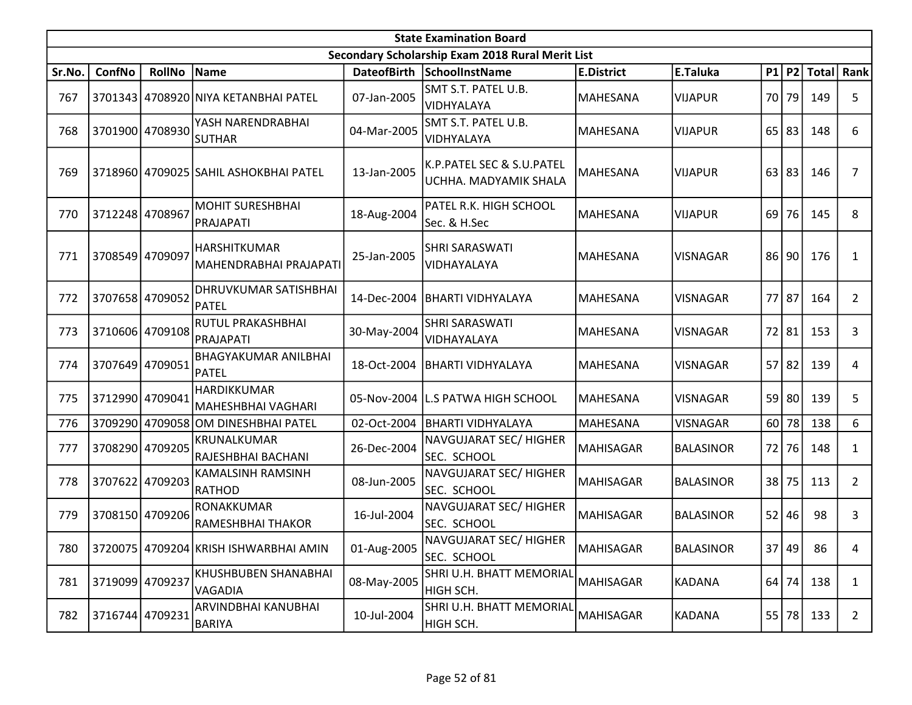| State Examination Board | | | | | | | | | | | |
|---|---|---|---|---|---|---|---|---|---|---|---|
| Secondary Scholarship Exam 2018 Rural Merit List | | | | | | | | | | | |
| Sr.No. | ConfNo | RollNo | Name | DateofBirth | SchoolInstName | E.District | E.Taluka | P1 | P2 | Total | Rank |
| 767 | 3701343 | 4708920 | NIYA KETANBHAI PATEL | 07-Jan-2005 | SMT S.T. PATEL U.B. VIDHYALAYA | MAHESANA | VIJAPUR | 70 | 79 | 149 | 5 |
| 768 | 3701900 | 4708930 | YASH NARENDRABHAI SUTHAR | 04-Mar-2005 | SMT S.T. PATEL U.B. VIDHYALAYA | MAHESANA | VIJAPUR | 65 | 83 | 148 | 6 |
| 769 | 3718960 | 4709025 | SAHIL ASHOKBHAI PATEL | 13-Jan-2005 | K.P.PATEL SEC & S.U.PATEL UCHHA. MADYAMIK SHALA | MAHESANA | VIJAPUR | 63 | 83 | 146 | 7 |
| 770 | 3712248 | 4708967 | MOHIT SURESHBHAI PRAJAPATI | 18-Aug-2004 | PATEL R.K. HIGH SCHOOL Sec. & H.Sec | MAHESANA | VIJAPUR | 69 | 76 | 145 | 8 |
| 771 | 3708549 | 4709097 | HARSHITKUMAR MAHENDRABHAI PRAJAPATI | 25-Jan-2005 | SHRI SARASWATI VIDHAYALAYA | MAHESANA | VISNAGAR | 86 | 90 | 176 | 1 |
| 772 | 3707658 | 4709052 | DHRUVKUMAR SATISHBHAI PATEL | 14-Dec-2004 | BHARTI VIDHYALAYA | MAHESANA | VISNAGAR | 77 | 87 | 164 | 2 |
| 773 | 3710606 | 4709108 | RUTUL PRAKASHBHAI PRAJAPATI | 30-May-2004 | SHRI SARASWATI VIDHAYALAYA | MAHESANA | VISNAGAR | 72 | 81 | 153 | 3 |
| 774 | 3707649 | 4709051 | BHAGYAKUMAR ANILBHAI PATEL | 18-Oct-2004 | BHARTI VIDHYALAYA | MAHESANA | VISNAGAR | 57 | 82 | 139 | 4 |
| 775 | 3712990 | 4709041 | HARDIKKUMAR MAHESHBHAI VAGHARI | 05-Nov-2004 | L.S PATWA HIGH SCHOOL | MAHESANA | VISNAGAR | 59 | 80 | 139 | 5 |
| 776 | 3709290 | 4709058 | OM DINESHBHAI PATEL | 02-Oct-2004 | BHARTI VIDHYALAYA | MAHESANA | VISNAGAR | 60 | 78 | 138 | 6 |
| 777 | 3708290 | 4709205 | KRUNALKUMAR RAJESHBHAI BACHANI | 26-Dec-2004 | NAVGUJARAT SEC/ HIGHER SEC. SCHOOL | MAHISAGAR | BALASINOR | 72 | 76 | 148 | 1 |
| 778 | 3707622 | 4709203 | KAMALSINH RAMSINH RATHOD | 08-Jun-2005 | NAVGUJARAT SEC/ HIGHER SEC. SCHOOL | MAHISAGAR | BALASINOR | 38 | 75 | 113 | 2 |
| 779 | 3708150 | 4709206 | RONAKKUMAR RAMESHBHAI THAKOR | 16-Jul-2004 | NAVGUJARAT SEC/ HIGHER SEC. SCHOOL | MAHISAGAR | BALASINOR | 52 | 46 | 98 | 3 |
| 780 | 3720075 | 4709204 | KRISH ISHWARBHAI AMIN | 01-Aug-2005 | NAVGUJARAT SEC/ HIGHER SEC. SCHOOL | MAHISAGAR | BALASINOR | 37 | 49 | 86 | 4 |
| 781 | 3719099 | 4709237 | KHUSHBUBEN SHANABHAI VAGADIA | 08-May-2005 | SHRI U.H. BHATT MEMORIAL HIGH SCH. | MAHISAGAR | KADANA | 64 | 74 | 138 | 1 |
| 782 | 3716744 | 4709231 | ARVINDBHAI KANUBHAI BARIYA | 10-Jul-2004 | SHRI U.H. BHATT MEMORIAL HIGH SCH. | MAHISAGAR | KADANA | 55 | 78 | 133 | 2 |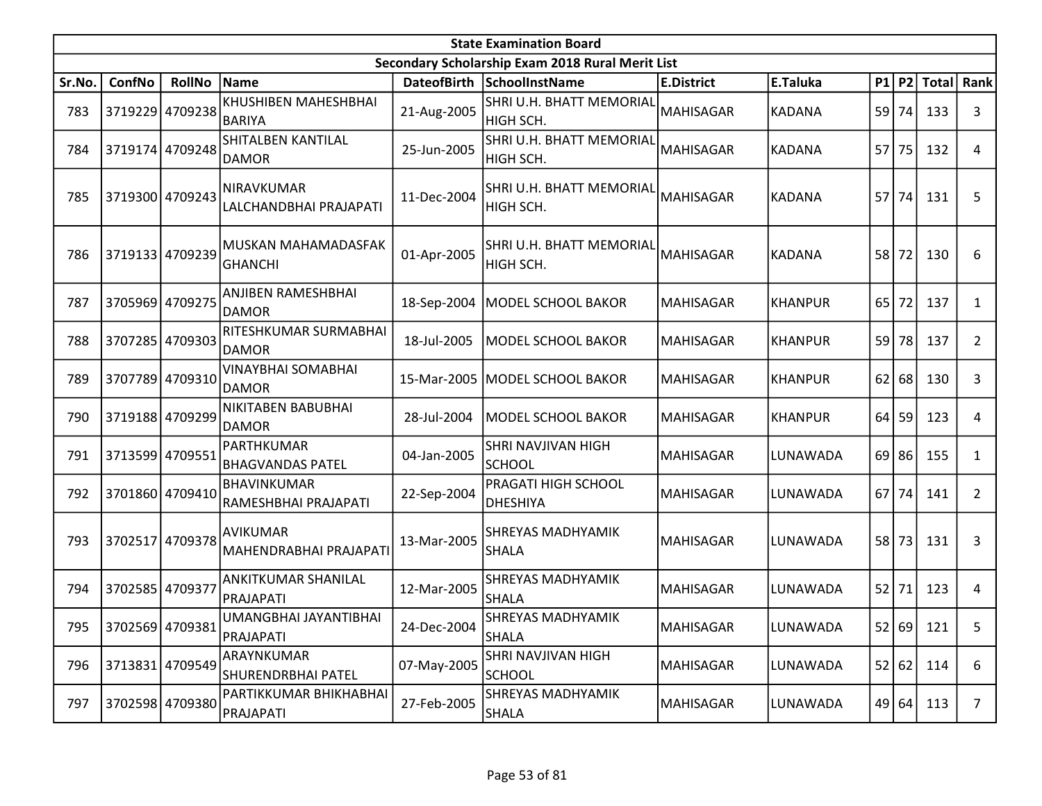| State Examination Board | | | | | | | | | | | |
|---|---|---|---|---|---|---|---|---|---|---|---|
| Secondary Scholarship Exam 2018 Rural Merit List | | | | | | | | | | | |
| Sr.No. | ConfNo | RollNo | Name | DateofBirth | SchoolInstName | E.District | E.Taluka | P1 | P2 | Total | Rank |
| 783 | 3719229 | 4709238 | KHUSHIBEN MAHESHBHAI BARIYA | 21-Aug-2005 | SHRI U.H. BHATT MEMORIAL HIGH SCH. | MAHISAGAR | KADANA | 59 | 74 | 133 | 3 |
| 784 | 3719174 | 4709248 | SHITALBEN KANTILAL DAMOR | 25-Jun-2005 | SHRI U.H. BHATT MEMORIAL HIGH SCH. | MAHISAGAR | KADANA | 57 | 75 | 132 | 4 |
| 785 | 3719300 | 4709243 | NIRAVKUMAR LALCHANDBHAI PRAJAPATI | 11-Dec-2004 | SHRI U.H. BHATT MEMORIAL HIGH SCH. | MAHISAGAR | KADANA | 57 | 74 | 131 | 5 |
| 786 | 3719133 | 4709239 | MUSKAN MAHAMADASFAK GHANCHI | 01-Apr-2005 | SHRI U.H. BHATT MEMORIAL HIGH SCH. | MAHISAGAR | KADANA | 58 | 72 | 130 | 6 |
| 787 | 3705969 | 4709275 | ANJIBEN RAMESHBHAI DAMOR | 18-Sep-2004 | MODEL SCHOOL BAKOR | MAHISAGAR | KHANPUR | 65 | 72 | 137 | 1 |
| 788 | 3707285 | 4709303 | RITESHKUMAR SURMABHAI DAMOR | 18-Jul-2005 | MODEL SCHOOL BAKOR | MAHISAGAR | KHANPUR | 59 | 78 | 137 | 2 |
| 789 | 3707789 | 4709310 | VINAYBHAI SOMABHAI DAMOR | 15-Mar-2005 | MODEL SCHOOL BAKOR | MAHISAGAR | KHANPUR | 62 | 68 | 130 | 3 |
| 790 | 3719188 | 4709299 | NIKITABEN BABUBHAI DAMOR | 28-Jul-2004 | MODEL SCHOOL BAKOR | MAHISAGAR | KHANPUR | 64 | 59 | 123 | 4 |
| 791 | 3713599 | 4709551 | PARTHKUMAR BHAGVANDAS PATEL | 04-Jan-2005 | SHRI NAVJIVAN HIGH SCHOOL | MAHISAGAR | LUNAWADA | 69 | 86 | 155 | 1 |
| 792 | 3701860 | 4709410 | BHAVINKUMAR RAMESHBHAI PRAJAPATI | 22-Sep-2004 | PRAGATI HIGH SCHOOL DHESHIYA | MAHISAGAR | LUNAWADA | 67 | 74 | 141 | 2 |
| 793 | 3702517 | 4709378 | AVIKUMAR MAHENDRABHAI PRAJAPATI | 13-Mar-2005 | SHREYAS MADHYAMIK SHALA | MAHISAGAR | LUNAWADA | 58 | 73 | 131 | 3 |
| 794 | 3702585 | 4709377 | ANKITKUMAR SHANILAL PRAJAPATI | 12-Mar-2005 | SHREYAS MADHYAMIK SHALA | MAHISAGAR | LUNAWADA | 52 | 71 | 123 | 4 |
| 795 | 3702569 | 4709381 | UMANGBHAI JAYANTIBHAI PRAJAPATI | 24-Dec-2004 | SHREYAS MADHYAMIK SHALA | MAHISAGAR | LUNAWADA | 52 | 69 | 121 | 5 |
| 796 | 3713831 | 4709549 | ARAYNKUMAR SHURENDRBHAI PATEL | 07-May-2005 | SHRI NAVJIVAN HIGH SCHOOL | MAHISAGAR | LUNAWADA | 52 | 62 | 114 | 6 |
| 797 | 3702598 | 4709380 | PARTIKKUMAR BHIKHABHAI PRAJAPATI | 27-Feb-2005 | SHREYAS MADHYAMIK SHALA | MAHISAGAR | LUNAWADA | 49 | 64 | 113 | 7 |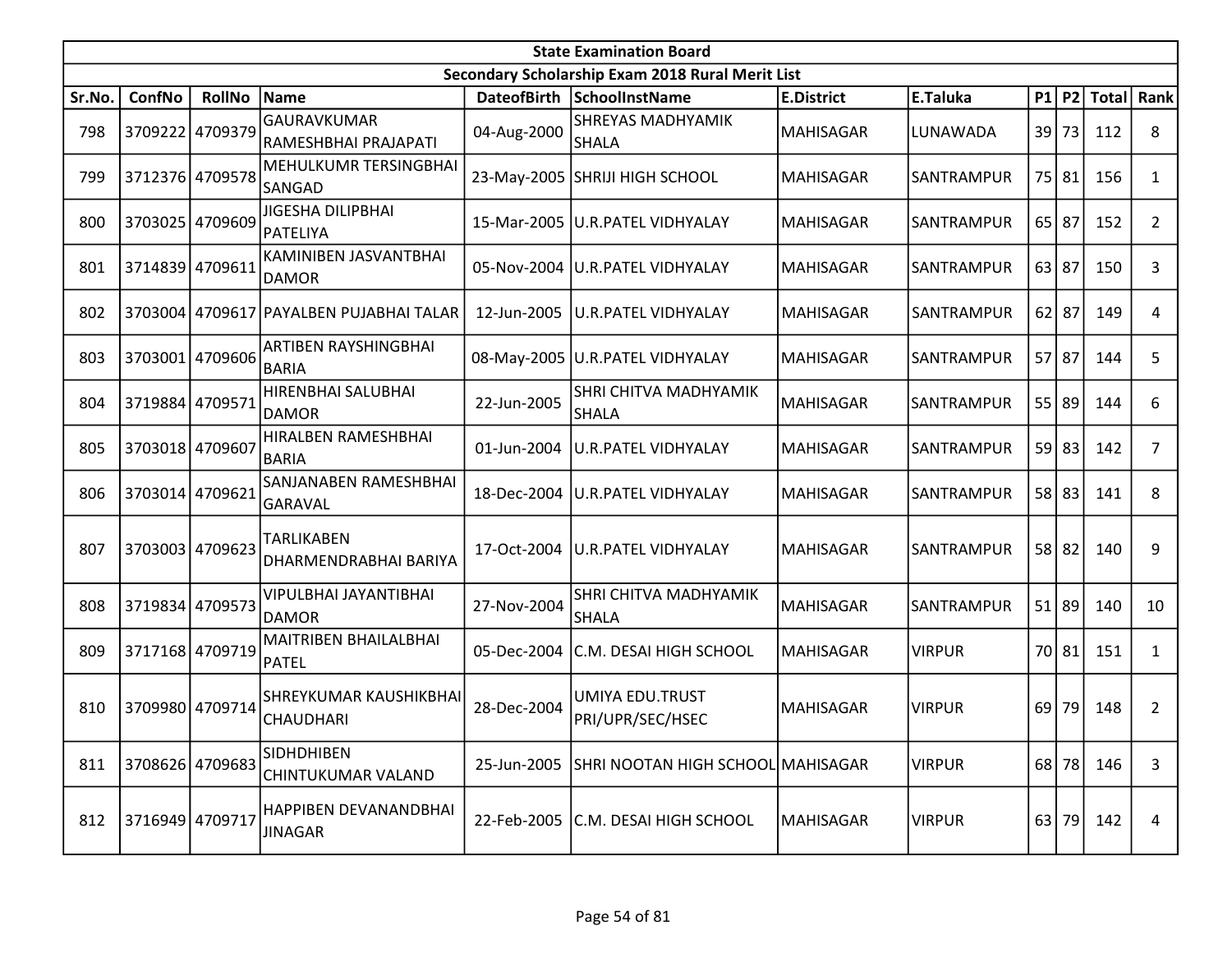| State Examination Board | | | | | | | | | | | |
|---|---|---|---|---|---|---|---|---|---|---|---|
| Secondary Scholarship Exam 2018 Rural Merit List | | | | | | | | | | | |
| Sr.No. | ConfNo | RollNo | Name | DateofBirth | SchoolInstName | E.District | E.Taluka | P1 | P2 | Total | Rank |
| 798 | 3709222 | 4709379 | GAURAVKUMAR RAMESHBHAI PRAJAPATI | 04-Aug-2000 | SHREYAS MADHYAMIK SHALA | MAHISAGAR | LUNAWADA | 39 | 73 | 112 | 8 |
| 799 | 3712376 | 4709578 | MEHULKUMR TERSINGBHAI SANGAD | 23-May-2005 | SHRIJI HIGH SCHOOL | MAHISAGAR | SANTRAMPUR | 75 | 81 | 156 | 1 |
| 800 | 3703025 | 4709609 | JIGESHA DILIPBHAI PATELIYA | 15-Mar-2005 | U.R.PATEL VIDHYALAY | MAHISAGAR | SANTRAMPUR | 65 | 87 | 152 | 2 |
| 801 | 3714839 | 4709611 | KAMINIBEN JASVANTBHAI DAMOR | 05-Nov-2004 | U.R.PATEL VIDHYALAY | MAHISAGAR | SANTRAMPUR | 63 | 87 | 150 | 3 |
| 802 | 3703004 | 4709617 | PAYALBEN PUJABHAI TALAR | 12-Jun-2005 | U.R.PATEL VIDHYALAY | MAHISAGAR | SANTRAMPUR | 62 | 87 | 149 | 4 |
| 803 | 3703001 | 4709606 | ARTIBEN RAYSHINGBHAI BARIA | 08-May-2005 | U.R.PATEL VIDHYALAY | MAHISAGAR | SANTRAMPUR | 57 | 87 | 144 | 5 |
| 804 | 3719884 | 4709571 | HIRENBHAI SALUBHAI DAMOR | 22-Jun-2005 | SHRI CHITVA MADHYAMIK SHALA | MAHISAGAR | SANTRAMPUR | 55 | 89 | 144 | 6 |
| 805 | 3703018 | 4709607 | HIRALBEN RAMESHBHAI BARIA | 01-Jun-2004 | U.R.PATEL VIDHYALAY | MAHISAGAR | SANTRAMPUR | 59 | 83 | 142 | 7 |
| 806 | 3703014 | 4709621 | SANJANABEN RAMESHBHAI GARAVAL | 18-Dec-2004 | U.R.PATEL VIDHYALAY | MAHISAGAR | SANTRAMPUR | 58 | 83 | 141 | 8 |
| 807 | 3703003 | 4709623 | TARLIKABEN DHARMENDRABHAI BARIYA | 17-Oct-2004 | U.R.PATEL VIDHYALAY | MAHISAGAR | SANTRAMPUR | 58 | 82 | 140 | 9 |
| 808 | 3719834 | 4709573 | VIPULBHAI JAYANTIBHAI DAMOR | 27-Nov-2004 | SHRI CHITVA MADHYAMIK SHALA | MAHISAGAR | SANTRAMPUR | 51 | 89 | 140 | 10 |
| 809 | 3717168 | 4709719 | MAITRIBEN BHAILALBHAI PATEL | 05-Dec-2004 | C.M. DESAI HIGH SCHOOL | MAHISAGAR | VIRPUR | 70 | 81 | 151 | 1 |
| 810 | 3709980 | 4709714 | SHREYKUMAR KAUSHIKBHAI CHAUDHARI | 28-Dec-2004 | UMIYA EDU.TRUST PRI/UPR/SEC/HSEC | MAHISAGAR | VIRPUR | 69 | 79 | 148 | 2 |
| 811 | 3708626 | 4709683 | SIDHDHIBEN CHINTUKUMAR VALAND | 25-Jun-2005 | SHRI NOOTAN HIGH SCHOOL | MAHISAGAR | VIRPUR | 68 | 78 | 146 | 3 |
| 812 | 3716949 | 4709717 | HAPPIBEN DEVANANDBHAI JINAGAR | 22-Feb-2005 | C.M. DESAI HIGH SCHOOL | MAHISAGAR | VIRPUR | 63 | 79 | 142 | 4 |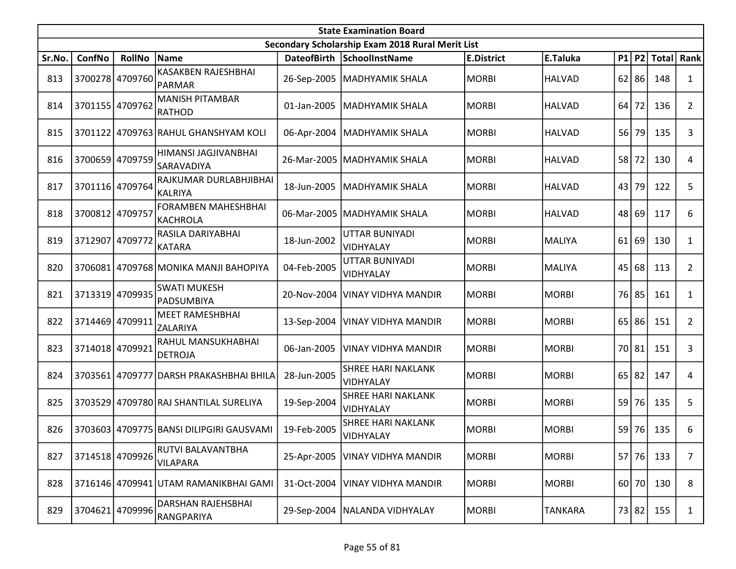| State Examination Board | | | | | | | | | | | |
|---|---|---|---|---|---|---|---|---|---|---|---|
| Secondary Scholarship Exam 2018 Rural Merit List | | | | | | | | | | | |
| Sr.No. | ConfNo | RollNo | Name | DateofBirth | SchoolInstName | E.District | E.Taluka | P1 | P2 | Total | Rank |
| 813 | 3700278 | 4709760 | KASAKBEN RAJESHBHAI PARMAR | 26-Sep-2005 | MADHYAMIK SHALA | MORBI | HALVAD | 62 | 86 | 148 | 1 |
| 814 | 3701155 | 4709762 | MANISH PITAMBAR RATHOD | 01-Jan-2005 | MADHYAMIK SHALA | MORBI | HALVAD | 64 | 72 | 136 | 2 |
| 815 | 3701122 | 4709763 | RAHUL GHANSHYAM KOLI | 06-Apr-2004 | MADHYAMIK SHALA | MORBI | HALVAD | 56 | 79 | 135 | 3 |
| 816 | 3700659 | 4709759 | HIMANSI JAGJIVANBHAI SARAVADIYA | 26-Mar-2005 | MADHYAMIK SHALA | MORBI | HALVAD | 58 | 72 | 130 | 4 |
| 817 | 3701116 | 4709764 | RAJKUMAR DURLABHJIBHAI KALRIYA | 18-Jun-2005 | MADHYAMIK SHALA | MORBI | HALVAD | 43 | 79 | 122 | 5 |
| 818 | 3700812 | 4709757 | FORAMBEN MAHESHBHAI KACHROLA | 06-Mar-2005 | MADHYAMIK SHALA | MORBI | HALVAD | 48 | 69 | 117 | 6 |
| 819 | 3712907 | 4709772 | RASILA DARIYABHAI KATARA | 18-Jun-2002 | UTTAR BUNIYADI VIDHYALAY | MORBI | MALIYA | 61 | 69 | 130 | 1 |
| 820 | 3706081 | 4709768 | MONIKA MANJI BAHOPIYA | 04-Feb-2005 | UTTAR BUNIYADI VIDHYALAY | MORBI | MALIYA | 45 | 68 | 113 | 2 |
| 821 | 3713319 | 4709935 | SWATI MUKESH PADSUMBIYA | 20-Nov-2004 | VINAY VIDHYA MANDIR | MORBI | MORBI | 76 | 85 | 161 | 1 |
| 822 | 3714469 | 4709911 | MEET RAMESHBHAI ZALARIYA | 13-Sep-2004 | VINAY VIDHYA MANDIR | MORBI | MORBI | 65 | 86 | 151 | 2 |
| 823 | 3714018 | 4709921 | RAHUL MANSUKHABHAI DETROJA | 06-Jan-2005 | VINAY VIDHYA MANDIR | MORBI | MORBI | 70 | 81 | 151 | 3 |
| 824 | 3703561 | 4709777 | DARSH PRAKASHBHAI BHILA | 28-Jun-2005 | SHREE HARI NAKLANK VIDHYALAY | MORBI | MORBI | 65 | 82 | 147 | 4 |
| 825 | 3703529 | 4709780 | RAJ SHANTILAL SURELIYA | 19-Sep-2004 | SHREE HARI NAKLANK VIDHYALAY | MORBI | MORBI | 59 | 76 | 135 | 5 |
| 826 | 3703603 | 4709775 | BANSI DILIPGIRI GAUSVAMI | 19-Feb-2005 | SHREE HARI NAKLANK VIDHYALAY | MORBI | MORBI | 59 | 76 | 135 | 6 |
| 827 | 3714518 | 4709926 | RUTVI BALAVANTBHA VILAPARA | 25-Apr-2005 | VINAY VIDHYA MANDIR | MORBI | MORBI | 57 | 76 | 133 | 7 |
| 828 | 3716146 | 4709941 | UTAM RAMANIKBHAI GAMI | 31-Oct-2004 | VINAY VIDHYA MANDIR | MORBI | MORBI | 60 | 70 | 130 | 8 |
| 829 | 3704621 | 4709996 | DARSHAN RAJEHSBHAI RANGPARIYA | 29-Sep-2004 | NALANDA VIDHYALAY | MORBI | TANKARA | 73 | 82 | 155 | 1 |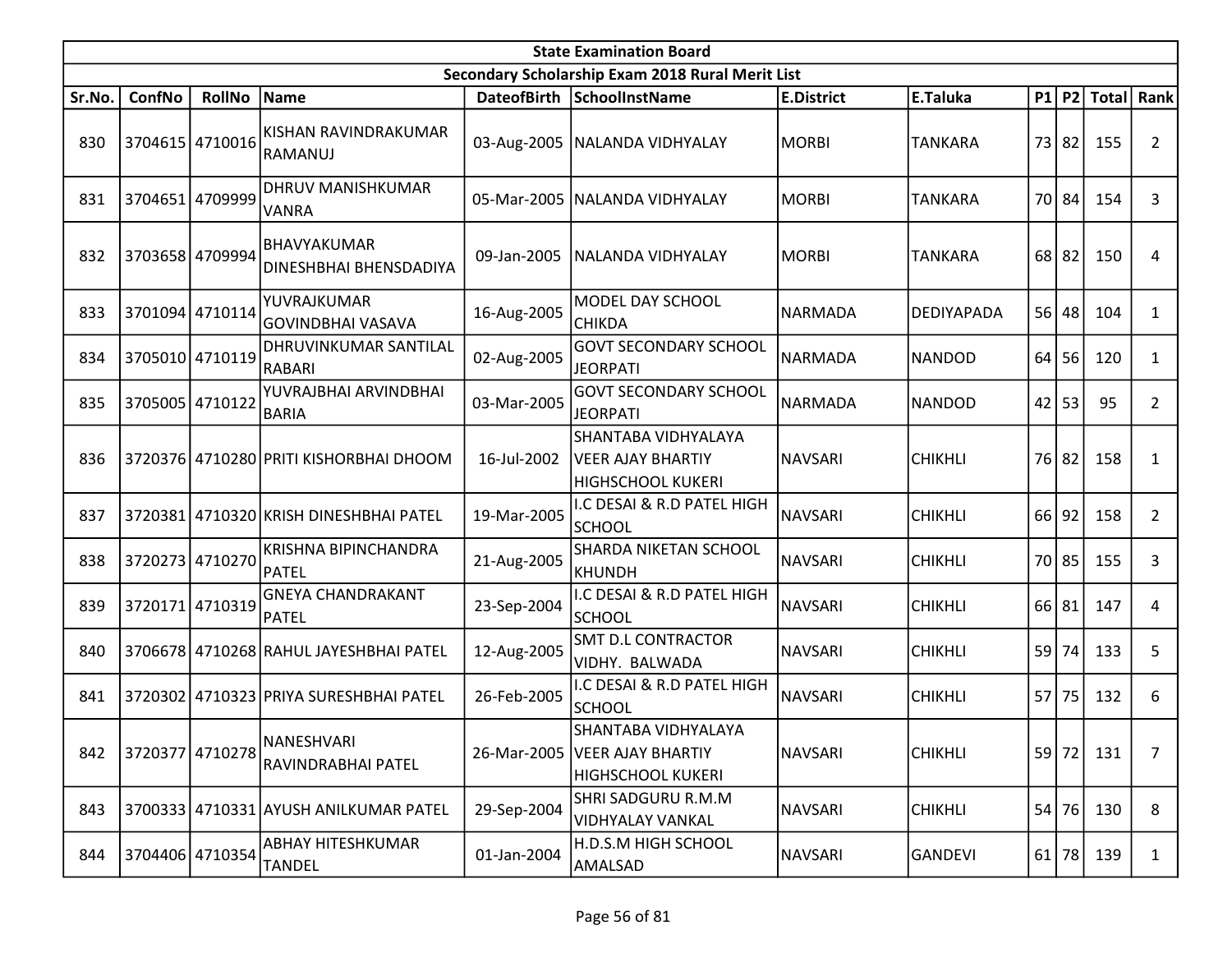| State Examination Board | | | | | | | | | | | | |
|---|---|---|---|---|---|---|---|---|---|---|---|---|
| Secondary Scholarship Exam 2018 Rural Merit List | | | | | | | | | | | | |
| Sr.No. | ConfNo | RollNo | Name | DateofBirth | SchoolInstName | E.District | E.Taluka | P1 | P2 | Total | Rank |
| 830 | 3704615 | 4710016 | KISHAN RAVINDRAKUMAR RAMANUJ | 03-Aug-2005 | NALANDA VIDHYALAY | MORBI | TANKARA | 73 | 82 | 155 | 2 |
| 831 | 3704651 | 4709999 | DHRUV MANISHKUMAR VANRA | 05-Mar-2005 | NALANDA VIDHYALAY | MORBI | TANKARA | 70 | 84 | 154 | 3 |
| 832 | 3703658 | 4709994 | BHAVYAKUMAR DINESHBHAI BHENSDADIYA | 09-Jan-2005 | NALANDA VIDHYALAY | MORBI | TANKARA | 68 | 82 | 150 | 4 |
| 833 | 3701094 | 4710114 | YUVRAJKUMAR GOVINDBHAI VASAVA | 16-Aug-2005 | MODEL DAY SCHOOL CHIKDA | NARMADA | DEDIYAPADA | 56 | 48 | 104 | 1 |
| 834 | 3705010 | 4710119 | DHRUVINKUMAR SANTILAL RABARI | 02-Aug-2005 | GOVT SECONDARY SCHOOL JEORPATI | NARMADA | NANDOD | 64 | 56 | 120 | 1 |
| 835 | 3705005 | 4710122 | YUVRAJBHAI ARVINDBHAI BARIA | 03-Mar-2005 | GOVT SECONDARY SCHOOL JEORPATI | NARMADA | NANDOD | 42 | 53 | 95 | 2 |
| 836 | 3720376 | 4710280 | PRITI KISHORBHAI DHOOM | 16-Jul-2002 | SHANTABA VIDHYALAYA VEER AJAY BHARTIY HIGHSCHOOL KUKERI | NAVSARI | CHIKHLI | 76 | 82 | 158 | 1 |
| 837 | 3720381 | 4710320 | KRISH DINESHBHAI PATEL | 19-Mar-2005 | I.C DESAI & R.D PATEL HIGH SCHOOL | NAVSARI | CHIKHLI | 66 | 92 | 158 | 2 |
| 838 | 3720273 | 4710270 | KRISHNA BIPINCHANDRA PATEL | 21-Aug-2005 | SHARDA NIKETAN SCHOOL KHUNDH | NAVSARI | CHIKHLI | 70 | 85 | 155 | 3 |
| 839 | 3720171 | 4710319 | GNEYA CHANDRAKANT PATEL | 23-Sep-2004 | I.C DESAI & R.D PATEL HIGH SCHOOL | NAVSARI | CHIKHLI | 66 | 81 | 147 | 4 |
| 840 | 3706678 | 4710268 | RAHUL JAYESHBHAI PATEL | 12-Aug-2005 | SMT D.L CONTRACTOR VIDHY. BALWADA | NAVSARI | CHIKHLI | 59 | 74 | 133 | 5 |
| 841 | 3720302 | 4710323 | PRIYA SURESHBHAI PATEL | 26-Feb-2005 | I.C DESAI & R.D PATEL HIGH SCHOOL | NAVSARI | CHIKHLI | 57 | 75 | 132 | 6 |
| 842 | 3720377 | 4710278 | NANESHVARI RAVINDRABHAI PATEL | 26-Mar-2005 | SHANTABA VIDHYALAYA VEER AJAY BHARTIY HIGHSCHOOL KUKERI | NAVSARI | CHIKHLI | 59 | 72 | 131 | 7 |
| 843 | 3700333 | 4710331 | AYUSH ANILKUMAR PATEL | 29-Sep-2004 | SHRI SADGURU R.M.M VIDHYALAY VANKAL | NAVSARI | CHIKHLI | 54 | 76 | 130 | 8 |
| 844 | 3704406 | 4710354 | ABHAY HITESHKUMAR TANDEL | 01-Jan-2004 | H.D.S.M HIGH SCHOOL AMALSAD | NAVSARI | GANDEVI | 61 | 78 | 139 | 1 |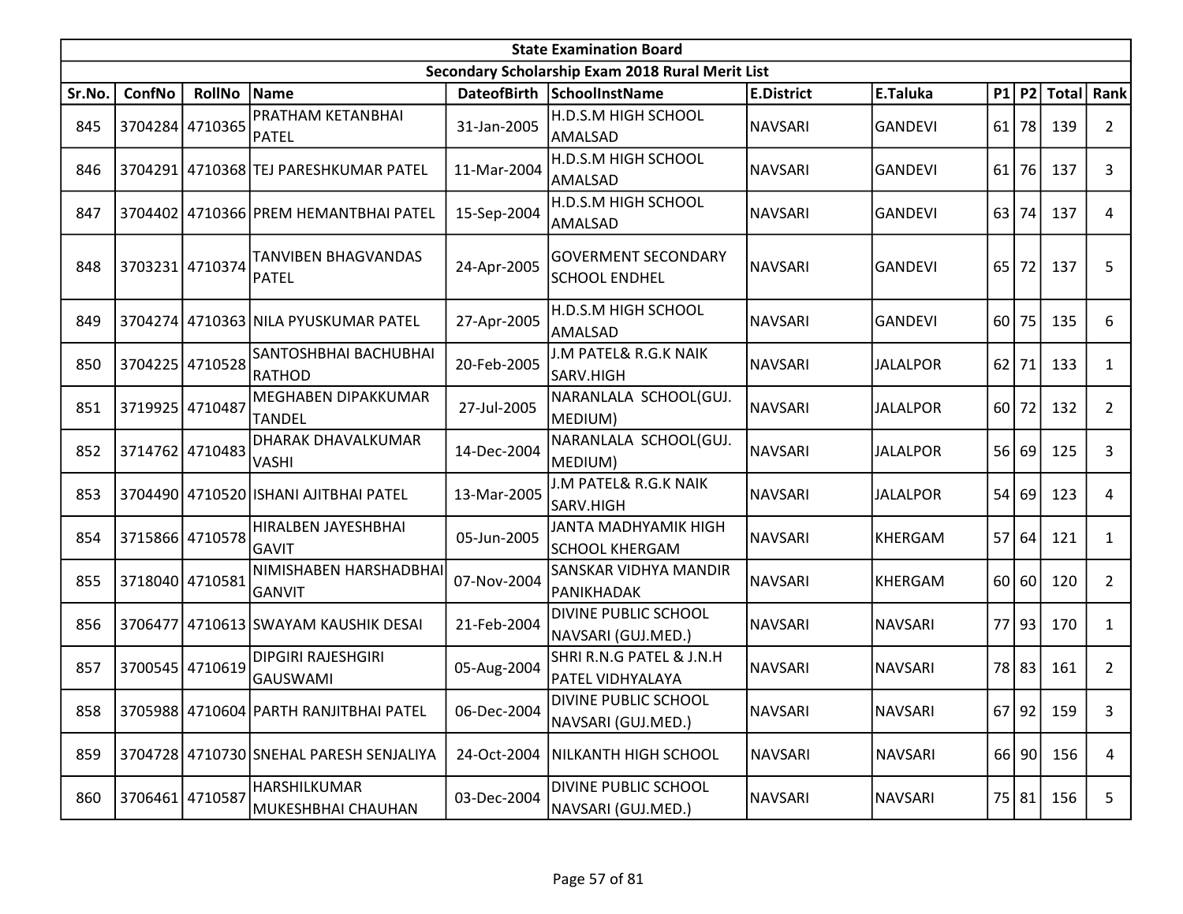| State Examination Board | | | | | | | | | | | |
|---|---|---|---|---|---|---|---|---|---|---|---|
| Secondary Scholarship Exam 2018 Rural Merit List | | | | | | | | | | | |
| Sr.No. | ConfNo | RollNo | Name | DateofBirth | SchoolInstName | E.District | E.Taluka | P1 | P2 | Total | Rank |
| 845 | 3704284 | 4710365 | PRATHAM KETANBHAI PATEL | 31-Jan-2005 | H.D.S.M HIGH SCHOOL AMALSAD | NAVSARI | GANDEVI | 61 | 78 | 139 | 2 |
| 846 | 3704291 | 4710368 | TEJ PARESHKUMAR PATEL | 11-Mar-2004 | H.D.S.M HIGH SCHOOL AMALSAD | NAVSARI | GANDEVI | 61 | 76 | 137 | 3 |
| 847 | 3704402 | 4710366 | PREM HEMANTBHAI PATEL | 15-Sep-2004 | H.D.S.M HIGH SCHOOL AMALSAD | NAVSARI | GANDEVI | 63 | 74 | 137 | 4 |
| 848 | 3703231 | 4710374 | TANVIBEN BHAGVANDAS PATEL | 24-Apr-2005 | GOVERMENT SECONDARY SCHOOL ENDHEL | NAVSARI | GANDEVI | 65 | 72 | 137 | 5 |
| 849 | 3704274 | 4710363 | NILA PYUSKUMAR PATEL | 27-Apr-2005 | H.D.S.M HIGH SCHOOL AMALSAD | NAVSARI | GANDEVI | 60 | 75 | 135 | 6 |
| 850 | 3704225 | 4710528 | SANTOSHBHAI BACHUBHAI RATHOD | 20-Feb-2005 | J.M PATEL& R.G.K NAIK SARV.HIGH | NAVSARI | JALALPOR | 62 | 71 | 133 | 1 |
| 851 | 3719925 | 4710487 | MEGHABEN DIPAKKUMAR TANDEL | 27-Jul-2005 | NARANLALA SCHOOL(GUJ. MEDIUM) | NAVSARI | JALALPOR | 60 | 72 | 132 | 2 |
| 852 | 3714762 | 4710483 | DHARAK DHAVALKUMAR VASHI | 14-Dec-2004 | NARANLALA SCHOOL(GUJ. MEDIUM) | NAVSARI | JALALPOR | 56 | 69 | 125 | 3 |
| 853 | 3704490 | 4710520 | ISHANI AJITBHAI PATEL | 13-Mar-2005 | J.M PATEL& R.G.K NAIK SARV.HIGH | NAVSARI | JALALPOR | 54 | 69 | 123 | 4 |
| 854 | 3715866 | 4710578 | HIRALBEN JAYESHBHAI GAVIT | 05-Jun-2005 | JANTA MADHYAMIK HIGH SCHOOL KHERGAM | NAVSARI | KHERGAM | 57 | 64 | 121 | 1 |
| 855 | 3718040 | 4710581 | NIMISHABEN HARSHADBHAI GANVIT | 07-Nov-2004 | SANSKAR VIDHYA MANDIR PANIKHADAK | NAVSARI | KHERGAM | 60 | 60 | 120 | 2 |
| 856 | 3706477 | 4710613 | SWAYAM KAUSHIK DESAI | 21-Feb-2004 | DIVINE PUBLIC SCHOOL NAVSARI (GUJ.MED.) | NAVSARI | NAVSARI | 77 | 93 | 170 | 1 |
| 857 | 3700545 | 4710619 | DIPGIRI RAJESHGIRI GAUSWAMI | 05-Aug-2004 | SHRI R.N.G PATEL & J.N.H PATEL VIDHYALAYA | NAVSARI | NAVSARI | 78 | 83 | 161 | 2 |
| 858 | 3705988 | 4710604 | PARTH RANJITBHAI PATEL | 06-Dec-2004 | DIVINE PUBLIC SCHOOL NAVSARI (GUJ.MED.) | NAVSARI | NAVSARI | 67 | 92 | 159 | 3 |
| 859 | 3704728 | 4710730 | SNEHAL PARESH SENJALIYA | 24-Oct-2004 | NILKANTH HIGH SCHOOL | NAVSARI | NAVSARI | 66 | 90 | 156 | 4 |
| 860 | 3706461 | 4710587 | HARSHILKUMAR MUKESHBHAI CHAUHAN | 03-Dec-2004 | DIVINE PUBLIC SCHOOL NAVSARI (GUJ.MED.) | NAVSARI | NAVSARI | 75 | 81 | 156 | 5 |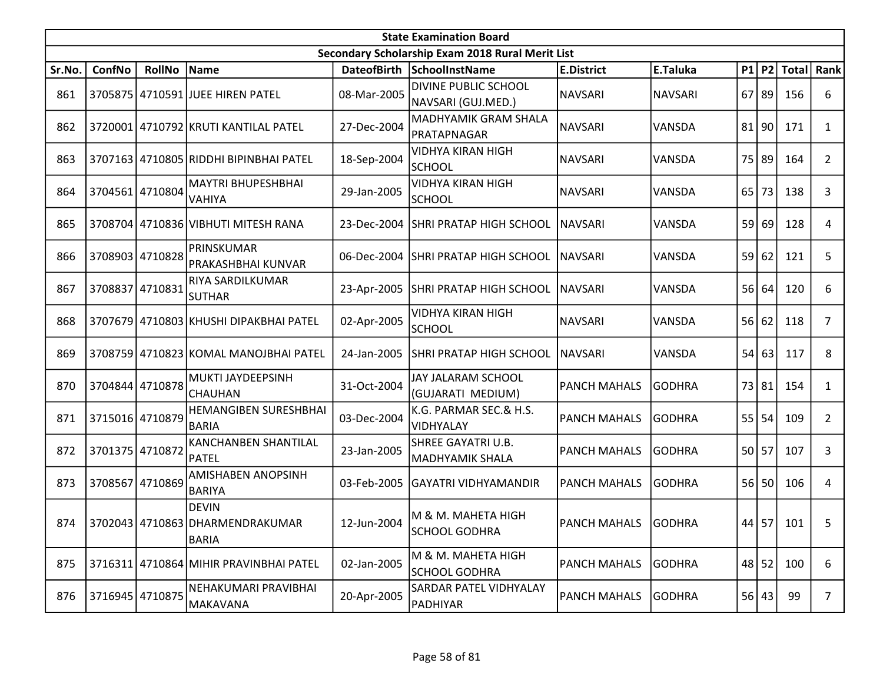| State Examination Board | | | | | | | | | | | |
|---|---|---|---|---|---|---|---|---|---|---|---|
| Secondary Scholarship Exam 2018 Rural Merit List | | | | | | | | | | | |
| Sr.No. | ConfNo | RollNo | Name | DateofBirth | SchoolInstName | E.District | E.Taluka | P1 | P2 | Total | Rank |
| 861 | 3705875 | 4710591 | JUEE HIREN PATEL | 08-Mar-2005 | DIVINE PUBLIC SCHOOL NAVSARI (GUJ.MED.) | NAVSARI | NAVSARI | 67 | 89 | 156 | 6 |
| 862 | 3720001 | 4710792 | KRUTI KANTILAL PATEL | 27-Dec-2004 | MADHYAMIK GRAM SHALA PRATAPNAGAR | NAVSARI | VANSDA | 81 | 90 | 171 | 1 |
| 863 | 3707163 | 4710805 | RIDDHI BIPINBHAI PATEL | 18-Sep-2004 | VIDHYA KIRAN HIGH SCHOOL | NAVSARI | VANSDA | 75 | 89 | 164 | 2 |
| 864 | 3704561 | 4710804 | MAYTRI BHUPESHBHAI VAHIYA | 29-Jan-2005 | VIDHYA KIRAN HIGH SCHOOL | NAVSARI | VANSDA | 65 | 73 | 138 | 3 |
| 865 | 3708704 | 4710836 | VIBHUTI MITESH RANA | 23-Dec-2004 | SHRI PRATAP HIGH SCHOOL | NAVSARI | VANSDA | 59 | 69 | 128 | 4 |
| 866 | 3708903 | 4710828 | PRINSKUMAR PRAKASHBHAI KUNVAR | 06-Dec-2004 | SHRI PRATAP HIGH SCHOOL | NAVSARI | VANSDA | 59 | 62 | 121 | 5 |
| 867 | 3708837 | 4710831 | RIYA SARDILKUMAR SUTHAR | 23-Apr-2005 | SHRI PRATAP HIGH SCHOOL | NAVSARI | VANSDA | 56 | 64 | 120 | 6 |
| 868 | 3707679 | 4710803 | KHUSHI DIPAKBHAI PATEL | 02-Apr-2005 | VIDHYA KIRAN HIGH SCHOOL | NAVSARI | VANSDA | 56 | 62 | 118 | 7 |
| 869 | 3708759 | 4710823 | KOMAL MANOJBHAI PATEL | 24-Jan-2005 | SHRI PRATAP HIGH SCHOOL | NAVSARI | VANSDA | 54 | 63 | 117 | 8 |
| 870 | 3704844 | 4710878 | MUKTI JAYDEEPSINH CHAUHAN | 31-Oct-2004 | JAY JALARAM SCHOOL (GUJARATI MEDIUM) | PANCH MAHALS | GODHRA | 73 | 81 | 154 | 1 |
| 871 | 3715016 | 4710879 | HEMANGIBEN SURESHBHAI BARIA | 03-Dec-2004 | K.G. PARMAR SEC.& H.S. VIDHYALAY | PANCH MAHALS | GODHRA | 55 | 54 | 109 | 2 |
| 872 | 3701375 | 4710872 | KANCHANBEN SHANTILAL PATEL | 23-Jan-2005 | SHREE GAYATRI U.B. MADHYAMIK SHALA | PANCH MAHALS | GODHRA | 50 | 57 | 107 | 3 |
| 873 | 3708567 | 4710869 | AMISHABEN ANOPSINH BARIYA | 03-Feb-2005 | GAYATRI VIDHYAMANDIR | PANCH MAHALS | GODHRA | 56 | 50 | 106 | 4 |
| 874 | 3702043 | 4710863 | DEVIN DHARMENDRAKUMAR BARIA | 12-Jun-2004 | M & M. MAHETA HIGH SCHOOL GODHRA | PANCH MAHALS | GODHRA | 44 | 57 | 101 | 5 |
| 875 | 3716311 | 4710864 | MIHIR PRAVINBHAI PATEL | 02-Jan-2005 | M & M. MAHETA HIGH SCHOOL GODHRA | PANCH MAHALS | GODHRA | 48 | 52 | 100 | 6 |
| 876 | 3716945 | 4710875 | NEHAKUMARI PRAVIBHAI MAKAVANA | 20-Apr-2005 | SARDAR PATEL VIDHYALAY PADHIYAR | PANCH MAHALS | GODHRA | 56 | 43 | 99 | 7 |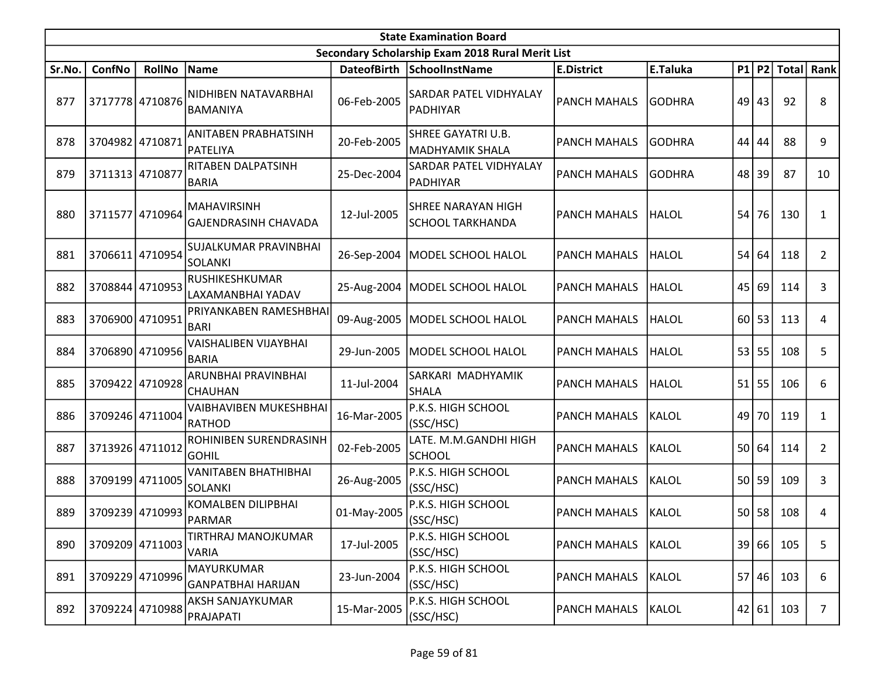| State Examination Board | | | | | | | | | | | | |
|---|---|---|---|---|---|---|---|---|---|---|---|---|
| Secondary Scholarship Exam 2018 Rural Merit List | | | | | | | | | | | | |
| Sr.No. | ConfNo | RollNo | Name | DateofBirth | SchoolInstName | E.District | E.Taluka | P1 | P2 | Total | Rank |
| 877 | 3717778 | 4710876 | NIDHIBEN NATAVARBHAI BAMANIYA | 06-Feb-2005 | SARDAR PATEL VIDHYALAY PADHIYAR | PANCH MAHALS | GODHRA | 49 | 43 | 92 | 8 |
| 878 | 3704982 | 4710871 | ANITABEN PRABHATSINH PATELIYA | 20-Feb-2005 | SHREE GAYATRI U.B. MADHYAMIK SHALA | PANCH MAHALS | GODHRA | 44 | 44 | 88 | 9 |
| 879 | 3711313 | 4710877 | RITABEN DALPATSINH BARIA | 25-Dec-2004 | SARDAR PATEL VIDHYALAY PADHIYAR | PANCH MAHALS | GODHRA | 48 | 39 | 87 | 10 |
| 880 | 3711577 | 4710964 | MAHAVIRSINH GAJENDRASINH CHAVADA | 12-Jul-2005 | SHREE NARAYAN HIGH SCHOOL TARKHANDA | PANCH MAHALS | HALOL | 54 | 76 | 130 | 1 |
| 881 | 3706611 | 4710954 | SUJALKUMAR PRAVINBHAI SOLANKI | 26-Sep-2004 | MODEL SCHOOL HALOL | PANCH MAHALS | HALOL | 54 | 64 | 118 | 2 |
| 882 | 3708844 | 4710953 | RUSHIKESHKUMAR LAXAMANBHAI YADAV | 25-Aug-2004 | MODEL SCHOOL HALOL | PANCH MAHALS | HALOL | 45 | 69 | 114 | 3 |
| 883 | 3706900 | 4710951 | PRIYANKABEN RAMESHBHAI BARI | 09-Aug-2005 | MODEL SCHOOL HALOL | PANCH MAHALS | HALOL | 60 | 53 | 113 | 4 |
| 884 | 3706890 | 4710956 | VAISHALIBEN VIJAYBHAI BARIA | 29-Jun-2005 | MODEL SCHOOL HALOL | PANCH MAHALS | HALOL | 53 | 55 | 108 | 5 |
| 885 | 3709422 | 4710928 | ARUNBHAI PRAVINBHAI CHAUHAN | 11-Jul-2004 | SARKARI MADHYAMIK SHALA | PANCH MAHALS | HALOL | 51 | 55 | 106 | 6 |
| 886 | 3709246 | 4711004 | VAIBHAVIBEN MUKESHBHAI RATHOD | 16-Mar-2005 | P.K.S. HIGH SCHOOL (SSC/HSC) | PANCH MAHALS | KALOL | 49 | 70 | 119 | 1 |
| 887 | 3713926 | 4711012 | ROHINIBEN SURENDRASINH GOHIL | 02-Feb-2005 | LATE. M.M.GANDHI HIGH SCHOOL | PANCH MAHALS | KALOL | 50 | 64 | 114 | 2 |
| 888 | 3709199 | 4711005 | VANITABEN BHATHIBHAI SOLANKI | 26-Aug-2005 | P.K.S. HIGH SCHOOL (SSC/HSC) | PANCH MAHALS | KALOL | 50 | 59 | 109 | 3 |
| 889 | 3709239 | 4710993 | KOMALBEN DILIPBHAI PARMAR | 01-May-2005 | P.K.S. HIGH SCHOOL (SSC/HSC) | PANCH MAHALS | KALOL | 50 | 58 | 108 | 4 |
| 890 | 3709209 | 4711003 | TIRTHRAJ MANOJKUMAR VARIA | 17-Jul-2005 | P.K.S. HIGH SCHOOL (SSC/HSC) | PANCH MAHALS | KALOL | 39 | 66 | 105 | 5 |
| 891 | 3709229 | 4710996 | MAYURKUMAR GANPATBHAI HARIJAN | 23-Jun-2004 | P.K.S. HIGH SCHOOL (SSC/HSC) | PANCH MAHALS | KALOL | 57 | 46 | 103 | 6 |
| 892 | 3709224 | 4710988 | AKSH SANJAYKUMAR PRAJAPATI | 15-Mar-2005 | P.K.S. HIGH SCHOOL (SSC/HSC) | PANCH MAHALS | KALOL | 42 | 61 | 103 | 7 |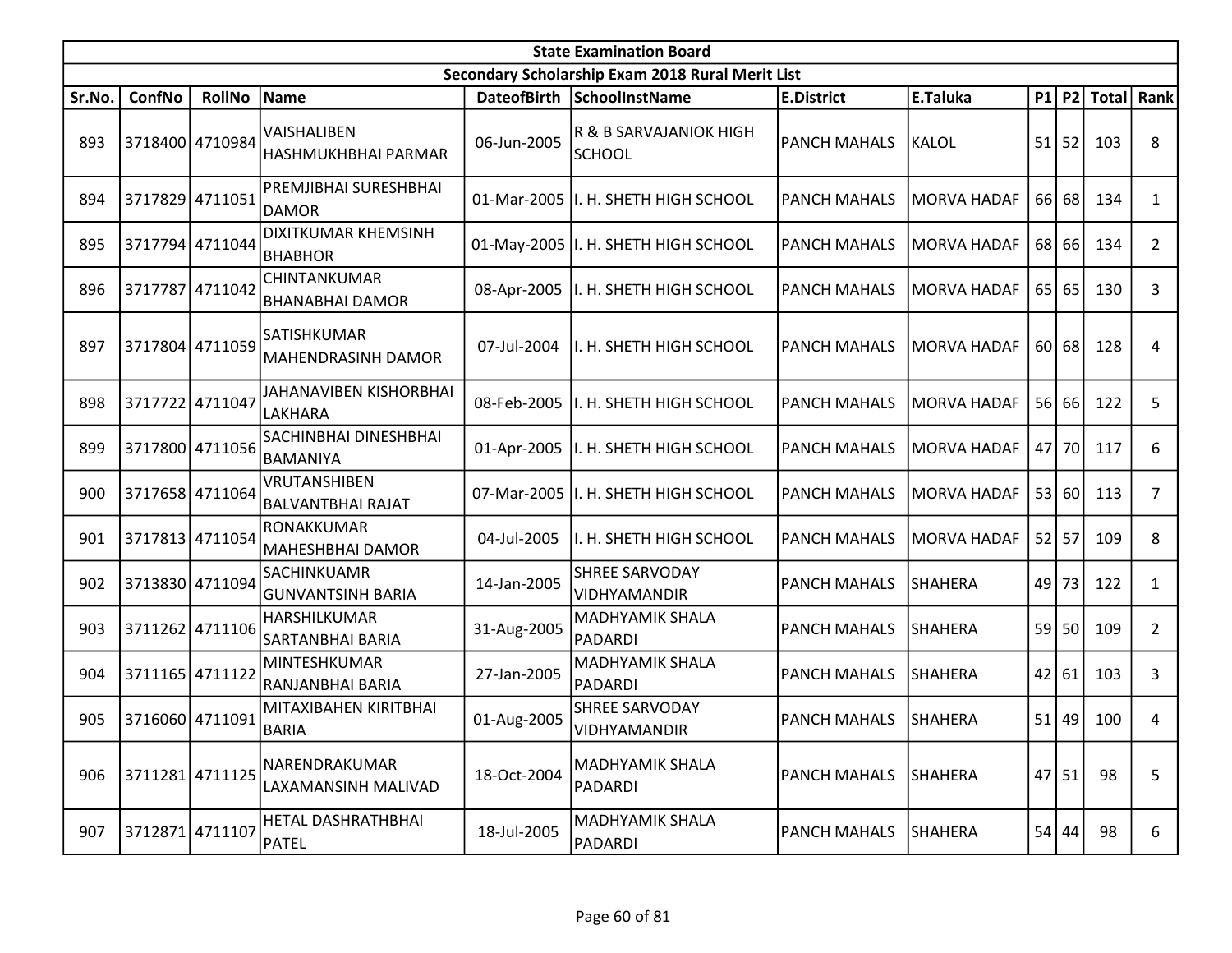| State Examination Board | | | | | | | | | | | |
|---|---|---|---|---|---|---|---|---|---|---|---|
| Secondary Scholarship Exam 2018 Rural Merit List | | | | | | | | | | | |
| Sr.No. | ConfNo | RollNo | Name | DateofBirth | SchoolInstName | E.District | E.Taluka | P1 | P2 | Total | Rank |
| 893 | 3718400 | 4710984 | VAISHALIBEN HASHMUKHBHAI PARMAR | 06-Jun-2005 | R & B SARVAJANIOK HIGH SCHOOL | PANCH MAHALS | KALOL | 51 | 52 | 103 | 8 |
| 894 | 3717829 | 4711051 | PREMJIBHAI SURESHBHAI DAMOR | 01-Mar-2005 | I. H. SHETH HIGH SCHOOL | PANCH MAHALS | MORVA HADAF | 66 | 68 | 134 | 1 |
| 895 | 3717794 | 4711044 | DIXITKUMAR KHEMSINH BHABHOR | 01-May-2005 | I. H. SHETH HIGH SCHOOL | PANCH MAHALS | MORVA HADAF | 68 | 66 | 134 | 2 |
| 896 | 3717787 | 4711042 | CHINTANKUMAR BHANABHAI DAMOR | 08-Apr-2005 | I. H. SHETH HIGH SCHOOL | PANCH MAHALS | MORVA HADAF | 65 | 65 | 130 | 3 |
| 897 | 3717804 | 4711059 | SATISHKUMAR MAHENDRASINH DAMOR | 07-Jul-2004 | I. H. SHETH HIGH SCHOOL | PANCH MAHALS | MORVA HADAF | 60 | 68 | 128 | 4 |
| 898 | 3717722 | 4711047 | JAHANAVIBEN KISHORBHAI LAKHARA | 08-Feb-2005 | I. H. SHETH HIGH SCHOOL | PANCH MAHALS | MORVA HADAF | 56 | 66 | 122 | 5 |
| 899 | 3717800 | 4711056 | SACHINBHAI DINESHBHAI BAMANIYA | 01-Apr-2005 | I. H. SHETH HIGH SCHOOL | PANCH MAHALS | MORVA HADAF | 47 | 70 | 117 | 6 |
| 900 | 3717658 | 4711064 | VRUTANSHIBEN BALVANTBHAI RAJAT | 07-Mar-2005 | I. H. SHETH HIGH SCHOOL | PANCH MAHALS | MORVA HADAF | 53 | 60 | 113 | 7 |
| 901 | 3717813 | 4711054 | RONAKKUMAR MAHESHBHAI DAMOR | 04-Jul-2005 | I. H. SHETH HIGH SCHOOL | PANCH MAHALS | MORVA HADAF | 52 | 57 | 109 | 8 |
| 902 | 3713830 | 4711094 | SACHINKUAMR GUNVANTSINH BARIA | 14-Jan-2005 | SHREE SARVODAY VIDHYAMANDIR | PANCH MAHALS | SHAHERA | 49 | 73 | 122 | 1 |
| 903 | 3711262 | 4711106 | HARSHILKUMAR SARTANBHAI BARIA | 31-Aug-2005 | MADHYAMIK SHALA PADARDI | PANCH MAHALS | SHAHERA | 59 | 50 | 109 | 2 |
| 904 | 3711165 | 4711122 | MINTESHKUMAR RANJANBHAI BARIA | 27-Jan-2005 | MADHYAMIK SHALA PADARDI | PANCH MAHALS | SHAHERA | 42 | 61 | 103 | 3 |
| 905 | 3716060 | 4711091 | MITAXIBAHEN KIRITBHAI BARIA | 01-Aug-2005 | SHREE SARVODAY VIDHYAMANDIR | PANCH MAHALS | SHAHERA | 51 | 49 | 100 | 4 |
| 906 | 3711281 | 4711125 | NARENDRAKUMAR LAXAMANSINH MALIVAD | 18-Oct-2004 | MADHYAMIK SHALA PADARDI | PANCH MAHALS | SHAHERA | 47 | 51 | 98 | 5 |
| 907 | 3712871 | 4711107 | HETAL DASHRATHBHAI PATEL | 18-Jul-2005 | MADHYAMIK SHALA PADARDI | PANCH MAHALS | SHAHERA | 54 | 44 | 98 | 6 |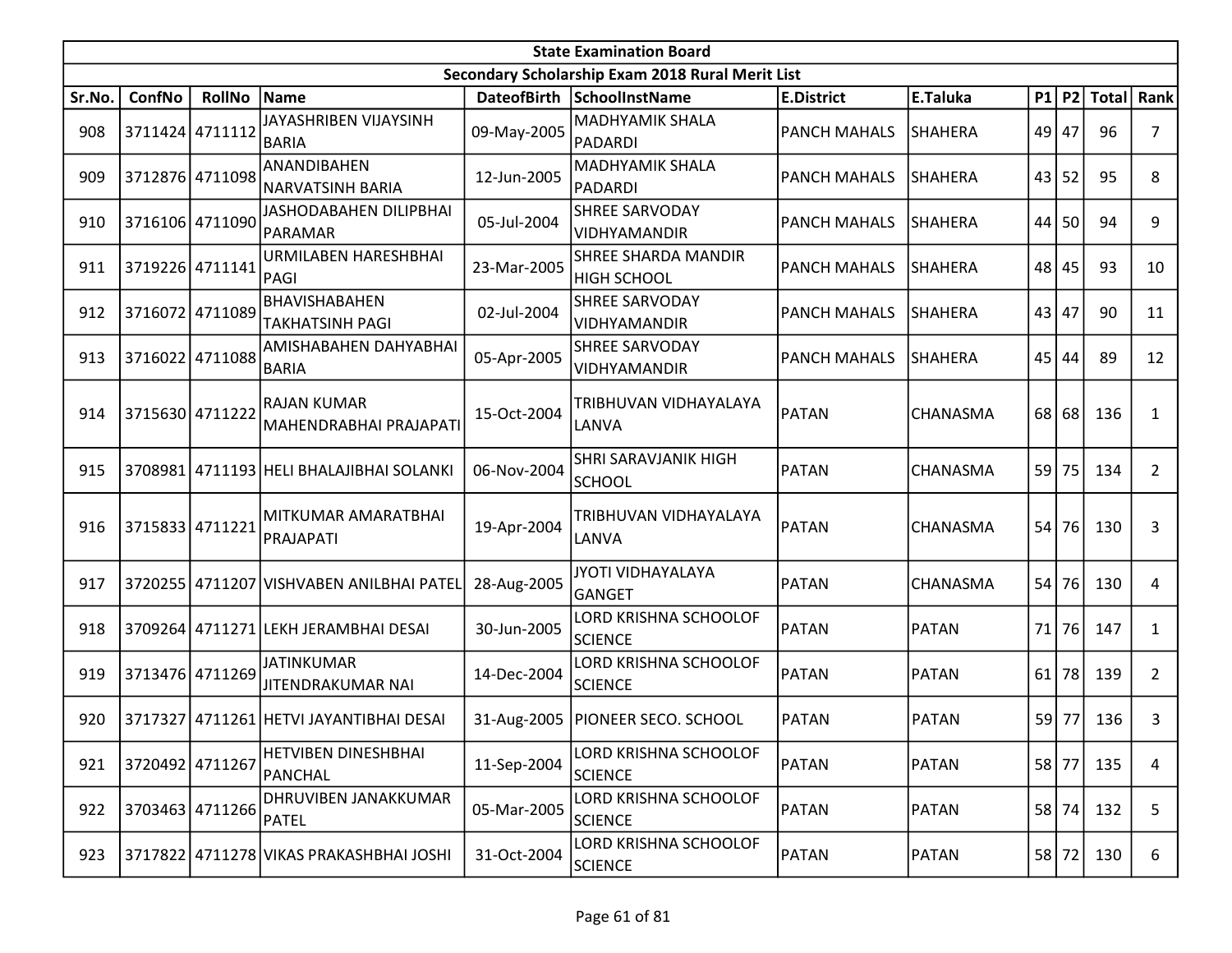| State Examination Board | | | | | | | | | | | |
|---|---|---|---|---|---|---|---|---|---|---|---|
| Secondary Scholarship Exam 2018 Rural Merit List | | | | | | | | | | | |
| Sr.No. | ConfNo | RollNo | Name | DateofBirth | SchoolInstName | E.District | E.Taluka | P1 | P2 | Total | Rank |
| 908 | 3711424 | 4711112 | JAYASHRIBEN VIJAYSINH BARIA | 09-May-2005 | MADHYAMIK SHALA PADARDI | PANCH MAHALS | SHAHERA | 49 | 47 | 96 | 7 |
| 909 | 3712876 | 4711098 | ANANDIBAHEN NARVATSINH BARIA | 12-Jun-2005 | MADHYAMIK SHALA PADARDI | PANCH MAHALS | SHAHERA | 43 | 52 | 95 | 8 |
| 910 | 3716106 | 4711090 | JASHODABAHEN DILIPBHAI PARAMAR | 05-Jul-2004 | SHREE SARVODAY VIDHYAMANDIR | PANCH MAHALS | SHAHERA | 44 | 50 | 94 | 9 |
| 911 | 3719226 | 4711141 | URMILABEN HARESHBHAI PAGI | 23-Mar-2005 | SHREE SHARDA MANDIR HIGH SCHOOL | PANCH MAHALS | SHAHERA | 48 | 45 | 93 | 10 |
| 912 | 3716072 | 4711089 | BHAVISHABAHEN TAKHATSINH PAGI | 02-Jul-2004 | SHREE SARVODAY VIDHYAMANDIR | PANCH MAHALS | SHAHERA | 43 | 47 | 90 | 11 |
| 913 | 3716022 | 4711088 | AMISHABAHEN DAHYABHAI BARIA | 05-Apr-2005 | SHREE SARVODAY VIDHYAMANDIR | PANCH MAHALS | SHAHERA | 45 | 44 | 89 | 12 |
| 914 | 3715630 | 4711222 | RAJAN KUMAR MAHENDRABHAI PRAJAPATI | 15-Oct-2004 | TRIBHUVAN VIDHAYALAYA LANVA | PATAN | CHANASMA | 68 | 68 | 136 | 1 |
| 915 | 3708981 | 4711193 | HELI BHALAJIBHAI SOLANKI | 06-Nov-2004 | SHRI SARAVJANIK HIGH SCHOOL | PATAN | CHANASMA | 59 | 75 | 134 | 2 |
| 916 | 3715833 | 4711221 | MITKUMAR AMARATBHAI PRAJAPATI | 19-Apr-2004 | TRIBHUVAN VIDHAYALAYA LANVA | PATAN | CHANASMA | 54 | 76 | 130 | 3 |
| 917 | 3720255 | 4711207 | VISHVABEN ANILBHAI PATEL | 28-Aug-2005 | JYOTI VIDHAYALAYA GANGET | PATAN | CHANASMA | 54 | 76 | 130 | 4 |
| 918 | 3709264 | 4711271 | LEKH JERAMBHAI DESAI | 30-Jun-2005 | LORD KRISHNA SCHOOLOF SCIENCE | PATAN | PATAN | 71 | 76 | 147 | 1 |
| 919 | 3713476 | 4711269 | JATINKUMAR JITENDRAKUMAR NAI | 14-Dec-2004 | LORD KRISHNA SCHOOLOF SCIENCE | PATAN | PATAN | 61 | 78 | 139 | 2 |
| 920 | 3717327 | 4711261 | HETVI JAYANTIBHAI DESAI | 31-Aug-2005 | PIONEER SECO. SCHOOL | PATAN | PATAN | 59 | 77 | 136 | 3 |
| 921 | 3720492 | 4711267 | HETVIBEN DINESHBHAI PANCHAL | 11-Sep-2004 | LORD KRISHNA SCHOOLOF SCIENCE | PATAN | PATAN | 58 | 77 | 135 | 4 |
| 922 | 3703463 | 4711266 | DHRUVIBEN JANAKKUMAR PATEL | 05-Mar-2005 | LORD KRISHNA SCHOOLOF SCIENCE | PATAN | PATAN | 58 | 74 | 132 | 5 |
| 923 | 3717822 | 4711278 | VIKAS PRAKASHBHAI JOSHI | 31-Oct-2004 | LORD KRISHNA SCHOOLOF SCIENCE | PATAN | PATAN | 58 | 72 | 130 | 6 |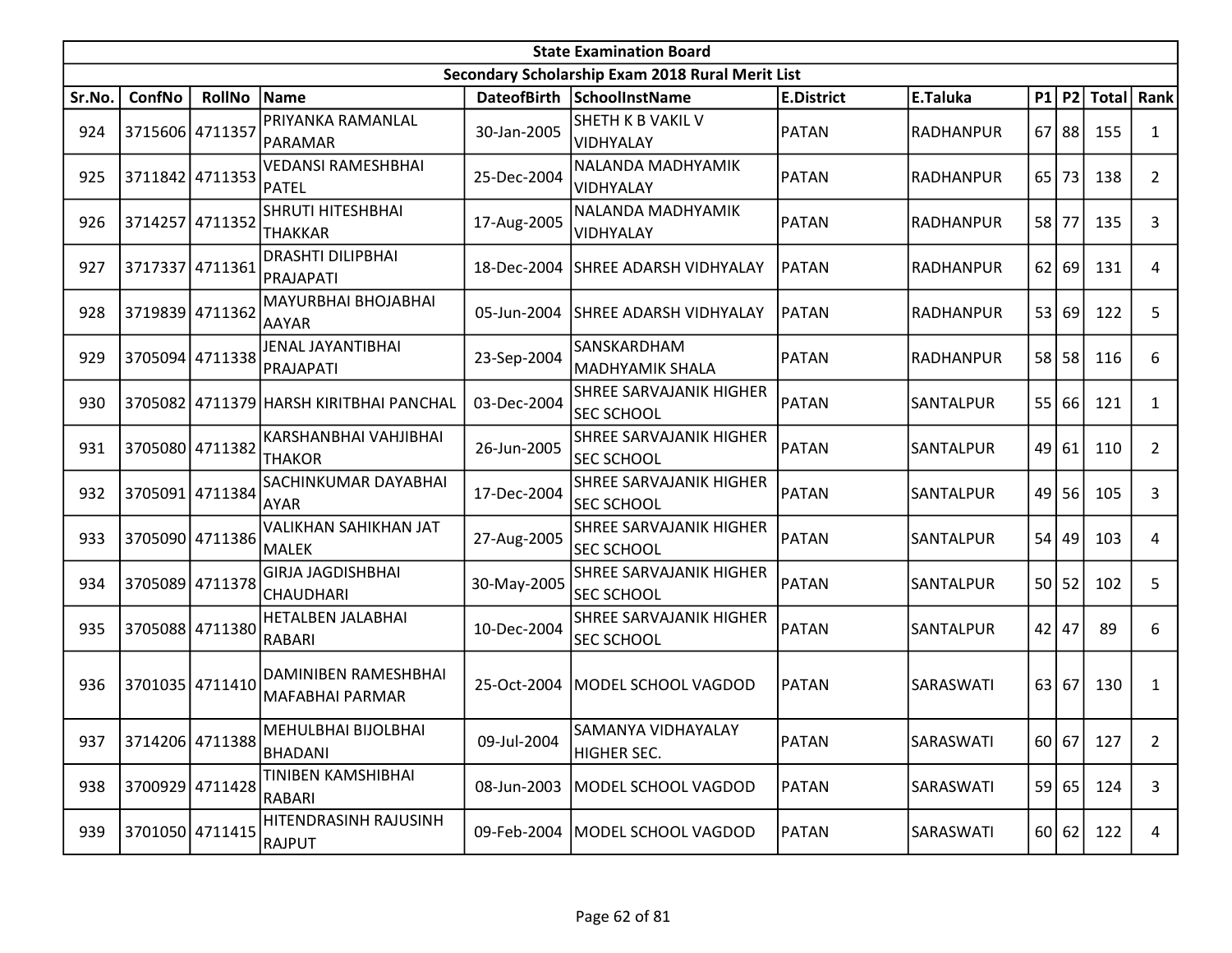| State Examination Board | | | | | | | | | | | |
|---|---|---|---|---|---|---|---|---|---|---|---|
| Secondary Scholarship Exam 2018 Rural Merit List | | | | | | | | | | | |
| Sr.No. | ConfNo | RollNo | Name | DateofBirth | SchoolInstName | E.District | E.Taluka | P1 | P2 | Total | Rank |
| 924 | 3715606 | 4711357 | PRIYANKA RAMANLAL PARAMAR | 30-Jan-2005 | SHETH K B VAKIL V VIDHYALAY | PATAN | RADHANPUR | 67 | 88 | 155 | 1 |
| 925 | 3711842 | 4711353 | VEDANSI RAMESHBHAI PATEL | 25-Dec-2004 | NALANDA MADHYAMIK VIDHYALAY | PATAN | RADHANPUR | 65 | 73 | 138 | 2 |
| 926 | 3714257 | 4711352 | SHRUTI HITESHBHAI THAKKAR | 17-Aug-2005 | NALANDA MADHYAMIK VIDHYALAY | PATAN | RADHANPUR | 58 | 77 | 135 | 3 |
| 927 | 3717337 | 4711361 | DRASHTI DILIPBHAI PRAJAPATI | 18-Dec-2004 | SHREE ADARSH VIDHYALAY | PATAN | RADHANPUR | 62 | 69 | 131 | 4 |
| 928 | 3719839 | 4711362 | MAYURBHAI BHOJABHAI AAYAR | 05-Jun-2004 | SHREE ADARSH VIDHYALAY | PATAN | RADHANPUR | 53 | 69 | 122 | 5 |
| 929 | 3705094 | 4711338 | JENAL JAYANTIBHAI PRAJAPATI | 23-Sep-2004 | SANSKARDHAM MADHYAMIK SHALA | PATAN | RADHANPUR | 58 | 58 | 116 | 6 |
| 930 | 3705082 | 4711379 | HARSH KIRITBHAI PANCHAL | 03-Dec-2004 | SHREE SARVAJANIK HIGHER SEC SCHOOL | PATAN | SANTALPUR | 55 | 66 | 121 | 1 |
| 931 | 3705080 | 4711382 | KARSHANBHAI VAHJIBHAI THAKOR | 26-Jun-2005 | SHREE SARVAJANIK HIGHER SEC SCHOOL | PATAN | SANTALPUR | 49 | 61 | 110 | 2 |
| 932 | 3705091 | 4711384 | SACHINKUMAR DAYABHAI AYAR | 17-Dec-2004 | SHREE SARVAJANIK HIGHER SEC SCHOOL | PATAN | SANTALPUR | 49 | 56 | 105 | 3 |
| 933 | 3705090 | 4711386 | VALIKHAN SAHIKHAN JAT MALEK | 27-Aug-2005 | SHREE SARVAJANIK HIGHER SEC SCHOOL | PATAN | SANTALPUR | 54 | 49 | 103 | 4 |
| 934 | 3705089 | 4711378 | GIRJA JAGDISHBHAI CHAUDHARI | 30-May-2005 | SHREE SARVAJANIK HIGHER SEC SCHOOL | PATAN | SANTALPUR | 50 | 52 | 102 | 5 |
| 935 | 3705088 | 4711380 | HETALBEN JALABHAI RABARI | 10-Dec-2004 | SHREE SARVAJANIK HIGHER SEC SCHOOL | PATAN | SANTALPUR | 42 | 47 | 89 | 6 |
| 936 | 3701035 | 4711410 | DAMINIBEN RAMESHBHAI MAFABHAI PARMAR | 25-Oct-2004 | MODEL SCHOOL VAGDOD | PATAN | SARASWATI | 63 | 67 | 130 | 1 |
| 937 | 3714206 | 4711388 | MEHULBHAI BIJOLBHAI BHADANI | 09-Jul-2004 | SAMANYA VIDHAYALAY HIGHER SEC. | PATAN | SARASWATI | 60 | 67 | 127 | 2 |
| 938 | 3700929 | 4711428 | TINIBEN KAMSHIBHAI RABARI | 08-Jun-2003 | MODEL SCHOOL VAGDOD | PATAN | SARASWATI | 59 | 65 | 124 | 3 |
| 939 | 3701050 | 4711415 | HITENDRASINH RAJUSINH RAJPUT | 09-Feb-2004 | MODEL SCHOOL VAGDOD | PATAN | SARASWATI | 60 | 62 | 122 | 4 |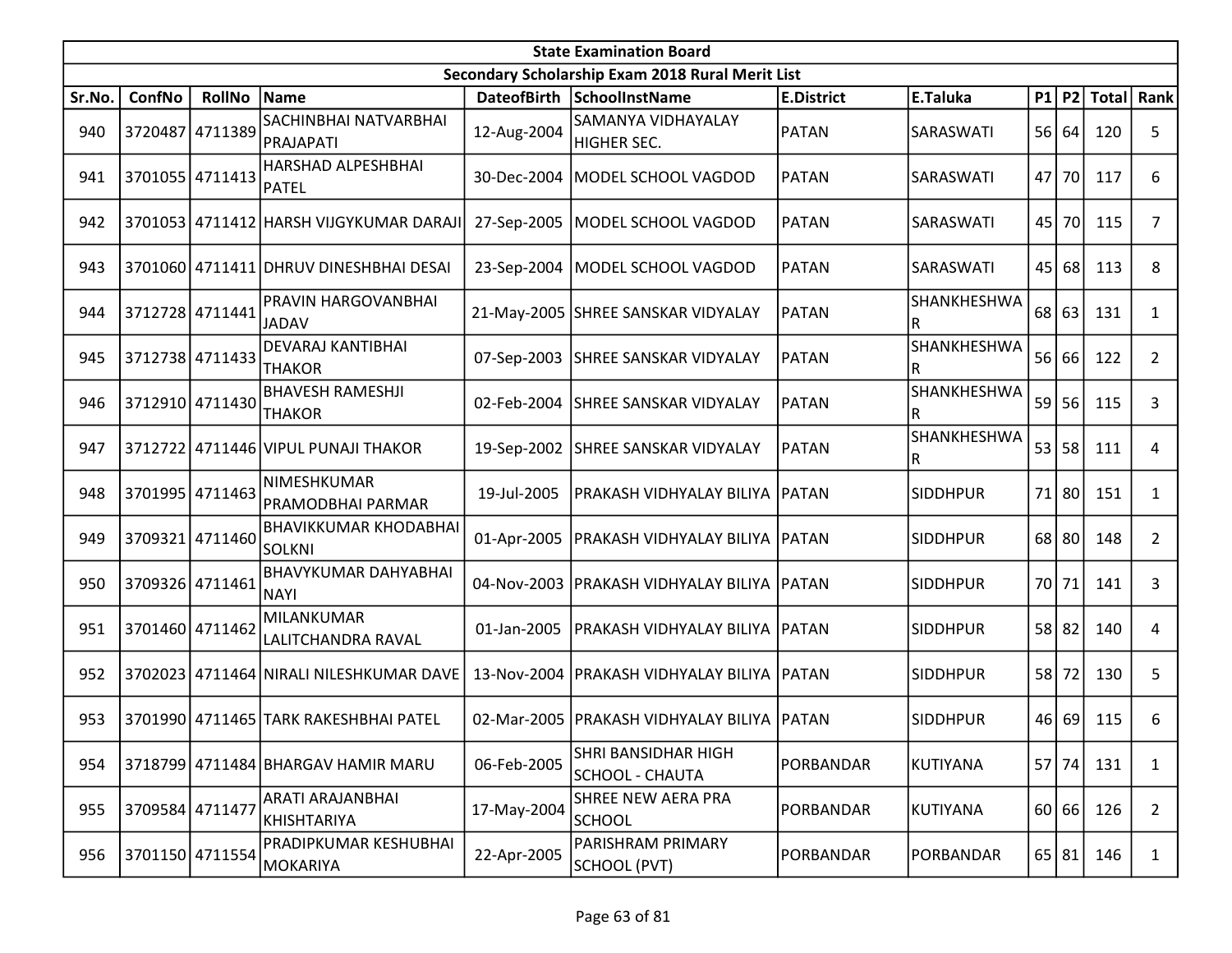| State Examination Board | | | | | | | | | | | |
|---|---|---|---|---|---|---|---|---|---|---|---|
| Secondary Scholarship Exam 2018 Rural Merit List | | | | | | | | | | | |
| Sr.No. | ConfNo | RollNo | Name | DateofBirth | SchoolInstName | E.District | E.Taluka | P1 | P2 | Total | Rank |
| 940 | 3720487 | 4711389 | SACHINBHAI NATVARBHAI PRAJAPATI | 12-Aug-2004 | SAMANYA VIDHAYALAY HIGHER SEC. | PATAN | SARASWATI | 56 | 64 | 120 | 5 |
| 941 | 3701055 | 4711413 | HARSHAD ALPESHBHAI PATEL | 30-Dec-2004 | MODEL SCHOOL VAGDOD | PATAN | SARASWATI | 47 | 70 | 117 | 6 |
| 942 | 3701053 | 4711412 | HARSH VIJGYKUMAR DARAJI | 27-Sep-2005 | MODEL SCHOOL VAGDOD | PATAN | SARASWATI | 45 | 70 | 115 | 7 |
| 943 | 3701060 | 4711411 | DHRUV DINESHBHAI DESAI | 23-Sep-2004 | MODEL SCHOOL VAGDOD | PATAN | SARASWATI | 45 | 68 | 113 | 8 |
| 944 | 3712728 | 4711441 | PRAVIN HARGOVANBHAI JADAV | 21-May-2005 | SHREE SANSKAR VIDYALAY | PATAN | SHANKHESHWAR | 68 | 63 | 131 | 1 |
| 945 | 3712738 | 4711433 | DEVARAJ KANTIBHAI THAKOR | 07-Sep-2003 | SHREE SANSKAR VIDYALAY | PATAN | SHANKHESHWAR | 56 | 66 | 122 | 2 |
| 946 | 3712910 | 4711430 | BHAVESH RAMESHJI THAKOR | 02-Feb-2004 | SHREE SANSKAR VIDYALAY | PATAN | SHANKHESHWAR | 59 | 56 | 115 | 3 |
| 947 | 3712722 | 4711446 | VIPUL PUNAJI THAKOR | 19-Sep-2002 | SHREE SANSKAR VIDYALAY | PATAN | SHANKHESHWAR | 53 | 58 | 111 | 4 |
| 948 | 3701995 | 4711463 | NIMESHKUMAR PRAMODBHAI PARMAR | 19-Jul-2005 | PRAKASH VIDHYALAY BILIYA | PATAN | SIDDHPUR | 71 | 80 | 151 | 1 |
| 949 | 3709321 | 4711460 | BHAVIKKUMAR KHODABHAI SOLKNI | 01-Apr-2005 | PRAKASH VIDHYALAY BILIYA | PATAN | SIDDHPUR | 68 | 80 | 148 | 2 |
| 950 | 3709326 | 4711461 | BHAVYKUMAR DAHYABHAI NAYI | 04-Nov-2003 | PRAKASH VIDHYALAY BILIYA | PATAN | SIDDHPUR | 70 | 71 | 141 | 3 |
| 951 | 3701460 | 4711462 | MILANKUMAR LALITCHANDRA RAVAL | 01-Jan-2005 | PRAKASH VIDHYALAY BILIYA | PATAN | SIDDHPUR | 58 | 82 | 140 | 4 |
| 952 | 3702023 | 4711464 | NIRALI NILESHKUMAR DAVE | 13-Nov-2004 | PRAKASH VIDHYALAY BILIYA | PATAN | SIDDHPUR | 58 | 72 | 130 | 5 |
| 953 | 3701990 | 4711465 | TARK RAKESHBHAI PATEL | 02-Mar-2005 | PRAKASH VIDHYALAY BILIYA | PATAN | SIDDHPUR | 46 | 69 | 115 | 6 |
| 954 | 3718799 | 4711484 | BHARGAV HAMIR MARU | 06-Feb-2005 | SHRI BANSIDHAR HIGH SCHOOL - CHAUTA | PORBANDAR | KUTIYANA | 57 | 74 | 131 | 1 |
| 955 | 3709584 | 4711477 | ARATI ARAJANBHAI KHISHTARIYA | 17-May-2004 | SHREE NEW AERA PRA SCHOOL | PORBANDAR | KUTIYANA | 60 | 66 | 126 | 2 |
| 956 | 3701150 | 4711554 | PRADIPKUMAR KESHUBHAI MOKARIYA | 22-Apr-2005 | PARISHRAM PRIMARY SCHOOL (PVT) | PORBANDAR | PORBANDAR | 65 | 81 | 146 | 1 |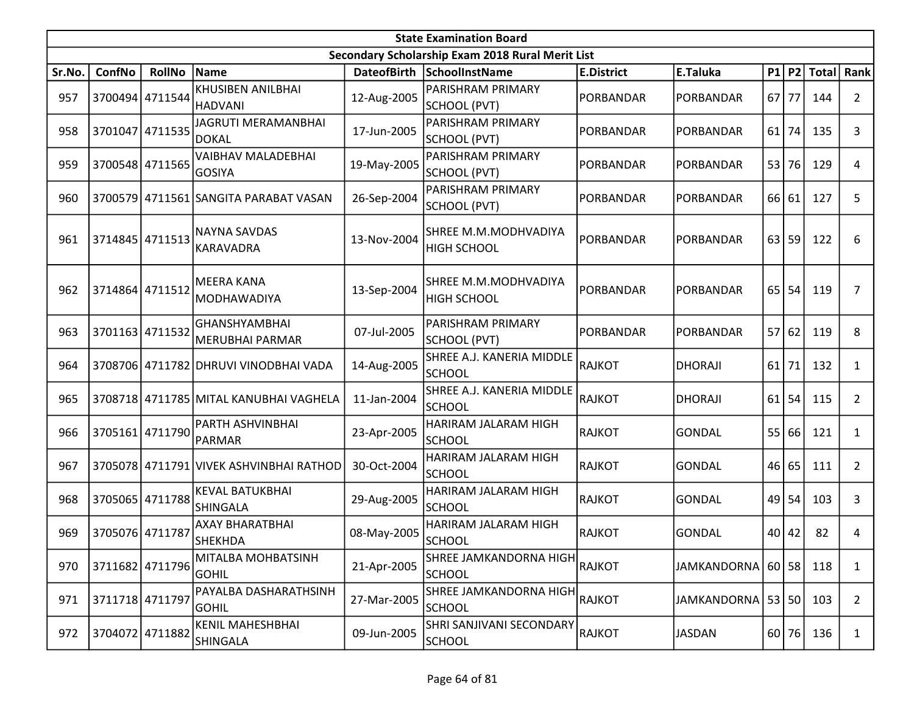| State Examination Board | | | | | | | | | | | | |
|---|---|---|---|---|---|---|---|---|---|---|---|---|
| Secondary Scholarship Exam 2018 Rural Merit List | | | | | | | | | | | | |
| Sr.No. | ConfNo | RollNo | Name | DateofBirth | SchoolInstName | E.District | E.Taluka | P1 | P2 | Total | Rank |
| 957 | 3700494 | 4711544 | KHUSIBEN ANILBHAI HADVANI | 12-Aug-2005 | PARISHRAM PRIMARY SCHOOL (PVT) | PORBANDAR | PORBANDAR | 67 | 77 | 144 | 2 |
| 958 | 3701047 | 4711535 | JAGRUTI MERAMANBHAI DOKAL | 17-Jun-2005 | PARISHRAM PRIMARY SCHOOL (PVT) | PORBANDAR | PORBANDAR | 61 | 74 | 135 | 3 |
| 959 | 3700548 | 4711565 | VAIBHAV MALADEBHAI GOSIYA | 19-May-2005 | PARISHRAM PRIMARY SCHOOL (PVT) | PORBANDAR | PORBANDAR | 53 | 76 | 129 | 4 |
| 960 | 3700579 | 4711561 | SANGITA PARABAT VASAN | 26-Sep-2004 | PARISHRAM PRIMARY SCHOOL (PVT) | PORBANDAR | PORBANDAR | 66 | 61 | 127 | 5 |
| 961 | 3714845 | 4711513 | NAYNA SAVDAS KARAVADRA | 13-Nov-2004 | SHREE M.M.MODHVADIYA HIGH SCHOOL | PORBANDAR | PORBANDAR | 63 | 59 | 122 | 6 |
| 962 | 3714864 | 4711512 | MEERA KANA MODHAWADIYA | 13-Sep-2004 | SHREE M.M.MODHVADIYA HIGH SCHOOL | PORBANDAR | PORBANDAR | 65 | 54 | 119 | 7 |
| 963 | 3701163 | 4711532 | GHANSHYAMBHAI MERUBHAI PARMAR | 07-Jul-2005 | PARISHRAM PRIMARY SCHOOL (PVT) | PORBANDAR | PORBANDAR | 57 | 62 | 119 | 8 |
| 964 | 3708706 | 4711782 | DHRUVI VINODBHAI VADA | 14-Aug-2005 | SHREE A.J. KANERIA MIDDLE SCHOOL | RAJKOT | DHORAJI | 61 | 71 | 132 | 1 |
| 965 | 3708718 | 4711785 | MITAL KANUBHAI VAGHELA | 11-Jan-2004 | SHREE A.J. KANERIA MIDDLE SCHOOL | RAJKOT | DHORAJI | 61 | 54 | 115 | 2 |
| 966 | 3705161 | 4711790 | PARTH ASHVINBHAI PARMAR | 23-Apr-2005 | HARIRAM JALARAM HIGH SCHOOL | RAJKOT | GONDAL | 55 | 66 | 121 | 1 |
| 967 | 3705078 | 4711791 | VIVEK ASHVINBHAI RATHOD | 30-Oct-2004 | HARIRAM JALARAM HIGH SCHOOL | RAJKOT | GONDAL | 46 | 65 | 111 | 2 |
| 968 | 3705065 | 4711788 | KEVAL BATUKBHAI SHINGALA | 29-Aug-2005 | HARIRAM JALARAM HIGH SCHOOL | RAJKOT | GONDAL | 49 | 54 | 103 | 3 |
| 969 | 3705076 | 4711787 | AXAY BHARATBHAI SHEKHDA | 08-May-2005 | HARIRAM JALARAM HIGH SCHOOL | RAJKOT | GONDAL | 40 | 42 | 82 | 4 |
| 970 | 3711682 | 4711796 | MITALBA MOHBATSINH GOHIL | 21-Apr-2005 | SHREE JAMKANDORNA HIGH SCHOOL | RAJKOT | JAMKANDORNA | 60 | 58 | 118 | 1 |
| 971 | 3711718 | 4711797 | PAYALBA DASHARATHSINH GOHIL | 27-Mar-2005 | SHREE JAMKANDORNA HIGH SCHOOL | RAJKOT | JAMKANDORNA | 53 | 50 | 103 | 2 |
| 972 | 3704072 | 4711882 | KENIL MAHESHBHAI SHINGALA | 09-Jun-2005 | SHRI SANJIVANI SECONDARY SCHOOL | RAJKOT | JASDAN | 60 | 76 | 136 | 1 |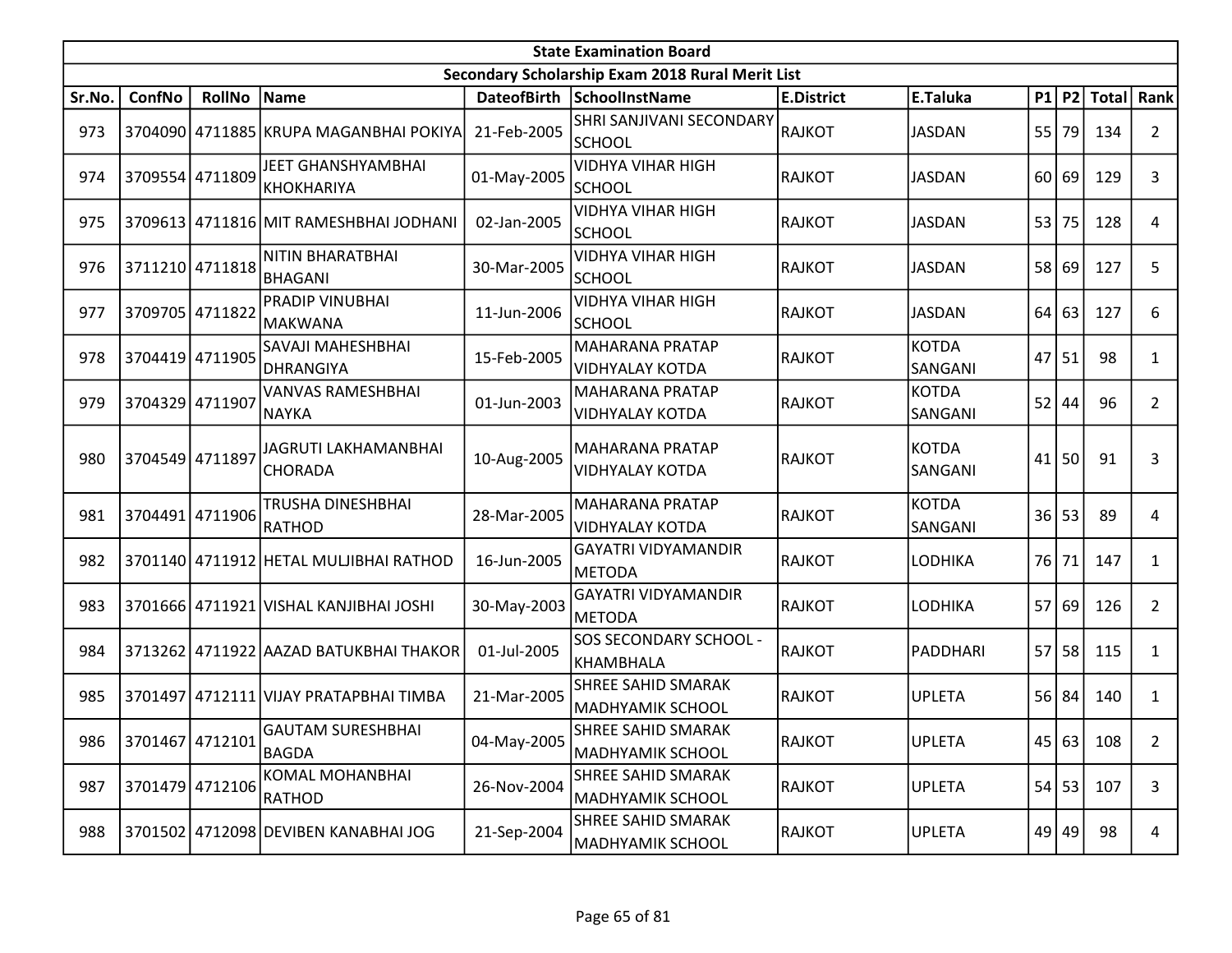| State Examination Board | | | | | | | | | | | |
|---|---|---|---|---|---|---|---|---|---|---|---|
| Secondary Scholarship Exam 2018 Rural Merit List | | | | | | | | | | | |
| Sr.No. | ConfNo | RollNo | Name | DateofBirth | SchoolInstName | E.District | E.Taluka | P1 | P2 | Total | Rank |
| 973 | 3704090 | 4711885 | KRUPA MAGANBHAI POKIYA | 21-Feb-2005 | SHRI SANJIVANI SECONDARY SCHOOL | RAJKOT | JASDAN | 55 | 79 | 134 | 2 |
| 974 | 3709554 | 4711809 | JEET GHANSHYAMBHAI KHOKHARIYA | 01-May-2005 | VIDHYA VIHAR HIGH SCHOOL | RAJKOT | JASDAN | 60 | 69 | 129 | 3 |
| 975 | 3709613 | 4711816 | MIT RAMESHBHAI JODHANI | 02-Jan-2005 | VIDHYA VIHAR HIGH SCHOOL | RAJKOT | JASDAN | 53 | 75 | 128 | 4 |
| 976 | 3711210 | 4711818 | NITIN BHARATBHAI BHAGANI | 30-Mar-2005 | VIDHYA VIHAR HIGH SCHOOL | RAJKOT | JASDAN | 58 | 69 | 127 | 5 |
| 977 | 3709705 | 4711822 | PRADIP VINUBHAI MAKWANA | 11-Jun-2006 | VIDHYA VIHAR HIGH SCHOOL | RAJKOT | JASDAN | 64 | 63 | 127 | 6 |
| 978 | 3704419 | 4711905 | SAVAJI MAHESHBHAI DHRANGIYA | 15-Feb-2005 | MAHARANA PRATAP VIDHYALAY KOTDA | RAJKOT | KOTDA SANGANI | 47 | 51 | 98 | 1 |
| 979 | 3704329 | 4711907 | VANVAS RAMESHBHAI NAYKA | 01-Jun-2003 | MAHARANA PRATAP VIDHYALAY KOTDA | RAJKOT | KOTDA SANGANI | 52 | 44 | 96 | 2 |
| 980 | 3704549 | 4711897 | JAGRUTI LAKHAMANBHAI CHORADA | 10-Aug-2005 | MAHARANA PRATAP VIDHYALAY KOTDA | RAJKOT | KOTDA SANGANI | 41 | 50 | 91 | 3 |
| 981 | 3704491 | 4711906 | TRUSHA DINESHBHAI RATHOD | 28-Mar-2005 | MAHARANA PRATAP VIDHYALAY KOTDA | RAJKOT | KOTDA SANGANI | 36 | 53 | 89 | 4 |
| 982 | 3701140 | 4711912 | HETAL MULJIBHAI RATHOD | 16-Jun-2005 | GAYATRI VIDYAMANDIR METODA | RAJKOT | LODHIKA | 76 | 71 | 147 | 1 |
| 983 | 3701666 | 4711921 | VISHAL KANJIBHAI JOSHI | 30-May-2003 | GAYATRI VIDYAMANDIR METODA | RAJKOT | LODHIKA | 57 | 69 | 126 | 2 |
| 984 | 3713262 | 4711922 | AAZAD BATUKBHAI THAKOR | 01-Jul-2005 | SOS SECONDARY SCHOOL - KHAMBHALA | RAJKOT | PADDHARI | 57 | 58 | 115 | 1 |
| 985 | 3701497 | 4712111 | VIJAY PRATAPBHAI TIMBA | 21-Mar-2005 | SHREE SAHID SMARAK MADHYAMIK SCHOOL | RAJKOT | UPLETA | 56 | 84 | 140 | 1 |
| 986 | 3701467 | 4712101 | GAUTAM SURESHBHAI BAGDA | 04-May-2005 | SHREE SAHID SMARAK MADHYAMIK SCHOOL | RAJKOT | UPLETA | 45 | 63 | 108 | 2 |
| 987 | 3701479 | 4712106 | KOMAL MOHANBHAI RATHOD | 26-Nov-2004 | SHREE SAHID SMARAK MADHYAMIK SCHOOL | RAJKOT | UPLETA | 54 | 53 | 107 | 3 |
| 988 | 3701502 | 4712098 | DEVIBEN KANABHAI JOG | 21-Sep-2004 | SHREE SAHID SMARAK MADHYAMIK SCHOOL | RAJKOT | UPLETA | 49 | 49 | 98 | 4 |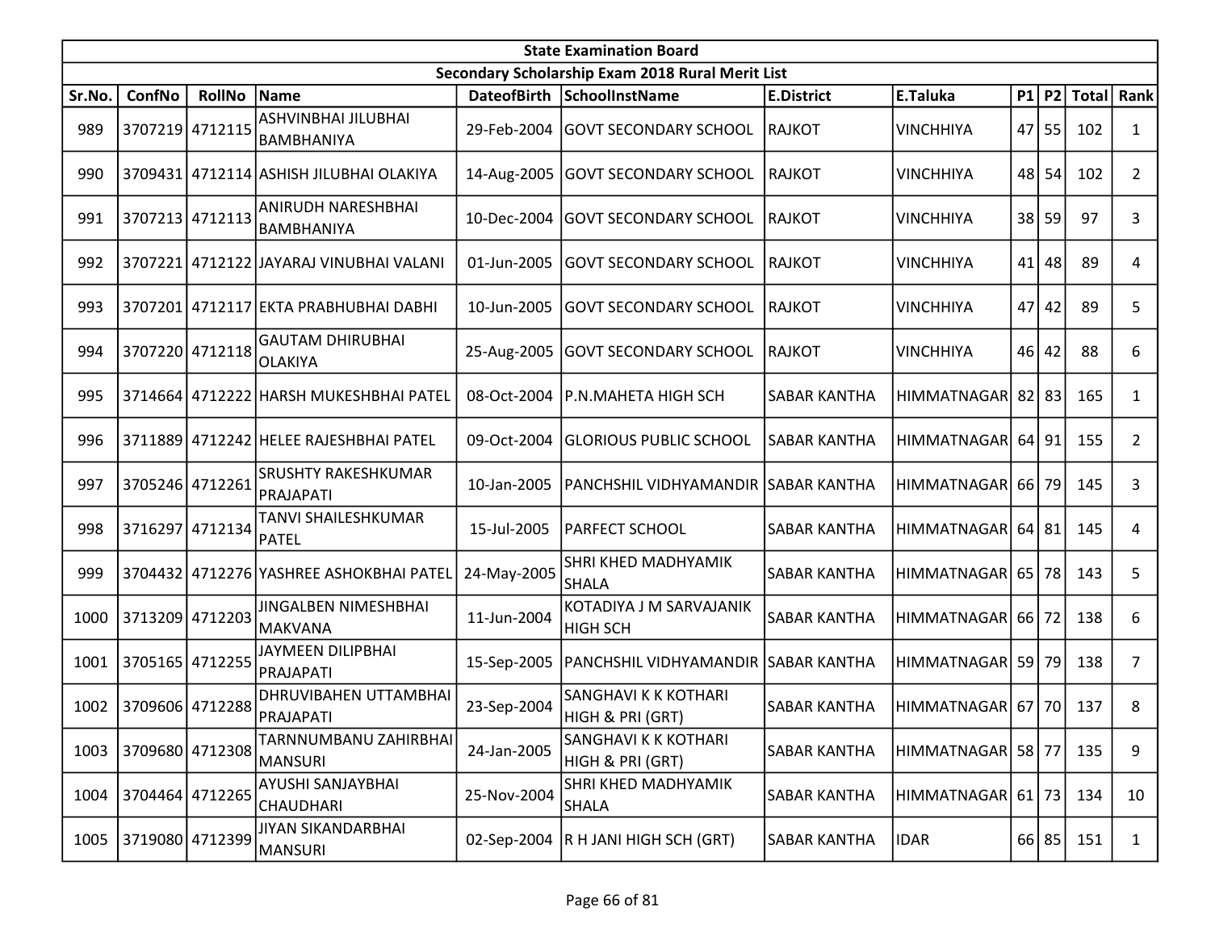| State Examination Board | | | | | | | | | | | | |
|---|---|---|---|---|---|---|---|---|---|---|---|---|
| Secondary Scholarship Exam 2018 Rural Merit List | | | | | | | | | | | | |
| Sr.No. | ConfNo | RollNo | Name | DateofBirth | SchoolInstName | E.District | E.Taluka | P1 | P2 | Total | Rank |
| 989 | 3707219 | 4712115 | ASHVINBHAI JILUBHAI BAMBHANIYA | 29-Feb-2004 | GOVT SECONDARY SCHOOL | RAJKOT | VINCHHIYA | 47 | 55 | 102 | 1 |
| 990 | 3709431 | 4712114 | ASHISH JILUBHAI OLAKIYA | 14-Aug-2005 | GOVT SECONDARY SCHOOL | RAJKOT | VINCHHIYA | 48 | 54 | 102 | 2 |
| 991 | 3707213 | 4712113 | ANIRUDH NARESHBHAI BAMBHANIYA | 10-Dec-2004 | GOVT SECONDARY SCHOOL | RAJKOT | VINCHHIYA | 38 | 59 | 97 | 3 |
| 992 | 3707221 | 4712122 | JAYARAJ VINUBHAI VALANI | 01-Jun-2005 | GOVT SECONDARY SCHOOL | RAJKOT | VINCHHIYA | 41 | 48 | 89 | 4 |
| 993 | 3707201 | 4712117 | EKTA PRABHUBHAI DABHI | 10-Jun-2005 | GOVT SECONDARY SCHOOL | RAJKOT | VINCHHIYA | 47 | 42 | 89 | 5 |
| 994 | 3707220 | 4712118 | GAUTAM DHIRUBHAI OLAKIYA | 25-Aug-2005 | GOVT SECONDARY SCHOOL | RAJKOT | VINCHHIYA | 46 | 42 | 88 | 6 |
| 995 | 3714664 | 4712222 | HARSH MUKESHBHAI PATEL | 08-Oct-2004 | P.N.MAHETA HIGH SCH | SABAR KANTHA | HIMMATNAGAR | 82 | 83 | 165 | 1 |
| 996 | 3711889 | 4712242 | HELEE RAJESHBHAI PATEL | 09-Oct-2004 | GLORIOUS PUBLIC SCHOOL | SABAR KANTHA | HIMMATNAGAR | 64 | 91 | 155 | 2 |
| 997 | 3705246 | 4712261 | SRUSHTY RAKESHKUMAR PRAJAPATI | 10-Jan-2005 | PANCHSHIL VIDHYAMANDIR | SABAR KANTHA | HIMMATNAGAR | 66 | 79 | 145 | 3 |
| 998 | 3716297 | 4712134 | TANVI SHAILESHKUMAR PATEL | 15-Jul-2005 | PARFECT SCHOOL | SABAR KANTHA | HIMMATNAGAR | 64 | 81 | 145 | 4 |
| 999 | 3704432 | 4712276 | YASHREE ASHOKBHAI PATEL | 24-May-2005 | SHRI KHED MADHYAMIK SHALA | SABAR KANTHA | HIMMATNAGAR | 65 | 78 | 143 | 5 |
| 1000 | 3713209 | 4712203 | JINGALBEN NIMESHBHAI MAKVANA | 11-Jun-2004 | KOTADIYA J M SARVAJANIK HIGH SCH | SABAR KANTHA | HIMMATNAGAR | 66 | 72 | 138 | 6 |
| 1001 | 3705165 | 4712255 | JAYMEEN DILIPBHAI PRAJAPATI | 15-Sep-2005 | PANCHSHIL VIDHYAMANDIR | SABAR KANTHA | HIMMATNAGAR | 59 | 79 | 138 | 7 |
| 1002 | 3709606 | 4712288 | DHRUVIBAHEN UTTAMBHAI PRAJAPATI | 23-Sep-2004 | SANGHAVI K K KOTHARI HIGH & PRI (GRT) | SABAR KANTHA | HIMMATNAGAR | 67 | 70 | 137 | 8 |
| 1003 | 3709680 | 4712308 | TARNNUMBANU ZAHIRBHAI MANSURI | 24-Jan-2005 | SANGHAVI K K KOTHARI HIGH & PRI (GRT) | SABAR KANTHA | HIMMATNAGAR | 58 | 77 | 135 | 9 |
| 1004 | 3704464 | 4712265 | AYUSHI SANJAYBHAI CHAUDHARI | 25-Nov-2004 | SHRI KHED MADHYAMIK SHALA | SABAR KANTHA | HIMMATNAGAR | 61 | 73 | 134 | 10 |
| 1005 | 3719080 | 4712399 | JIYAN SIKANDARBHAI MANSURI | 02-Sep-2004 | R H JANI HIGH SCH (GRT) | SABAR KANTHA | IDAR | 66 | 85 | 151 | 1 |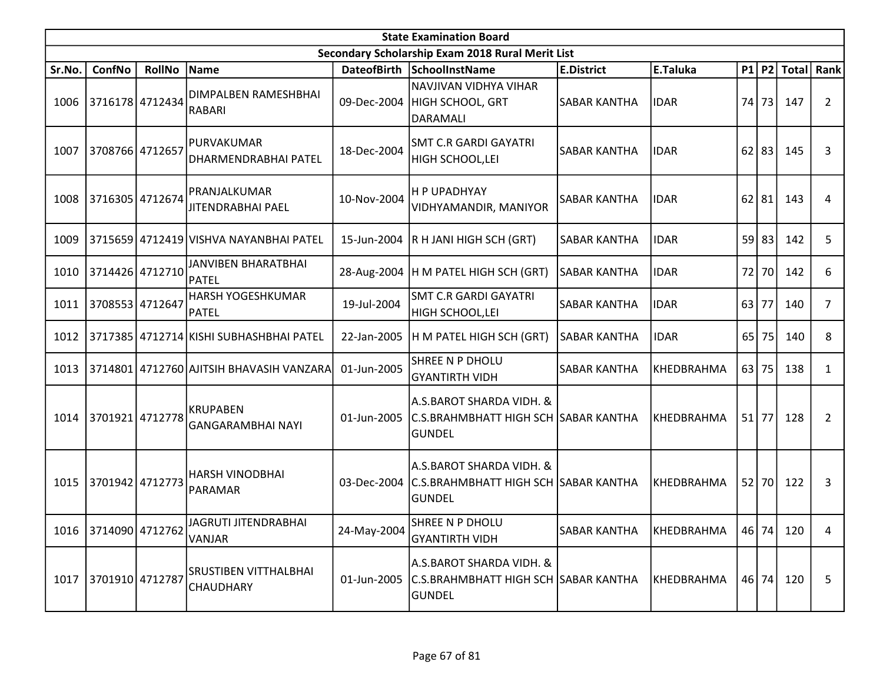| State Examination Board | | | | | | | | | | | | |
|---|---|---|---|---|---|---|---|---|---|---|---|---|
| Secondary Scholarship Exam 2018 Rural Merit List | | | | | | | | | | | | |
| Sr.No. | ConfNo | RollNo | Name | DateofBirth | SchoolInstName | E.District | E.Taluka | P1 | P2 | Total | Rank |
| 1006 | 3716178 | 4712434 | DIMPALBEN RAMESHBHAI RABARI | 09-Dec-2004 | NAVJIVAN VIDHYA VIHAR HIGH SCHOOL, GRT DARAMALI | SABAR KANTHA | IDAR | 74 | 73 | 147 | 2 |
| 1007 | 3708766 | 4712657 | PURVAKUMAR DHARMENDRABHAI PATEL | 18-Dec-2004 | SMT C.R GARDI GAYATRI HIGH SCHOOL,LEI | SABAR KANTHA | IDAR | 62 | 83 | 145 | 3 |
| 1008 | 3716305 | 4712674 | PRANJALKUMAR JITENDRABHAI PAEL | 10-Nov-2004 | H P UPADHYAY VIDHYAMANDIR, MANIYOR | SABAR KANTHA | IDAR | 62 | 81 | 143 | 4 |
| 1009 | 3715659 | 4712419 | VISHVA NAYANBHAI PATEL | 15-Jun-2004 | R H JANI HIGH SCH (GRT) | SABAR KANTHA | IDAR | 59 | 83 | 142 | 5 |
| 1010 | 3714426 | 4712710 | JANVIBEN BHARATBHAI PATEL | 28-Aug-2004 | H M PATEL HIGH SCH (GRT) | SABAR KANTHA | IDAR | 72 | 70 | 142 | 6 |
| 1011 | 3708553 | 4712647 | HARSH YOGESHKUMAR PATEL | 19-Jul-2004 | SMT C.R GARDI GAYATRI HIGH SCHOOL,LEI | SABAR KANTHA | IDAR | 63 | 77 | 140 | 7 |
| 1012 | 3717385 | 4712714 | KISHI SUBHASHBHAI PATEL | 22-Jan-2005 | H M PATEL HIGH SCH (GRT) | SABAR KANTHA | IDAR | 65 | 75 | 140 | 8 |
| 1013 | 3714801 | 4712760 | AJITSIH BHAVASIH VANZARA | 01-Jun-2005 | SHREE N P DHOLU GYANTIRTH VIDH | SABAR KANTHA | KHEDBRAHMA | 63 | 75 | 138 | 1 |
| 1014 | 3701921 | 4712778 | KRUPABEN GANGARAMBHAI NAYI | 01-Jun-2005 | A.S.BAROT SHARDA VIDH. & C.S.BRAHMBHATT HIGH SCH GUNDEL | SABAR KANTHA | KHEDBRAHMA | 51 | 77 | 128 | 2 |
| 1015 | 3701942 | 4712773 | HARSH VINODBHAI PARAMAR | 03-Dec-2004 | A.S.BAROT SHARDA VIDH. & C.S.BRAHMBHATT HIGH SCH GUNDEL | SABAR KANTHA | KHEDBRAHMA | 52 | 70 | 122 | 3 |
| 1016 | 3714090 | 4712762 | JAGRUTI JITENDRABHAI VANJAR | 24-May-2004 | SHREE N P DHOLU GYANTIRTH VIDH | SABAR KANTHA | KHEDBRAHMA | 46 | 74 | 120 | 4 |
| 1017 | 3701910 | 4712787 | SRUSTIBEN VITTHALBHAI CHAUDHARY | 01-Jun-2005 | A.S.BAROT SHARDA VIDH. & C.S.BRAHMBHATT HIGH SCH GUNDEL | SABAR KANTHA | KHEDBRAHMA | 46 | 74 | 120 | 5 |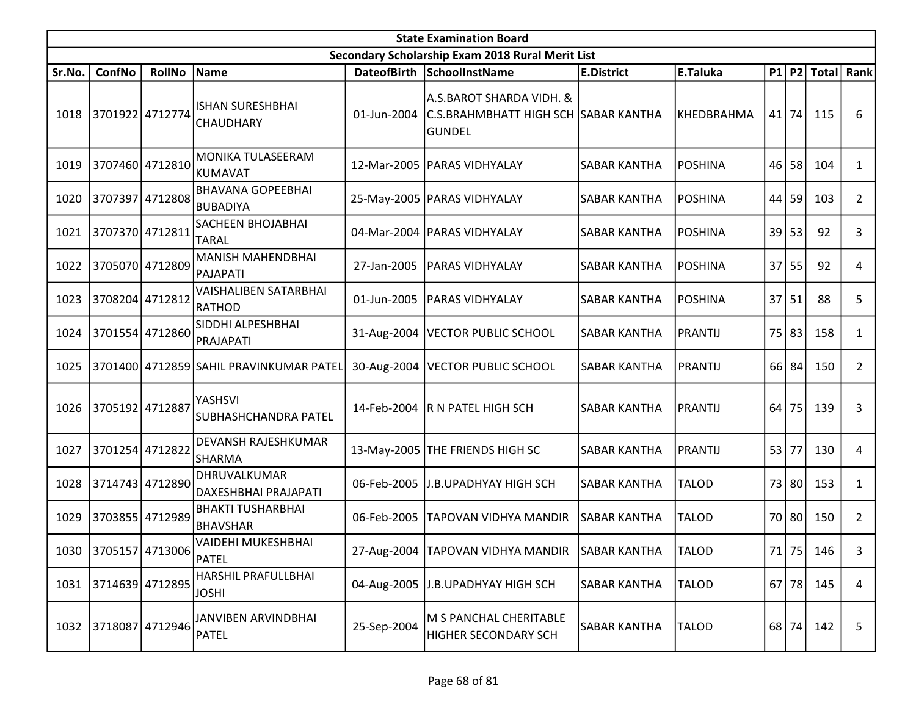| State Examination Board | | | | | | | | | | | |
|---|---|---|---|---|---|---|---|---|---|---|---|
| Secondary Scholarship Exam 2018 Rural Merit List | | | | | | | | | | | |
| Sr.No. | ConfNo | RollNo | Name | DateofBirth | SchoolInstName | E.District | E.Taluka | P1 | P2 | Total | Rank |
| 1018 | 3701922 | 4712774 | ISHAN SURESHBHAI CHAUDHARY | 01-Jun-2004 | A.S.BAROT SHARDA VIDH. & C.S.BRAHMBHATT HIGH SCH GUNDEL | SABAR KANTHA | KHEDBRAHMA | 41 | 74 | 115 | 6 |
| 1019 | 3707460 | 4712810 | MONIKA TULASEERAM KUMAVAT | 12-Mar-2005 | PARAS VIDHYALAY | SABAR KANTHA | POSHINA | 46 | 58 | 104 | 1 |
| 1020 | 3707397 | 4712808 | BHAVANA GOPEEBHAI BUBADIYA | 25-May-2005 | PARAS VIDHYALAY | SABAR KANTHA | POSHINA | 44 | 59 | 103 | 2 |
| 1021 | 3707370 | 4712811 | SACHEEN BHOJABHAI TARAL | 04-Mar-2004 | PARAS VIDHYALAY | SABAR KANTHA | POSHINA | 39 | 53 | 92 | 3 |
| 1022 | 3705070 | 4712809 | MANISH MAHENDBHAI PAJAPATI | 27-Jan-2005 | PARAS VIDHYALAY | SABAR KANTHA | POSHINA | 37 | 55 | 92 | 4 |
| 1023 | 3708204 | 4712812 | VAISHALIBEN SATARBHAI RATHOD | 01-Jun-2005 | PARAS VIDHYALAY | SABAR KANTHA | POSHINA | 37 | 51 | 88 | 5 |
| 1024 | 3701554 | 4712860 | SIDDHI ALPESHBHAI PRAJAPATI | 31-Aug-2004 | VECTOR PUBLIC SCHOOL | SABAR KANTHA | PRANTIJ | 75 | 83 | 158 | 1 |
| 1025 | 3701400 | 4712859 | SAHIL PRAVINKUMAR PATEL | 30-Aug-2004 | VECTOR PUBLIC SCHOOL | SABAR KANTHA | PRANTIJ | 66 | 84 | 150 | 2 |
| 1026 | 3705192 | 4712887 | YASHSVI SUBHASHCHANDRA PATEL | 14-Feb-2004 | R N PATEL HIGH SCH | SABAR KANTHA | PRANTIJ | 64 | 75 | 139 | 3 |
| 1027 | 3701254 | 4712822 | DEVANSH RAJESHKUMAR SHARMA | 13-May-2005 | THE FRIENDS HIGH SC | SABAR KANTHA | PRANTIJ | 53 | 77 | 130 | 4 |
| 1028 | 3714743 | 4712890 | DHRUVALKUMAR DAXESHBHAI PRAJAPATI | 06-Feb-2005 | J.B.UPADHYAY HIGH SCH | SABAR KANTHA | TALOD | 73 | 80 | 153 | 1 |
| 1029 | 3703855 | 4712989 | BHAKTI TUSHARBHAI BHAVSHAR | 06-Feb-2005 | TAPOVAN VIDHYA MANDIR | SABAR KANTHA | TALOD | 70 | 80 | 150 | 2 |
| 1030 | 3705157 | 4713006 | VAIDEHI MUKESHBHAI PATEL | 27-Aug-2004 | TAPOVAN VIDHYA MANDIR | SABAR KANTHA | TALOD | 71 | 75 | 146 | 3 |
| 1031 | 3714639 | 4712895 | HARSHIL PRAFULLBHAI JOSHI | 04-Aug-2005 | J.B.UPADHYAY HIGH SCH | SABAR KANTHA | TALOD | 67 | 78 | 145 | 4 |
| 1032 | 3718087 | 4712946 | JANVIBEN ARVINDBHAI PATEL | 25-Sep-2004 | M S PANCHAL CHERITABLE HIGHER SECONDARY SCH | SABAR KANTHA | TALOD | 68 | 74 | 142 | 5 |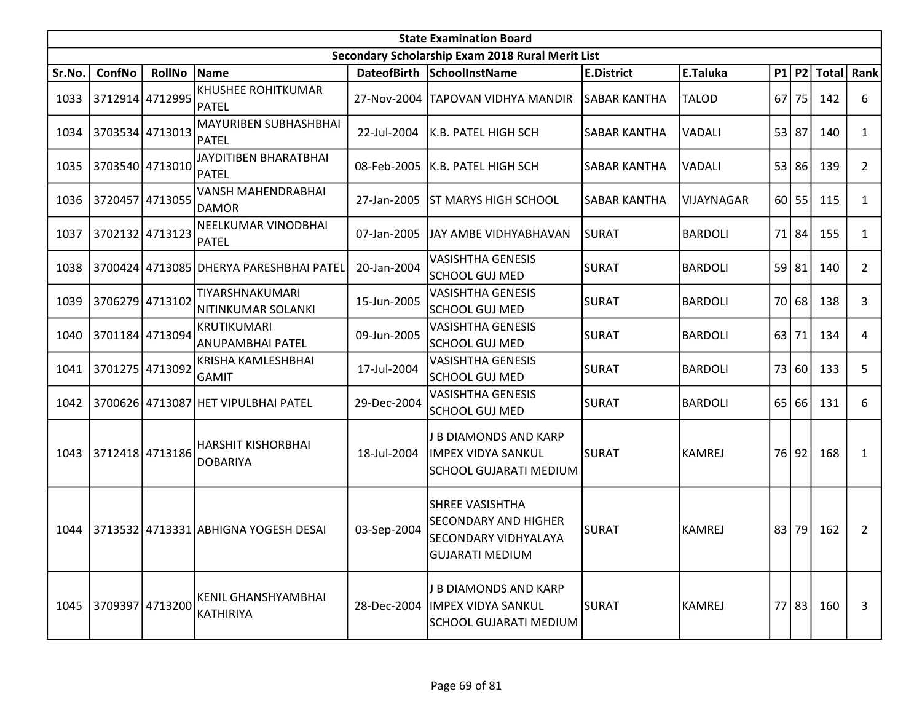| State Examination Board | | | | | | | | | | | | |
|---|---|---|---|---|---|---|---|---|---|---|---|---|
| Secondary Scholarship Exam 2018 Rural Merit List | | | | | | | | | | | | |
| Sr.No. | ConfNo | RollNo | Name | DateofBirth | SchoolInstName | E.District | E.Taluka | P1 | P2 | Total | Rank |
| 1033 | 3712914 | 4712995 | KHUSHEE ROHITKUMAR PATEL | 27-Nov-2004 | TAPOVAN VIDHYA MANDIR | SABAR KANTHA | TALOD | 67 | 75 | 142 | 6 |
| 1034 | 3703534 | 4713013 | MAYURIBEN SUBHASHBHAI PATEL | 22-Jul-2004 | K.B. PATEL HIGH SCH | SABAR KANTHA | VADALI | 53 | 87 | 140 | 1 |
| 1035 | 3703540 | 4713010 | JAYDITIBEN BHARATBHAI PATEL | 08-Feb-2005 | K.B. PATEL HIGH SCH | SABAR KANTHA | VADALI | 53 | 86 | 139 | 2 |
| 1036 | 3720457 | 4713055 | VANSH MAHENDRABHAI DAMOR | 27-Jan-2005 | ST MARYS HIGH SCHOOL | SABAR KANTHA | VIJAYNAGAR | 60 | 55 | 115 | 1 |
| 1037 | 3702132 | 4713123 | NEELKUMAR VINODBHAI PATEL | 07-Jan-2005 | JAY AMBE VIDHYABHAVAN | SURAT | BARDOLI | 71 | 84 | 155 | 1 |
| 1038 | 3700424 | 4713085 | DHERYA PARESHBHAI PATEL | 20-Jan-2004 | VASISHTHA GENESIS SCHOOL GUJ MED | SURAT | BARDOLI | 59 | 81 | 140 | 2 |
| 1039 | 3706279 | 4713102 | TIYARSHNAKUMARI NITINKUMAR SOLANKI | 15-Jun-2005 | VASISHTHA GENESIS SCHOOL GUJ MED | SURAT | BARDOLI | 70 | 68 | 138 | 3 |
| 1040 | 3701184 | 4713094 | KRUTIKUMARI ANUPAMBHAI PATEL | 09-Jun-2005 | VASISHTHA GENESIS SCHOOL GUJ MED | SURAT | BARDOLI | 63 | 71 | 134 | 4 |
| 1041 | 3701275 | 4713092 | KRISHA KAMLESHBHAI GAMIT | 17-Jul-2004 | VASISHTHA GENESIS SCHOOL GUJ MED | SURAT | BARDOLI | 73 | 60 | 133 | 5 |
| 1042 | 3700626 | 4713087 | HET VIPULBHAI PATEL | 29-Dec-2004 | VASISHTHA GENESIS SCHOOL GUJ MED | SURAT | BARDOLI | 65 | 66 | 131 | 6 |
| 1043 | 3712418 | 4713186 | HARSHIT KISHORBHAI DOBARIYA | 18-Jul-2004 | J B DIAMONDS AND KARP IMPEX VIDYA SANKUL SCHOOL GUJARATI MEDIUM | SURAT | KAMREJ | 76 | 92 | 168 | 1 |
| 1044 | 3713532 | 4713331 | ABHIGNA YOGESH DESAI | 03-Sep-2004 | SHREE VASISHTHA SECONDARY AND HIGHER SECONDARY VIDHYALAYA GUJARATI MEDIUM | SURAT | KAMREJ | 83 | 79 | 162 | 2 |
| 1045 | 3709397 | 4713200 | KENIL GHANSHYAMBHAI KATHIRIYA | 28-Dec-2004 | J B DIAMONDS AND KARP IMPEX VIDYA SANKUL SCHOOL GUJARATI MEDIUM | SURAT | KAMREJ | 77 | 83 | 160 | 3 |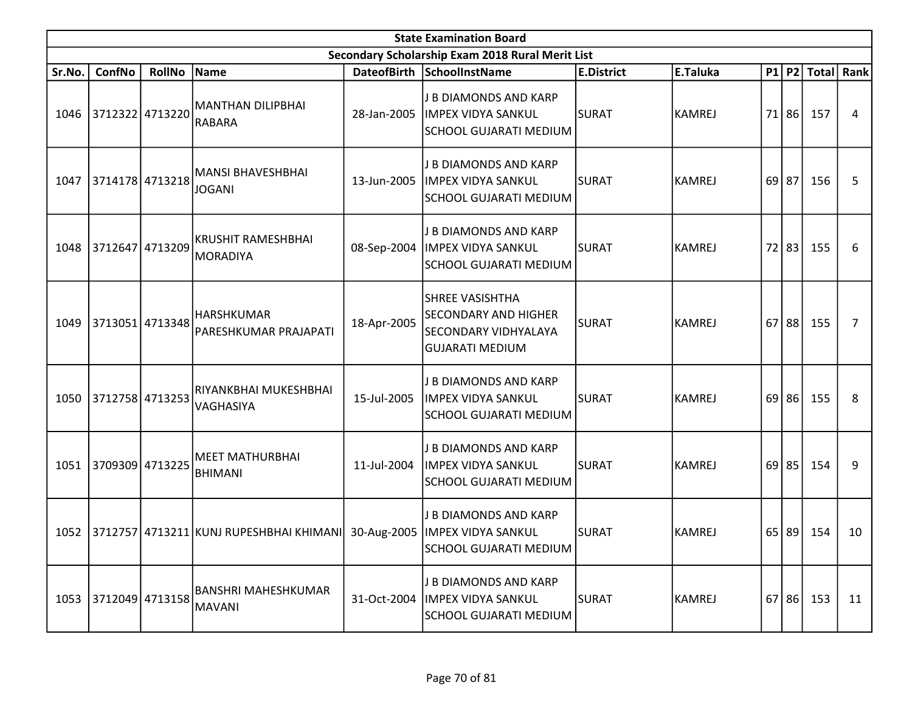| State Examination Board | | | | | | | | | | | |
|---|---|---|---|---|---|---|---|---|---|---|---|
| Secondary Scholarship Exam 2018 Rural Merit List | | | | | | | | | | | |
| Sr.No. | ConfNo | RollNo | Name | DateofBirth | SchoolInstName | E.District | E.Taluka | P1 | P2 | Total | Rank |
| 1046 | 3712322 | 4713220 | MANTHAN DILIPBHAI RABARA | 28-Jan-2005 | J B DIAMONDS AND KARP IMPEX VIDYA SANKUL SCHOOL GUJARATI MEDIUM | SURAT | KAMREJ | 71 | 86 | 157 | 4 |
| 1047 | 3714178 | 4713218 | MANSI BHAVESHBHAI JOGANI | 13-Jun-2005 | J B DIAMONDS AND KARP IMPEX VIDYA SANKUL SCHOOL GUJARATI MEDIUM | SURAT | KAMREJ | 69 | 87 | 156 | 5 |
| 1048 | 3712647 | 4713209 | KRUSHIT RAMESHBHAI MORADIYA | 08-Sep-2004 | J B DIAMONDS AND KARP IMPEX VIDYA SANKUL SCHOOL GUJARATI MEDIUM | SURAT | KAMREJ | 72 | 83 | 155 | 6 |
| 1049 | 3713051 | 4713348 | HARSHKUMAR PARESHKUMAR PRAJAPATI | 18-Apr-2005 | SHREE VASISHTHA SECONDARY AND HIGHER SECONDARY VIDHYALAYA GUJARATI MEDIUM | SURAT | KAMREJ | 67 | 88 | 155 | 7 |
| 1050 | 3712758 | 4713253 | RIYANKBHAI MUKESHBHAI VAGHASIYA | 15-Jul-2005 | J B DIAMONDS AND KARP IMPEX VIDYA SANKUL SCHOOL GUJARATI MEDIUM | SURAT | KAMREJ | 69 | 86 | 155 | 8 |
| 1051 | 3709309 | 4713225 | MEET MATHURBHAI BHIMANI | 11-Jul-2004 | J B DIAMONDS AND KARP IMPEX VIDYA SANKUL SCHOOL GUJARATI MEDIUM | SURAT | KAMREJ | 69 | 85 | 154 | 9 |
| 1052 | 3712757 | 4713211 | KUNJ RUPESHBHAI KHIMANI | 30-Aug-2005 | J B DIAMONDS AND KARP IMPEX VIDYA SANKUL SCHOOL GUJARATI MEDIUM | SURAT | KAMREJ | 65 | 89 | 154 | 10 |
| 1053 | 3712049 | 4713158 | BANSHRI MAHESHKUMAR MAVANI | 31-Oct-2004 | J B DIAMONDS AND KARP IMPEX VIDYA SANKUL SCHOOL GUJARATI MEDIUM | SURAT | KAMREJ | 67 | 86 | 153 | 11 |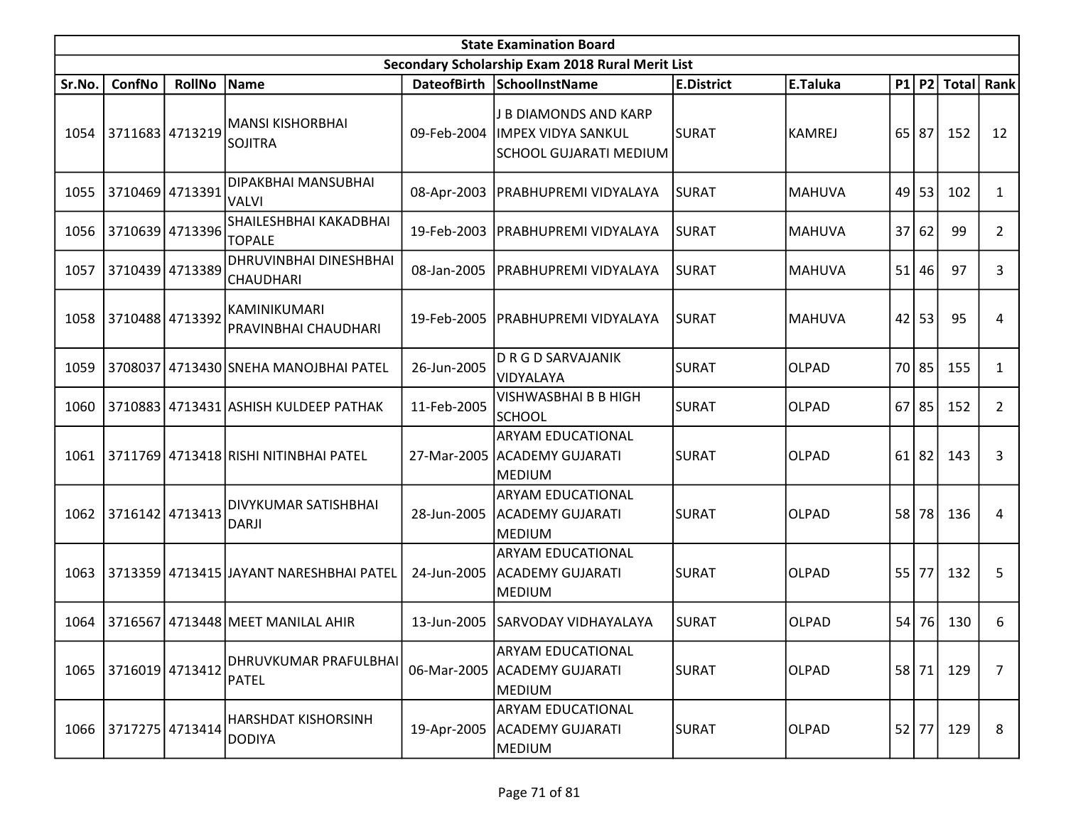| State Examination Board | | | | | | | | | | | |
|---|---|---|---|---|---|---|---|---|---|---|---|
| Secondary Scholarship Exam 2018 Rural Merit List | | | | | | | | | | | |
| Sr.No. | ConfNo | RollNo | Name | DateofBirth | SchoolInstName | E.District | E.Taluka | P1 | P2 | Total | Rank |
| 1054 | 3711683 | 4713219 | MANSI KISHORBHAI SOJITRA | 09-Feb-2004 | J B DIAMONDS AND KARP IMPEX VIDYA SANKUL SCHOOL GUJARATI MEDIUM | SURAT | KAMREJ | 65 | 87 | 152 | 12 |
| 1055 | 3710469 | 4713391 | DIPAKBHAI MANSUBHAI VALVI | 08-Apr-2003 | PRABHUPREMI VIDYALAYA | SURAT | MAHUVA | 49 | 53 | 102 | 1 |
| 1056 | 3710639 | 4713396 | SHAILESHBHAI KAKADBHAI TOPALE | 19-Feb-2003 | PRABHUPREMI VIDYALAYA | SURAT | MAHUVA | 37 | 62 | 99 | 2 |
| 1057 | 3710439 | 4713389 | DHRUVINBHAI DINESHBHAI CHAUDHARI | 08-Jan-2005 | PRABHUPREMI VIDYALAYA | SURAT | MAHUVA | 51 | 46 | 97 | 3 |
| 1058 | 3710488 | 4713392 | KAMINIKUMARI PRAVINBHAI CHAUDHARI | 19-Feb-2005 | PRABHUPREMI VIDYALAYA | SURAT | MAHUVA | 42 | 53 | 95 | 4 |
| 1059 | 3708037 | 4713430 | SNEHA MANOJBHAI PATEL | 26-Jun-2005 | D R G D SARVAJANIK VIDYALAYA | SURAT | OLPAD | 70 | 85 | 155 | 1 |
| 1060 | 3710883 | 4713431 | ASHISH KULDEEP PATHAK | 11-Feb-2005 | VISHWASBHAI B B HIGH SCHOOL | SURAT | OLPAD | 67 | 85 | 152 | 2 |
| 1061 | 3711769 | 4713418 | RISHI NITINBHAI PATEL | 27-Mar-2005 | ARYAM EDUCATIONAL ACADEMY GUJARATI MEDIUM | SURAT | OLPAD | 61 | 82 | 143 | 3 |
| 1062 | 3716142 | 4713413 | DIVYKUMAR SATISHBHAI DARJI | 28-Jun-2005 | ARYAM EDUCATIONAL ACADEMY GUJARATI MEDIUM | SURAT | OLPAD | 58 | 78 | 136 | 4 |
| 1063 | 3713359 | 4713415 | JAYANT NARESHBHAI PATEL | 24-Jun-2005 | ARYAM EDUCATIONAL ACADEMY GUJARATI MEDIUM | SURAT | OLPAD | 55 | 77 | 132 | 5 |
| 1064 | 3716567 | 4713448 | MEET MANILAL AHIR | 13-Jun-2005 | SARVODAY VIDHAYALAYA | SURAT | OLPAD | 54 | 76 | 130 | 6 |
| 1065 | 3716019 | 4713412 | DHRUVKUMAR PRAFULBHAI PATEL | 06-Mar-2005 | ARYAM EDUCATIONAL ACADEMY GUJARATI MEDIUM | SURAT | OLPAD | 58 | 71 | 129 | 7 |
| 1066 | 3717275 | 4713414 | HARSHDAT KISHORSINH DODIYA | 19-Apr-2005 | ARYAM EDUCATIONAL ACADEMY GUJARATI MEDIUM | SURAT | OLPAD | 52 | 77 | 129 | 8 |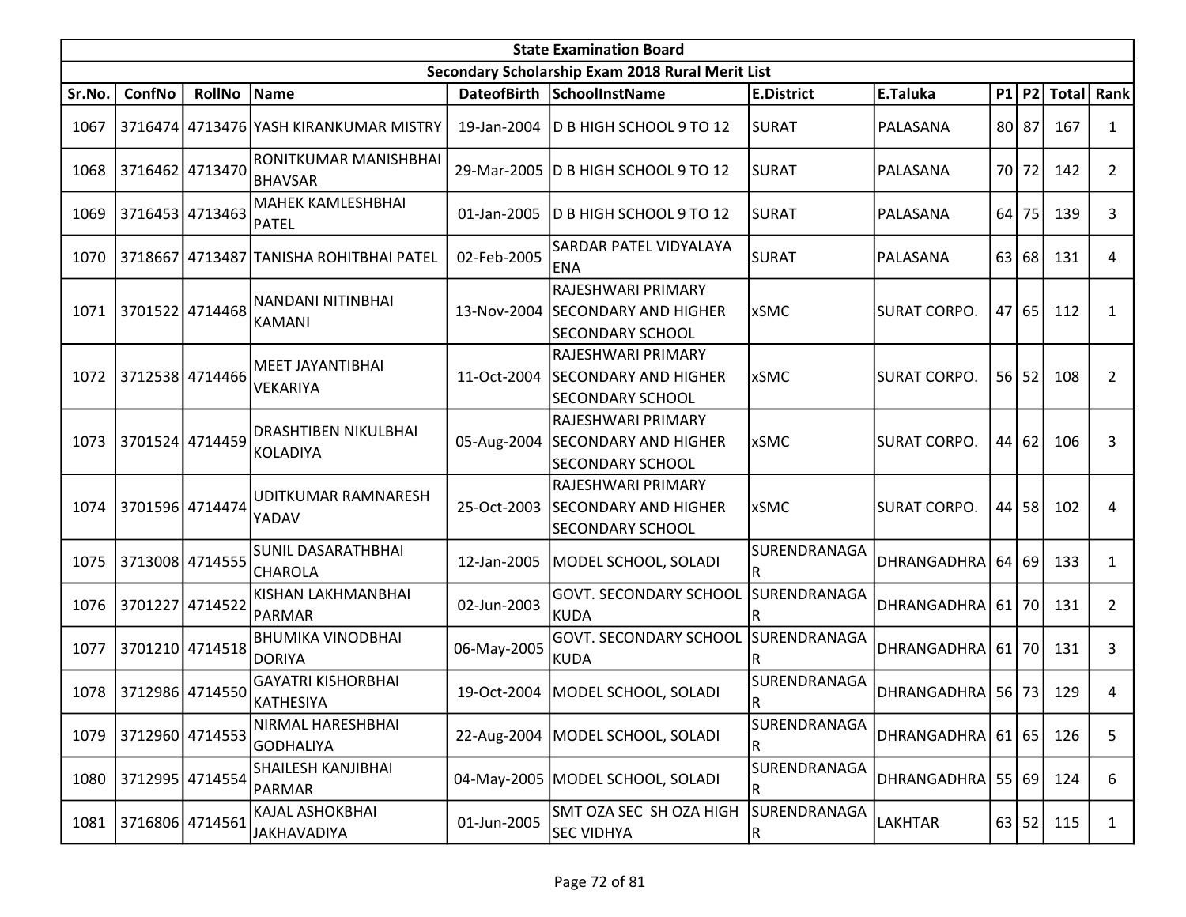| State Examination Board | | | | | | | | | | | |
|---|---|---|---|---|---|---|---|---|---|---|---|
| Secondary Scholarship Exam 2018 Rural Merit List | | | | | | | | | | | |
| Sr.No. | ConfNo | RollNo | Name | DateofBirth | SchoolInstName | E.District | E.Taluka | P1 | P2 | Total | Rank |
| 1067 | 3716474 | 4713476 | YASH KIRANKUMAR MISTRY | 19-Jan-2004 | D B HIGH SCHOOL 9 TO 12 | SURAT | PALASANA | 80 | 87 | 167 | 1 |
| 1068 | 3716462 | 4713470 | RONITKUMAR MANISHBHAI BHAVSAR | 29-Mar-2005 | D B HIGH SCHOOL 9 TO 12 | SURAT | PALASANA | 70 | 72 | 142 | 2 |
| 1069 | 3716453 | 4713463 | MAHEK KAMLESHBHAI PATEL | 01-Jan-2005 | D B HIGH SCHOOL 9 TO 12 | SURAT | PALASANA | 64 | 75 | 139 | 3 |
| 1070 | 3718667 | 4713487 | TANISHA ROHITBHAI PATEL | 02-Feb-2005 | SARDAR PATEL VIDYALAYA ENA | SURAT | PALASANA | 63 | 68 | 131 | 4 |
| 1071 | 3701522 | 4714468 | NANDANI NITINBHAI KAMANI | 13-Nov-2004 | RAJESHWARI PRIMARY SECONDARY AND HIGHER SECONDARY SCHOOL | xSMC | SURAT CORPO. | 47 | 65 | 112 | 1 |
| 1072 | 3712538 | 4714466 | MEET JAYANTIBHAI VEKARIYA | 11-Oct-2004 | RAJESHWARI PRIMARY SECONDARY AND HIGHER SECONDARY SCHOOL | xSMC | SURAT CORPO. | 56 | 52 | 108 | 2 |
| 1073 | 3701524 | 4714459 | DRASHTIBEN NIKULBHAI KOLADIYA | 05-Aug-2004 | RAJESHWARI PRIMARY SECONDARY AND HIGHER SECONDARY SCHOOL | xSMC | SURAT CORPO. | 44 | 62 | 106 | 3 |
| 1074 | 3701596 | 4714474 | UDITKUMAR RAMNARESH YADAV | 25-Oct-2003 | RAJESHWARI PRIMARY SECONDARY AND HIGHER SECONDARY SCHOOL | xSMC | SURAT CORPO. | 44 | 58 | 102 | 4 |
| 1075 | 3713008 | 4714555 | SUNIL DASARATHBHAI CHAROLA | 12-Jan-2005 | MODEL SCHOOL, SOLADI | SURENDRANAGAR | DHRANGADHRA | 64 | 69 | 133 | 1 |
| 1076 | 3701227 | 4714522 | KISHAN LAKHMANBHAI PARMAR | 02-Jun-2003 | GOVT. SECONDARY SCHOOL KUDA | SURENDRANAGAR | DHRANGADHRA | 61 | 70 | 131 | 2 |
| 1077 | 3701210 | 4714518 | BHUMIKA VINODBHAI DORIYA | 06-May-2005 | GOVT. SECONDARY SCHOOL KUDA | SURENDRANAGAR | DHRANGADHRA | 61 | 70 | 131 | 3 |
| 1078 | 3712986 | 4714550 | GAYATRI KISHORBHAI KATHESIYA | 19-Oct-2004 | MODEL SCHOOL, SOLADI | SURENDRANAGAR | DHRANGADHRA | 56 | 73 | 129 | 4 |
| 1079 | 3712960 | 4714553 | NIRMAL HARESHBHAI GODHALIYA | 22-Aug-2004 | MODEL SCHOOL, SOLADI | SURENDRANAGAR | DHRANGADHRA | 61 | 65 | 126 | 5 |
| 1080 | 3712995 | 4714554 | SHAILESH KANJIBHAI PARMAR | 04-May-2005 | MODEL SCHOOL, SOLADI | SURENDRANAGAR | DHRANGADHRA | 55 | 69 | 124 | 6 |
| 1081 | 3716806 | 4714561 | KAJAL ASHOKBHAI JAKHAVADIYA | 01-Jun-2005 | SMT OZA SEC SH OZA HIGH SEC VIDHYA | SURENDRANAGAR | LAKHTAR | 63 | 52 | 115 | 1 |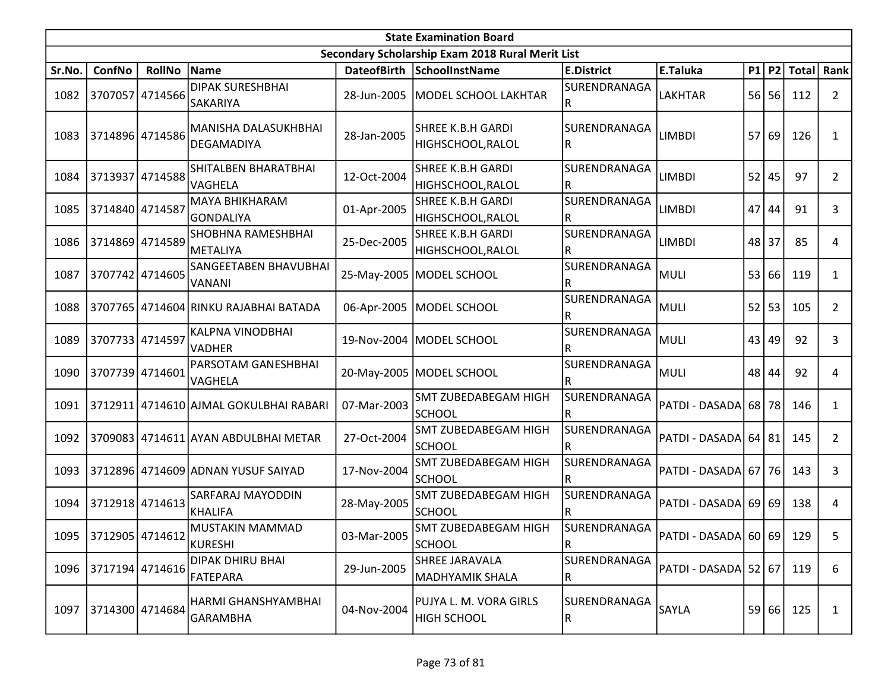| State Examination Board | | | | | | | | | | | | |
|---|---|---|---|---|---|---|---|---|---|---|---|---|
| Secondary Scholarship Exam 2018 Rural Merit List | | | | | | | | | | | | |
| Sr.No. | ConfNo | RollNo | Name | DateofBirth | SchoolInstName | E.District | E.Taluka | P1 | P2 | Total | Rank |
| 1082 | 3707057 | 4714566 | DIPAK SURESHBHAI SAKARIYA | 28-Jun-2005 | MODEL SCHOOL LAKHTAR | SURENDRANAGAR | LAKHTAR | 56 | 56 | 112 | 2 |
| 1083 | 3714896 | 4714586 | MANISHA DALASUKHBHAI DEGAMADIYA | 28-Jan-2005 | SHREE K.B.H GARDI HIGHSCHOOL,RALOL | SURENDRANAGAR | LIMBDI | 57 | 69 | 126 | 1 |
| 1084 | 3713937 | 4714588 | SHITALBEN BHARATBHAI VAGHELA | 12-Oct-2004 | SHREE K.B.H GARDI HIGHSCHOOL,RALOL | SURENDRANAGAR | LIMBDI | 52 | 45 | 97 | 2 |
| 1085 | 3714840 | 4714587 | MAYA BHIKHARAM GONDALIYA | 01-Apr-2005 | SHREE K.B.H GARDI HIGHSCHOOL,RALOL | SURENDRANAGAR | LIMBDI | 47 | 44 | 91 | 3 |
| 1086 | 3714869 | 4714589 | SHOBHNA RAMESHBHAI METALIYA | 25-Dec-2005 | SHREE K.B.H GARDI HIGHSCHOOL,RALOL | SURENDRANAGAR | LIMBDI | 48 | 37 | 85 | 4 |
| 1087 | 3707742 | 4714605 | SANGEETABEN BHAVUBHAI VANANI | 25-May-2005 | MODEL SCHOOL | SURENDRANAGAR | MULI | 53 | 66 | 119 | 1 |
| 1088 | 3707765 | 4714604 | RINKU RAJABHAI BATADA | 06-Apr-2005 | MODEL SCHOOL | SURENDRANAGAR | MULI | 52 | 53 | 105 | 2 |
| 1089 | 3707733 | 4714597 | KALPNA VINODBHAI VADHER | 19-Nov-2004 | MODEL SCHOOL | SURENDRANAGAR | MULI | 43 | 49 | 92 | 3 |
| 1090 | 3707739 | 4714601 | PARSOTAM GANESHBHAI VAGHELA | 20-May-2005 | MODEL SCHOOL | SURENDRANAGAR | MULI | 48 | 44 | 92 | 4 |
| 1091 | 3712911 | 4714610 | AJMAL GOKULBHAI RABARI | 07-Mar-2003 | SMT ZUBEDABEGAM HIGH SCHOOL | SURENDRANAGAR | PATDI - DASADA | 68 | 78 | 146 | 1 |
| 1092 | 3709083 | 4714611 | AYAN ABDULBHAI METAR | 27-Oct-2004 | SMT ZUBEDABEGAM HIGH SCHOOL | SURENDRANAGAR | PATDI - DASADA | 64 | 81 | 145 | 2 |
| 1093 | 3712896 | 4714609 | ADNAN YUSUF SAIYAD | 17-Nov-2004 | SMT ZUBEDABEGAM HIGH SCHOOL | SURENDRANAGAR | PATDI - DASADA | 67 | 76 | 143 | 3 |
| 1094 | 3712918 | 4714613 | SARFARAJ MAYODDIN KHALIFA | 28-May-2005 | SMT ZUBEDABEGAM HIGH SCHOOL | SURENDRANAGAR | PATDI - DASADA | 69 | 69 | 138 | 4 |
| 1095 | 3712905 | 4714612 | MUSTAKIN MAMMAD KURESHI | 03-Mar-2005 | SMT ZUBEDABEGAM HIGH SCHOOL | SURENDRANAGAR | PATDI - DASADA | 60 | 69 | 129 | 5 |
| 1096 | 3717194 | 4714616 | DIPAK DHIRU BHAI FATEPARA | 29-Jun-2005 | SHREE JARAVALA MADHYAMIK SHALA | SURENDRANAGAR | PATDI - DASADA | 52 | 67 | 119 | 6 |
| 1097 | 3714300 | 4714684 | HARMI GHANSHYAMBHAI GARAMBHA | 04-Nov-2004 | PUJYA L. M. VORA GIRLS HIGH SCHOOL | SURENDRANAGAR | SAYLA | 59 | 66 | 125 | 1 |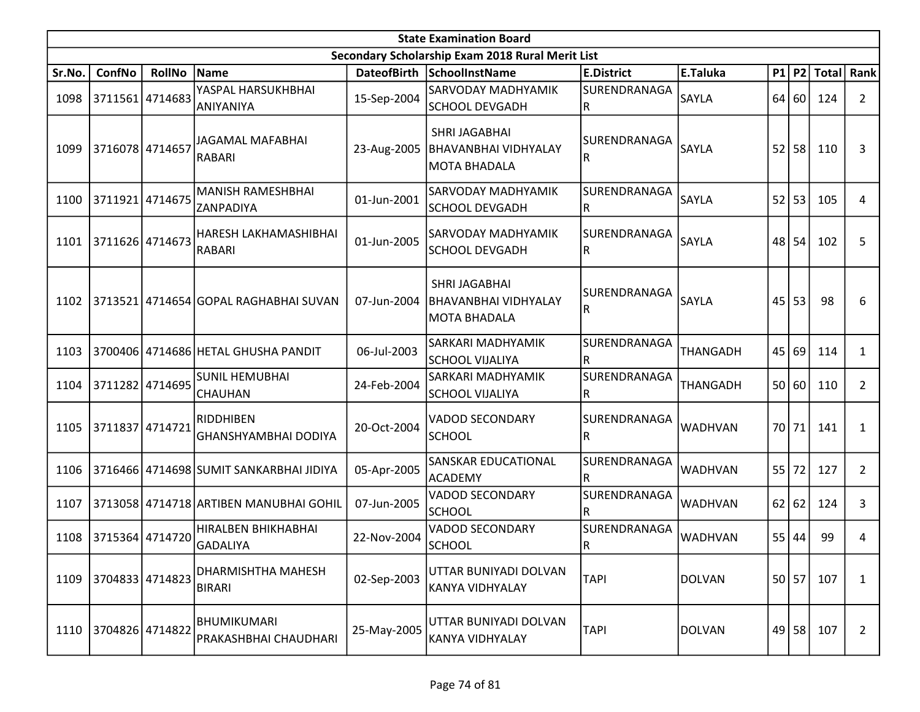| State Examination Board | | | | | | | | | | | | |
|---|---|---|---|---|---|---|---|---|---|---|---|---|
| Secondary Scholarship Exam 2018 Rural Merit List | | | | | | | | | | | | |
| Sr.No. | ConfNo | RollNo | Name | DateofBirth | SchoolInstName | E.District | E.Taluka | P1 | P2 | Total | Rank |
| 1098 | 3711561 | 4714683 | YASPAL HARSUKHBHAI ANIYANIYA | 15-Sep-2004 | SARVODAY MADHYAMIK SCHOOL DEVGADH | SURENDRANAGAR | SAYLA | 64 | 60 | 124 | 2 |
| 1099 | 3716078 | 4714657 | JAGAMAL MAFABHAI RABARI | 23-Aug-2005 | SHRI JAGABHAI BHAVANBHAI VIDHYALAY MOTA BHADALA | SURENDRANAGAR | SAYLA | 52 | 58 | 110 | 3 |
| 1100 | 3711921 | 4714675 | MANISH RAMESHBHAI ZANPADIYA | 01-Jun-2001 | SARVODAY MADHYAMIK SCHOOL DEVGADH | SURENDRANAGAR | SAYLA | 52 | 53 | 105 | 4 |
| 1101 | 3711626 | 4714673 | HARESH LAKHAMASHIBHAI RABARI | 01-Jun-2005 | SARVODAY MADHYAMIK SCHOOL DEVGADH | SURENDRANAGAR | SAYLA | 48 | 54 | 102 | 5 |
| 1102 | 3713521 | 4714654 | GOPAL RAGHABHAI SUVAN | 07-Jun-2004 | SHRI JAGABHAI BHAVANBHAI VIDHYALAY MOTA BHADALA | SURENDRANAGAR | SAYLA | 45 | 53 | 98 | 6 |
| 1103 | 3700406 | 4714686 | HETAL GHUSHA PANDIT | 06-Jul-2003 | SARKARI MADHYAMIK SCHOOL VIJALIYA | SURENDRANAGAR | THANGADH | 45 | 69 | 114 | 1 |
| 1104 | 3711282 | 4714695 | SUNIL HEMUBHAI CHAUHAN | 24-Feb-2004 | SARKARI MADHYAMIK SCHOOL VIJALIYA | SURENDRANAGAR | THANGADH | 50 | 60 | 110 | 2 |
| 1105 | 3711837 | 4714721 | RIDDHIBEN GHANSHYAMBHAI DODIYA | 20-Oct-2004 | VADOD SECONDARY SCHOOL | SURENDRANAGAR | WADHVAN | 70 | 71 | 141 | 1 |
| 1106 | 3716466 | 4714698 | SUMIT SANKARBHAI JIDIYA | 05-Apr-2005 | SANSKAR EDUCATIONAL ACADEMY | SURENDRANAGAR | WADHVAN | 55 | 72 | 127 | 2 |
| 1107 | 3713058 | 4714718 | ARTIBEN MANUBHAI GOHIL | 07-Jun-2005 | VADOD SECONDARY SCHOOL | SURENDRANAGAR | WADHVAN | 62 | 62 | 124 | 3 |
| 1108 | 3715364 | 4714720 | HIRALBEN BHIKHABHAI GADALIYA | 22-Nov-2004 | VADOD SECONDARY SCHOOL | SURENDRANAGAR | WADHVAN | 55 | 44 | 99 | 4 |
| 1109 | 3704833 | 4714823 | DHARMISHTHA MAHESH BIRARI | 02-Sep-2003 | UTTAR BUNIYADI DOLVAN KANYA VIDHYALAY | TAPI | DOLVAN | 50 | 57 | 107 | 1 |
| 1110 | 3704826 | 4714822 | BHUMIKUMARI PRAKASHBHAI CHAUDHARI | 25-May-2005 | UTTAR BUNIYADI DOLVAN KANYA VIDHYALAY | TAPI | DOLVAN | 49 | 58 | 107 | 2 |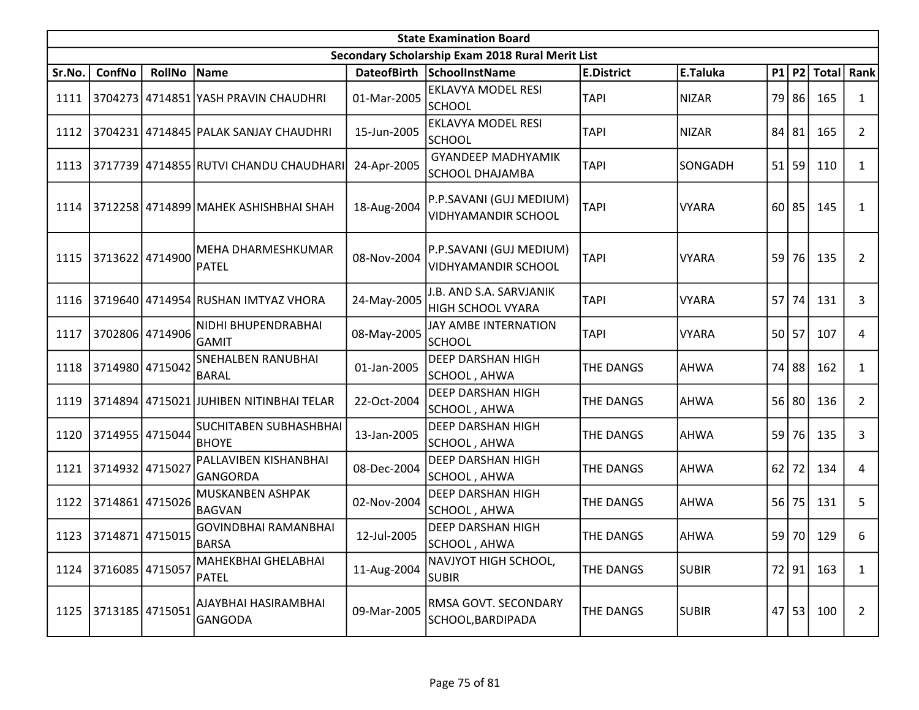| State Examination Board | | | | | | | | | | | |
|---|---|---|---|---|---|---|---|---|---|---|---|
| Secondary Scholarship Exam 2018 Rural Merit List | | | | | | | | | | | |
| Sr.No. | ConfNo | RollNo | Name | DateofBirth | SchoolInstName | E.District | E.Taluka | P1 | P2 | Total | Rank |
| 1111 | 3704273 | 4714851 | YASH PRAVIN CHAUDHRI | 01-Mar-2005 | EKLAVYA MODEL RESI SCHOOL | TAPI | NIZAR | 79 | 86 | 165 | 1 |
| 1112 | 3704231 | 4714845 | PALAK SANJAY CHAUDHRI | 15-Jun-2005 | EKLAVYA MODEL RESI SCHOOL | TAPI | NIZAR | 84 | 81 | 165 | 2 |
| 1113 | 3717739 | 4714855 | RUTVI CHANDU CHAUDHARI | 24-Apr-2005 | GYANDEEP MADHYAMIK SCHOOL DHAJAMBA | TAPI | SONGADH | 51 | 59 | 110 | 1 |
| 1114 | 3712258 | 4714899 | MAHEK ASHISHBHAI SHAH | 18-Aug-2004 | P.P.SAVANI (GUJ MEDIUM) VIDHYAMANDIR SCHOOL | TAPI | VYARA | 60 | 85 | 145 | 1 |
| 1115 | 3713622 | 4714900 | MEHA DHARMESHKUMAR PATEL | 08-Nov-2004 | P.P.SAVANI (GUJ MEDIUM) VIDHYAMANDIR SCHOOL | TAPI | VYARA | 59 | 76 | 135 | 2 |
| 1116 | 3719640 | 4714954 | RUSHAN IMTYAZ VHORA | 24-May-2005 | J.B. AND S.A. SARVJANIK HIGH SCHOOL VYARA | TAPI | VYARA | 57 | 74 | 131 | 3 |
| 1117 | 3702806 | 4714906 | NIDHI BHUPENDRABHAI GAMIT | 08-May-2005 | JAY AMBE INTERNATION SCHOOL | TAPI | VYARA | 50 | 57 | 107 | 4 |
| 1118 | 3714980 | 4715042 | SNEHALBEN RANUBHAI BARAL | 01-Jan-2005 | DEEP DARSHAN HIGH SCHOOL , AHWA | THE DANGS | AHWA | 74 | 88 | 162 | 1 |
| 1119 | 3714894 | 4715021 | JUHIBEN NITINBHAI TELAR | 22-Oct-2004 | DEEP DARSHAN HIGH SCHOOL , AHWA | THE DANGS | AHWA | 56 | 80 | 136 | 2 |
| 1120 | 3714955 | 4715044 | SUCHITABEN SUBHASHBHAI BHOYE | 13-Jan-2005 | DEEP DARSHAN HIGH SCHOOL , AHWA | THE DANGS | AHWA | 59 | 76 | 135 | 3 |
| 1121 | 3714932 | 4715027 | PALLAVIBEN KISHANBHAI GANGORDA | 08-Dec-2004 | DEEP DARSHAN HIGH SCHOOL , AHWA | THE DANGS | AHWA | 62 | 72 | 134 | 4 |
| 1122 | 3714861 | 4715026 | MUSKANBEN ASHPAK BAGVAN | 02-Nov-2004 | DEEP DARSHAN HIGH SCHOOL , AHWA | THE DANGS | AHWA | 56 | 75 | 131 | 5 |
| 1123 | 3714871 | 4715015 | GOVINDBHAI RAMANBHAI BARSA | 12-Jul-2005 | DEEP DARSHAN HIGH SCHOOL , AHWA | THE DANGS | AHWA | 59 | 70 | 129 | 6 |
| 1124 | 3716085 | 4715057 | MAHEKBHAI GHELABHAI PATEL | 11-Aug-2004 | NAVJYOT HIGH SCHOOL, SUBIR | THE DANGS | SUBIR | 72 | 91 | 163 | 1 |
| 1125 | 3713185 | 4715051 | AJAYBHAI HASIRAMBHAI GANGODA | 09-Mar-2005 | RMSA GOVT. SECONDARY SCHOOL,BARDIPADA | THE DANGS | SUBIR | 47 | 53 | 100 | 2 |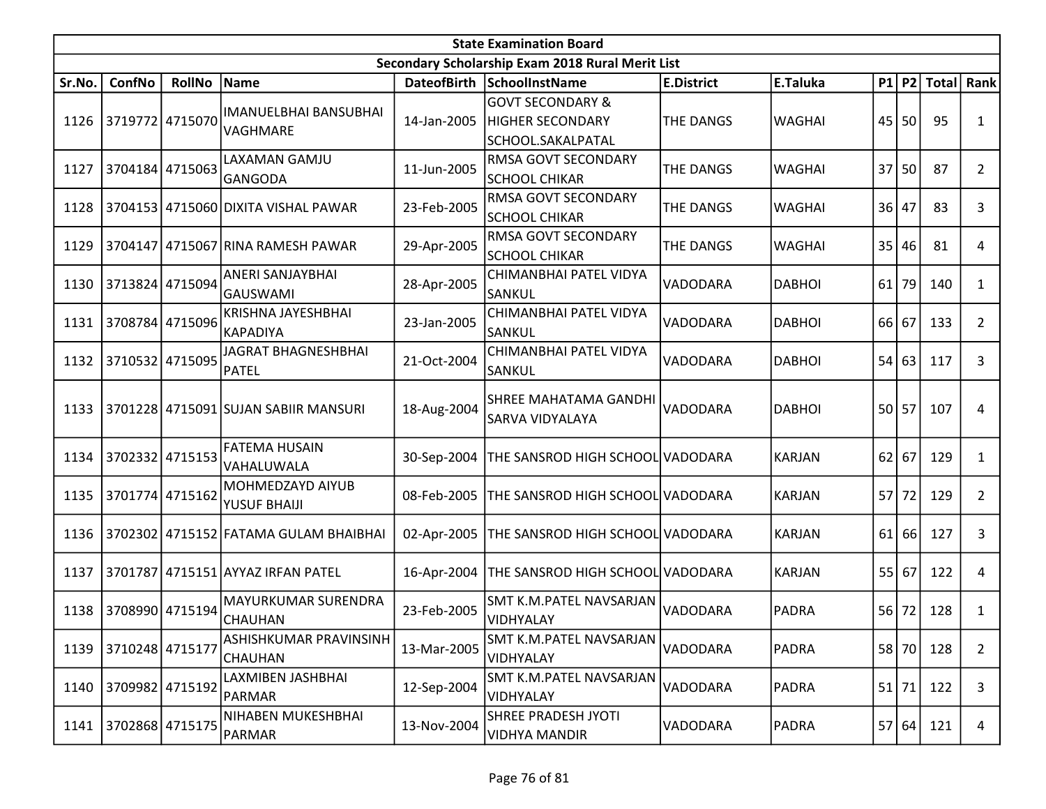| State Examination Board | | | | | | | | | | | |
|---|---|---|---|---|---|---|---|---|---|---|---|
| Secondary Scholarship Exam 2018 Rural Merit List | | | | | | | | | | | |
| Sr.No. | ConfNo | RollNo | Name | DateofBirth | SchoolInstName | E.District | E.Taluka | P1 | P2 | Total | Rank |
| 1126 | 3719772 | 4715070 | IMANUELBHAI BANSUBHAI VAGHMARE | 14-Jan-2005 | GOVT SECONDARY & HIGHER SECONDARY SCHOOL.SAKALPATAL | THE DANGS | WAGHAI | 45 | 50 | 95 | 1 |
| 1127 | 3704184 | 4715063 | LAXAMAN GAMJU GANGODA | 11-Jun-2005 | RMSA GOVT SECONDARY SCHOOL CHIKAR | THE DANGS | WAGHAI | 37 | 50 | 87 | 2 |
| 1128 | 3704153 | 4715060 | DIXITA VISHAL PAWAR | 23-Feb-2005 | RMSA GOVT SECONDARY SCHOOL CHIKAR | THE DANGS | WAGHAI | 36 | 47 | 83 | 3 |
| 1129 | 3704147 | 4715067 | RINA RAMESH PAWAR | 29-Apr-2005 | RMSA GOVT SECONDARY SCHOOL CHIKAR | THE DANGS | WAGHAI | 35 | 46 | 81 | 4 |
| 1130 | 3713824 | 4715094 | ANERI SANJAYBHAI GAUSWAMI | 28-Apr-2005 | CHIMANBHAI PATEL VIDYA SANKUL | VADODARA | DABHOI | 61 | 79 | 140 | 1 |
| 1131 | 3708784 | 4715096 | KRISHNA JAYESHBHAI KAPADIYA | 23-Jan-2005 | CHIMANBHAI PATEL VIDYA SANKUL | VADODARA | DABHOI | 66 | 67 | 133 | 2 |
| 1132 | 3710532 | 4715095 | JAGRAT BHAGNESHBHAI PATEL | 21-Oct-2004 | CHIMANBHAI PATEL VIDYA SANKUL | VADODARA | DABHOI | 54 | 63 | 117 | 3 |
| 1133 | 3701228 | 4715091 | SUJAN SABIIR MANSURI | 18-Aug-2004 | SHREE MAHATAMA GANDHI SARVA VIDYALAYA | VADODARA | DABHOI | 50 | 57 | 107 | 4 |
| 1134 | 3702332 | 4715153 | FATEMA HUSAIN VAHALUWALA | 30-Sep-2004 | THE SANSROD HIGH SCHOOL | VADODARA | KARJAN | 62 | 67 | 129 | 1 |
| 1135 | 3701774 | 4715162 | MOHMEDZAYD AIYUB YUSUF BHAIJI | 08-Feb-2005 | THE SANSROD HIGH SCHOOL | VADODARA | KARJAN | 57 | 72 | 129 | 2 |
| 1136 | 3702302 | 4715152 | FATAMA GULAM BHAIBHAI | 02-Apr-2005 | THE SANSROD HIGH SCHOOL | VADODARA | KARJAN | 61 | 66 | 127 | 3 |
| 1137 | 3701787 | 4715151 | AYYAZ IRFAN PATEL | 16-Apr-2004 | THE SANSROD HIGH SCHOOL | VADODARA | KARJAN | 55 | 67 | 122 | 4 |
| 1138 | 3708990 | 4715194 | MAYURKUMAR SURENDRA CHAUHAN | 23-Feb-2005 | SMT K.M.PATEL NAVSARJAN VIDHYALAY | VADODARA | PADRA | 56 | 72 | 128 | 1 |
| 1139 | 3710248 | 4715177 | ASHISHKUMAR PRAVINSINH CHAUHAN | 13-Mar-2005 | SMT K.M.PATEL NAVSARJAN VIDHYALAY | VADODARA | PADRA | 58 | 70 | 128 | 2 |
| 1140 | 3709982 | 4715192 | LAXMIBEN JASHBHAI PARMAR | 12-Sep-2004 | SMT K.M.PATEL NAVSARJAN VIDHYALAY | VADODARA | PADRA | 51 | 71 | 122 | 3 |
| 1141 | 3702868 | 4715175 | NIHABEN MUKESHBHAI PARMAR | 13-Nov-2004 | SHREE PRADESH JYOTI VIDHYA MANDIR | VADODARA | PADRA | 57 | 64 | 121 | 4 |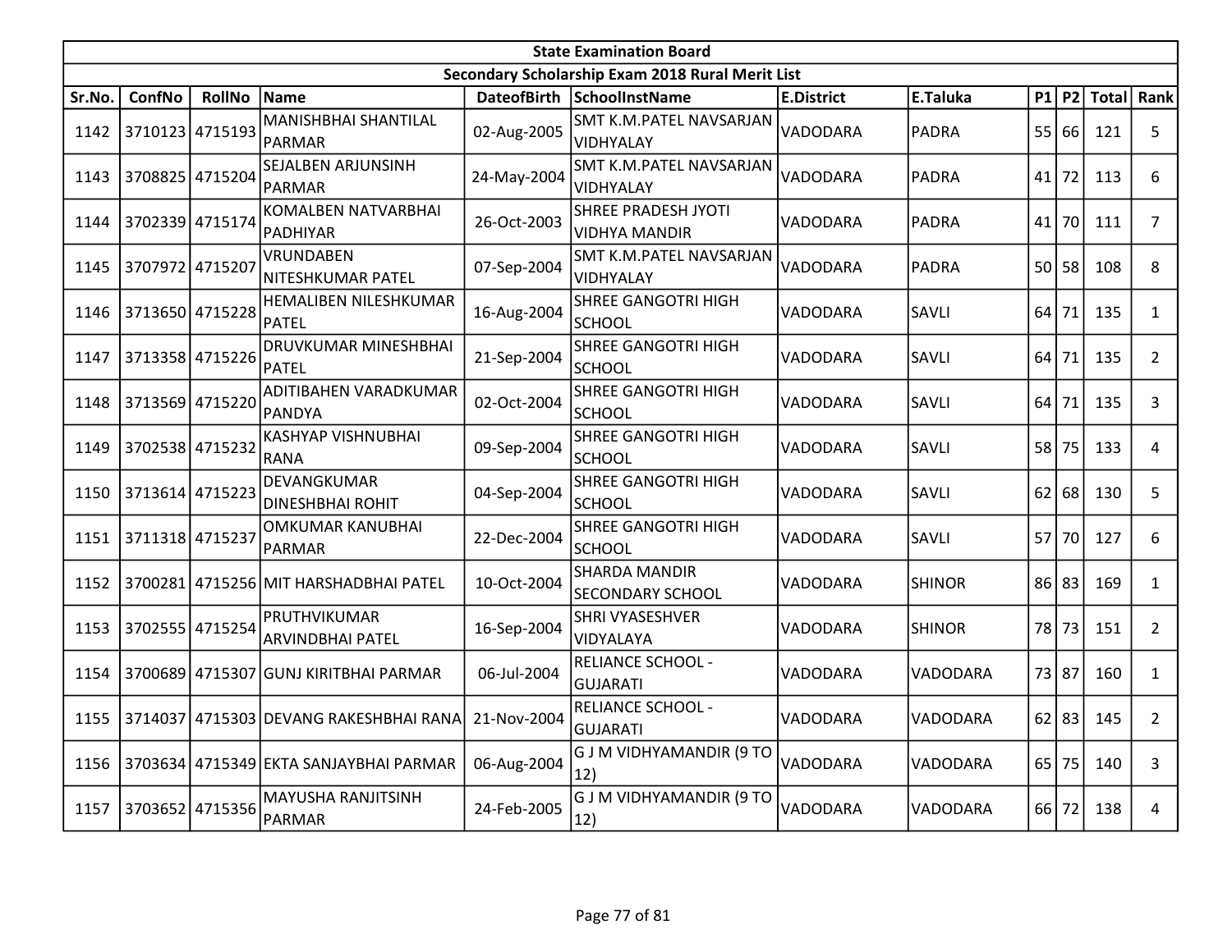| State Examination Board | | | | | | | | | | | |
|---|---|---|---|---|---|---|---|---|---|---|---|
| Secondary Scholarship Exam 2018 Rural Merit List | | | | | | | | | | | |
| Sr.No. | ConfNo | RollNo | Name | DateofBirth | SchoolInstName | E.District | E.Taluka | P1 | P2 | Total | Rank |
| 1142 | 3710123 | 4715193 | MANISHBHAI SHANTILAL PARMAR | 02-Aug-2005 | SMT K.M.PATEL NAVSARJAN VIDHYALAY | VADODARA | PADRA | 55 | 66 | 121 | 5 |
| 1143 | 3708825 | 4715204 | SEJALBEN ARJUNSINH PARMAR | 24-May-2004 | SMT K.M.PATEL NAVSARJAN VIDHYALAY | VADODARA | PADRA | 41 | 72 | 113 | 6 |
| 1144 | 3702339 | 4715174 | KOMALBEN NATVARBHAI PADHIYAR | 26-Oct-2003 | SHREE PRADESH JYOTI VIDHYA MANDIR | VADODARA | PADRA | 41 | 70 | 111 | 7 |
| 1145 | 3707972 | 4715207 | VRUNDABEN NITESHKUMAR PATEL | 07-Sep-2004 | SMT K.M.PATEL NAVSARJAN VIDHYALAY | VADODARA | PADRA | 50 | 58 | 108 | 8 |
| 1146 | 3713650 | 4715228 | HEMALIBEN NILESHKUMAR PATEL | 16-Aug-2004 | SHREE GANGOTRI HIGH SCHOOL | VADODARA | SAVLI | 64 | 71 | 135 | 1 |
| 1147 | 3713358 | 4715226 | DRUVKUMAR MINESHBHAI PATEL | 21-Sep-2004 | SHREE GANGOTRI HIGH SCHOOL | VADODARA | SAVLI | 64 | 71 | 135 | 2 |
| 1148 | 3713569 | 4715220 | ADITIBAHEN VARADKUMAR PANDYA | 02-Oct-2004 | SHREE GANGOTRI HIGH SCHOOL | VADODARA | SAVLI | 64 | 71 | 135 | 3 |
| 1149 | 3702538 | 4715232 | KASHYAP VISHNUBHAI RANA | 09-Sep-2004 | SHREE GANGOTRI HIGH SCHOOL | VADODARA | SAVLI | 58 | 75 | 133 | 4 |
| 1150 | 3713614 | 4715223 | DEVANGKUMAR DINESHBHAI ROHIT | 04-Sep-2004 | SHREE GANGOTRI HIGH SCHOOL | VADODARA | SAVLI | 62 | 68 | 130 | 5 |
| 1151 | 3711318 | 4715237 | OMKUMAR KANUBHAI PARMAR | 22-Dec-2004 | SHREE GANGOTRI HIGH SCHOOL | VADODARA | SAVLI | 57 | 70 | 127 | 6 |
| 1152 | 3700281 | 4715256 | MIT HARSHADBHAI PATEL | 10-Oct-2004 | SHARDA MANDIR SECONDARY SCHOOL | VADODARA | SHINOR | 86 | 83 | 169 | 1 |
| 1153 | 3702555 | 4715254 | PRUTHVIKUMAR ARVINDBHAI PATEL | 16-Sep-2004 | SHRI VYASESHVER VIDYALAYA | VADODARA | SHINOR | 78 | 73 | 151 | 2 |
| 1154 | 3700689 | 4715307 | GUNJ KIRITBHAI PARMAR | 06-Jul-2004 | RELIANCE SCHOOL - GUJARATI | VADODARA | VADODARA | 73 | 87 | 160 | 1 |
| 1155 | 3714037 | 4715303 | DEVANG RAKESHBHAI RANA | 21-Nov-2004 | RELIANCE SCHOOL - GUJARATI | VADODARA | VADODARA | 62 | 83 | 145 | 2 |
| 1156 | 3703634 | 4715349 | EKTA SANJAYBHAI PARMAR | 06-Aug-2004 | G J M VIDHYAMANDIR (9 TO 12) | VADODARA | VADODARA | 65 | 75 | 140 | 3 |
| 1157 | 3703652 | 4715356 | MAYUSHA RANJITSINH PARMAR | 24-Feb-2005 | G J M VIDHYAMANDIR (9 TO 12) | VADODARA | VADODARA | 66 | 72 | 138 | 4 |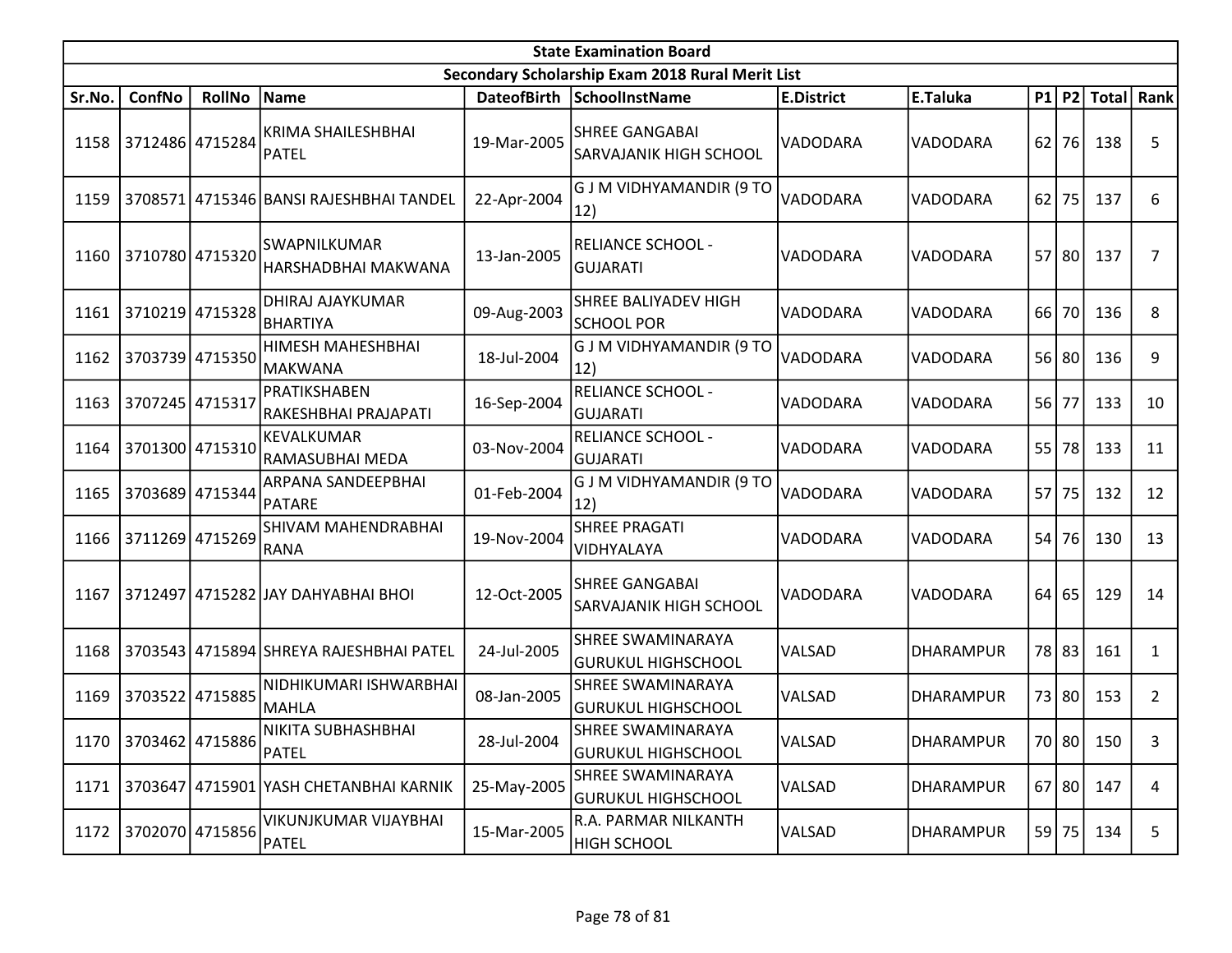| State Examination Board | | | | | | | | | | | |
|---|---|---|---|---|---|---|---|---|---|---|---|
| Secondary Scholarship Exam 2018 Rural Merit List | | | | | | | | | | | |
| Sr.No. | ConfNo | RollNo | Name | DateofBirth | SchoolInstName | E.District | E.Taluka | P1 | P2 | Total | Rank |
| 1158 | 3712486 | 4715284 | KRIMA SHAILESHBHAI PATEL | 19-Mar-2005 | SHREE GANGABAI SARVAJANIK HIGH SCHOOL | VADODARA | VADODARA | 62 | 76 | 138 | 5 |
| 1159 | 3708571 | 4715346 | BANSI RAJESHBHAI TANDEL | 22-Apr-2004 | G J M VIDHYAMANDIR (9 TO 12) | VADODARA | VADODARA | 62 | 75 | 137 | 6 |
| 1160 | 3710780 | 4715320 | SWAPNILKUMAR HARSHADBHAI MAKWANA | 13-Jan-2005 | RELIANCE SCHOOL - GUJARATI | VADODARA | VADODARA | 57 | 80 | 137 | 7 |
| 1161 | 3710219 | 4715328 | DHIRAJ AJAYKUMAR BHARTIYA | 09-Aug-2003 | SHREE BALIYADEV HIGH SCHOOL POR | VADODARA | VADODARA | 66 | 70 | 136 | 8 |
| 1162 | 3703739 | 4715350 | HIMESH MAHESHBHAI MAKWANA | 18-Jul-2004 | G J M VIDHYAMANDIR (9 TO 12) | VADODARA | VADODARA | 56 | 80 | 136 | 9 |
| 1163 | 3707245 | 4715317 | PRATIKSHABEN RAKESHBHAI PRAJAPATI | 16-Sep-2004 | RELIANCE SCHOOL - GUJARATI | VADODARA | VADODARA | 56 | 77 | 133 | 10 |
| 1164 | 3701300 | 4715310 | KEVALKUMAR RAMASUBHAI MEDA | 03-Nov-2004 | RELIANCE SCHOOL - GUJARATI | VADODARA | VADODARA | 55 | 78 | 133 | 11 |
| 1165 | 3703689 | 4715344 | ARPANA SANDEEPBHAI PATARE | 01-Feb-2004 | G J M VIDHYAMANDIR (9 TO 12) | VADODARA | VADODARA | 57 | 75 | 132 | 12 |
| 1166 | 3711269 | 4715269 | SHIVAM MAHENDRABHAI RANA | 19-Nov-2004 | SHREE PRAGATI VIDHYALAYA | VADODARA | VADODARA | 54 | 76 | 130 | 13 |
| 1167 | 3712497 | 4715282 | JAY DAHYABHAI BHOI | 12-Oct-2005 | SHREE GANGABAI SARVAJANIK HIGH SCHOOL | VADODARA | VADODARA | 64 | 65 | 129 | 14 |
| 1168 | 3703543 | 4715894 | SHREYA RAJESHBHAI PATEL | 24-Jul-2005 | SHREE SWAMINARAYA GURUKUL HIGHSCHOOL | VALSAD | DHARAMPUR | 78 | 83 | 161 | 1 |
| 1169 | 3703522 | 4715885 | NIDHIKUMARI ISHWARBHAI MAHLA | 08-Jan-2005 | SHREE SWAMINARAYA GURUKUL HIGHSCHOOL | VALSAD | DHARAMPUR | 73 | 80 | 153 | 2 |
| 1170 | 3703462 | 4715886 | NIKITA SUBHASHBHAI PATEL | 28-Jul-2004 | SHREE SWAMINARAYA GURUKUL HIGHSCHOOL | VALSAD | DHARAMPUR | 70 | 80 | 150 | 3 |
| 1171 | 3703647 | 4715901 | YASH CHETANBHAI KARNIK | 25-May-2005 | SHREE SWAMINARAYA GURUKUL HIGHSCHOOL | VALSAD | DHARAMPUR | 67 | 80 | 147 | 4 |
| 1172 | 3702070 | 4715856 | VIKUNJKUMAR VIJAYBHAI PATEL | 15-Mar-2005 | R.A. PARMAR NILKANTH HIGH SCHOOL | VALSAD | DHARAMPUR | 59 | 75 | 134 | 5 |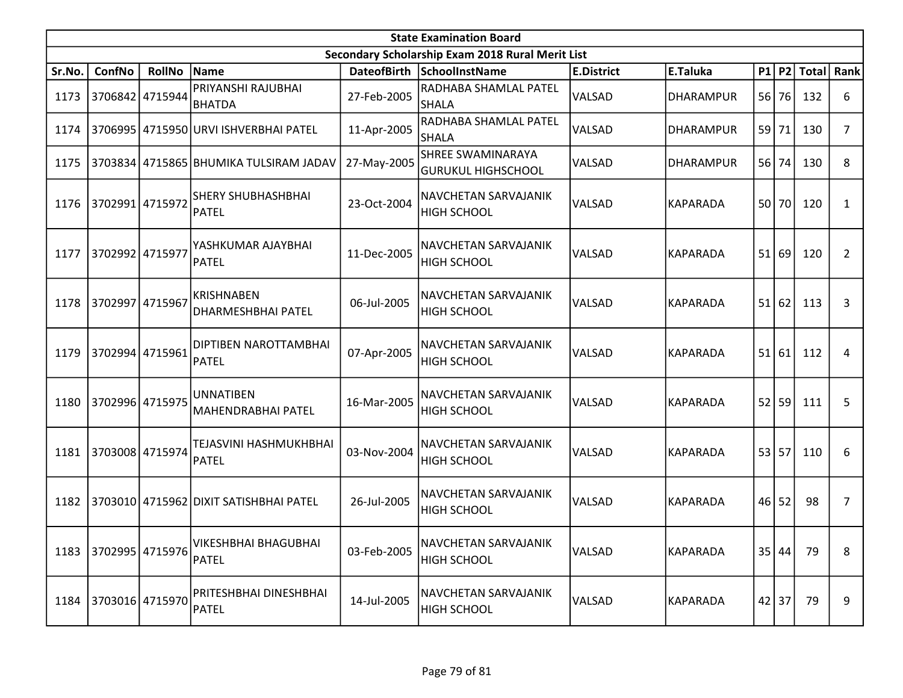| State Examination Board | | | | | | | | | | | |
|---|---|---|---|---|---|---|---|---|---|---|---|
| Secondary Scholarship Exam 2018 Rural Merit List | | | | | | | | | | | |
| Sr.No. | ConfNo | RollNo | Name | DateofBirth | SchoolInstName | E.District | E.Taluka | P1 | P2 | Total | Rank |
| 1173 | 3706842 | 4715944 | PRIYANSHI RAJUBHAI BHATDA | 27-Feb-2005 | RADHABA SHAMLAL PATEL SHALA | VALSAD | DHARAMPUR | 56 | 76 | 132 | 6 |
| 1174 | 3706995 | 4715950 | URVI ISHVERBHAI PATEL | 11-Apr-2005 | RADHABA SHAMLAL PATEL SHALA | VALSAD | DHARAMPUR | 59 | 71 | 130 | 7 |
| 1175 | 3703834 | 4715865 | BHUMIKA TULSIRAM JADAV | 27-May-2005 | SHREE SWAMINARAYA GURUKUL HIGHSCHOOL | VALSAD | DHARAMPUR | 56 | 74 | 130 | 8 |
| 1176 | 3702991 | 4715972 | SHERY SHUBHASHBHAI PATEL | 23-Oct-2004 | NAVCHETAN SARVAJANIK HIGH SCHOOL | VALSAD | KAPARADA | 50 | 70 | 120 | 1 |
| 1177 | 3702992 | 4715977 | YASHKUMAR AJAYBHAI PATEL | 11-Dec-2005 | NAVCHETAN SARVAJANIK HIGH SCHOOL | VALSAD | KAPARADA | 51 | 69 | 120 | 2 |
| 1178 | 3702997 | 4715967 | KRISHNABEN DHARMESHBHAI PATEL | 06-Jul-2005 | NAVCHETAN SARVAJANIK HIGH SCHOOL | VALSAD | KAPARADA | 51 | 62 | 113 | 3 |
| 1179 | 3702994 | 4715961 | DIPTIBEN NAROTTAMBHAI PATEL | 07-Apr-2005 | NAVCHETAN SARVAJANIK HIGH SCHOOL | VALSAD | KAPARADA | 51 | 61 | 112 | 4 |
| 1180 | 3702996 | 4715975 | UNNATIBEN MAHENDRABHAI PATEL | 16-Mar-2005 | NAVCHETAN SARVAJANIK HIGH SCHOOL | VALSAD | KAPARADA | 52 | 59 | 111 | 5 |
| 1181 | 3703008 | 4715974 | TEJASVINI HASHMUKHBHAI PATEL | 03-Nov-2004 | NAVCHETAN SARVAJANIK HIGH SCHOOL | VALSAD | KAPARADA | 53 | 57 | 110 | 6 |
| 1182 | 3703010 | 4715962 | DIXIT SATISHBHAI PATEL | 26-Jul-2005 | NAVCHETAN SARVAJANIK HIGH SCHOOL | VALSAD | KAPARADA | 46 | 52 | 98 | 7 |
| 1183 | 3702995 | 4715976 | VIKESHBHAI BHAGUBHAI PATEL | 03-Feb-2005 | NAVCHETAN SARVAJANIK HIGH SCHOOL | VALSAD | KAPARADA | 35 | 44 | 79 | 8 |
| 1184 | 3703016 | 4715970 | PRITESHBHAI DINESHBHAI PATEL | 14-Jul-2005 | NAVCHETAN SARVAJANIK HIGH SCHOOL | VALSAD | KAPARADA | 42 | 37 | 79 | 9 |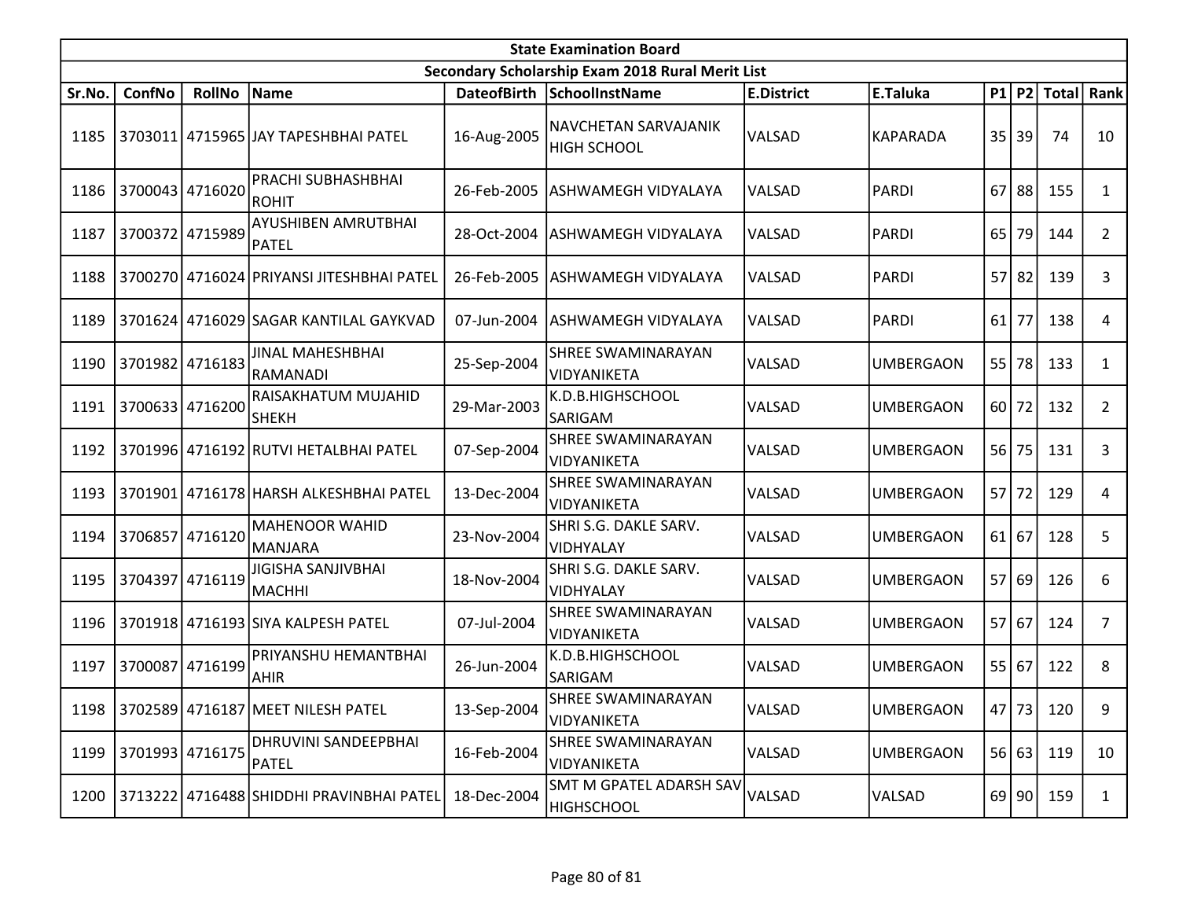| State Examination Board | | | | | | | | | | | |
|---|---|---|---|---|---|---|---|---|---|---|---|
| Secondary Scholarship Exam 2018 Rural Merit List | | | | | | | | | | | |
| Sr.No. | ConfNo | RollNo | Name | DateofBirth | SchoolInstName | E.District | E.Taluka | P1 | P2 | Total | Rank |
| 1185 | 3703011 | 4715965 | JAY TAPESHBHAI PATEL | 16-Aug-2005 | NAVCHETAN SARVAJANIK HIGH SCHOOL | VALSAD | KAPARADA | 35 | 39 | 74 | 10 |
| 1186 | 3700043 | 4716020 | PRACHI SUBHASHBHAI ROHIT | 26-Feb-2005 | ASHWAMEGH VIDYALAYA | VALSAD | PARDI | 67 | 88 | 155 | 1 |
| 1187 | 3700372 | 4715989 | AYUSHIBEN AMRUTBHAI PATEL | 28-Oct-2004 | ASHWAMEGH VIDYALAYA | VALSAD | PARDI | 65 | 79 | 144 | 2 |
| 1188 | 3700270 | 4716024 | PRIYANSI JITESHBHAI PATEL | 26-Feb-2005 | ASHWAMEGH VIDYALAYA | VALSAD | PARDI | 57 | 82 | 139 | 3 |
| 1189 | 3701624 | 4716029 | SAGAR KANTILAL GAYKVAD | 07-Jun-2004 | ASHWAMEGH VIDYALAYA | VALSAD | PARDI | 61 | 77 | 138 | 4 |
| 1190 | 3701982 | 4716183 | JINAL MAHESHBHAI RAMANADI | 25-Sep-2004 | SHREE SWAMINARAYAN VIDYANIKETA | VALSAD | UMBERGAON | 55 | 78 | 133 | 1 |
| 1191 | 3700633 | 4716200 | RAISAKHATUM MUJAHID SHEKH | 29-Mar-2003 | K.D.B.HIGHSCHOOL SARIGAM | VALSAD | UMBERGAON | 60 | 72 | 132 | 2 |
| 1192 | 3701996 | 4716192 | RUTVI HETALBHAI PATEL | 07-Sep-2004 | SHREE SWAMINARAYAN VIDYANIKETA | VALSAD | UMBERGAON | 56 | 75 | 131 | 3 |
| 1193 | 3701901 | 4716178 | HARSH ALKESHBHAI PATEL | 13-Dec-2004 | SHREE SWAMINARAYAN VIDYANIKETA | VALSAD | UMBERGAON | 57 | 72 | 129 | 4 |
| 1194 | 3706857 | 4716120 | MAHENOOR WAHID MANJARA | 23-Nov-2004 | SHRI S.G. DAKLE SARV. VIDHYALAY | VALSAD | UMBERGAON | 61 | 67 | 128 | 5 |
| 1195 | 3704397 | 4716119 | JIGISHA SANJIVBHAI MACHHI | 18-Nov-2004 | SHRI S.G. DAKLE SARV. VIDHYALAY | VALSAD | UMBERGAON | 57 | 69 | 126 | 6 |
| 1196 | 3701918 | 4716193 | SIYA KALPESH PATEL | 07-Jul-2004 | SHREE SWAMINARAYAN VIDYANIKETA | VALSAD | UMBERGAON | 57 | 67 | 124 | 7 |
| 1197 | 3700087 | 4716199 | PRIYANSHU HEMANTBHAI AHIR | 26-Jun-2004 | K.D.B.HIGHSCHOOL SARIGAM | VALSAD | UMBERGAON | 55 | 67 | 122 | 8 |
| 1198 | 3702589 | 4716187 | MEET NILESH PATEL | 13-Sep-2004 | SHREE SWAMINARAYAN VIDYANIKETA | VALSAD | UMBERGAON | 47 | 73 | 120 | 9 |
| 1199 | 3701993 | 4716175 | DHRUVINI SANDEEPBHAI PATEL | 16-Feb-2004 | SHREE SWAMINARAYAN VIDYANIKETA | VALSAD | UMBERGAON | 56 | 63 | 119 | 10 |
| 1200 | 3713222 | 4716488 | SHIDDHI PRAVINBHAI PATEL | 18-Dec-2004 | SMT M GPATEL ADARSH SAV HIGHSCHOOL | VALSAD | VALSAD | 69 | 90 | 159 | 1 |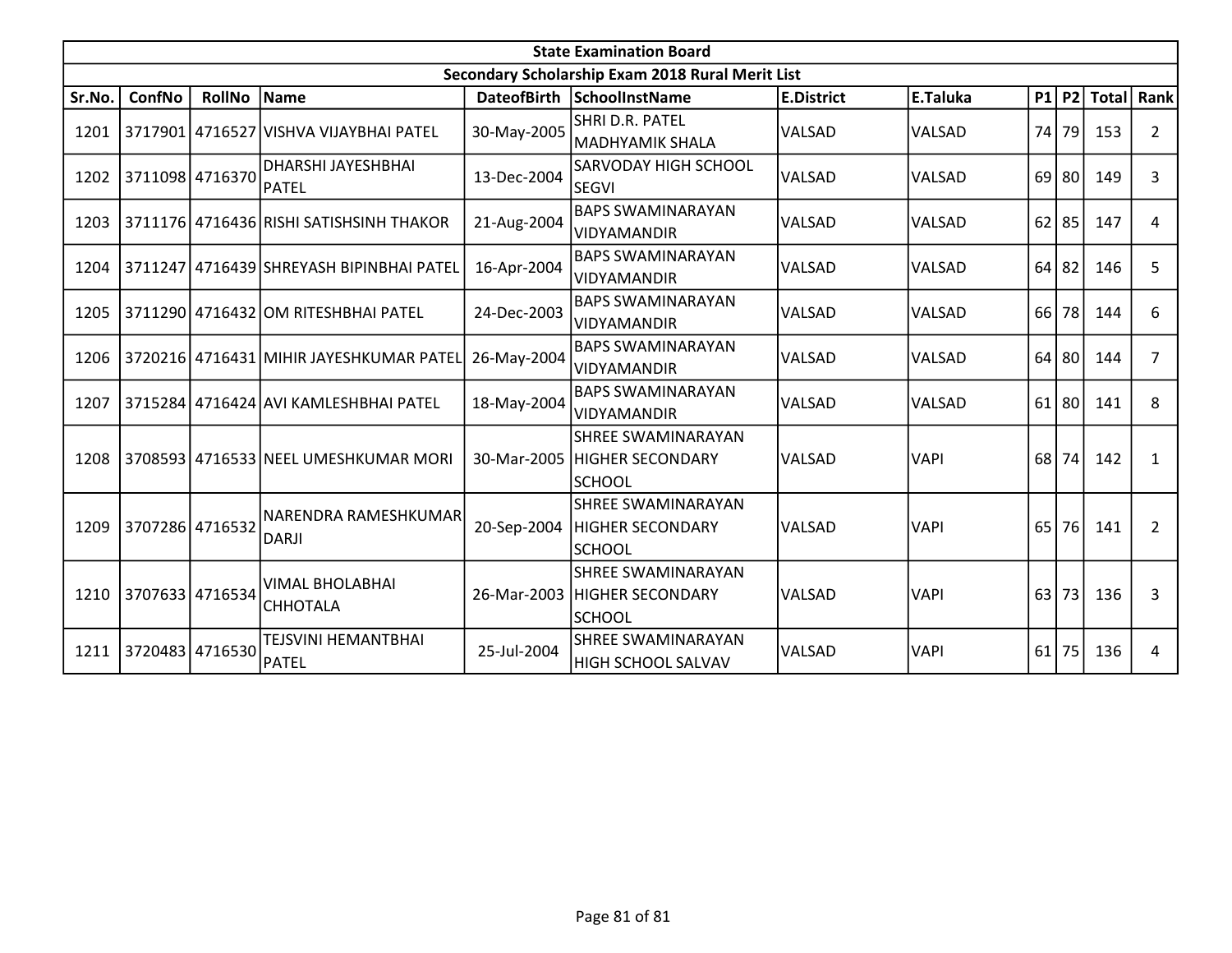| State Examination Board | | | | | | | | | | | |
|---|---|---|---|---|---|---|---|---|---|---|---|
| Secondary Scholarship Exam 2018 Rural Merit List | | | | | | | | | | | |
| Sr.No. | ConfNo | RollNo | Name | DateofBirth | SchoolInstName | E.District | E.Taluka | P1 | P2 | Total | Rank |
| 1201 | 3717901 | 4716527 | VISHVA VIJAYBHAI PATEL | 30-May-2005 | SHRI D.R. PATEL MADHYAMIK SHALA | VALSAD | VALSAD | 74 | 79 | 153 | 2 |
| 1202 | 3711098 | 4716370 | DHARSHI JAYESHBHAI PATEL | 13-Dec-2004 | SARVODAY HIGH SCHOOL SEGVI | VALSAD | VALSAD | 69 | 80 | 149 | 3 |
| 1203 | 3711176 | 4716436 | RISHI SATISHSINH THAKOR | 21-Aug-2004 | BAPS SWAMINARAYAN VIDYAMANDIR | VALSAD | VALSAD | 62 | 85 | 147 | 4 |
| 1204 | 3711247 | 4716439 | SHREYASH BIPINBHAI PATEL | 16-Apr-2004 | BAPS SWAMINARAYAN VIDYAMANDIR | VALSAD | VALSAD | 64 | 82 | 146 | 5 |
| 1205 | 3711290 | 4716432 | OM RITESHBHAI PATEL | 24-Dec-2003 | BAPS SWAMINARAYAN VIDYAMANDIR | VALSAD | VALSAD | 66 | 78 | 144 | 6 |
| 1206 | 3720216 | 4716431 | MIHIR JAYESHKUMAR PATEL | 26-May-2004 | BAPS SWAMINARAYAN VIDYAMANDIR | VALSAD | VALSAD | 64 | 80 | 144 | 7 |
| 1207 | 3715284 | 4716424 | AVI KAMLESHBHAI PATEL | 18-May-2004 | BAPS SWAMINARAYAN VIDYAMANDIR | VALSAD | VALSAD | 61 | 80 | 141 | 8 |
| 1208 | 3708593 | 4716533 | NEEL UMESHKUMAR MORI | 30-Mar-2005 | SHREE SWAMINARAYAN HIGHER SECONDARY SCHOOL | VALSAD | VAPI | 68 | 74 | 142 | 1 |
| 1209 | 3707286 | 4716532 | NARENDRA RAMESHKUMAR DARJI | 20-Sep-2004 | SHREE SWAMINARAYAN HIGHER SECONDARY SCHOOL | VALSAD | VAPI | 65 | 76 | 141 | 2 |
| 1210 | 3707633 | 4716534 | VIMAL BHOLABHAI CHHOTALA | 26-Mar-2003 | SHREE SWAMINARAYAN HIGHER SECONDARY SCHOOL | VALSAD | VAPI | 63 | 73 | 136 | 3 |
| 1211 | 3720483 | 4716530 | TEJSVINI HEMANTBHAI PATEL | 25-Jul-2004 | SHREE SWAMINARAYAN HIGH SCHOOL SALVAV | VALSAD | VAPI | 61 | 75 | 136 | 4 |